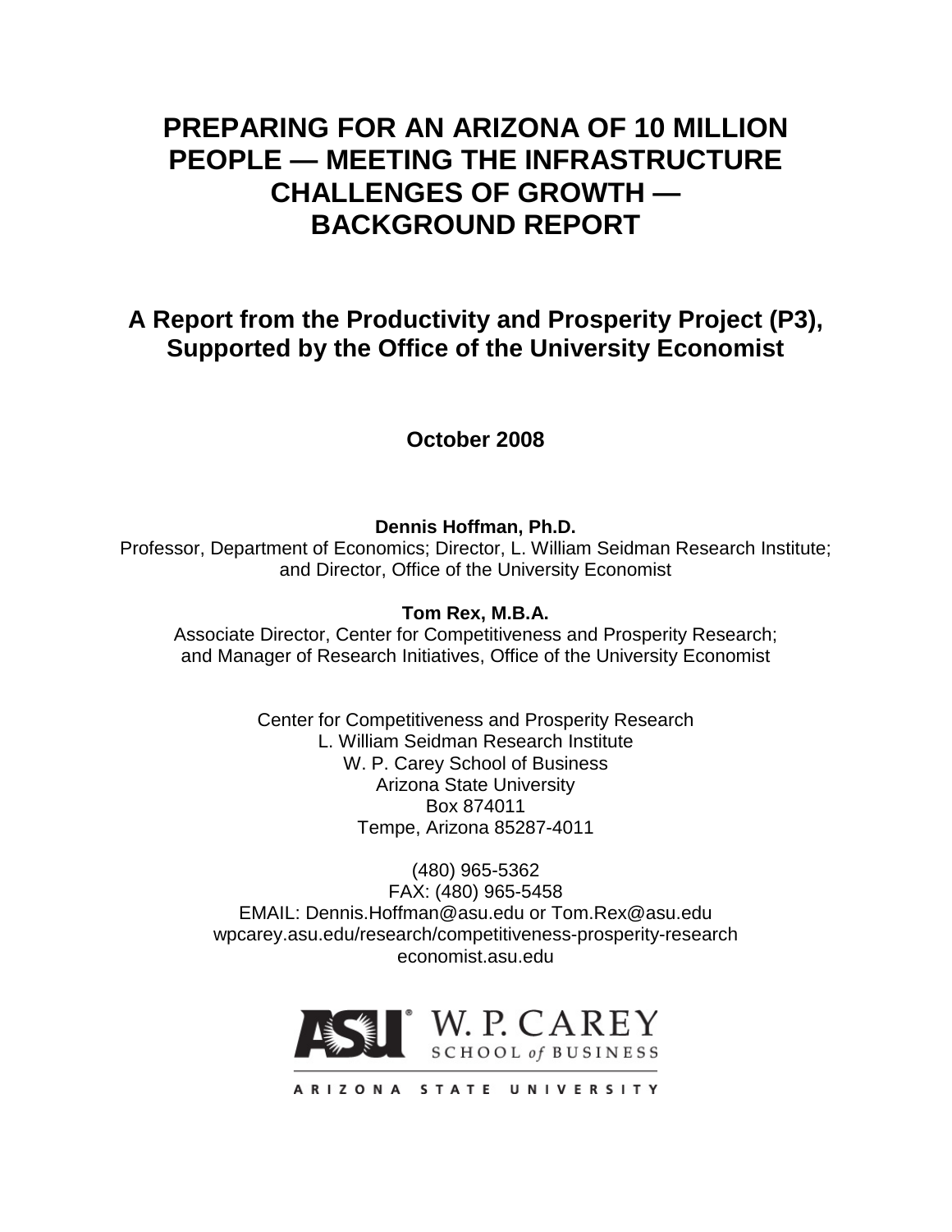# PREPARING FOR AN ARIZONA OF 10 MILLION PEOPLE — MEETING THE INFRASTRUCTURE CHALLENGES OF GROWTH — BACKGROUND REPORT

## A Report from the Productivity and Prosperity Project (P3), Supported by the Office of the University Economist

**October 2008**

**Dennis Hoffman, Ph.D.**
Professor, Department of Economics; Director, L. William Seidman Research Institute; and Director, Office of the University Economist

**Tom Rex, M.B.A.**
Associate Director, Center for Competitiveness and Prosperity Research; and Manager of Research Initiatives, Office of the University Economist

Center for Competitiveness and Prosperity Research
L. William Seidman Research Institute
W. P. Carey School of Business
Arizona State University
Box 874011
Tempe, Arizona 85287-4011

(480) 965-5362
FAX: (480) 965-5458
EMAIL: Dennis.Hoffman@asu.edu or Tom.Rex@asu.edu
wpcarey.asu.edu/research/competitiveness-prosperity-research
economist.asu.edu

ASU W. P. CAREY SCHOOL of BUSINESS
ARIZONA STATE UNIVERSITY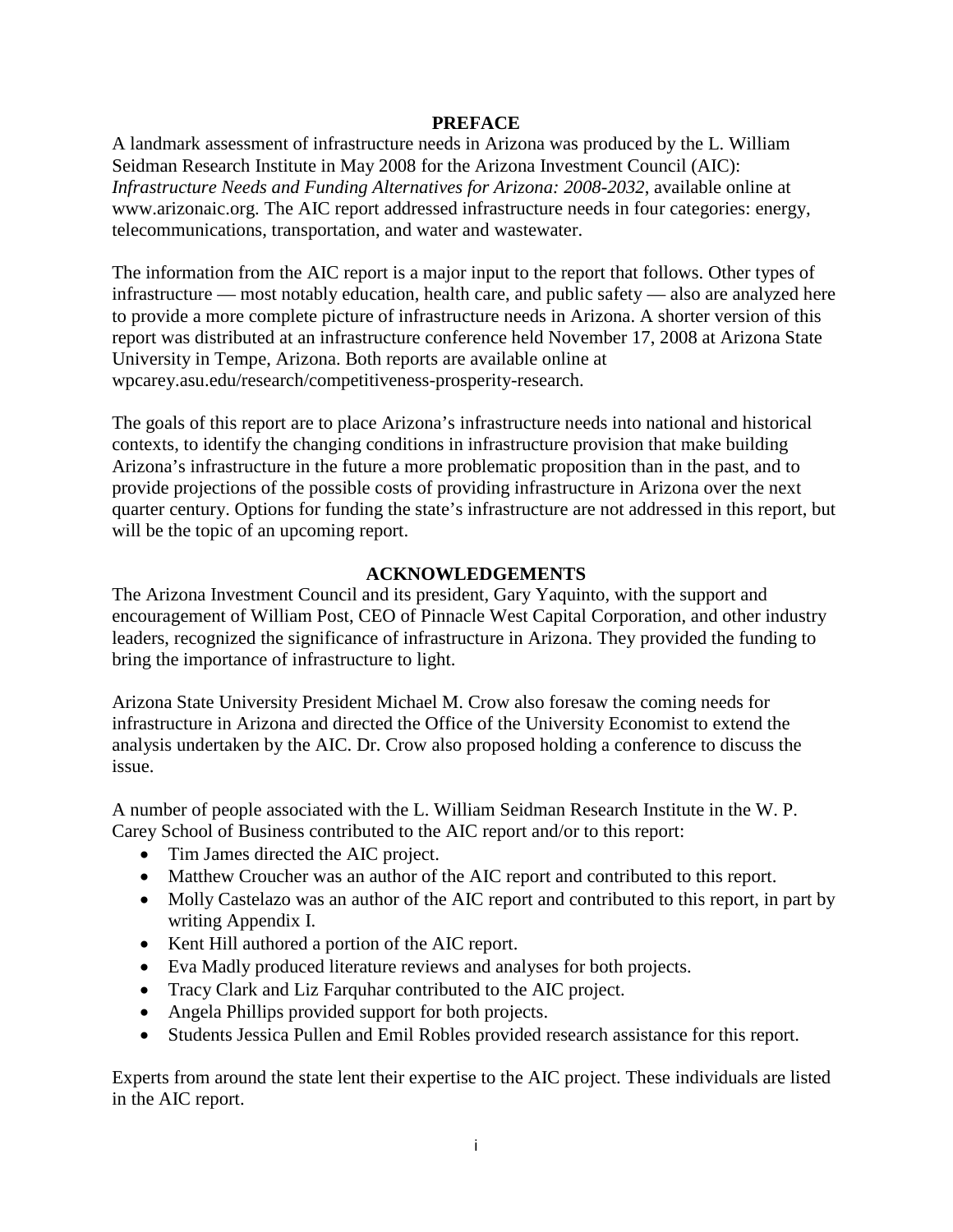## PREFACE

A landmark assessment of infrastructure needs in Arizona was produced by the L. William Seidman Research Institute in May 2008 for the Arizona Investment Council (AIC): *Infrastructure Needs and Funding Alternatives for Arizona: 2008-2032*, available online at www.arizonaic.org. The AIC report addressed infrastructure needs in four categories: energy, telecommunications, transportation, and water and wastewater.

The information from the AIC report is a major input to the report that follows. Other types of infrastructure — most notably education, health care, and public safety — also are analyzed here to provide a more complete picture of infrastructure needs in Arizona. A shorter version of this report was distributed at an infrastructure conference held November 17, 2008 at Arizona State University in Tempe, Arizona. Both reports are available online at wpcarey.asu.edu/research/competitiveness-prosperity-research.

The goals of this report are to place Arizona's infrastructure needs into national and historical contexts, to identify the changing conditions in infrastructure provision that make building Arizona's infrastructure in the future a more problematic proposition than in the past, and to provide projections of the possible costs of providing infrastructure in Arizona over the next quarter century. Options for funding the state's infrastructure are not addressed in this report, but will be the topic of an upcoming report.

## ACKNOWLEDGEMENTS

The Arizona Investment Council and its president, Gary Yaquinto, with the support and encouragement of William Post, CEO of Pinnacle West Capital Corporation, and other industry leaders, recognized the significance of infrastructure in Arizona. They provided the funding to bring the importance of infrastructure to light.

Arizona State University President Michael M. Crow also foresaw the coming needs for infrastructure in Arizona and directed the Office of the University Economist to extend the analysis undertaken by the AIC. Dr. Crow also proposed holding a conference to discuss the issue.

A number of people associated with the L. William Seidman Research Institute in the W. P. Carey School of Business contributed to the AIC report and/or to this report:

- Tim James directed the AIC project.
- Matthew Croucher was an author of the AIC report and contributed to this report.
- Molly Castelazo was an author of the AIC report and contributed to this report, in part by writing Appendix I.
- Kent Hill authored a portion of the AIC report.
- Eva Madly produced literature reviews and analyses for both projects.
- Tracy Clark and Liz Farquhar contributed to the AIC project.
- Angela Phillips provided support for both projects.
- Students Jessica Pullen and Emil Robles provided research assistance for this report.

Experts from around the state lent their expertise to the AIC project. These individuals are listed in the AIC report.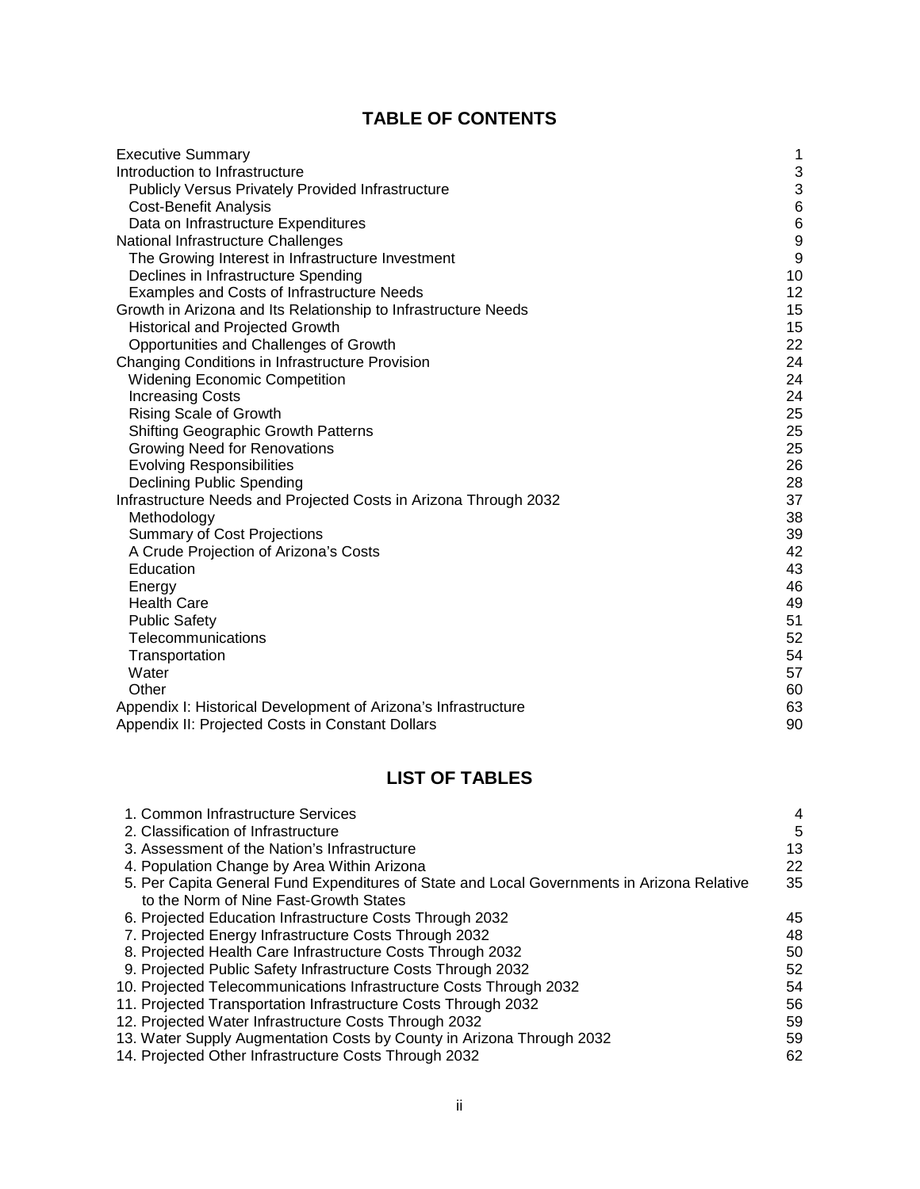## TABLE OF CONTENTS

| | |
|---|---|
| Executive Summary | 1 |
| Introduction to Infrastructure | 3 |
| Publicly Versus Privately Provided Infrastructure | 3 |
| Cost-Benefit Analysis | 6 |
| Data on Infrastructure Expenditures | 6 |
| National Infrastructure Challenges | 9 |
| The Growing Interest in Infrastructure Investment | 9 |
| Declines in Infrastructure Spending | 10 |
| Examples and Costs of Infrastructure Needs | 12 |
| Growth in Arizona and Its Relationship to Infrastructure Needs | 15 |
| Historical and Projected Growth | 15 |
| Opportunities and Challenges of Growth | 22 |
| Changing Conditions in Infrastructure Provision | 24 |
| Widening Economic Competition | 24 |
| Increasing Costs | 24 |
| Rising Scale of Growth | 25 |
| Shifting Geographic Growth Patterns | 25 |
| Growing Need for Renovations | 25 |
| Evolving Responsibilities | 26 |
| Declining Public Spending | 28 |
| Infrastructure Needs and Projected Costs in Arizona Through 2032 | 37 |
| Methodology | 38 |
| Summary of Cost Projections | 39 |
| A Crude Projection of Arizona's Costs | 42 |
| Education | 43 |
| Energy | 46 |
| Health Care | 49 |
| Public Safety | 51 |
| Telecommunications | 52 |
| Transportation | 54 |
| Water | 57 |
| Other | 60 |
| Appendix I: Historical Development of Arizona's Infrastructure | 63 |
| Appendix II: Projected Costs in Constant Dollars | 90 |

## LIST OF TABLES

| | |
|---|---|
| 1. Common Infrastructure Services | 4 |
| 2. Classification of Infrastructure | 5 |
| 3. Assessment of the Nation's Infrastructure | 13 |
| 4. Population Change by Area Within Arizona | 22 |
| 5. Per Capita General Fund Expenditures of State and Local Governments in Arizona Relative to the Norm of Nine Fast-Growth States | 35 |
| 6. Projected Education Infrastructure Costs Through 2032 | 45 |
| 7. Projected Energy Infrastructure Costs Through 2032 | 48 |
| 8. Projected Health Care Infrastructure Costs Through 2032 | 50 |
| 9. Projected Public Safety Infrastructure Costs Through 2032 | 52 |
| 10. Projected Telecommunications Infrastructure Costs Through 2032 | 54 |
| 11. Projected Transportation Infrastructure Costs Through 2032 | 56 |
| 12. Projected Water Infrastructure Costs Through 2032 | 59 |
| 13. Water Supply Augmentation Costs by County in Arizona Through 2032 | 59 |
| 14. Projected Other Infrastructure Costs Through 2032 | 62 |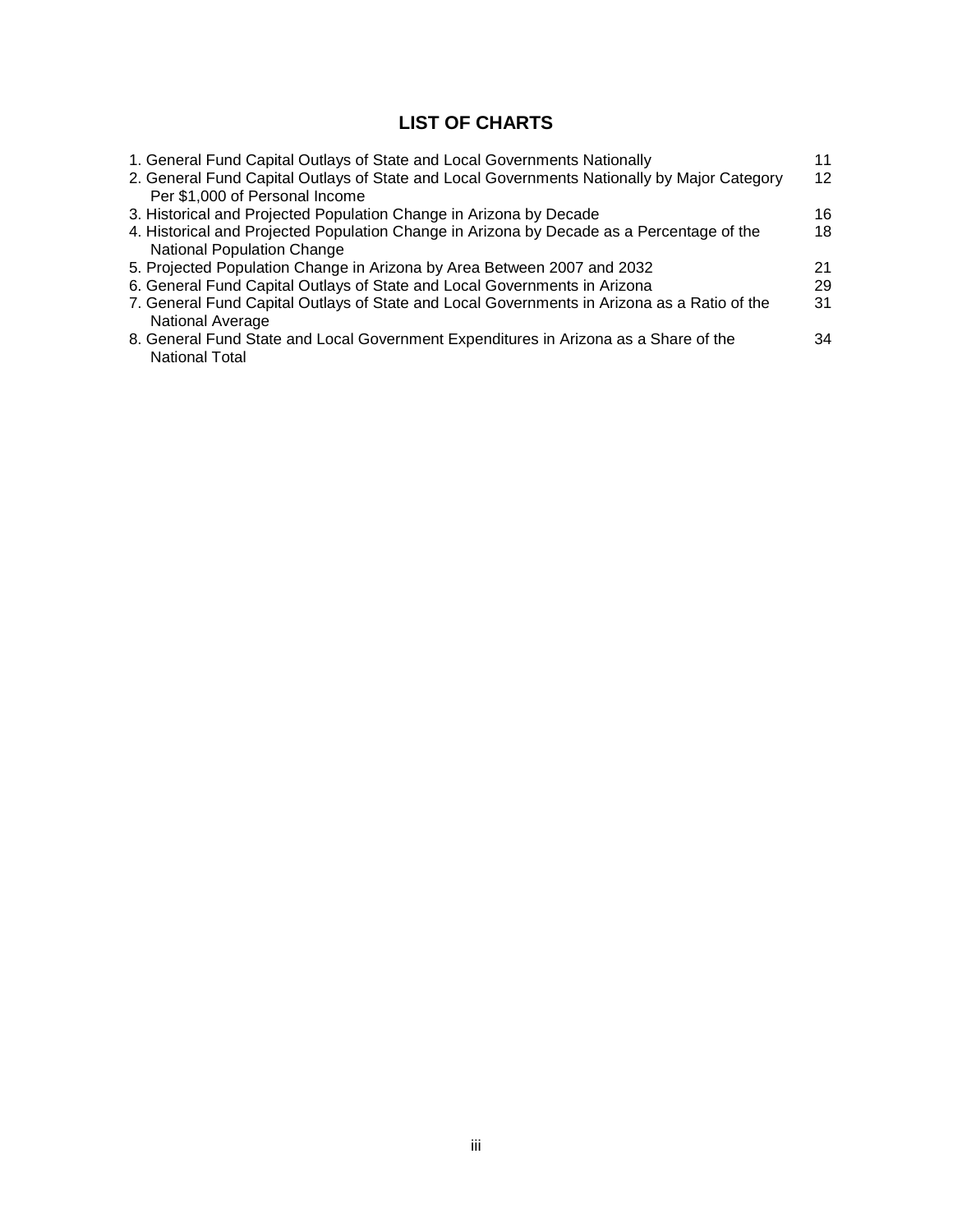# LIST OF CHARTS

| | |
|---|---|
| 1. General Fund Capital Outlays of State and Local Governments Nationally | 11 |
| 2. General Fund Capital Outlays of State and Local Governments Nationally by Major Category Per $1,000 of Personal Income | 12 |
| 3. Historical and Projected Population Change in Arizona by Decade | 16 |
| 4. Historical and Projected Population Change in Arizona by Decade as a Percentage of the National Population Change | 18 |
| 5. Projected Population Change in Arizona by Area Between 2007 and 2032 | 21 |
| 6. General Fund Capital Outlays of State and Local Governments in Arizona | 29 |
| 7. General Fund Capital Outlays of State and Local Governments in Arizona as a Ratio of the National Average | 31 |
| 8. General Fund State and Local Government Expenditures in Arizona as a Share of the National Total | 34 |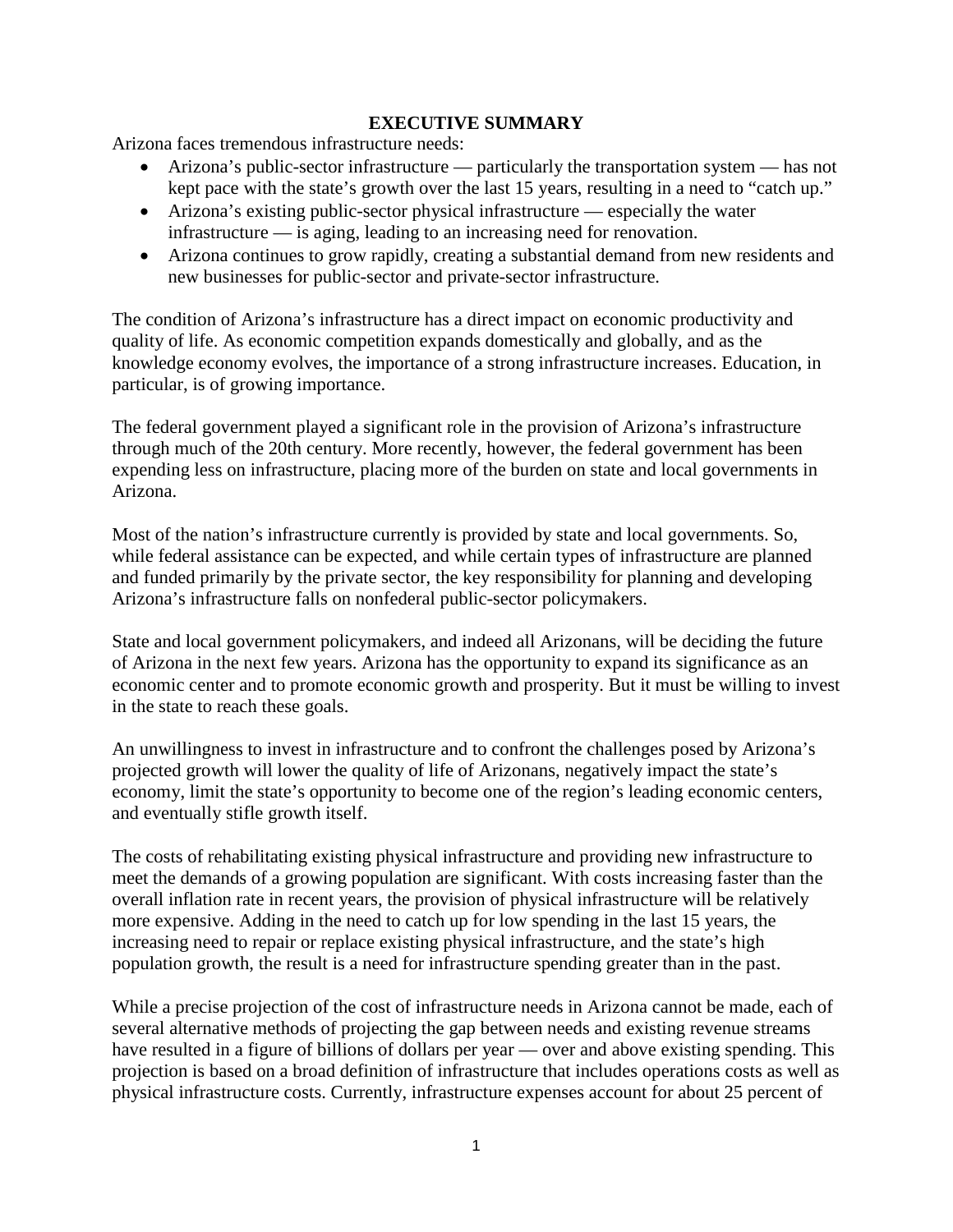# EXECUTIVE SUMMARY

Arizona faces tremendous infrastructure needs:

- Arizona's public-sector infrastructure — particularly the transportation system — has not kept pace with the state's growth over the last 15 years, resulting in a need to "catch up."
- Arizona's existing public-sector physical infrastructure — especially the water infrastructure — is aging, leading to an increasing need for renovation.
- Arizona continues to grow rapidly, creating a substantial demand from new residents and new businesses for public-sector and private-sector infrastructure.

The condition of Arizona's infrastructure has a direct impact on economic productivity and quality of life. As economic competition expands domestically and globally, and as the knowledge economy evolves, the importance of a strong infrastructure increases. Education, in particular, is of growing importance.

The federal government played a significant role in the provision of Arizona's infrastructure through much of the 20th century. More recently, however, the federal government has been expending less on infrastructure, placing more of the burden on state and local governments in Arizona.

Most of the nation's infrastructure currently is provided by state and local governments. So, while federal assistance can be expected, and while certain types of infrastructure are planned and funded primarily by the private sector, the key responsibility for planning and developing Arizona's infrastructure falls on nonfederal public-sector policymakers.

State and local government policymakers, and indeed all Arizonans, will be deciding the future of Arizona in the next few years. Arizona has the opportunity to expand its significance as an economic center and to promote economic growth and prosperity. But it must be willing to invest in the state to reach these goals.

An unwillingness to invest in infrastructure and to confront the challenges posed by Arizona's projected growth will lower the quality of life of Arizonans, negatively impact the state's economy, limit the state's opportunity to become one of the region's leading economic centers, and eventually stifle growth itself.

The costs of rehabilitating existing physical infrastructure and providing new infrastructure to meet the demands of a growing population are significant. With costs increasing faster than the overall inflation rate in recent years, the provision of physical infrastructure will be relatively more expensive. Adding in the need to catch up for low spending in the last 15 years, the increasing need to repair or replace existing physical infrastructure, and the state's high population growth, the result is a need for infrastructure spending greater than in the past.

While a precise projection of the cost of infrastructure needs in Arizona cannot be made, each of several alternative methods of projecting the gap between needs and existing revenue streams have resulted in a figure of billions of dollars per year — over and above existing spending. This projection is based on a broad definition of infrastructure that includes operations costs as well as physical infrastructure costs. Currently, infrastructure expenses account for about 25 percent of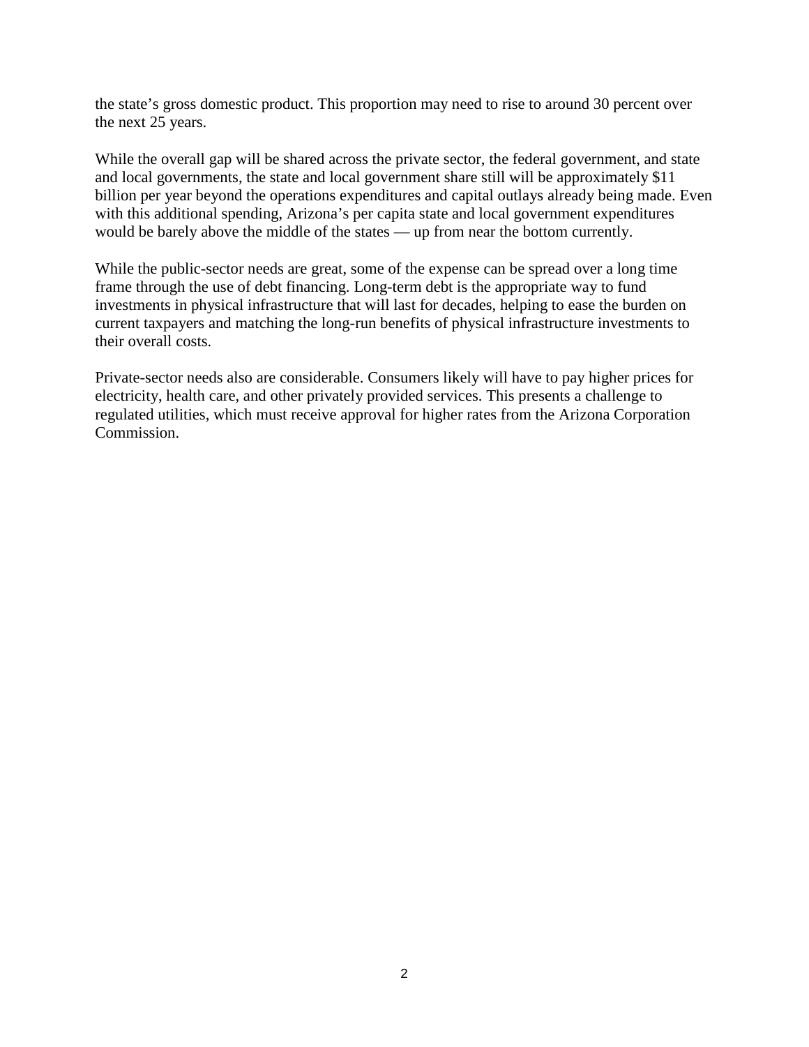the state's gross domestic product. This proportion may need to rise to around 30 percent over the next 25 years.

While the overall gap will be shared across the private sector, the federal government, and state and local governments, the state and local government share still will be approximately $11 billion per year beyond the operations expenditures and capital outlays already being made. Even with this additional spending, Arizona's per capita state and local government expenditures would be barely above the middle of the states — up from near the bottom currently.

While the public-sector needs are great, some of the expense can be spread over a long time frame through the use of debt financing. Long-term debt is the appropriate way to fund investments in physical infrastructure that will last for decades, helping to ease the burden on current taxpayers and matching the long-run benefits of physical infrastructure investments to their overall costs.

Private-sector needs also are considerable. Consumers likely will have to pay higher prices for electricity, health care, and other privately provided services. This presents a challenge to regulated utilities, which must receive approval for higher rates from the Arizona Corporation Commission.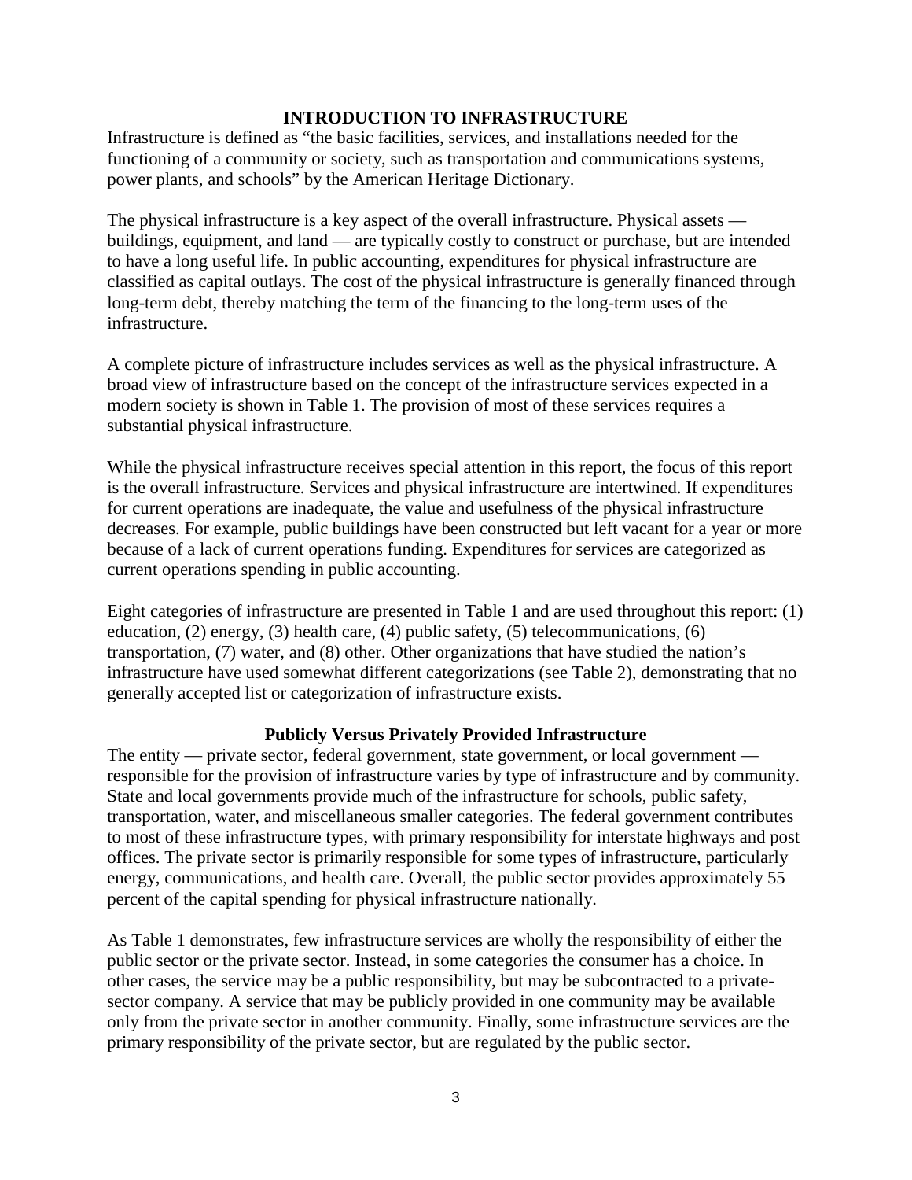## INTRODUCTION TO INFRASTRUCTURE

Infrastructure is defined as "the basic facilities, services, and installations needed for the functioning of a community or society, such as transportation and communications systems, power plants, and schools" by the American Heritage Dictionary.

The physical infrastructure is a key aspect of the overall infrastructure. Physical assets — buildings, equipment, and land — are typically costly to construct or purchase, but are intended to have a long useful life. In public accounting, expenditures for physical infrastructure are classified as capital outlays. The cost of the physical infrastructure is generally financed through long-term debt, thereby matching the term of the financing to the long-term uses of the infrastructure.

A complete picture of infrastructure includes services as well as the physical infrastructure. A broad view of infrastructure based on the concept of the infrastructure services expected in a modern society is shown in Table 1. The provision of most of these services requires a substantial physical infrastructure.

While the physical infrastructure receives special attention in this report, the focus of this report is the overall infrastructure. Services and physical infrastructure are intertwined. If expenditures for current operations are inadequate, the value and usefulness of the physical infrastructure decreases. For example, public buildings have been constructed but left vacant for a year or more because of a lack of current operations funding. Expenditures for services are categorized as current operations spending in public accounting.

Eight categories of infrastructure are presented in Table 1 and are used throughout this report: (1) education, (2) energy, (3) health care, (4) public safety, (5) telecommunications, (6) transportation, (7) water, and (8) other. Other organizations that have studied the nation's infrastructure have used somewhat different categorizations (see Table 2), demonstrating that no generally accepted list or categorization of infrastructure exists.

### Publicly Versus Privately Provided Infrastructure

The entity — private sector, federal government, state government, or local government — responsible for the provision of infrastructure varies by type of infrastructure and by community. State and local governments provide much of the infrastructure for schools, public safety, transportation, water, and miscellaneous smaller categories. The federal government contributes to most of these infrastructure types, with primary responsibility for interstate highways and post offices. The private sector is primarily responsible for some types of infrastructure, particularly energy, communications, and health care. Overall, the public sector provides approximately 55 percent of the capital spending for physical infrastructure nationally.

As Table 1 demonstrates, few infrastructure services are wholly the responsibility of either the public sector or the private sector. Instead, in some categories the consumer has a choice. In other cases, the service may be a public responsibility, but may be subcontracted to a private-sector company. A service that may be publicly provided in one community may be available only from the private sector in another community. Finally, some infrastructure services are the primary responsibility of the private sector, but are regulated by the public sector.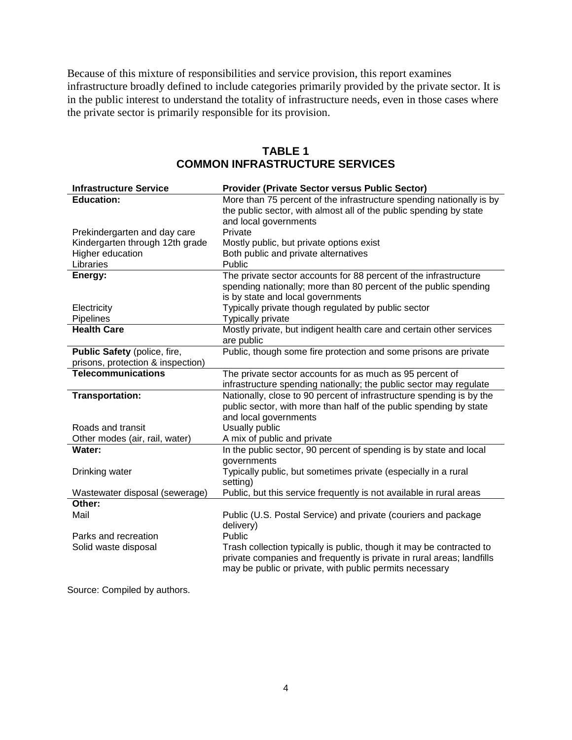Because of this mixture of responsibilities and service provision, this report examines infrastructure broadly defined to include categories primarily provided by the private sector. It is in the public interest to understand the totality of infrastructure needs, even in those cases where the private sector is primarily responsible for its provision.

## TABLE 1
## COMMON INFRASTRUCTURE SERVICES

| Infrastructure Service | Provider (Private Sector versus Public Sector) |
|---|---|
| **Education:** | More than 75 percent of the infrastructure spending nationally is by the public sector, with almost all of the public spending by state and local governments |
| Prekindergarten and day care | Private |
| Kindergarten through 12th grade | Mostly public, but private options exist |
| Higher education | Both public and private alternatives |
| Libraries | Public |
| **Energy:** | The private sector accounts for 88 percent of the infrastructure spending nationally; more than 80 percent of the public spending is by state and local governments |
| Electricity | Typically private though regulated by public sector |
| Pipelines | Typically private |
| **Health Care** | Mostly private, but indigent health care and certain other services are public |
| **Public Safety** (police, fire, prisons, protection & inspection) | Public, though some fire protection and some prisons are private |
| **Telecommunications** | The private sector accounts for as much as 95 percent of infrastructure spending nationally; the public sector may regulate |
| **Transportation:** | Nationally, close to 90 percent of infrastructure spending is by the public sector, with more than half of the public spending by state and local governments |
| Roads and transit | Usually public |
| Other modes (air, rail, water) | A mix of public and private |
| **Water:** | In the public sector, 90 percent of spending is by state and local governments |
| Drinking water | Typically public, but sometimes private (especially in a rural setting) |
| Wastewater disposal (sewerage) | Public, but this service frequently is not available in rural areas |
| **Other:** | |
| Mail | Public (U.S. Postal Service) and private (couriers and package delivery) |
| Parks and recreation | Public |
| Solid waste disposal | Trash collection typically is public, though it may be contracted to private companies and frequently is private in rural areas; landfills may be public or private, with public permits necessary |

Source: Compiled by authors.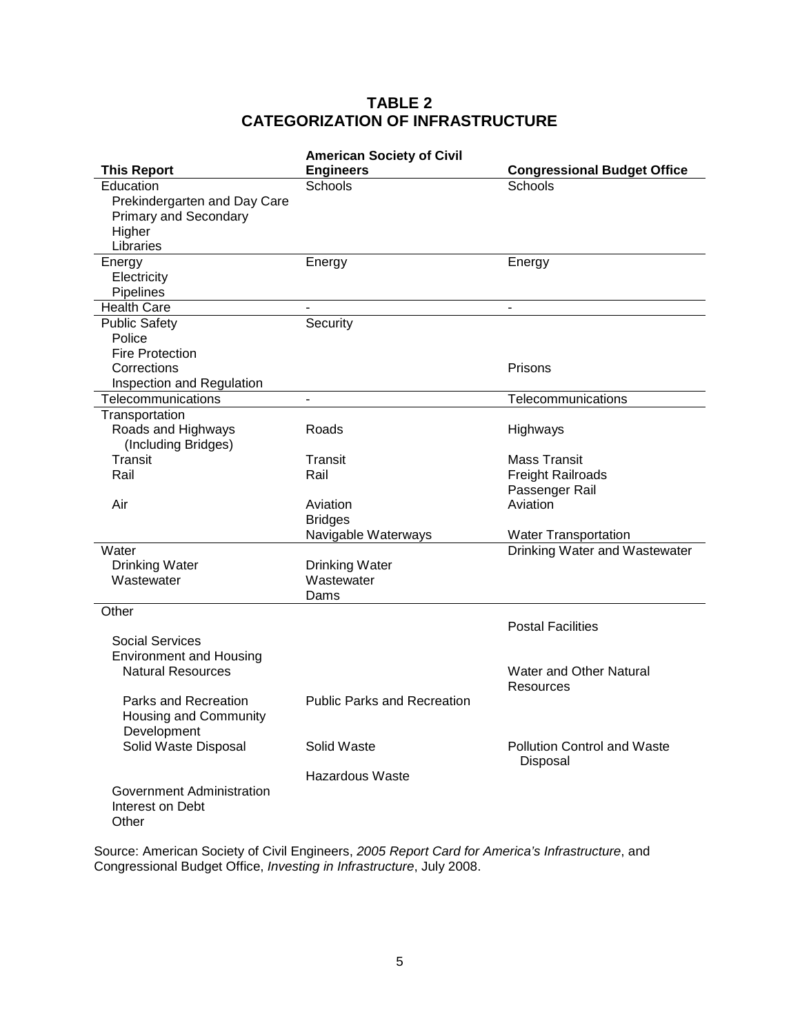## TABLE 2
## CATEGORIZATION OF INFRASTRUCTURE

| This Report | American Society of Civil Engineers | Congressional Budget Office |
|---|---|---|
| Education | Schools | Schools |
| Prekindergarten and Day Care | | |
| Primary and Secondary | | |
| Higher | | |
| Libraries | | |
| Energy | Energy | Energy |
| Electricity | | |
| Pipelines | | |
| Health Care | - | - |
| Public Safety | Security | |
| Police | | |
| Fire Protection | | |
| Corrections | | Prisons |
| Inspection and Regulation | | |
| Telecommunications | - | Telecommunications |
| Transportation | | |
| Roads and Highways (Including Bridges) | Roads | Highways |
| Transit | Transit | Mass Transit |
| Rail | Rail | Freight Railroads |
| | | Passenger Rail |
| Air | Aviation | Aviation |
| | Bridges | |
| | Navigable Waterways | Water Transportation |
| Water | | Drinking Water and Wastewater |
| Drinking Water | Drinking Water | |
| Wastewater | Wastewater | |
| | Dams | |
| Other | | |
| | | Postal Facilities |
| Social Services | | |
| Environment and Housing | | |
| Natural Resources | | Water and Other Natural Resources |
| Parks and Recreation | Public Parks and Recreation | |
| Housing and Community Development | | |
| Solid Waste Disposal | Solid Waste | Pollution Control and Waste Disposal |
| | Hazardous Waste | |
| Government Administration | | |
| Interest on Debt | | |
| Other | | |

Source: American Society of Civil Engineers, *2005 Report Card for America's Infrastructure*, and Congressional Budget Office, *Investing in Infrastructure*, July 2008.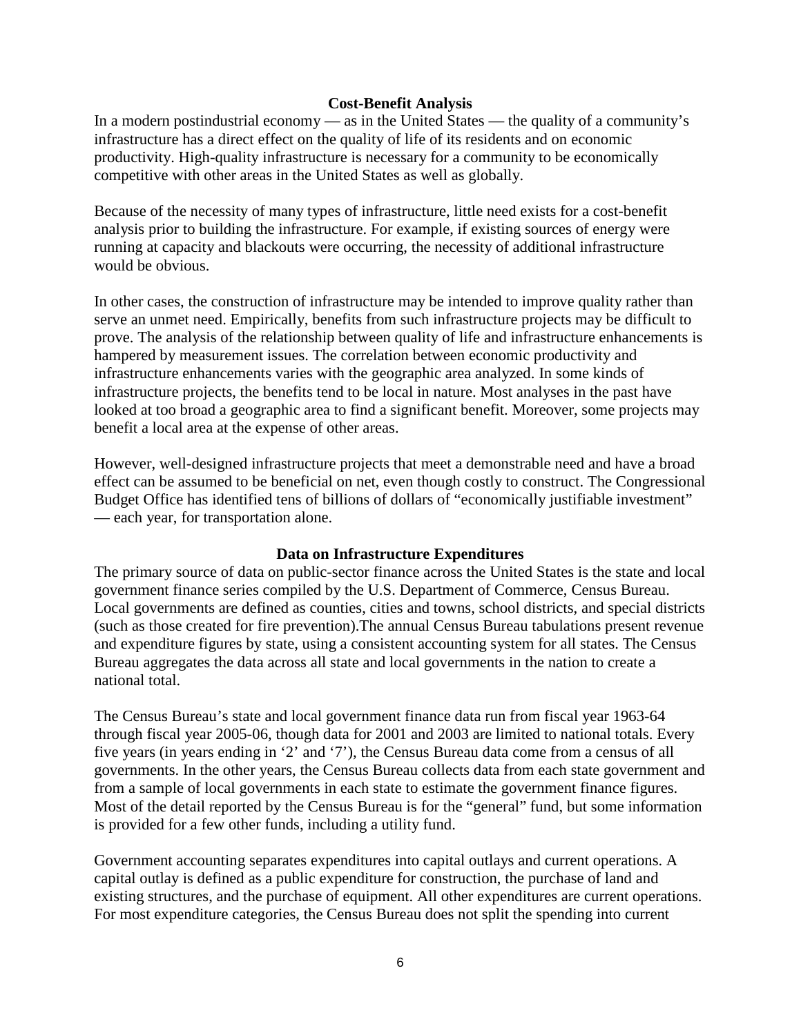## Cost-Benefit Analysis

In a modern postindustrial economy — as in the United States — the quality of a community's infrastructure has a direct effect on the quality of life of its residents and on economic productivity. High-quality infrastructure is necessary for a community to be economically competitive with other areas in the United States as well as globally.

Because of the necessity of many types of infrastructure, little need exists for a cost-benefit analysis prior to building the infrastructure. For example, if existing sources of energy were running at capacity and blackouts were occurring, the necessity of additional infrastructure would be obvious.

In other cases, the construction of infrastructure may be intended to improve quality rather than serve an unmet need. Empirically, benefits from such infrastructure projects may be difficult to prove. The analysis of the relationship between quality of life and infrastructure enhancements is hampered by measurement issues. The correlation between economic productivity and infrastructure enhancements varies with the geographic area analyzed. In some kinds of infrastructure projects, the benefits tend to be local in nature. Most analyses in the past have looked at too broad a geographic area to find a significant benefit. Moreover, some projects may benefit a local area at the expense of other areas.

However, well-designed infrastructure projects that meet a demonstrable need and have a broad effect can be assumed to be beneficial on net, even though costly to construct. The Congressional Budget Office has identified tens of billions of dollars of "economically justifiable investment" — each year, for transportation alone.

## Data on Infrastructure Expenditures

The primary source of data on public-sector finance across the United States is the state and local government finance series compiled by the U.S. Department of Commerce, Census Bureau. Local governments are defined as counties, cities and towns, school districts, and special districts (such as those created for fire prevention).The annual Census Bureau tabulations present revenue and expenditure figures by state, using a consistent accounting system for all states. The Census Bureau aggregates the data across all state and local governments in the nation to create a national total.

The Census Bureau's state and local government finance data run from fiscal year 1963-64 through fiscal year 2005-06, though data for 2001 and 2003 are limited to national totals. Every five years (in years ending in '2' and '7'), the Census Bureau data come from a census of all governments. In the other years, the Census Bureau collects data from each state government and from a sample of local governments in each state to estimate the government finance figures. Most of the detail reported by the Census Bureau is for the "general" fund, but some information is provided for a few other funds, including a utility fund.

Government accounting separates expenditures into capital outlays and current operations. A capital outlay is defined as a public expenditure for construction, the purchase of land and existing structures, and the purchase of equipment. All other expenditures are current operations. For most expenditure categories, the Census Bureau does not split the spending into current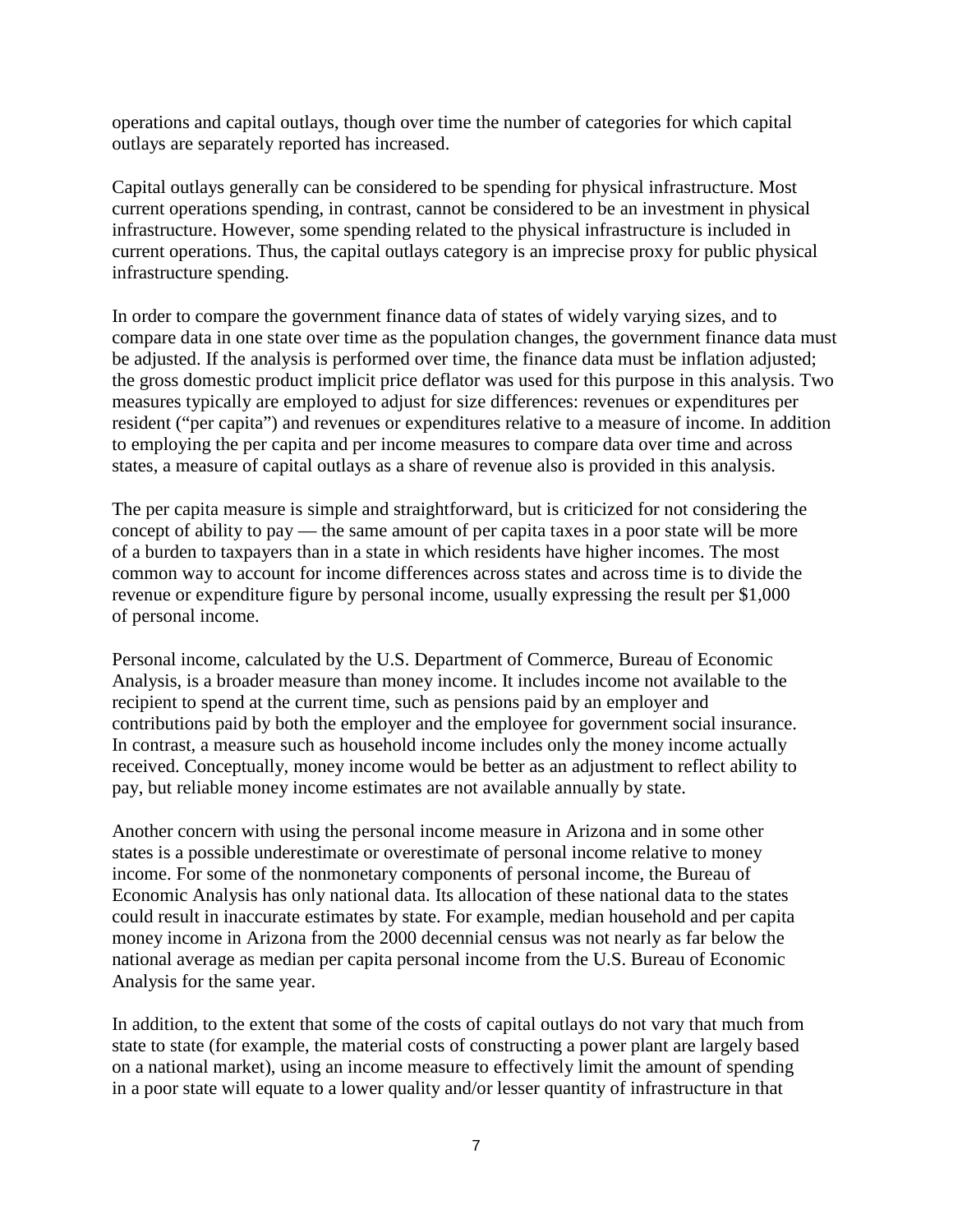operations and capital outlays, though over time the number of categories for which capital outlays are separately reported has increased.

Capital outlays generally can be considered to be spending for physical infrastructure. Most current operations spending, in contrast, cannot be considered to be an investment in physical infrastructure. However, some spending related to the physical infrastructure is included in current operations. Thus, the capital outlays category is an imprecise proxy for public physical infrastructure spending.

In order to compare the government finance data of states of widely varying sizes, and to compare data in one state over time as the population changes, the government finance data must be adjusted. If the analysis is performed over time, the finance data must be inflation adjusted; the gross domestic product implicit price deflator was used for this purpose in this analysis. Two measures typically are employed to adjust for size differences: revenues or expenditures per resident ("per capita") and revenues or expenditures relative to a measure of income. In addition to employing the per capita and per income measures to compare data over time and across states, a measure of capital outlays as a share of revenue also is provided in this analysis.

The per capita measure is simple and straightforward, but is criticized for not considering the concept of ability to pay — the same amount of per capita taxes in a poor state will be more of a burden to taxpayers than in a state in which residents have higher incomes. The most common way to account for income differences across states and across time is to divide the revenue or expenditure figure by personal income, usually expressing the result per $1,000 of personal income.

Personal income, calculated by the U.S. Department of Commerce, Bureau of Economic Analysis, is a broader measure than money income. It includes income not available to the recipient to spend at the current time, such as pensions paid by an employer and contributions paid by both the employer and the employee for government social insurance. In contrast, a measure such as household income includes only the money income actually received. Conceptually, money income would be better as an adjustment to reflect ability to pay, but reliable money income estimates are not available annually by state.

Another concern with using the personal income measure in Arizona and in some other states is a possible underestimate or overestimate of personal income relative to money income. For some of the nonmonetary components of personal income, the Bureau of Economic Analysis has only national data. Its allocation of these national data to the states could result in inaccurate estimates by state. For example, median household and per capita money income in Arizona from the 2000 decennial census was not nearly as far below the national average as median per capita personal income from the U.S. Bureau of Economic Analysis for the same year.

In addition, to the extent that some of the costs of capital outlays do not vary that much from state to state (for example, the material costs of constructing a power plant are largely based on a national market), using an income measure to effectively limit the amount of spending in a poor state will equate to a lower quality and/or lesser quantity of infrastructure in that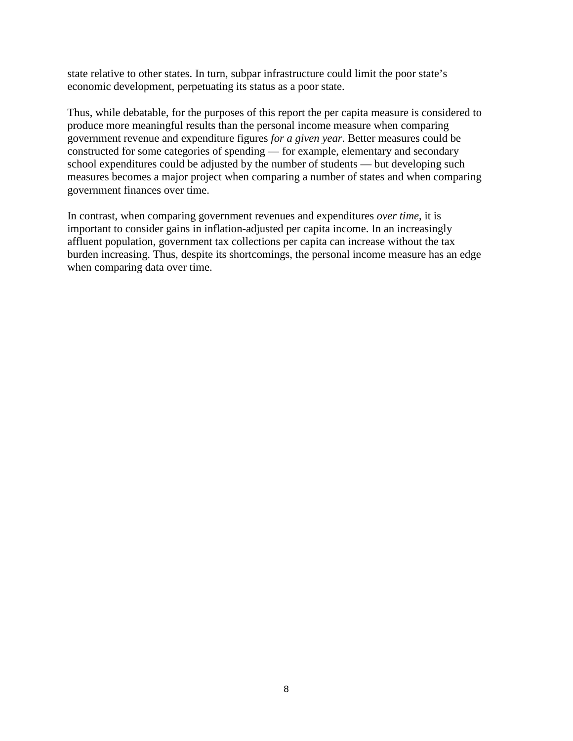state relative to other states. In turn, subpar infrastructure could limit the poor state's economic development, perpetuating its status as a poor state.

Thus, while debatable, for the purposes of this report the per capita measure is considered to produce more meaningful results than the personal income measure when comparing government revenue and expenditure figures *for a given year*. Better measures could be constructed for some categories of spending — for example, elementary and secondary school expenditures could be adjusted by the number of students — but developing such measures becomes a major project when comparing a number of states and when comparing government finances over time.

In contrast, when comparing government revenues and expenditures *over time*, it is important to consider gains in inflation-adjusted per capita income. In an increasingly affluent population, government tax collections per capita can increase without the tax burden increasing. Thus, despite its shortcomings, the personal income measure has an edge when comparing data over time.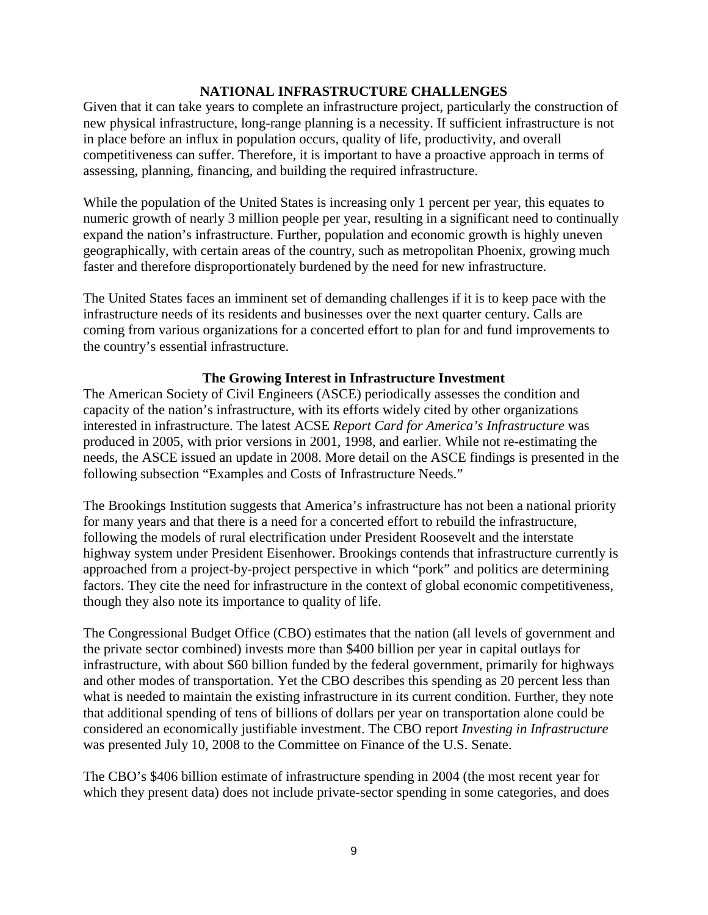## NATIONAL INFRASTRUCTURE CHALLENGES

Given that it can take years to complete an infrastructure project, particularly the construction of new physical infrastructure, long-range planning is a necessity. If sufficient infrastructure is not in place before an influx in population occurs, quality of life, productivity, and overall competitiveness can suffer. Therefore, it is important to have a proactive approach in terms of assessing, planning, financing, and building the required infrastructure.

While the population of the United States is increasing only 1 percent per year, this equates to numeric growth of nearly 3 million people per year, resulting in a significant need to continually expand the nation's infrastructure. Further, population and economic growth is highly uneven geographically, with certain areas of the country, such as metropolitan Phoenix, growing much faster and therefore disproportionately burdened by the need for new infrastructure.

The United States faces an imminent set of demanding challenges if it is to keep pace with the infrastructure needs of its residents and businesses over the next quarter century. Calls are coming from various organizations for a concerted effort to plan for and fund improvements to the country's essential infrastructure.

### The Growing Interest in Infrastructure Investment

The American Society of Civil Engineers (ASCE) periodically assesses the condition and capacity of the nation's infrastructure, with its efforts widely cited by other organizations interested in infrastructure. The latest ACSE *Report Card for America's Infrastructure* was produced in 2005, with prior versions in 2001, 1998, and earlier. While not re-estimating the needs, the ASCE issued an update in 2008. More detail on the ASCE findings is presented in the following subsection "Examples and Costs of Infrastructure Needs."

The Brookings Institution suggests that America's infrastructure has not been a national priority for many years and that there is a need for a concerted effort to rebuild the infrastructure, following the models of rural electrification under President Roosevelt and the interstate highway system under President Eisenhower. Brookings contends that infrastructure currently is approached from a project-by-project perspective in which "pork" and politics are determining factors. They cite the need for infrastructure in the context of global economic competitiveness, though they also note its importance to quality of life.

The Congressional Budget Office (CBO) estimates that the nation (all levels of government and the private sector combined) invests more than $400 billion per year in capital outlays for infrastructure, with about $60 billion funded by the federal government, primarily for highways and other modes of transportation. Yet the CBO describes this spending as 20 percent less than what is needed to maintain the existing infrastructure in its current condition. Further, they note that additional spending of tens of billions of dollars per year on transportation alone could be considered an economically justifiable investment. The CBO report *Investing in Infrastructure* was presented July 10, 2008 to the Committee on Finance of the U.S. Senate.

The CBO's $406 billion estimate of infrastructure spending in 2004 (the most recent year for which they present data) does not include private-sector spending in some categories, and does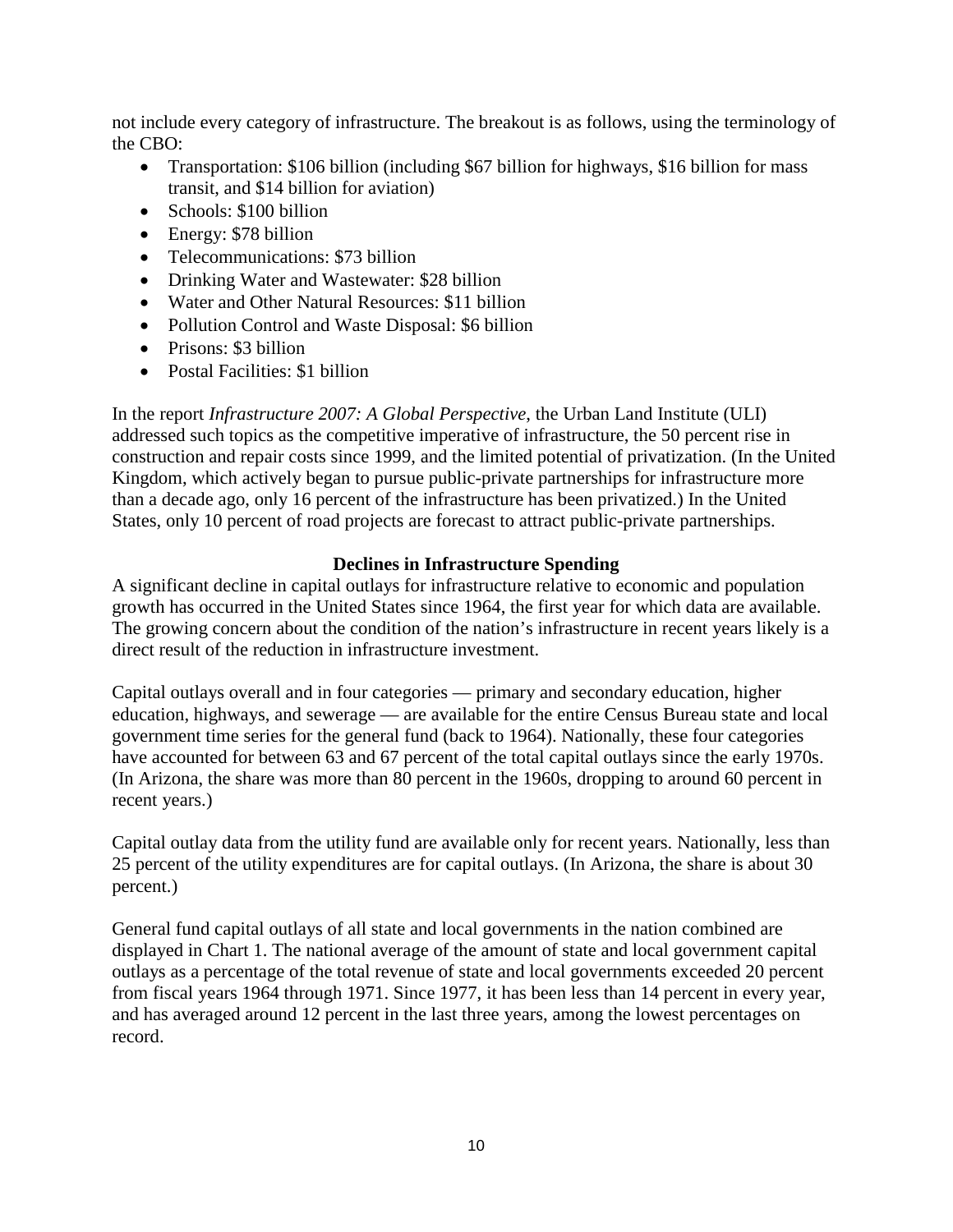not include every category of infrastructure. The breakout is as follows, using the terminology of the CBO:

- Transportation: $106 billion (including $67 billion for highways, $16 billion for mass transit, and $14 billion for aviation)
- Schools: $100 billion
- Energy: $78 billion
- Telecommunications: $73 billion
- Drinking Water and Wastewater: $28 billion
- Water and Other Natural Resources: $11 billion
- Pollution Control and Waste Disposal: $6 billion
- Prisons: $3 billion
- Postal Facilities: $1 billion

In the report *Infrastructure 2007: A Global Perspective*, the Urban Land Institute (ULI) addressed such topics as the competitive imperative of infrastructure, the 50 percent rise in construction and repair costs since 1999, and the limited potential of privatization. (In the United Kingdom, which actively began to pursue public-private partnerships for infrastructure more than a decade ago, only 16 percent of the infrastructure has been privatized.) In the United States, only 10 percent of road projects are forecast to attract public-private partnerships.

## Declines in Infrastructure Spending

A significant decline in capital outlays for infrastructure relative to economic and population growth has occurred in the United States since 1964, the first year for which data are available. The growing concern about the condition of the nation's infrastructure in recent years likely is a direct result of the reduction in infrastructure investment.

Capital outlays overall and in four categories — primary and secondary education, higher education, highways, and sewerage — are available for the entire Census Bureau state and local government time series for the general fund (back to 1964). Nationally, these four categories have accounted for between 63 and 67 percent of the total capital outlays since the early 1970s. (In Arizona, the share was more than 80 percent in the 1960s, dropping to around 60 percent in recent years.)

Capital outlay data from the utility fund are available only for recent years. Nationally, less than 25 percent of the utility expenditures are for capital outlays. (In Arizona, the share is about 30 percent.)

General fund capital outlays of all state and local governments in the nation combined are displayed in Chart 1. The national average of the amount of state and local government capital outlays as a percentage of the total revenue of state and local governments exceeded 20 percent from fiscal years 1964 through 1971. Since 1977, it has been less than 14 percent in every year, and has averaged around 12 percent in the last three years, among the lowest percentages on record.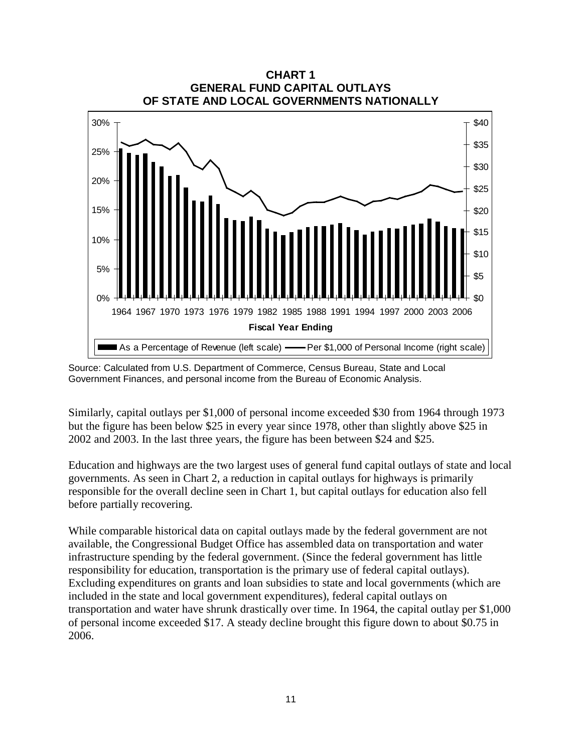**CHART 1**
**GENERAL FUND CAPITAL OUTLAYS OF STATE AND LOCAL GOVERNMENTS NATIONALLY**

Source: Calculated from U.S. Department of Commerce, Census Bureau, State and Local Government Finances, and personal income from the Bureau of Economic Analysis.

Similarly, capital outlays per $1,000 of personal income exceeded $30 from 1964 through 1973 but the figure has been below $25 in every year since 1978, other than slightly above $25 in 2002 and 2003. In the last three years, the figure has been between $24 and $25.

Education and highways are the two largest uses of general fund capital outlays of state and local governments. As seen in Chart 2, a reduction in capital outlays for highways is primarily responsible for the overall decline seen in Chart 1, but capital outlays for education also fell before partially recovering.

While comparable historical data on capital outlays made by the federal government are not available, the Congressional Budget Office has assembled data on transportation and water infrastructure spending by the federal government. (Since the federal government has little responsibility for education, transportation is the primary use of federal capital outlays). Excluding expenditures on grants and loan subsidies to state and local governments (which are included in the state and local government expenditures), federal capital outlays on transportation and water have shrunk drastically over time. In 1964, the capital outlay per $1,000 of personal income exceeded $17. A steady decline brought this figure down to about $0.75 in 2006.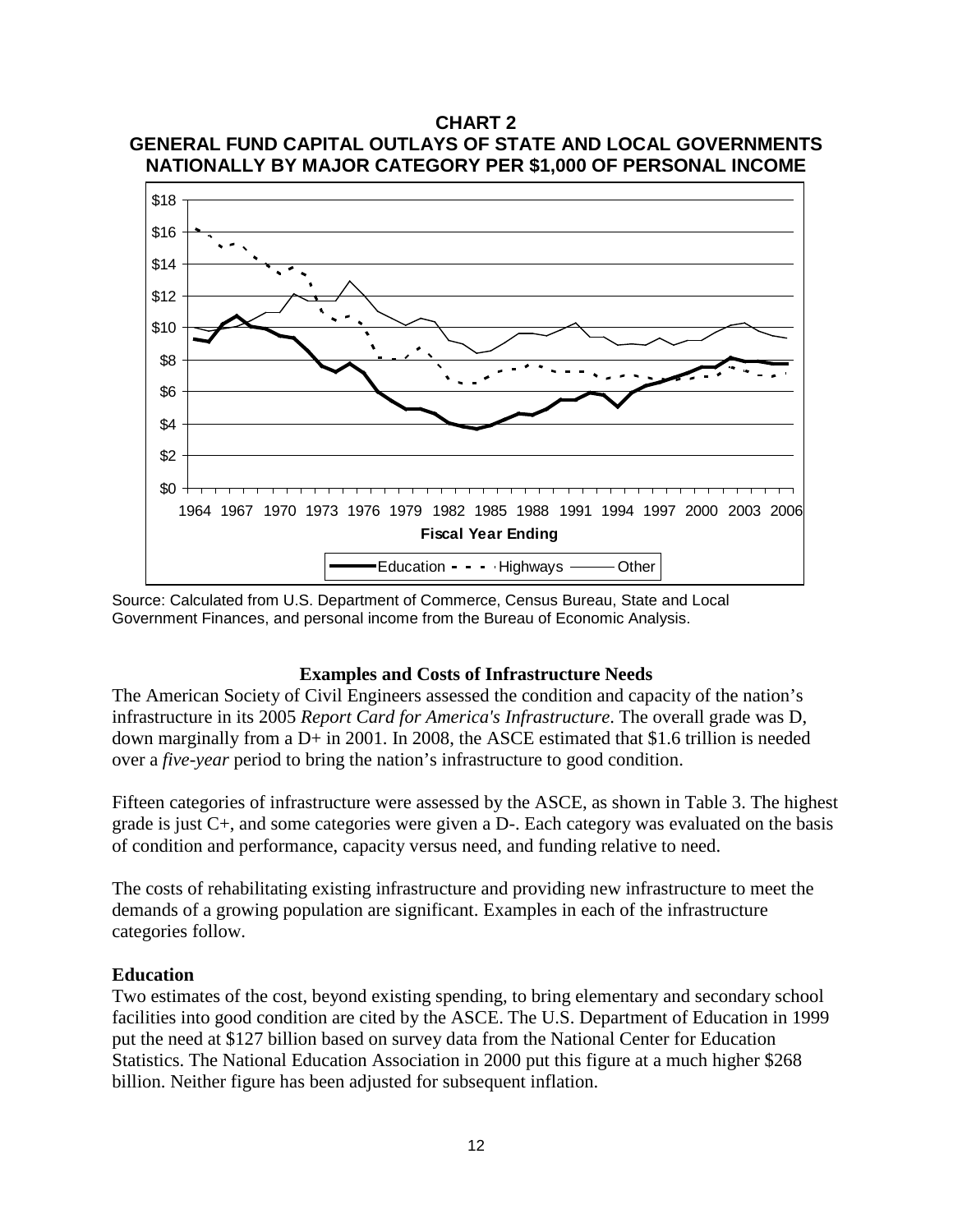**CHART 2**
**GENERAL FUND CAPITAL OUTLAYS OF STATE AND LOCAL GOVERNMENTS NATIONALLY BY MAJOR CATEGORY PER $1,000 OF PERSONAL INCOME**

Source: Calculated from U.S. Department of Commerce, Census Bureau, State and Local Government Finances, and personal income from the Bureau of Economic Analysis.

### Examples and Costs of Infrastructure Needs

The American Society of Civil Engineers assessed the condition and capacity of the nation's infrastructure in its 2005 *Report Card for America's Infrastructure*. The overall grade was D, down marginally from a D+ in 2001. In 2008, the ASCE estimated that $1.6 trillion is needed over a *five-year* period to bring the nation's infrastructure to good condition.

Fifteen categories of infrastructure were assessed by the ASCE, as shown in Table 3. The highest grade is just C+, and some categories were given a D-. Each category was evaluated on the basis of condition and performance, capacity versus need, and funding relative to need.

The costs of rehabilitating existing infrastructure and providing new infrastructure to meet the demands of a growing population are significant. Examples in each of the infrastructure categories follow.

**Education**

Two estimates of the cost, beyond existing spending, to bring elementary and secondary school facilities into good condition are cited by the ASCE. The U.S. Department of Education in 1999 put the need at $127 billion based on survey data from the National Center for Education Statistics. The National Education Association in 2000 put this figure at a much higher $268 billion. Neither figure has been adjusted for subsequent inflation.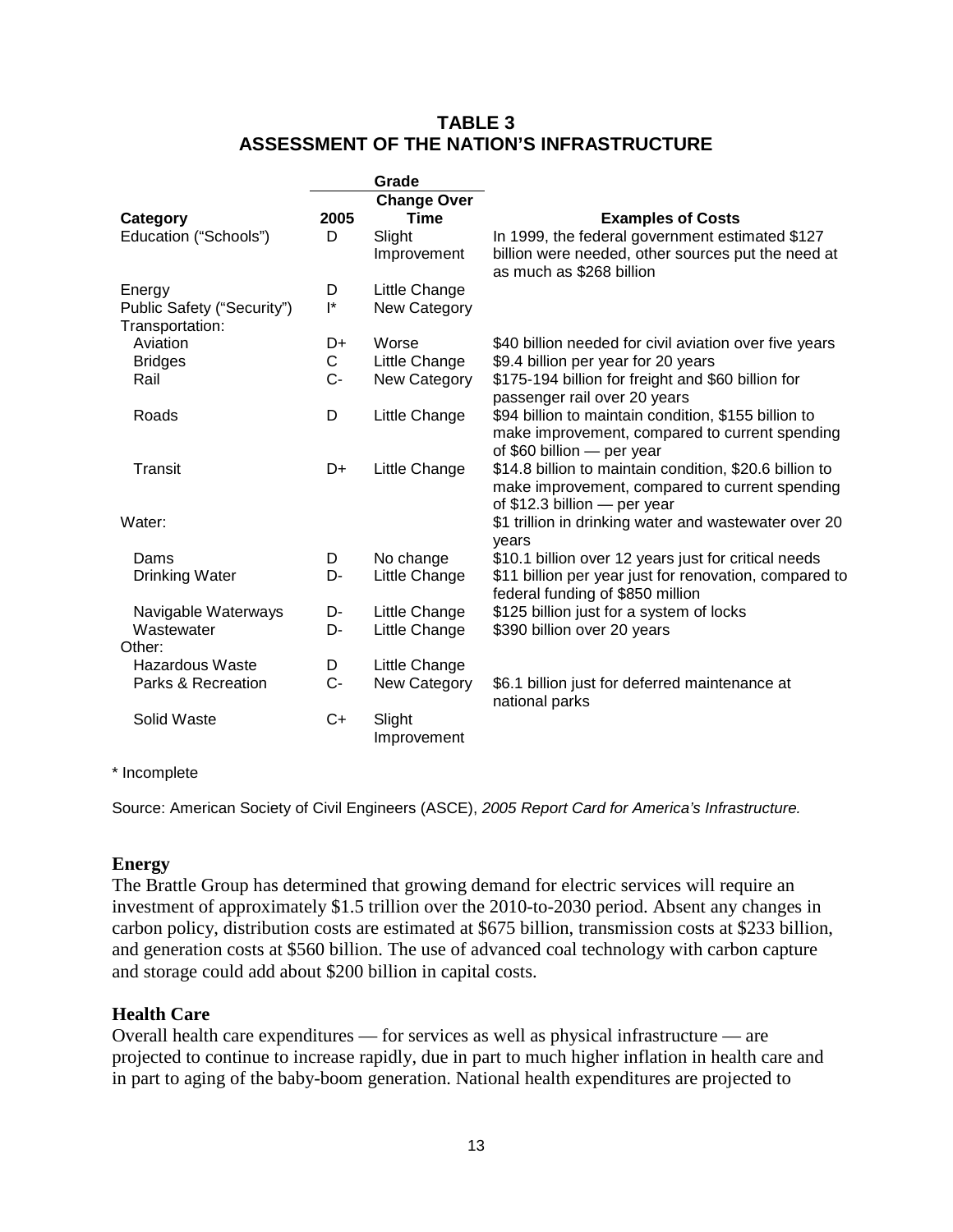**TABLE 3**
**ASSESSMENT OF THE NATION'S INFRASTRUCTURE**

| Category | Grade 2005 | Grade Change Over Time | Examples of Costs |
|---|---|---|---|
| Education ("Schools") | D | Slight Improvement | In 1999, the federal government estimated $127 billion were needed, other sources put the need at as much as $268 billion |
| Energy | D | Little Change | |
| Public Safety ("Security") | I* | New Category | |
| Transportation: | | | |
| Aviation | D+ | Worse | $40 billion needed for civil aviation over five years |
| Bridges | C | Little Change | $9.4 billion per year for 20 years |
| Rail | C- | New Category | $175-194 billion for freight and $60 billion for passenger rail over 20 years |
| Roads | D | Little Change | $94 billion to maintain condition, $155 billion to make improvement, compared to current spending of $60 billion — per year |
| Transit | D+ | Little Change | $14.8 billion to maintain condition, $20.6 billion to make improvement, compared to current spending of $12.3 billion — per year |
| Water: | | | $1 trillion in drinking water and wastewater over 20 years |
| Dams | D | No change | $10.1 billion over 12 years just for critical needs |
| Drinking Water | D- | Little Change | $11 billion per year just for renovation, compared to federal funding of $850 million |
| Navigable Waterways | D- | Little Change | $125 billion just for a system of locks |
| Wastewater | D- | Little Change | $390 billion over 20 years |
| Other: | | | |
| Hazardous Waste | D | Little Change | |
| Parks & Recreation | C- | New Category | $6.1 billion just for deferred maintenance at national parks |
| Solid Waste | C+ | Slight Improvement | |

* Incomplete

Source: American Society of Civil Engineers (ASCE), *2005 Report Card for America's Infrastructure.*

**Energy**

The Brattle Group has determined that growing demand for electric services will require an investment of approximately $1.5 trillion over the 2010-to-2030 period. Absent any changes in carbon policy, distribution costs are estimated at $675 billion, transmission costs at $233 billion, and generation costs at $560 billion. The use of advanced coal technology with carbon capture and storage could add about $200 billion in capital costs.

**Health Care**

Overall health care expenditures — for services as well as physical infrastructure — are projected to continue to increase rapidly, due in part to much higher inflation in health care and in part to aging of the baby-boom generation. National health expenditures are projected to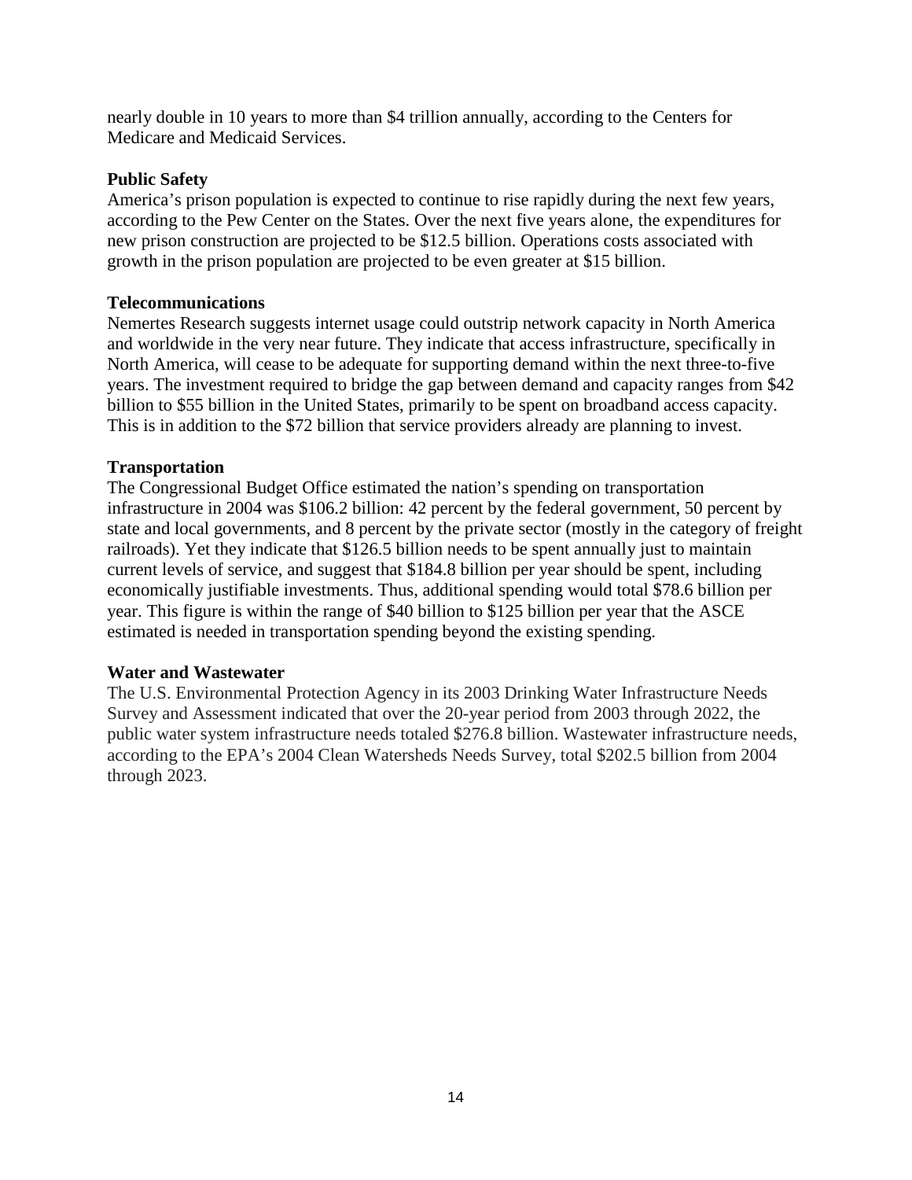nearly double in 10 years to more than $4 trillion annually, according to the Centers for Medicare and Medicaid Services.

**Public Safety**

America's prison population is expected to continue to rise rapidly during the next few years, according to the Pew Center on the States. Over the next five years alone, the expenditures for new prison construction are projected to be $12.5 billion. Operations costs associated with growth in the prison population are projected to be even greater at $15 billion.

**Telecommunications**

Nemertes Research suggests internet usage could outstrip network capacity in North America and worldwide in the very near future. They indicate that access infrastructure, specifically in North America, will cease to be adequate for supporting demand within the next three-to-five years. The investment required to bridge the gap between demand and capacity ranges from $42 billion to $55 billion in the United States, primarily to be spent on broadband access capacity. This is in addition to the $72 billion that service providers already are planning to invest.

**Transportation**

The Congressional Budget Office estimated the nation's spending on transportation infrastructure in 2004 was $106.2 billion: 42 percent by the federal government, 50 percent by state and local governments, and 8 percent by the private sector (mostly in the category of freight railroads). Yet they indicate that $126.5 billion needs to be spent annually just to maintain current levels of service, and suggest that $184.8 billion per year should be spent, including economically justifiable investments. Thus, additional spending would total $78.6 billion per year. This figure is within the range of $40 billion to $125 billion per year that the ASCE estimated is needed in transportation spending beyond the existing spending.

**Water and Wastewater**

The U.S. Environmental Protection Agency in its 2003 Drinking Water Infrastructure Needs Survey and Assessment indicated that over the 20-year period from 2003 through 2022, the public water system infrastructure needs totaled $276.8 billion. Wastewater infrastructure needs, according to the EPA's 2004 Clean Watersheds Needs Survey, total $202.5 billion from 2004 through 2023.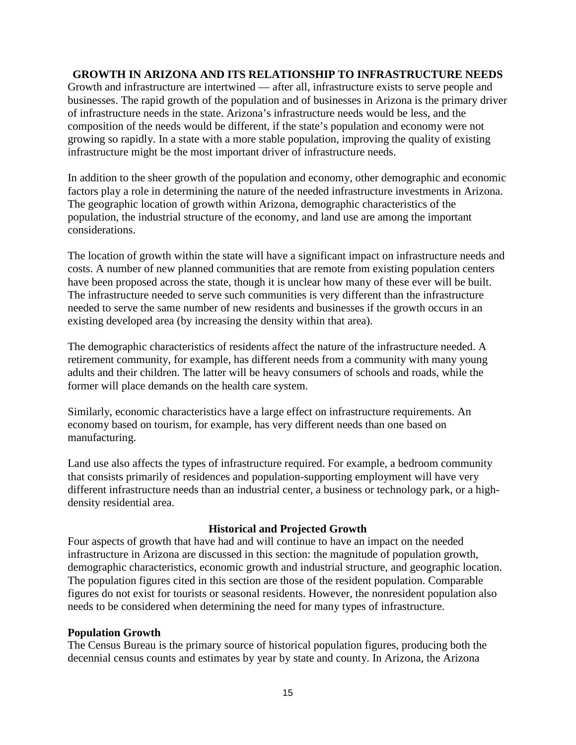## GROWTH IN ARIZONA AND ITS RELATIONSHIP TO INFRASTRUCTURE NEEDS

Growth and infrastructure are intertwined — after all, infrastructure exists to serve people and businesses. The rapid growth of the population and of businesses in Arizona is the primary driver of infrastructure needs in the state. Arizona's infrastructure needs would be less, and the composition of the needs would be different, if the state's population and economy were not growing so rapidly. In a state with a more stable population, improving the quality of existing infrastructure might be the most important driver of infrastructure needs.

In addition to the sheer growth of the population and economy, other demographic and economic factors play a role in determining the nature of the needed infrastructure investments in Arizona. The geographic location of growth within Arizona, demographic characteristics of the population, the industrial structure of the economy, and land use are among the important considerations.

The location of growth within the state will have a significant impact on infrastructure needs and costs. A number of new planned communities that are remote from existing population centers have been proposed across the state, though it is unclear how many of these ever will be built. The infrastructure needed to serve such communities is very different than the infrastructure needed to serve the same number of new residents and businesses if the growth occurs in an existing developed area (by increasing the density within that area).

The demographic characteristics of residents affect the nature of the infrastructure needed. A retirement community, for example, has different needs from a community with many young adults and their children. The latter will be heavy consumers of schools and roads, while the former will place demands on the health care system.

Similarly, economic characteristics have a large effect on infrastructure requirements. An economy based on tourism, for example, has very different needs than one based on manufacturing.

Land use also affects the types of infrastructure required. For example, a bedroom community that consists primarily of residences and population-supporting employment will have very different infrastructure needs than an industrial center, a business or technology park, or a high-density residential area.

### Historical and Projected Growth

Four aspects of growth that have had and will continue to have an impact on the needed infrastructure in Arizona are discussed in this section: the magnitude of population growth, demographic characteristics, economic growth and industrial structure, and geographic location. The population figures cited in this section are those of the resident population. Comparable figures do not exist for tourists or seasonal residents. However, the nonresident population also needs to be considered when determining the need for many types of infrastructure.

#### Population Growth

The Census Bureau is the primary source of historical population figures, producing both the decennial census counts and estimates by year by state and county. In Arizona, the Arizona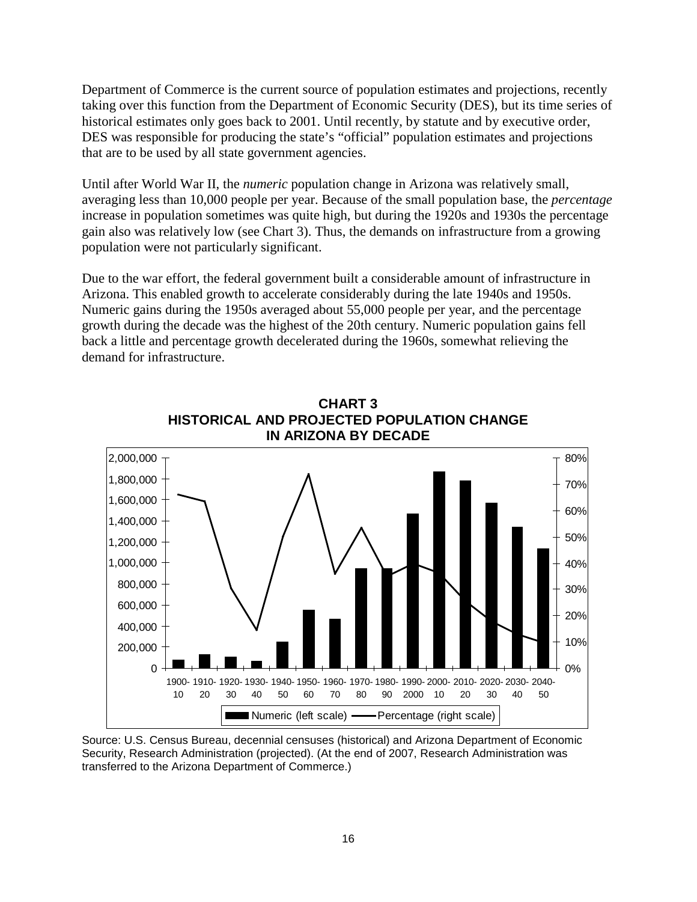Department of Commerce is the current source of population estimates and projections, recently taking over this function from the Department of Economic Security (DES), but its time series of historical estimates only goes back to 2001. Until recently, by statute and by executive order, DES was responsible for producing the state's "official" population estimates and projections that are to be used by all state government agencies.

Until after World War II, the *numeric* population change in Arizona was relatively small, averaging less than 10,000 people per year. Because of the small population base, the *percentage* increase in population sometimes was quite high, but during the 1920s and 1930s the percentage gain also was relatively low (see Chart 3). Thus, the demands on infrastructure from a growing population were not particularly significant.

Due to the war effort, the federal government built a considerable amount of infrastructure in Arizona. This enabled growth to accelerate considerably during the late 1940s and 1950s. Numeric gains during the 1950s averaged about 55,000 people per year, and the percentage growth during the decade was the highest of the 20th century. Numeric population gains fell back a little and percentage growth decelerated during the 1960s, somewhat relieving the demand for infrastructure.

**CHART 3**
**HISTORICAL AND PROJECTED POPULATION CHANGE IN ARIZONA BY DECADE**

Source: U.S. Census Bureau, decennial censuses (historical) and Arizona Department of Economic Security, Research Administration (projected). (At the end of 2007, Research Administration was transferred to the Arizona Department of Commerce.)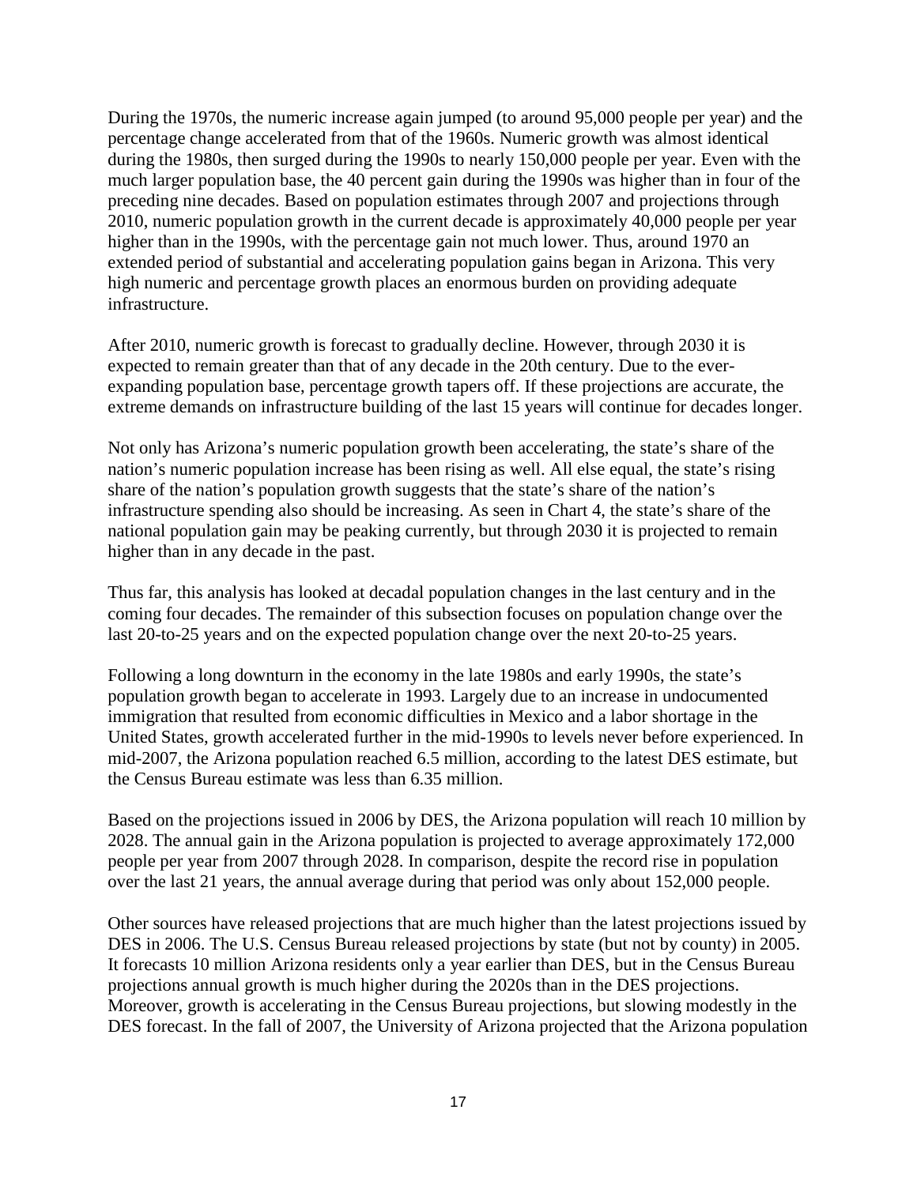During the 1970s, the numeric increase again jumped (to around 95,000 people per year) and the percentage change accelerated from that of the 1960s. Numeric growth was almost identical during the 1980s, then surged during the 1990s to nearly 150,000 people per year. Even with the much larger population base, the 40 percent gain during the 1990s was higher than in four of the preceding nine decades. Based on population estimates through 2007 and projections through 2010, numeric population growth in the current decade is approximately 40,000 people per year higher than in the 1990s, with the percentage gain not much lower. Thus, around 1970 an extended period of substantial and accelerating population gains began in Arizona. This very high numeric and percentage growth places an enormous burden on providing adequate infrastructure.

After 2010, numeric growth is forecast to gradually decline. However, through 2030 it is expected to remain greater than that of any decade in the 20th century. Due to the ever-expanding population base, percentage growth tapers off. If these projections are accurate, the extreme demands on infrastructure building of the last 15 years will continue for decades longer.

Not only has Arizona's numeric population growth been accelerating, the state's share of the nation's numeric population increase has been rising as well. All else equal, the state's rising share of the nation's population growth suggests that the state's share of the nation's infrastructure spending also should be increasing. As seen in Chart 4, the state's share of the national population gain may be peaking currently, but through 2030 it is projected to remain higher than in any decade in the past.

Thus far, this analysis has looked at decadal population changes in the last century and in the coming four decades. The remainder of this subsection focuses on population change over the last 20-to-25 years and on the expected population change over the next 20-to-25 years.

Following a long downturn in the economy in the late 1980s and early 1990s, the state's population growth began to accelerate in 1993. Largely due to an increase in undocumented immigration that resulted from economic difficulties in Mexico and a labor shortage in the United States, growth accelerated further in the mid-1990s to levels never before experienced. In mid-2007, the Arizona population reached 6.5 million, according to the latest DES estimate, but the Census Bureau estimate was less than 6.35 million.

Based on the projections issued in 2006 by DES, the Arizona population will reach 10 million by 2028. The annual gain in the Arizona population is projected to average approximately 172,000 people per year from 2007 through 2028. In comparison, despite the record rise in population over the last 21 years, the annual average during that period was only about 152,000 people.

Other sources have released projections that are much higher than the latest projections issued by DES in 2006. The U.S. Census Bureau released projections by state (but not by county) in 2005. It forecasts 10 million Arizona residents only a year earlier than DES, but in the Census Bureau projections annual growth is much higher during the 2020s than in the DES projections. Moreover, growth is accelerating in the Census Bureau projections, but slowing modestly in the DES forecast. In the fall of 2007, the University of Arizona projected that the Arizona population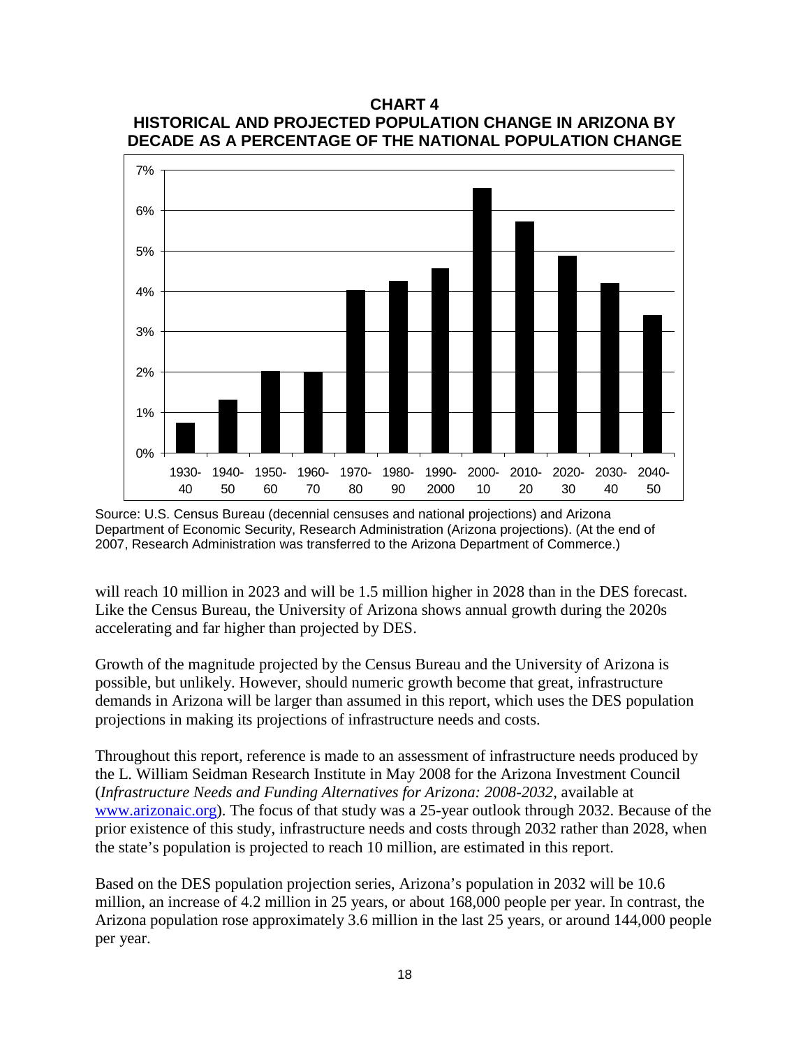**CHART 4**
**HISTORICAL AND PROJECTED POPULATION CHANGE IN ARIZONA BY DECADE AS A PERCENTAGE OF THE NATIONAL POPULATION CHANGE**

Source: U.S. Census Bureau (decennial censuses and national projections) and Arizona Department of Economic Security, Research Administration (Arizona projections). (At the end of 2007, Research Administration was transferred to the Arizona Department of Commerce.)

will reach 10 million in 2023 and will be 1.5 million higher in 2028 than in the DES forecast. Like the Census Bureau, the University of Arizona shows annual growth during the 2020s accelerating and far higher than projected by DES.

Growth of the magnitude projected by the Census Bureau and the University of Arizona is possible, but unlikely. However, should numeric growth become that great, infrastructure demands in Arizona will be larger than assumed in this report, which uses the DES population projections in making its projections of infrastructure needs and costs.

Throughout this report, reference is made to an assessment of infrastructure needs produced by the L. William Seidman Research Institute in May 2008 for the Arizona Investment Council (*Infrastructure Needs and Funding Alternatives for Arizona: 2008-2032*, available at [www.arizonaic.org](http://www.arizonaic.org)). The focus of that study was a 25-year outlook through 2032. Because of the prior existence of this study, infrastructure needs and costs through 2032 rather than 2028, when the state's population is projected to reach 10 million, are estimated in this report.

Based on the DES population projection series, Arizona's population in 2032 will be 10.6 million, an increase of 4.2 million in 25 years, or about 168,000 people per year. In contrast, the Arizona population rose approximately 3.6 million in the last 25 years, or around 144,000 people per year.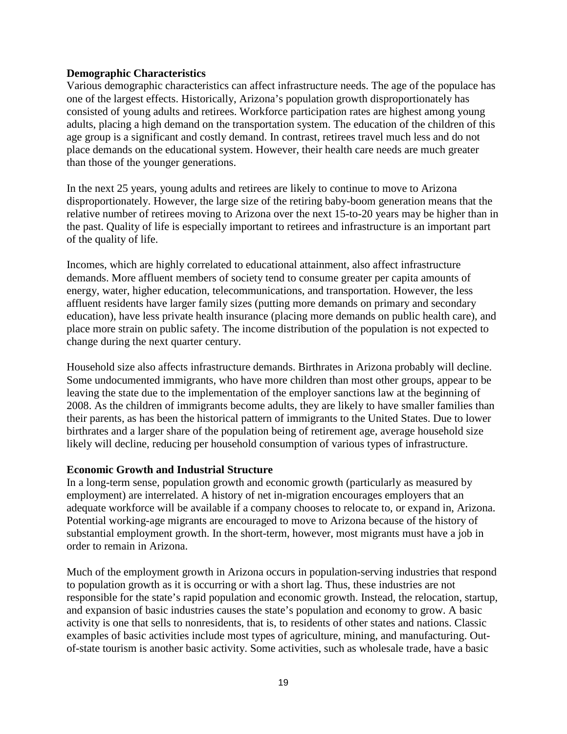**Demographic Characteristics**

Various demographic characteristics can affect infrastructure needs. The age of the populace has one of the largest effects. Historically, Arizona's population growth disproportionately has consisted of young adults and retirees. Workforce participation rates are highest among young adults, placing a high demand on the transportation system. The education of the children of this age group is a significant and costly demand. In contrast, retirees travel much less and do not place demands on the educational system. However, their health care needs are much greater than those of the younger generations.

In the next 25 years, young adults and retirees are likely to continue to move to Arizona disproportionately. However, the large size of the retiring baby-boom generation means that the relative number of retirees moving to Arizona over the next 15-to-20 years may be higher than in the past. Quality of life is especially important to retirees and infrastructure is an important part of the quality of life.

Incomes, which are highly correlated to educational attainment, also affect infrastructure demands. More affluent members of society tend to consume greater per capita amounts of energy, water, higher education, telecommunications, and transportation. However, the less affluent residents have larger family sizes (putting more demands on primary and secondary education), have less private health insurance (placing more demands on public health care), and place more strain on public safety. The income distribution of the population is not expected to change during the next quarter century.

Household size also affects infrastructure demands. Birthrates in Arizona probably will decline. Some undocumented immigrants, who have more children than most other groups, appear to be leaving the state due to the implementation of the employer sanctions law at the beginning of 2008. As the children of immigrants become adults, they are likely to have smaller families than their parents, as has been the historical pattern of immigrants to the United States. Due to lower birthrates and a larger share of the population being of retirement age, average household size likely will decline, reducing per household consumption of various types of infrastructure.

**Economic Growth and Industrial Structure**

In a long-term sense, population growth and economic growth (particularly as measured by employment) are interrelated. A history of net in-migration encourages employers that an adequate workforce will be available if a company chooses to relocate to, or expand in, Arizona. Potential working-age migrants are encouraged to move to Arizona because of the history of substantial employment growth. In the short-term, however, most migrants must have a job in order to remain in Arizona.

Much of the employment growth in Arizona occurs in population-serving industries that respond to population growth as it is occurring or with a short lag. Thus, these industries are not responsible for the state's rapid population and economic growth. Instead, the relocation, startup, and expansion of basic industries causes the state's population and economy to grow. A basic activity is one that sells to nonresidents, that is, to residents of other states and nations. Classic examples of basic activities include most types of agriculture, mining, and manufacturing. Out-of-state tourism is another basic activity. Some activities, such as wholesale trade, have a basic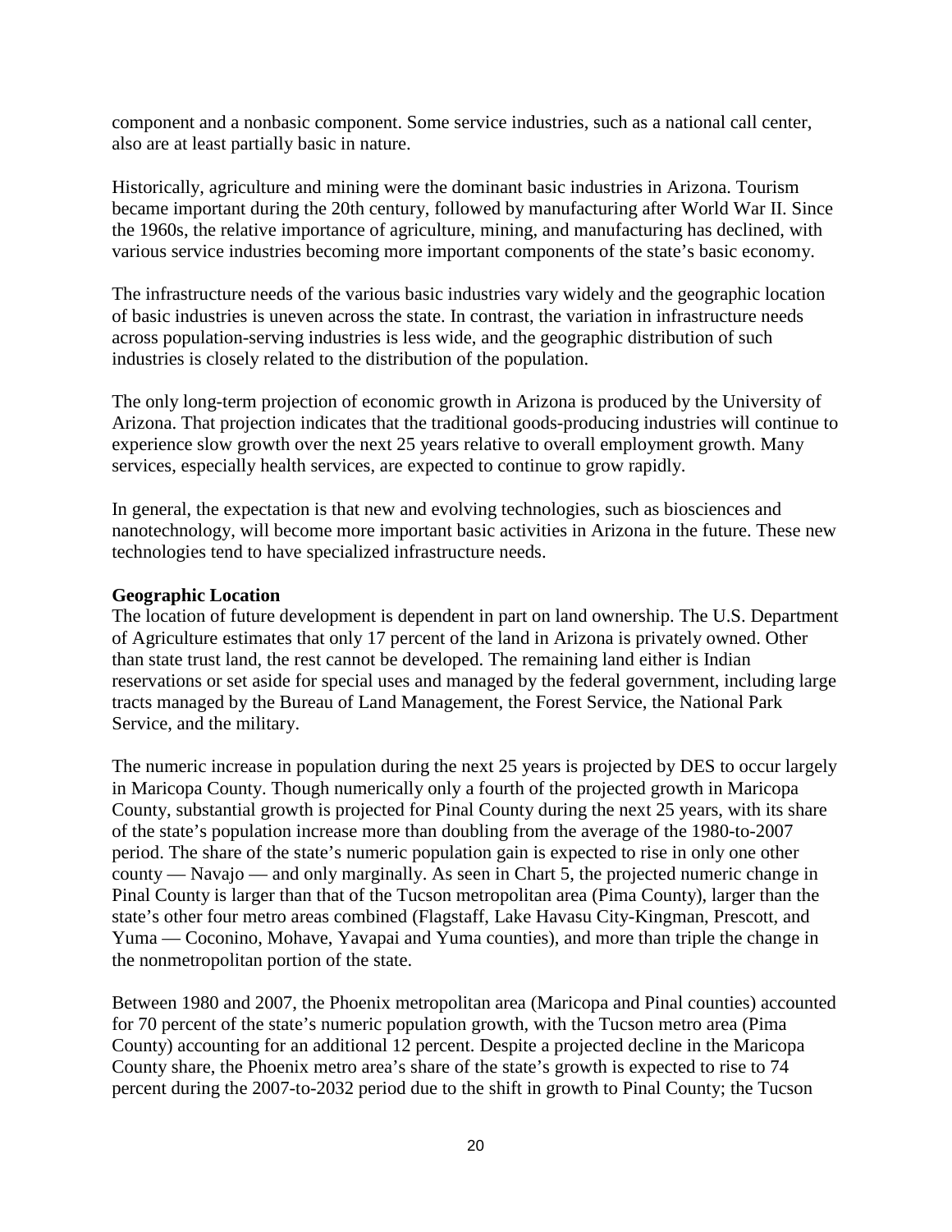component and a nonbasic component. Some service industries, such as a national call center, also are at least partially basic in nature.

Historically, agriculture and mining were the dominant basic industries in Arizona. Tourism became important during the 20th century, followed by manufacturing after World War II. Since the 1960s, the relative importance of agriculture, mining, and manufacturing has declined, with various service industries becoming more important components of the state's basic economy.

The infrastructure needs of the various basic industries vary widely and the geographic location of basic industries is uneven across the state. In contrast, the variation in infrastructure needs across population-serving industries is less wide, and the geographic distribution of such industries is closely related to the distribution of the population.

The only long-term projection of economic growth in Arizona is produced by the University of Arizona. That projection indicates that the traditional goods-producing industries will continue to experience slow growth over the next 25 years relative to overall employment growth. Many services, especially health services, are expected to continue to grow rapidly.

In general, the expectation is that new and evolving technologies, such as biosciences and nanotechnology, will become more important basic activities in Arizona in the future. These new technologies tend to have specialized infrastructure needs.

**Geographic Location**

The location of future development is dependent in part on land ownership. The U.S. Department of Agriculture estimates that only 17 percent of the land in Arizona is privately owned. Other than state trust land, the rest cannot be developed. The remaining land either is Indian reservations or set aside for special uses and managed by the federal government, including large tracts managed by the Bureau of Land Management, the Forest Service, the National Park Service, and the military.

The numeric increase in population during the next 25 years is projected by DES to occur largely in Maricopa County. Though numerically only a fourth of the projected growth in Maricopa County, substantial growth is projected for Pinal County during the next 25 years, with its share of the state's population increase more than doubling from the average of the 1980-to-2007 period. The share of the state's numeric population gain is expected to rise in only one other county — Navajo — and only marginally. As seen in Chart 5, the projected numeric change in Pinal County is larger than that of the Tucson metropolitan area (Pima County), larger than the state's other four metro areas combined (Flagstaff, Lake Havasu City-Kingman, Prescott, and Yuma — Coconino, Mohave, Yavapai and Yuma counties), and more than triple the change in the nonmetropolitan portion of the state.

Between 1980 and 2007, the Phoenix metropolitan area (Maricopa and Pinal counties) accounted for 70 percent of the state's numeric population growth, with the Tucson metro area (Pima County) accounting for an additional 12 percent. Despite a projected decline in the Maricopa County share, the Phoenix metro area's share of the state's growth is expected to rise to 74 percent during the 2007-to-2032 period due to the shift in growth to Pinal County; the Tucson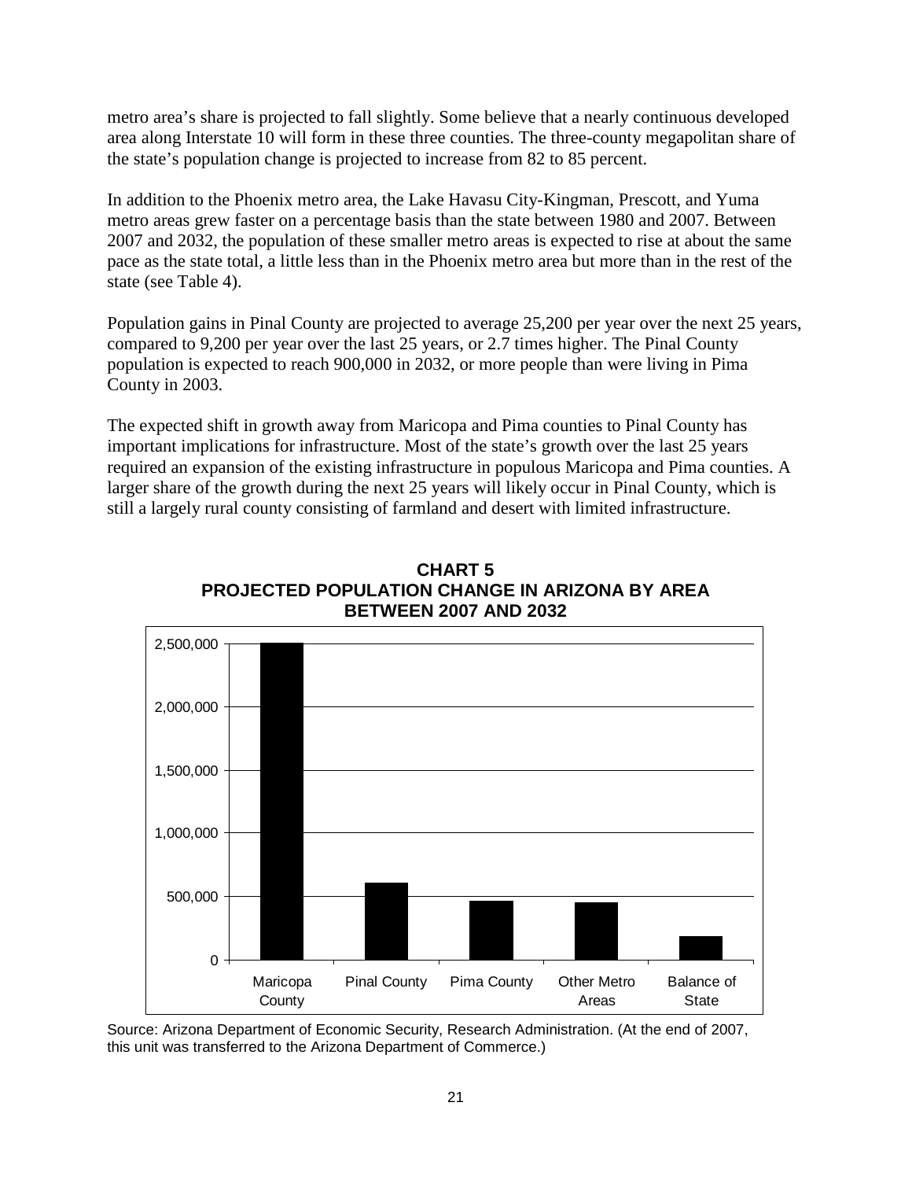metro area's share is projected to fall slightly. Some believe that a nearly continuous developed area along Interstate 10 will form in these three counties. The three-county megapolitan share of the state's population change is projected to increase from 82 to 85 percent.

In addition to the Phoenix metro area, the Lake Havasu City-Kingman, Prescott, and Yuma metro areas grew faster on a percentage basis than the state between 1980 and 2007. Between 2007 and 2032, the population of these smaller metro areas is expected to rise at about the same pace as the state total, a little less than in the Phoenix metro area but more than in the rest of the state (see Table 4).

Population gains in Pinal County are projected to average 25,200 per year over the next 25 years, compared to 9,200 per year over the last 25 years, or 2.7 times higher. The Pinal County population is expected to reach 900,000 in 2032, or more people than were living in Pima County in 2003.

The expected shift in growth away from Maricopa and Pima counties to Pinal County has important implications for infrastructure. Most of the state's growth over the last 25 years required an expansion of the existing infrastructure in populous Maricopa and Pima counties. A larger share of the growth during the next 25 years will likely occur in Pinal County, which is still a largely rural county consisting of farmland and desert with limited infrastructure.

**CHART 5**
**PROJECTED POPULATION CHANGE IN ARIZONA BY AREA BETWEEN 2007 AND 2032**

Source: Arizona Department of Economic Security, Research Administration. (At the end of 2007, this unit was transferred to the Arizona Department of Commerce.)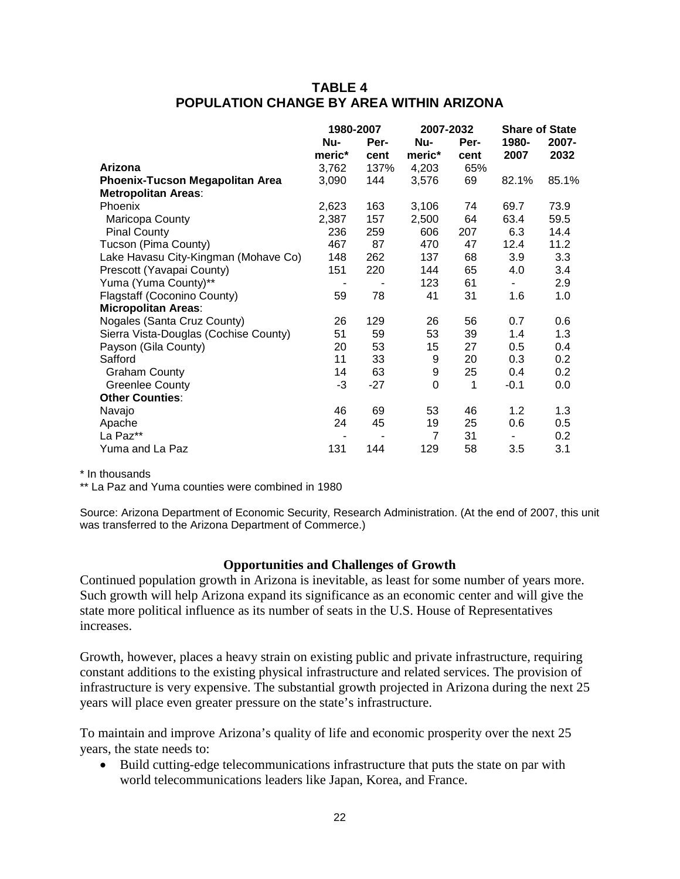## TABLE 4
## POPULATION CHANGE BY AREA WITHIN ARIZONA

| | 1980-2007 | | 2007-2032 | | Share of State | |
|---|---|---|---|---|---|---|
| | Nu-meric* | Per-cent | Nu-meric* | Per-cent | 1980-2007 | 2007-2032 |
| **Arizona** | 3,762 | 137% | 4,203 | 65% | | |
| **Phoenix-Tucson Megapolitan Area** | 3,090 | 144 | 3,576 | 69 | 82.1% | 85.1% |
| **Metropolitan Areas**: | | | | | | |
| Phoenix | 2,623 | 163 | 3,106 | 74 | 69.7 | 73.9 |
| Maricopa County | 2,387 | 157 | 2,500 | 64 | 63.4 | 59.5 |
| Pinal County | 236 | 259 | 606 | 207 | 6.3 | 14.4 |
| Tucson (Pima County) | 467 | 87 | 470 | 47 | 12.4 | 11.2 |
| Lake Havasu City-Kingman (Mohave Co) | 148 | 262 | 137 | 68 | 3.9 | 3.3 |
| Prescott (Yavapai County) | 151 | 220 | 144 | 65 | 4.0 | 3.4 |
| Yuma (Yuma County)** | - | - | 123 | 61 | - | 2.9 |
| Flagstaff (Coconino County) | 59 | 78 | 41 | 31 | 1.6 | 1.0 |
| **Micropolitan Areas**: | | | | | | |
| Nogales (Santa Cruz County) | 26 | 129 | 26 | 56 | 0.7 | 0.6 |
| Sierra Vista-Douglas (Cochise County) | 51 | 59 | 53 | 39 | 1.4 | 1.3 |
| Payson (Gila County) | 20 | 53 | 15 | 27 | 0.5 | 0.4 |
| Safford | 11 | 33 | 9 | 20 | 0.3 | 0.2 |
| Graham County | 14 | 63 | 9 | 25 | 0.4 | 0.2 |
| Greenlee County | -3 | -27 | 0 | 1 | -0.1 | 0.0 |
| **Other Counties**: | | | | | | |
| Navajo | 46 | 69 | 53 | 46 | 1.2 | 1.3 |
| Apache | 24 | 45 | 19 | 25 | 0.6 | 0.5 |
| La Paz** | - | - | 7 | 31 | - | 0.2 |
| Yuma and La Paz | 131 | 144 | 129 | 58 | 3.5 | 3.1 |

\* In thousands

** La Paz and Yuma counties were combined in 1980

Source: Arizona Department of Economic Security, Research Administration. (At the end of 2007, this unit was transferred to the Arizona Department of Commerce.)

### Opportunities and Challenges of Growth

Continued population growth in Arizona is inevitable, as least for some number of years more. Such growth will help Arizona expand its significance as an economic center and will give the state more political influence as its number of seats in the U.S. House of Representatives increases.

Growth, however, places a heavy strain on existing public and private infrastructure, requiring constant additions to the existing physical infrastructure and related services. The provision of infrastructure is very expensive. The substantial growth projected in Arizona during the next 25 years will place even greater pressure on the state's infrastructure.

To maintain and improve Arizona's quality of life and economic prosperity over the next 25 years, the state needs to:

- Build cutting-edge telecommunications infrastructure that puts the state on par with world telecommunications leaders like Japan, Korea, and France.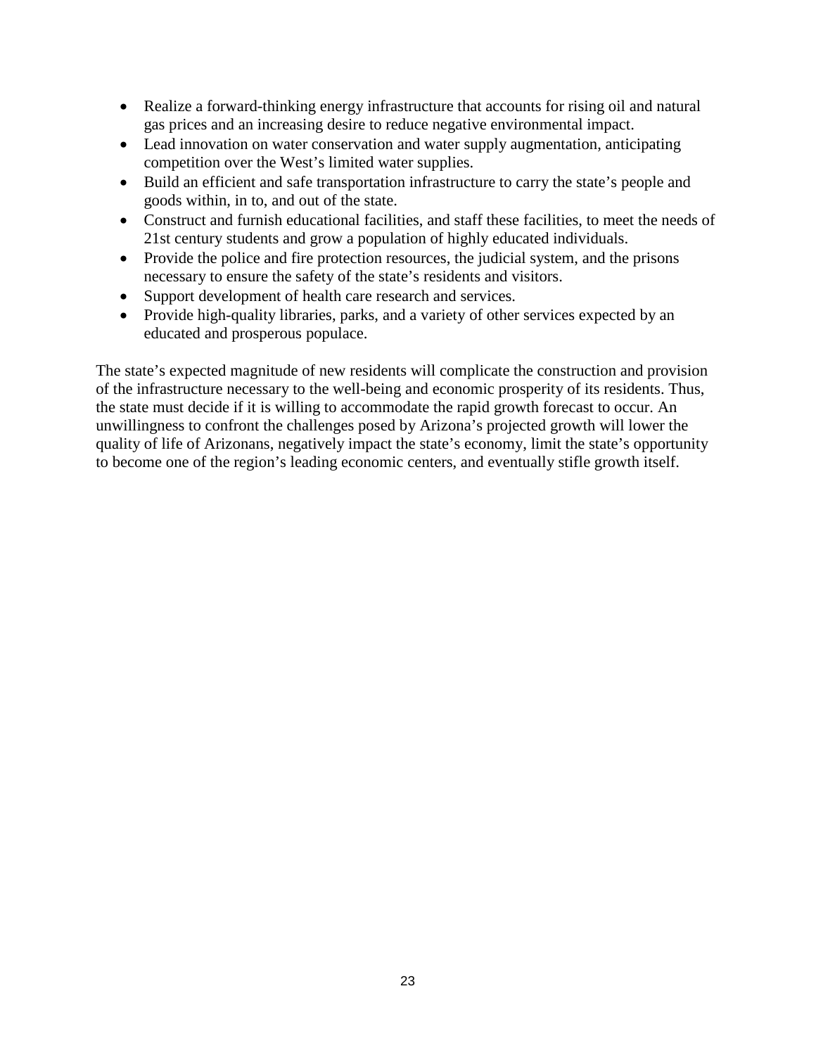- Realize a forward-thinking energy infrastructure that accounts for rising oil and natural gas prices and an increasing desire to reduce negative environmental impact.
- Lead innovation on water conservation and water supply augmentation, anticipating competition over the West's limited water supplies.
- Build an efficient and safe transportation infrastructure to carry the state's people and goods within, in to, and out of the state.
- Construct and furnish educational facilities, and staff these facilities, to meet the needs of 21st century students and grow a population of highly educated individuals.
- Provide the police and fire protection resources, the judicial system, and the prisons necessary to ensure the safety of the state's residents and visitors.
- Support development of health care research and services.
- Provide high-quality libraries, parks, and a variety of other services expected by an educated and prosperous populace.

The state's expected magnitude of new residents will complicate the construction and provision of the infrastructure necessary to the well-being and economic prosperity of its residents. Thus, the state must decide if it is willing to accommodate the rapid growth forecast to occur. An unwillingness to confront the challenges posed by Arizona's projected growth will lower the quality of life of Arizonans, negatively impact the state's economy, limit the state's opportunity to become one of the region's leading economic centers, and eventually stifle growth itself.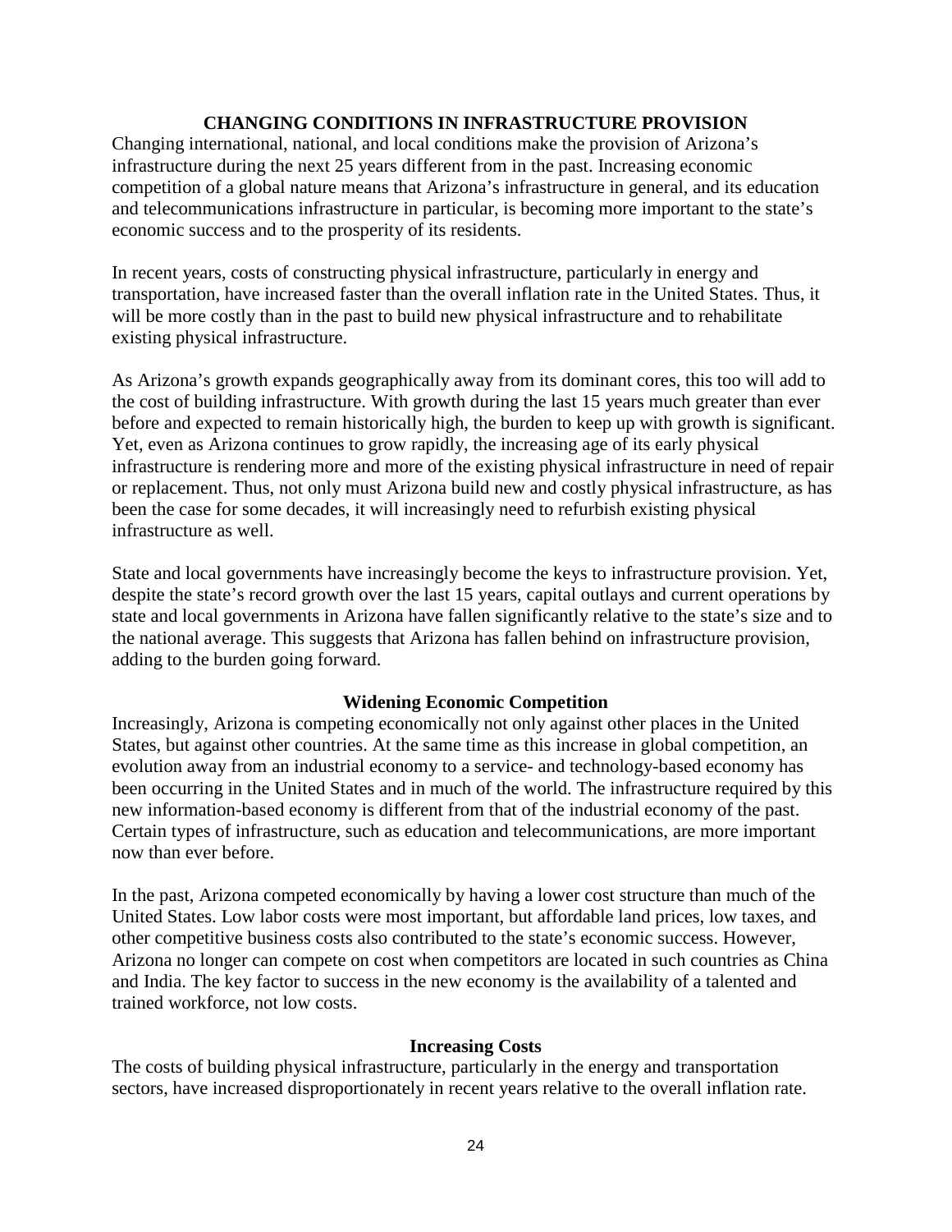## CHANGING CONDITIONS IN INFRASTRUCTURE PROVISION

Changing international, national, and local conditions make the provision of Arizona's infrastructure during the next 25 years different from in the past. Increasing economic competition of a global nature means that Arizona's infrastructure in general, and its education and telecommunications infrastructure in particular, is becoming more important to the state's economic success and to the prosperity of its residents.

In recent years, costs of constructing physical infrastructure, particularly in energy and transportation, have increased faster than the overall inflation rate in the United States. Thus, it will be more costly than in the past to build new physical infrastructure and to rehabilitate existing physical infrastructure.

As Arizona's growth expands geographically away from its dominant cores, this too will add to the cost of building infrastructure. With growth during the last 15 years much greater than ever before and expected to remain historically high, the burden to keep up with growth is significant. Yet, even as Arizona continues to grow rapidly, the increasing age of its early physical infrastructure is rendering more and more of the existing physical infrastructure in need of repair or replacement. Thus, not only must Arizona build new and costly physical infrastructure, as has been the case for some decades, it will increasingly need to refurbish existing physical infrastructure as well.

State and local governments have increasingly become the keys to infrastructure provision. Yet, despite the state's record growth over the last 15 years, capital outlays and current operations by state and local governments in Arizona have fallen significantly relative to the state's size and to the national average. This suggests that Arizona has fallen behind on infrastructure provision, adding to the burden going forward.

### Widening Economic Competition

Increasingly, Arizona is competing economically not only against other places in the United States, but against other countries. At the same time as this increase in global competition, an evolution away from an industrial economy to a service- and technology-based economy has been occurring in the United States and in much of the world. The infrastructure required by this new information-based economy is different from that of the industrial economy of the past. Certain types of infrastructure, such as education and telecommunications, are more important now than ever before.

In the past, Arizona competed economically by having a lower cost structure than much of the United States. Low labor costs were most important, but affordable land prices, low taxes, and other competitive business costs also contributed to the state's economic success. However, Arizona no longer can compete on cost when competitors are located in such countries as China and India. The key factor to success in the new economy is the availability of a talented and trained workforce, not low costs.

### Increasing Costs

The costs of building physical infrastructure, particularly in the energy and transportation sectors, have increased disproportionately in recent years relative to the overall inflation rate.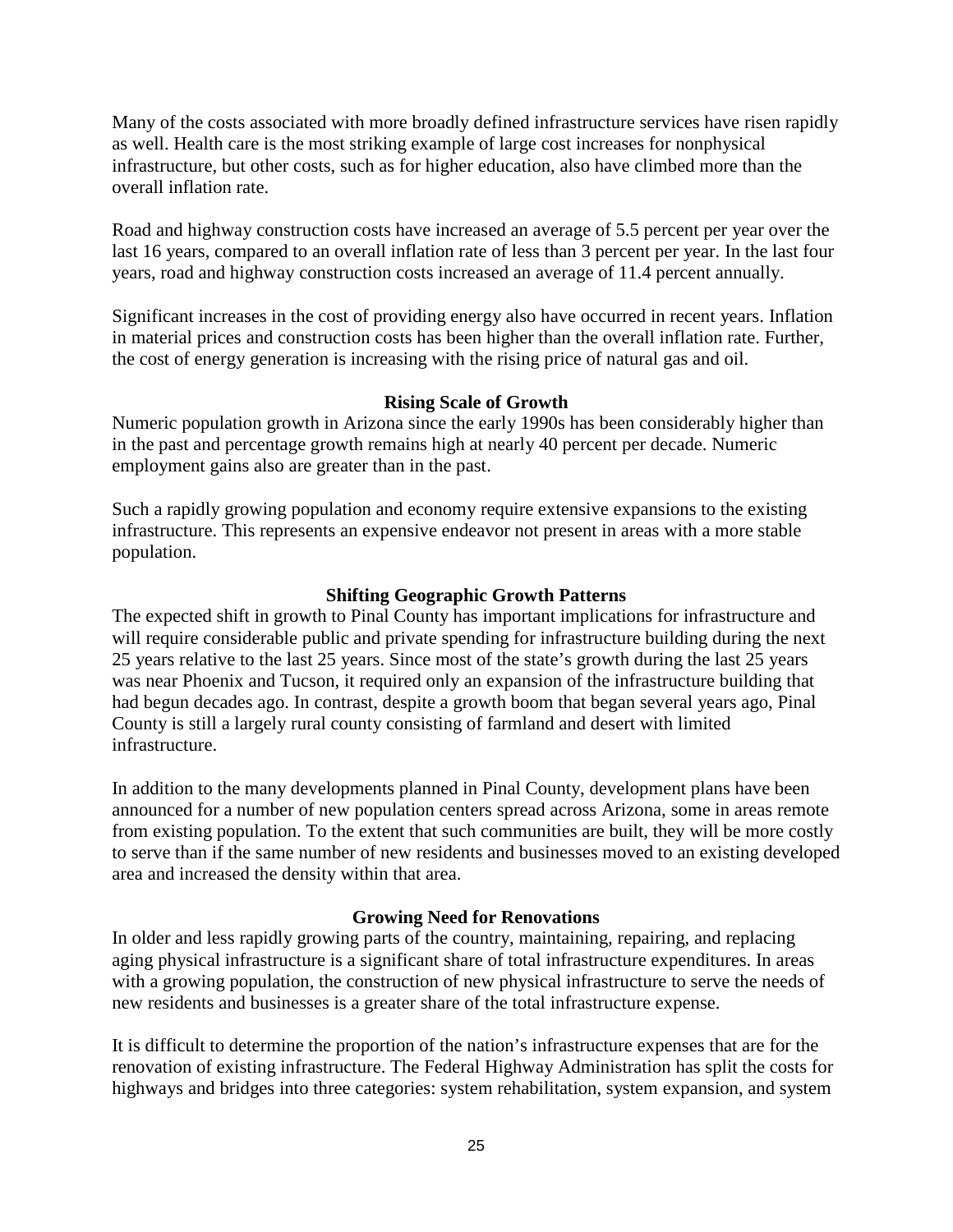Many of the costs associated with more broadly defined infrastructure services have risen rapidly as well. Health care is the most striking example of large cost increases for nonphysical infrastructure, but other costs, such as for higher education, also have climbed more than the overall inflation rate.

Road and highway construction costs have increased an average of 5.5 percent per year over the last 16 years, compared to an overall inflation rate of less than 3 percent per year. In the last four years, road and highway construction costs increased an average of 11.4 percent annually.

Significant increases in the cost of providing energy also have occurred in recent years. Inflation in material prices and construction costs has been higher than the overall inflation rate. Further, the cost of energy generation is increasing with the rising price of natural gas and oil.

### Rising Scale of Growth

Numeric population growth in Arizona since the early 1990s has been considerably higher than in the past and percentage growth remains high at nearly 40 percent per decade. Numeric employment gains also are greater than in the past.

Such a rapidly growing population and economy require extensive expansions to the existing infrastructure. This represents an expensive endeavor not present in areas with a more stable population.

### Shifting Geographic Growth Patterns

The expected shift in growth to Pinal County has important implications for infrastructure and will require considerable public and private spending for infrastructure building during the next 25 years relative to the last 25 years. Since most of the state's growth during the last 25 years was near Phoenix and Tucson, it required only an expansion of the infrastructure building that had begun decades ago. In contrast, despite a growth boom that began several years ago, Pinal County is still a largely rural county consisting of farmland and desert with limited infrastructure.

In addition to the many developments planned in Pinal County, development plans have been announced for a number of new population centers spread across Arizona, some in areas remote from existing population. To the extent that such communities are built, they will be more costly to serve than if the same number of new residents and businesses moved to an existing developed area and increased the density within that area.

### Growing Need for Renovations

In older and less rapidly growing parts of the country, maintaining, repairing, and replacing aging physical infrastructure is a significant share of total infrastructure expenditures. In areas with a growing population, the construction of new physical infrastructure to serve the needs of new residents and businesses is a greater share of the total infrastructure expense.

It is difficult to determine the proportion of the nation's infrastructure expenses that are for the renovation of existing infrastructure. The Federal Highway Administration has split the costs for highways and bridges into three categories: system rehabilitation, system expansion, and system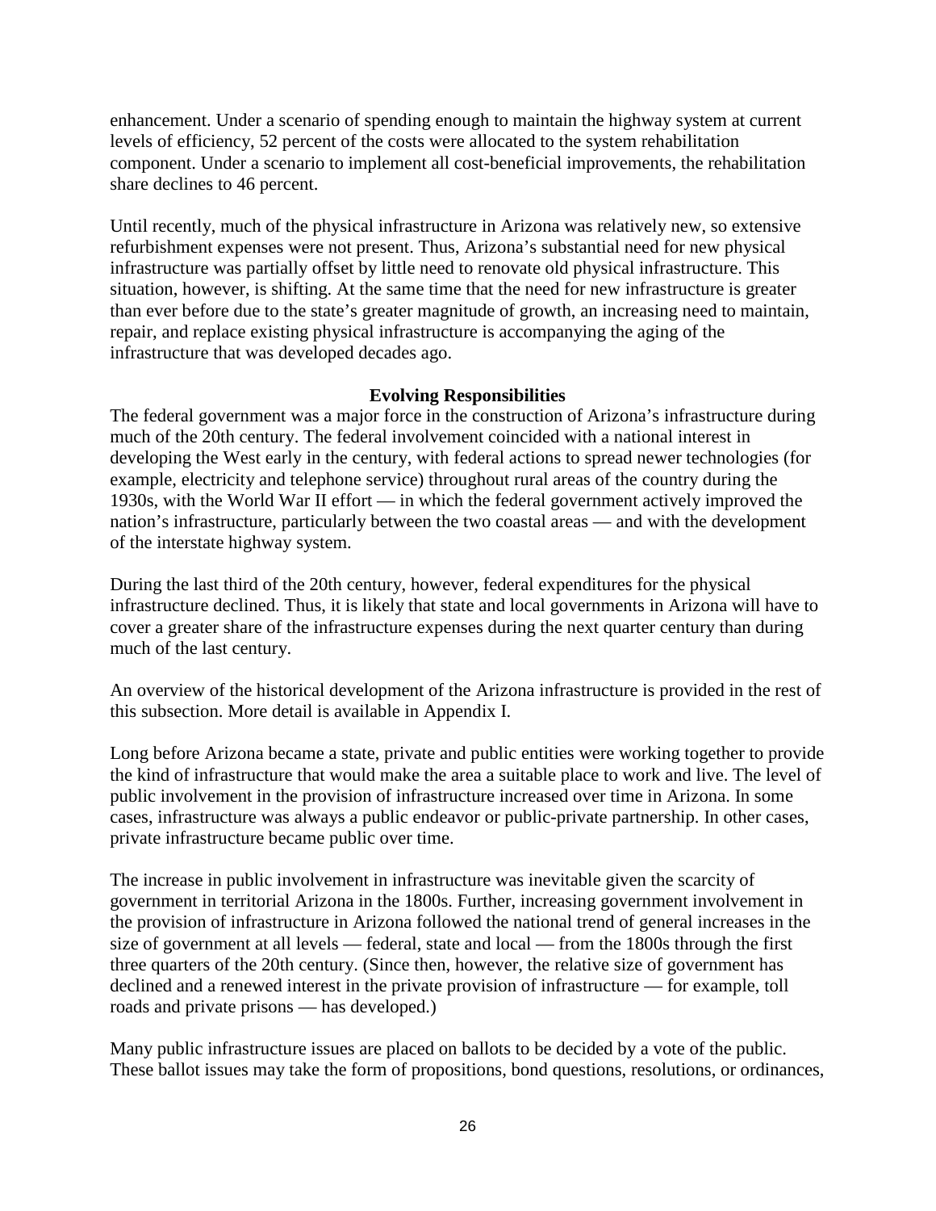enhancement. Under a scenario of spending enough to maintain the highway system at current levels of efficiency, 52 percent of the costs were allocated to the system rehabilitation component. Under a scenario to implement all cost-beneficial improvements, the rehabilitation share declines to 46 percent.

Until recently, much of the physical infrastructure in Arizona was relatively new, so extensive refurbishment expenses were not present. Thus, Arizona's substantial need for new physical infrastructure was partially offset by little need to renovate old physical infrastructure. This situation, however, is shifting. At the same time that the need for new infrastructure is greater than ever before due to the state's greater magnitude of growth, an increasing need to maintain, repair, and replace existing physical infrastructure is accompanying the aging of the infrastructure that was developed decades ago.

### Evolving Responsibilities

The federal government was a major force in the construction of Arizona's infrastructure during much of the 20th century. The federal involvement coincided with a national interest in developing the West early in the century, with federal actions to spread newer technologies (for example, electricity and telephone service) throughout rural areas of the country during the 1930s, with the World War II effort — in which the federal government actively improved the nation's infrastructure, particularly between the two coastal areas — and with the development of the interstate highway system.

During the last third of the 20th century, however, federal expenditures for the physical infrastructure declined. Thus, it is likely that state and local governments in Arizona will have to cover a greater share of the infrastructure expenses during the next quarter century than during much of the last century.

An overview of the historical development of the Arizona infrastructure is provided in the rest of this subsection. More detail is available in Appendix I.

Long before Arizona became a state, private and public entities were working together to provide the kind of infrastructure that would make the area a suitable place to work and live. The level of public involvement in the provision of infrastructure increased over time in Arizona. In some cases, infrastructure was always a public endeavor or public-private partnership. In other cases, private infrastructure became public over time.

The increase in public involvement in infrastructure was inevitable given the scarcity of government in territorial Arizona in the 1800s. Further, increasing government involvement in the provision of infrastructure in Arizona followed the national trend of general increases in the size of government at all levels — federal, state and local — from the 1800s through the first three quarters of the 20th century. (Since then, however, the relative size of government has declined and a renewed interest in the private provision of infrastructure — for example, toll roads and private prisons — has developed.)

Many public infrastructure issues are placed on ballots to be decided by a vote of the public. These ballot issues may take the form of propositions, bond questions, resolutions, or ordinances,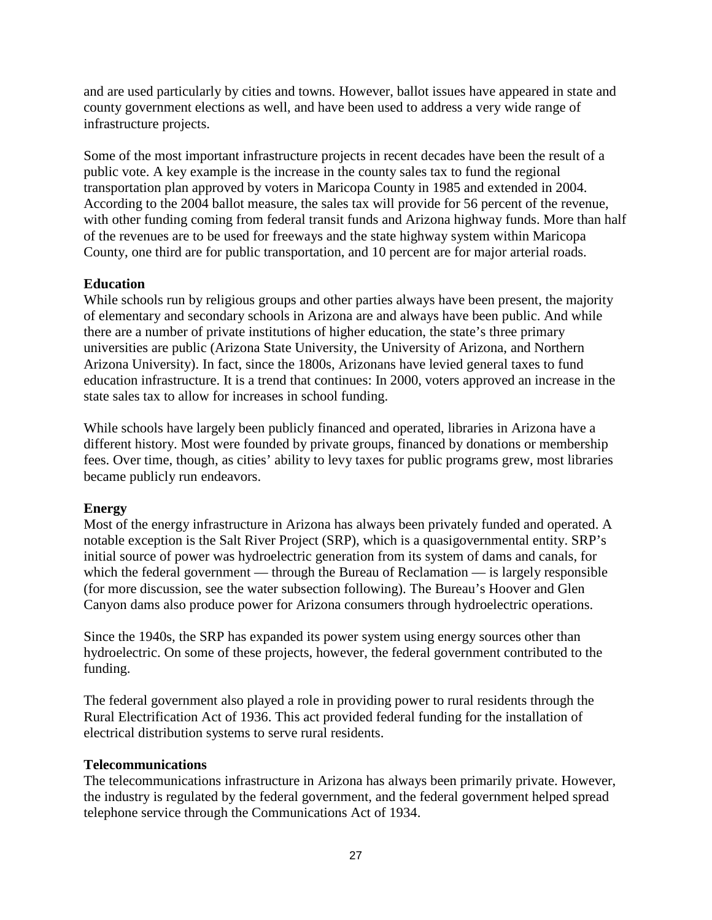and are used particularly by cities and towns. However, ballot issues have appeared in state and county government elections as well, and have been used to address a very wide range of infrastructure projects.

Some of the most important infrastructure projects in recent decades have been the result of a public vote. A key example is the increase in the county sales tax to fund the regional transportation plan approved by voters in Maricopa County in 1985 and extended in 2004. According to the 2004 ballot measure, the sales tax will provide for 56 percent of the revenue, with other funding coming from federal transit funds and Arizona highway funds. More than half of the revenues are to be used for freeways and the state highway system within Maricopa County, one third are for public transportation, and 10 percent are for major arterial roads.

**Education**

While schools run by religious groups and other parties always have been present, the majority of elementary and secondary schools in Arizona are and always have been public. And while there are a number of private institutions of higher education, the state's three primary universities are public (Arizona State University, the University of Arizona, and Northern Arizona University). In fact, since the 1800s, Arizonans have levied general taxes to fund education infrastructure. It is a trend that continues: In 2000, voters approved an increase in the state sales tax to allow for increases in school funding.

While schools have largely been publicly financed and operated, libraries in Arizona have a different history. Most were founded by private groups, financed by donations or membership fees. Over time, though, as cities' ability to levy taxes for public programs grew, most libraries became publicly run endeavors.

**Energy**

Most of the energy infrastructure in Arizona has always been privately funded and operated. A notable exception is the Salt River Project (SRP), which is a quasigovernmental entity. SRP's initial source of power was hydroelectric generation from its system of dams and canals, for which the federal government — through the Bureau of Reclamation — is largely responsible (for more discussion, see the water subsection following). The Bureau's Hoover and Glen Canyon dams also produce power for Arizona consumers through hydroelectric operations.

Since the 1940s, the SRP has expanded its power system using energy sources other than hydroelectric. On some of these projects, however, the federal government contributed to the funding.

The federal government also played a role in providing power to rural residents through the Rural Electrification Act of 1936. This act provided federal funding for the installation of electrical distribution systems to serve rural residents.

**Telecommunications**

The telecommunications infrastructure in Arizona has always been primarily private. However, the industry is regulated by the federal government, and the federal government helped spread telephone service through the Communications Act of 1934.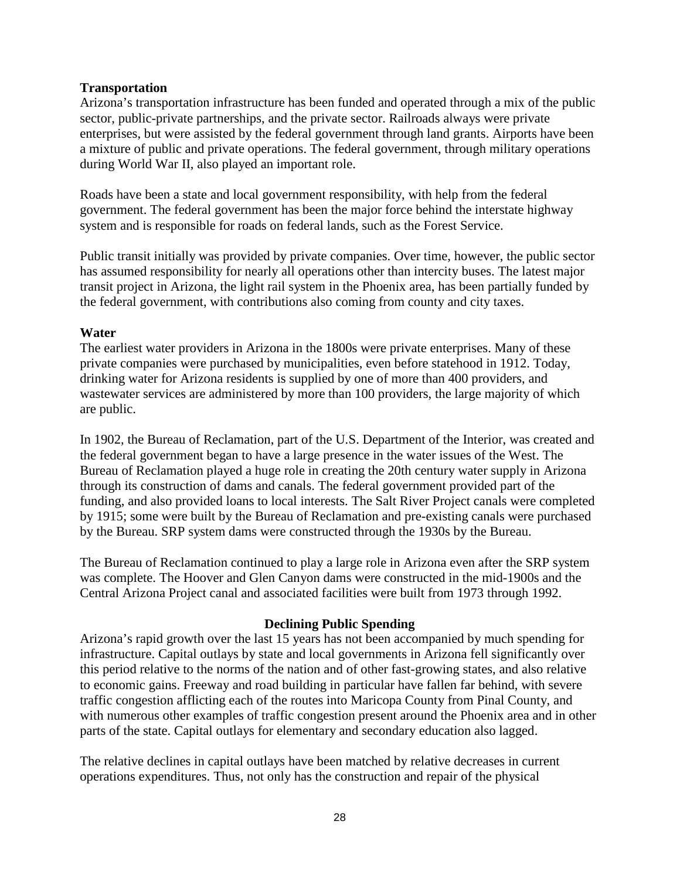### Transportation

Arizona's transportation infrastructure has been funded and operated through a mix of the public sector, public-private partnerships, and the private sector. Railroads always were private enterprises, but were assisted by the federal government through land grants. Airports have been a mixture of public and private operations. The federal government, through military operations during World War II, also played an important role.

Roads have been a state and local government responsibility, with help from the federal government. The federal government has been the major force behind the interstate highway system and is responsible for roads on federal lands, such as the Forest Service.

Public transit initially was provided by private companies. Over time, however, the public sector has assumed responsibility for nearly all operations other than intercity buses. The latest major transit project in Arizona, the light rail system in the Phoenix area, has been partially funded by the federal government, with contributions also coming from county and city taxes.

### Water

The earliest water providers in Arizona in the 1800s were private enterprises. Many of these private companies were purchased by municipalities, even before statehood in 1912. Today, drinking water for Arizona residents is supplied by one of more than 400 providers, and wastewater services are administered by more than 100 providers, the large majority of which are public.

In 1902, the Bureau of Reclamation, part of the U.S. Department of the Interior, was created and the federal government began to have a large presence in the water issues of the West. The Bureau of Reclamation played a huge role in creating the 20th century water supply in Arizona through its construction of dams and canals. The federal government provided part of the funding, and also provided loans to local interests. The Salt River Project canals were completed by 1915; some were built by the Bureau of Reclamation and pre-existing canals were purchased by the Bureau. SRP system dams were constructed through the 1930s by the Bureau.

The Bureau of Reclamation continued to play a large role in Arizona even after the SRP system was complete. The Hoover and Glen Canyon dams were constructed in the mid-1900s and the Central Arizona Project canal and associated facilities were built from 1973 through 1992.

## Declining Public Spending

Arizona's rapid growth over the last 15 years has not been accompanied by much spending for infrastructure. Capital outlays by state and local governments in Arizona fell significantly over this period relative to the norms of the nation and of other fast-growing states, and also relative to economic gains. Freeway and road building in particular have fallen far behind, with severe traffic congestion afflicting each of the routes into Maricopa County from Pinal County, and with numerous other examples of traffic congestion present around the Phoenix area and in other parts of the state. Capital outlays for elementary and secondary education also lagged.

The relative declines in capital outlays have been matched by relative decreases in current operations expenditures. Thus, not only has the construction and repair of the physical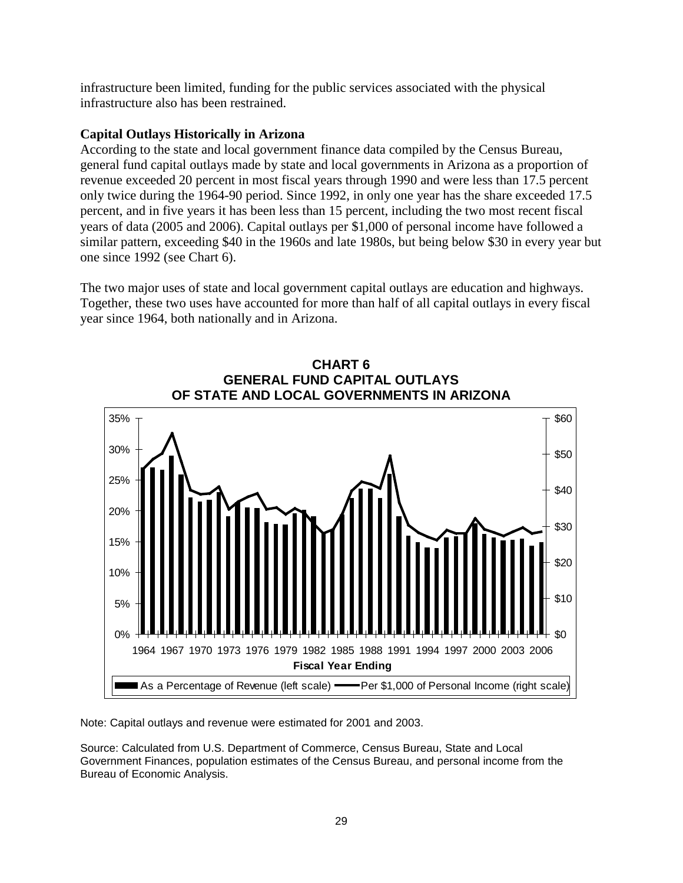infrastructure been limited, funding for the public services associated with the physical infrastructure also has been restrained.

**Capital Outlays Historically in Arizona**

According to the state and local government finance data compiled by the Census Bureau, general fund capital outlays made by state and local governments in Arizona as a proportion of revenue exceeded 20 percent in most fiscal years through 1990 and were less than 17.5 percent only twice during the 1964-90 period. Since 1992, in only one year has the share exceeded 17.5 percent, and in five years it has been less than 15 percent, including the two most recent fiscal years of data (2005 and 2006). Capital outlays per $1,000 of personal income have followed a similar pattern, exceeding $40 in the 1960s and late 1980s, but being below $30 in every year but one since 1992 (see Chart 6).

The two major uses of state and local government capital outlays are education and highways. Together, these two uses have accounted for more than half of all capital outlays in every fiscal year since 1964, both nationally and in Arizona.

**CHART 6**
**GENERAL FUND CAPITAL OUTLAYS OF STATE AND LOCAL GOVERNMENTS IN ARIZONA**

Note: Capital outlays and revenue were estimated for 2001 and 2003.

Source: Calculated from U.S. Department of Commerce, Census Bureau, State and Local Government Finances, population estimates of the Census Bureau, and personal income from the Bureau of Economic Analysis.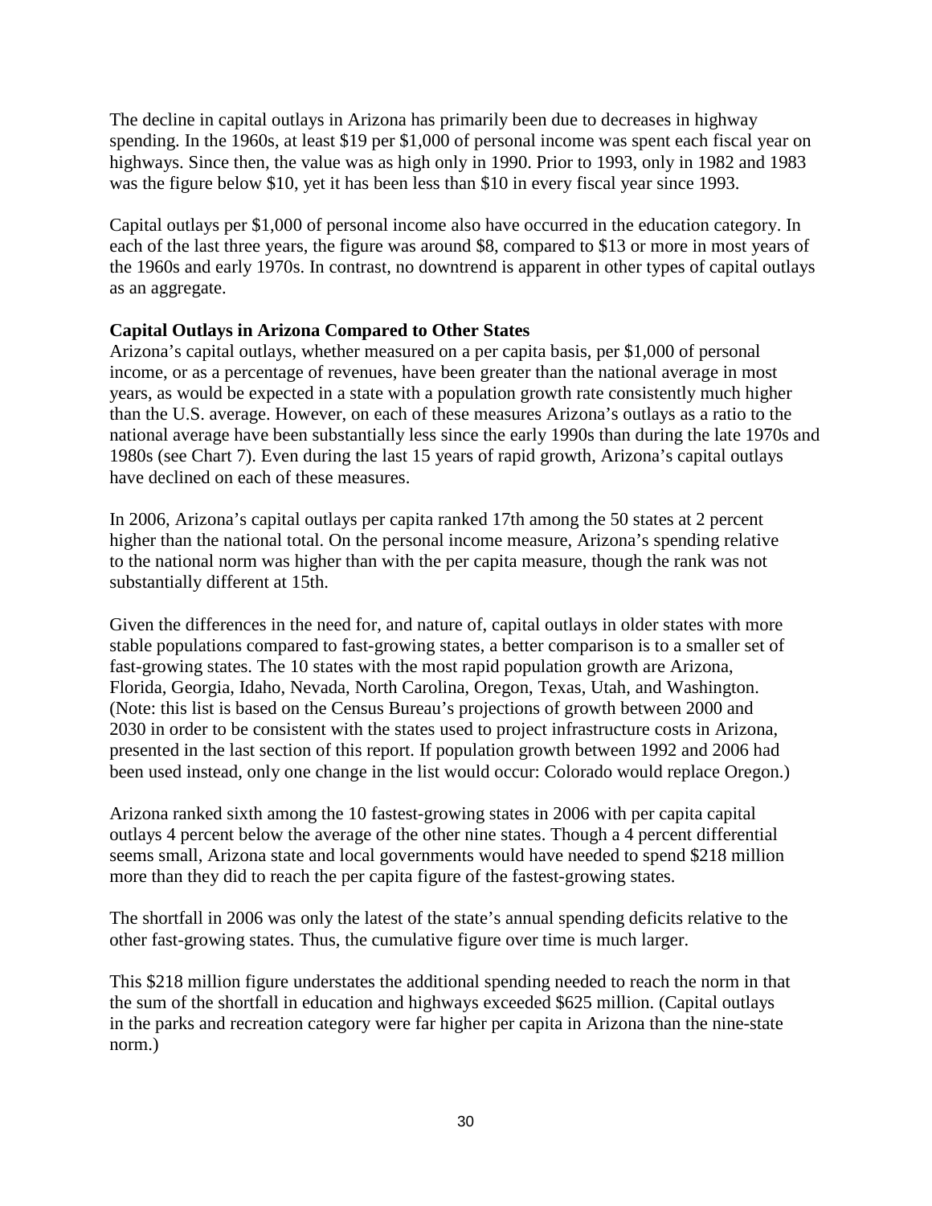The decline in capital outlays in Arizona has primarily been due to decreases in highway spending. In the 1960s, at least $19 per $1,000 of personal income was spent each fiscal year on highways. Since then, the value was as high only in 1990. Prior to 1993, only in 1982 and 1983 was the figure below $10, yet it has been less than $10 in every fiscal year since 1993.

Capital outlays per $1,000 of personal income also have occurred in the education category. In each of the last three years, the figure was around $8, compared to $13 or more in most years of the 1960s and early 1970s. In contrast, no downtrend is apparent in other types of capital outlays as an aggregate.

**Capital Outlays in Arizona Compared to Other States**

Arizona's capital outlays, whether measured on a per capita basis, per $1,000 of personal income, or as a percentage of revenues, have been greater than the national average in most years, as would be expected in a state with a population growth rate consistently much higher than the U.S. average. However, on each of these measures Arizona's outlays as a ratio to the national average have been substantially less since the early 1990s than during the late 1970s and 1980s (see Chart 7). Even during the last 15 years of rapid growth, Arizona's capital outlays have declined on each of these measures.

In 2006, Arizona's capital outlays per capita ranked 17th among the 50 states at 2 percent higher than the national total. On the personal income measure, Arizona's spending relative to the national norm was higher than with the per capita measure, though the rank was not substantially different at 15th.

Given the differences in the need for, and nature of, capital outlays in older states with more stable populations compared to fast-growing states, a better comparison is to a smaller set of fast-growing states. The 10 states with the most rapid population growth are Arizona, Florida, Georgia, Idaho, Nevada, North Carolina, Oregon, Texas, Utah, and Washington. (Note: this list is based on the Census Bureau's projections of growth between 2000 and 2030 in order to be consistent with the states used to project infrastructure costs in Arizona, presented in the last section of this report. If population growth between 1992 and 2006 had been used instead, only one change in the list would occur: Colorado would replace Oregon.)

Arizona ranked sixth among the 10 fastest-growing states in 2006 with per capita capital outlays 4 percent below the average of the other nine states. Though a 4 percent differential seems small, Arizona state and local governments would have needed to spend $218 million more than they did to reach the per capita figure of the fastest-growing states.

The shortfall in 2006 was only the latest of the state's annual spending deficits relative to the other fast-growing states. Thus, the cumulative figure over time is much larger.

This $218 million figure understates the additional spending needed to reach the norm in that the sum of the shortfall in education and highways exceeded $625 million. (Capital outlays in the parks and recreation category were far higher per capita in Arizona than the nine-state norm.)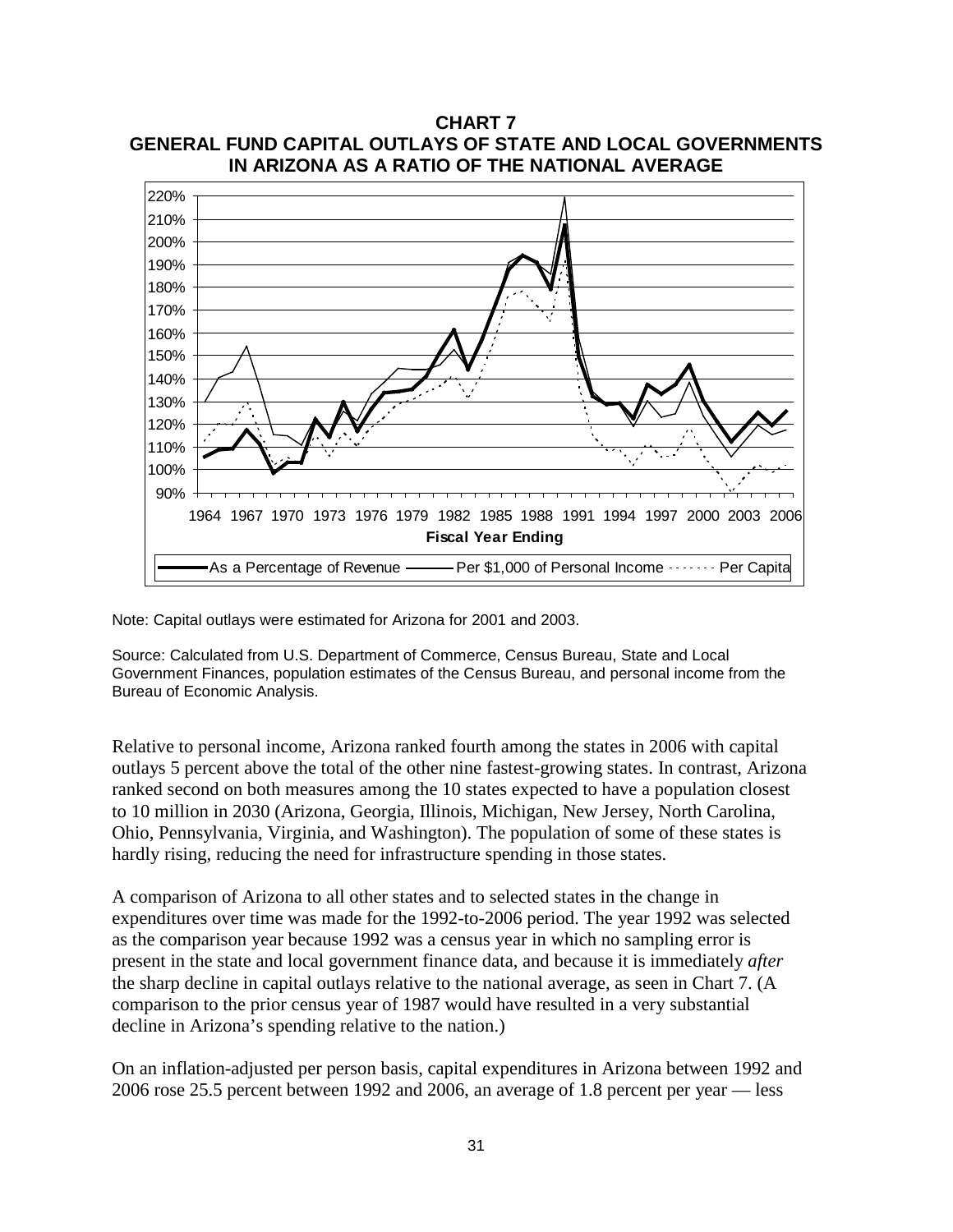**CHART 7**
**GENERAL FUND CAPITAL OUTLAYS OF STATE AND LOCAL GOVERNMENTS IN ARIZONA AS A RATIO OF THE NATIONAL AVERAGE**

Note: Capital outlays were estimated for Arizona for 2001 and 2003.

Source: Calculated from U.S. Department of Commerce, Census Bureau, State and Local Government Finances, population estimates of the Census Bureau, and personal income from the Bureau of Economic Analysis.

Relative to personal income, Arizona ranked fourth among the states in 2006 with capital outlays 5 percent above the total of the other nine fastest-growing states. In contrast, Arizona ranked second on both measures among the 10 states expected to have a population closest to 10 million in 2030 (Arizona, Georgia, Illinois, Michigan, New Jersey, North Carolina, Ohio, Pennsylvania, Virginia, and Washington). The population of some of these states is hardly rising, reducing the need for infrastructure spending in those states.

A comparison of Arizona to all other states and to selected states in the change in expenditures over time was made for the 1992-to-2006 period. The year 1992 was selected as the comparison year because 1992 was a census year in which no sampling error is present in the state and local government finance data, and because it is immediately *after* the sharp decline in capital outlays relative to the national average, as seen in Chart 7. (A comparison to the prior census year of 1987 would have resulted in a very substantial decline in Arizona's spending relative to the nation.)

On an inflation-adjusted per person basis, capital expenditures in Arizona between 1992 and 2006 rose 25.5 percent between 1992 and 2006, an average of 1.8 percent per year — less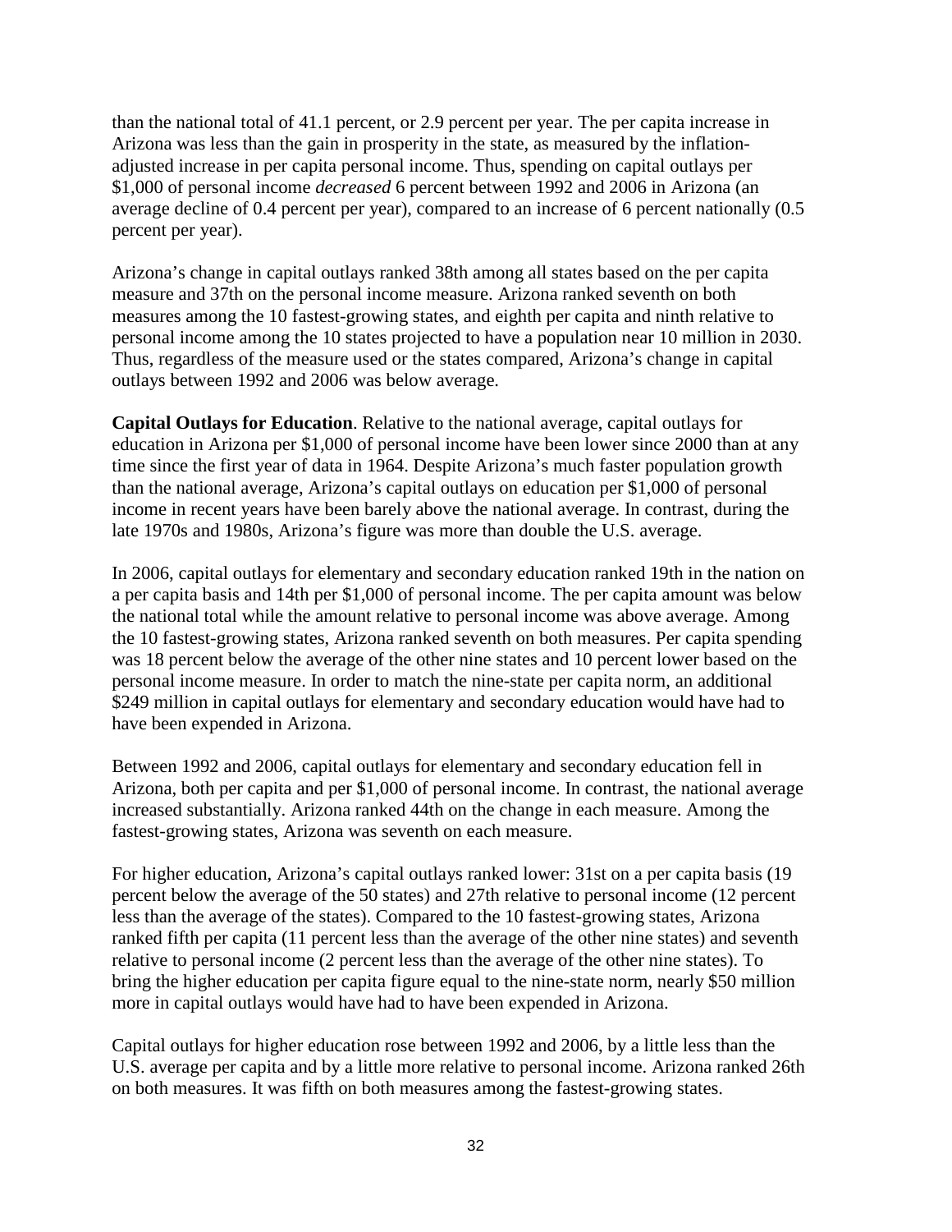than the national total of 41.1 percent, or 2.9 percent per year. The per capita increase in Arizona was less than the gain in prosperity in the state, as measured by the inflation-adjusted increase in per capita personal income. Thus, spending on capital outlays per $1,000 of personal income *decreased* 6 percent between 1992 and 2006 in Arizona (an average decline of 0.4 percent per year), compared to an increase of 6 percent nationally (0.5 percent per year).

Arizona's change in capital outlays ranked 38th among all states based on the per capita measure and 37th on the personal income measure. Arizona ranked seventh on both measures among the 10 fastest-growing states, and eighth per capita and ninth relative to personal income among the 10 states projected to have a population near 10 million in 2030. Thus, regardless of the measure used or the states compared, Arizona's change in capital outlays between 1992 and 2006 was below average.

**Capital Outlays for Education**. Relative to the national average, capital outlays for education in Arizona per $1,000 of personal income have been lower since 2000 than at any time since the first year of data in 1964. Despite Arizona's much faster population growth than the national average, Arizona's capital outlays on education per $1,000 of personal income in recent years have been barely above the national average. In contrast, during the late 1970s and 1980s, Arizona's figure was more than double the U.S. average.

In 2006, capital outlays for elementary and secondary education ranked 19th in the nation on a per capita basis and 14th per $1,000 of personal income. The per capita amount was below the national total while the amount relative to personal income was above average. Among the 10 fastest-growing states, Arizona ranked seventh on both measures. Per capita spending was 18 percent below the average of the other nine states and 10 percent lower based on the personal income measure. In order to match the nine-state per capita norm, an additional $249 million in capital outlays for elementary and secondary education would have had to have been expended in Arizona.

Between 1992 and 2006, capital outlays for elementary and secondary education fell in Arizona, both per capita and per $1,000 of personal income. In contrast, the national average increased substantially. Arizona ranked 44th on the change in each measure. Among the fastest-growing states, Arizona was seventh on each measure.

For higher education, Arizona's capital outlays ranked lower: 31st on a per capita basis (19 percent below the average of the 50 states) and 27th relative to personal income (12 percent less than the average of the states). Compared to the 10 fastest-growing states, Arizona ranked fifth per capita (11 percent less than the average of the other nine states) and seventh relative to personal income (2 percent less than the average of the other nine states). To bring the higher education per capita figure equal to the nine-state norm, nearly $50 million more in capital outlays would have had to have been expended in Arizona.

Capital outlays for higher education rose between 1992 and 2006, by a little less than the U.S. average per capita and by a little more relative to personal income. Arizona ranked 26th on both measures. It was fifth on both measures among the fastest-growing states.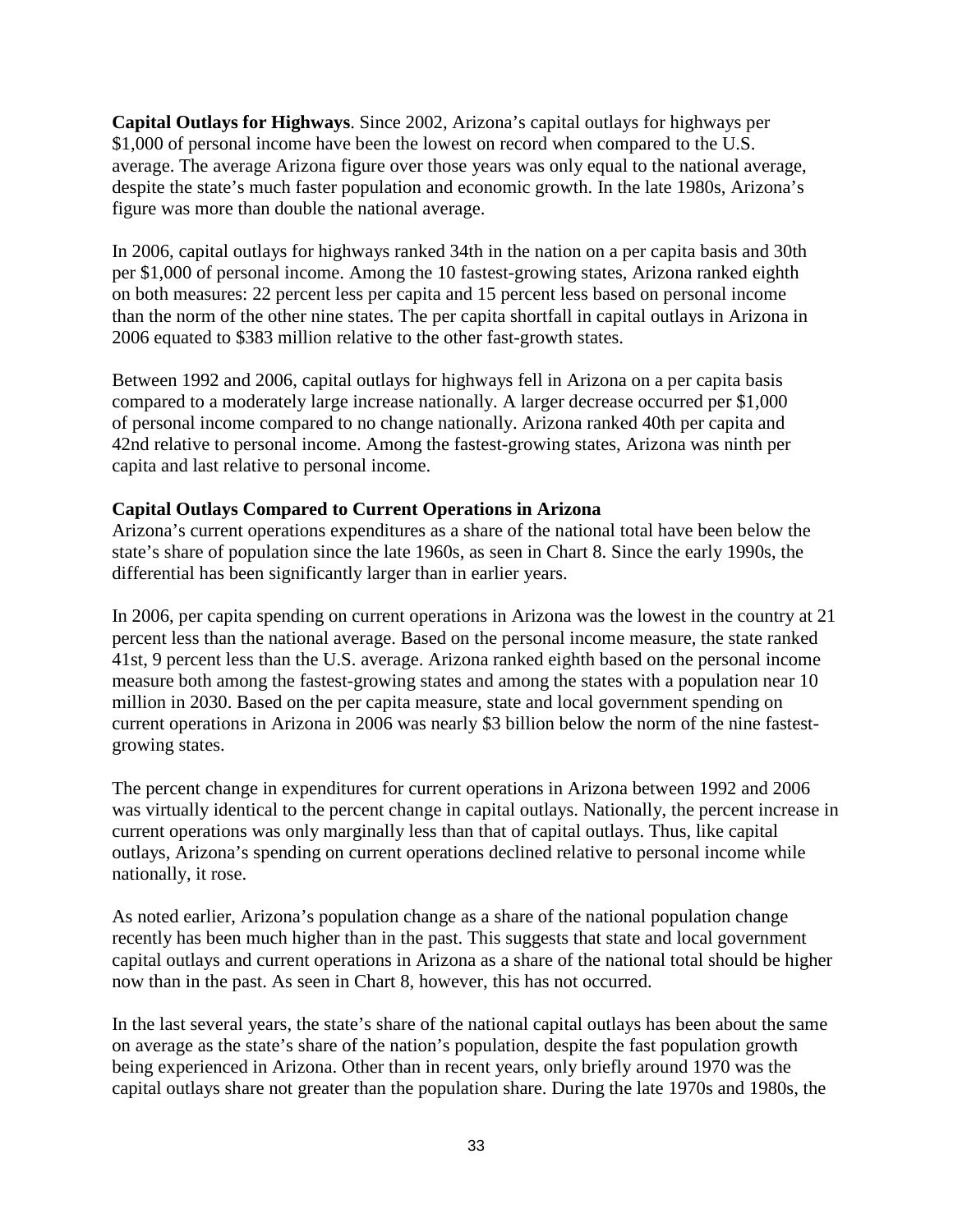**Capital Outlays for Highways**. Since 2002, Arizona's capital outlays for highways per $1,000 of personal income have been the lowest on record when compared to the U.S. average. The average Arizona figure over those years was only equal to the national average, despite the state's much faster population and economic growth. In the late 1980s, Arizona's figure was more than double the national average.

In 2006, capital outlays for highways ranked 34th in the nation on a per capita basis and 30th per $1,000 of personal income. Among the 10 fastest-growing states, Arizona ranked eighth on both measures: 22 percent less per capita and 15 percent less based on personal income than the norm of the other nine states. The per capita shortfall in capital outlays in Arizona in 2006 equated to $383 million relative to the other fast-growth states.

Between 1992 and 2006, capital outlays for highways fell in Arizona on a per capita basis compared to a moderately large increase nationally. A larger decrease occurred per $1,000 of personal income compared to no change nationally. Arizona ranked 40th per capita and 42nd relative to personal income. Among the fastest-growing states, Arizona was ninth per capita and last relative to personal income.

**Capital Outlays Compared to Current Operations in Arizona**

Arizona's current operations expenditures as a share of the national total have been below the state's share of population since the late 1960s, as seen in Chart 8. Since the early 1990s, the differential has been significantly larger than in earlier years.

In 2006, per capita spending on current operations in Arizona was the lowest in the country at 21 percent less than the national average. Based on the personal income measure, the state ranked 41st, 9 percent less than the U.S. average. Arizona ranked eighth based on the personal income measure both among the fastest-growing states and among the states with a population near 10 million in 2030. Based on the per capita measure, state and local government spending on current operations in Arizona in 2006 was nearly $3 billion below the norm of the nine fastest-growing states.

The percent change in expenditures for current operations in Arizona between 1992 and 2006 was virtually identical to the percent change in capital outlays. Nationally, the percent increase in current operations was only marginally less than that of capital outlays. Thus, like capital outlays, Arizona's spending on current operations declined relative to personal income while nationally, it rose.

As noted earlier, Arizona's population change as a share of the national population change recently has been much higher than in the past. This suggests that state and local government capital outlays and current operations in Arizona as a share of the national total should be higher now than in the past. As seen in Chart 8, however, this has not occurred.

In the last several years, the state's share of the national capital outlays has been about the same on average as the state's share of the nation's population, despite the fast population growth being experienced in Arizona. Other than in recent years, only briefly around 1970 was the capital outlays share not greater than the population share. During the late 1970s and 1980s, the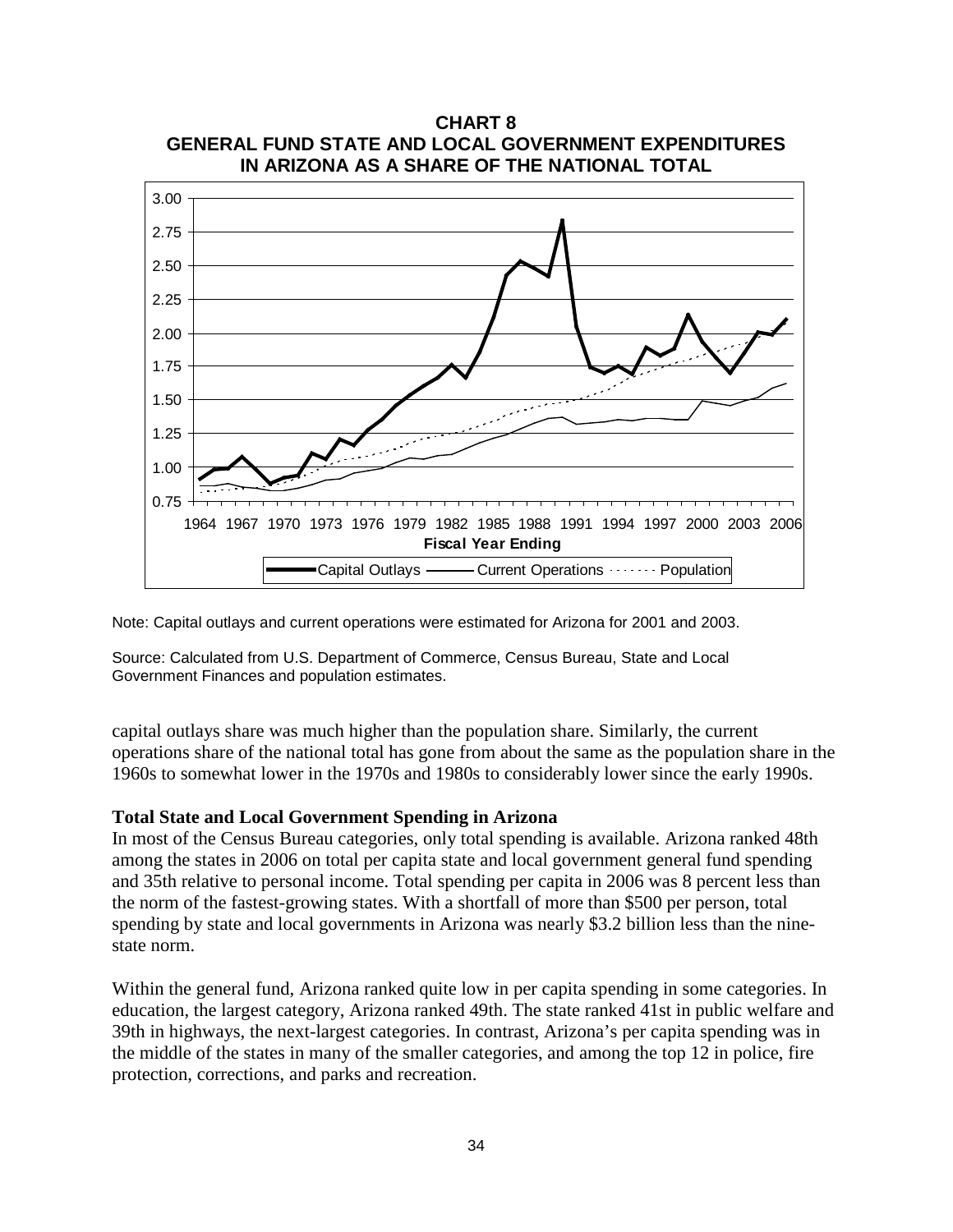**CHART 8**
**GENERAL FUND STATE AND LOCAL GOVERNMENT EXPENDITURES IN ARIZONA AS A SHARE OF THE NATIONAL TOTAL**

Note: Capital outlays and current operations were estimated for Arizona for 2001 and 2003.

Source: Calculated from U.S. Department of Commerce, Census Bureau, State and Local Government Finances and population estimates.

capital outlays share was much higher than the population share. Similarly, the current operations share of the national total has gone from about the same as the population share in the 1960s to somewhat lower in the 1970s and 1980s to considerably lower since the early 1990s.

**Total State and Local Government Spending in Arizona**

In most of the Census Bureau categories, only total spending is available. Arizona ranked 48th among the states in 2006 on total per capita state and local government general fund spending and 35th relative to personal income. Total spending per capita in 2006 was 8 percent less than the norm of the fastest-growing states. With a shortfall of more than $500 per person, total spending by state and local governments in Arizona was nearly $3.2 billion less than the nine-state norm.

Within the general fund, Arizona ranked quite low in per capita spending in some categories. In education, the largest category, Arizona ranked 49th. The state ranked 41st in public welfare and 39th in highways, the next-largest categories. In contrast, Arizona's per capita spending was in the middle of the states in many of the smaller categories, and among the top 12 in police, fire protection, corrections, and parks and recreation.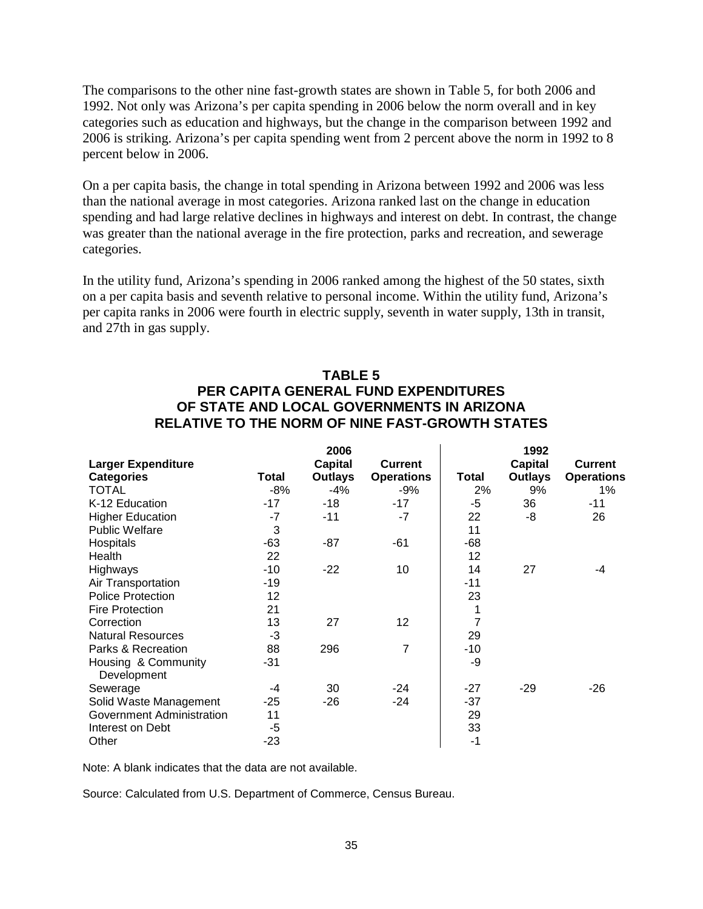The comparisons to the other nine fast-growth states are shown in Table 5, for both 2006 and 1992. Not only was Arizona's per capita spending in 2006 below the norm overall and in key categories such as education and highways, but the change in the comparison between 1992 and 2006 is striking. Arizona's per capita spending went from 2 percent above the norm in 1992 to 8 percent below in 2006.

On a per capita basis, the change in total spending in Arizona between 1992 and 2006 was less than the national average in most categories. Arizona ranked last on the change in education spending and had large relative declines in highways and interest on debt. In contrast, the change was greater than the national average in the fire protection, parks and recreation, and sewerage categories.

In the utility fund, Arizona's spending in 2006 ranked among the highest of the 50 states, sixth on a per capita basis and seventh relative to personal income. Within the utility fund, Arizona's per capita ranks in 2006 were fourth in electric supply, seventh in water supply, 13th in transit, and 27th in gas supply.

## TABLE 5
## PER CAPITA GENERAL FUND EXPENDITURES OF STATE AND LOCAL GOVERNMENTS IN ARIZONA RELATIVE TO THE NORM OF NINE FAST-GROWTH STATES

| Larger Expenditure Categories | 2006 Total | 2006 Capital Outlays | 2006 Current Operations | 1992 Total | 1992 Capital Outlays | 1992 Current Operations |
|---|---|---|---|---|---|---|
| TOTAL | -8% | -4% | -9% | 2% | 9% | 1% |
| K-12 Education | -17 | -18 | -17 | -5 | 36 | -11 |
| Higher Education | -7 | -11 | -7 | 22 | -8 | 26 |
| Public Welfare | 3 | | | 11 | | |
| Hospitals | -63 | -87 | -61 | -68 | | |
| Health | 22 | | | 12 | | |
| Highways | -10 | -22 | 10 | 14 | 27 | -4 |
| Air Transportation | -19 | | | -11 | | |
| Police Protection | 12 | | | 23 | | |
| Fire Protection | 21 | | | 1 | | |
| Correction | 13 | 27 | 12 | 7 | | |
| Natural Resources | -3 | | | 29 | | |
| Parks & Recreation | 88 | 296 | 7 | -10 | | |
| Housing & Community Development | -31 | | | -9 | | |
| Sewerage | -4 | 30 | -24 | -27 | -29 | -26 |
| Solid Waste Management | -25 | -26 | -24 | -37 | | |
| Government Administration | 11 | | | 29 | | |
| Interest on Debt | -5 | | | 33 | | |
| Other | -23 | | | -1 | | |

Note: A blank indicates that the data are not available.

Source: Calculated from U.S. Department of Commerce, Census Bureau.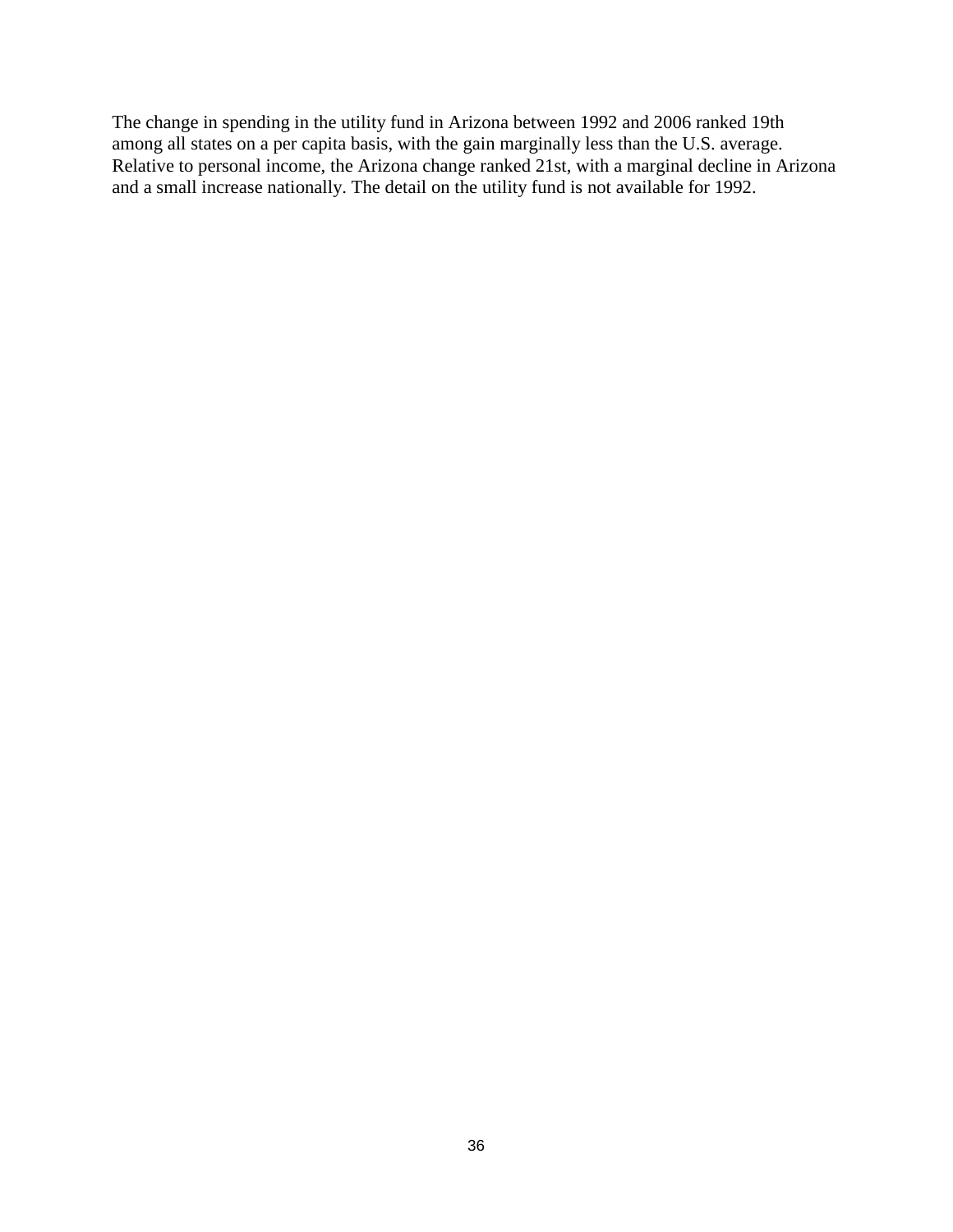The change in spending in the utility fund in Arizona between 1992 and 2006 ranked 19th among all states on a per capita basis, with the gain marginally less than the U.S. average. Relative to personal income, the Arizona change ranked 21st, with a marginal decline in Arizona and a small increase nationally. The detail on the utility fund is not available for 1992.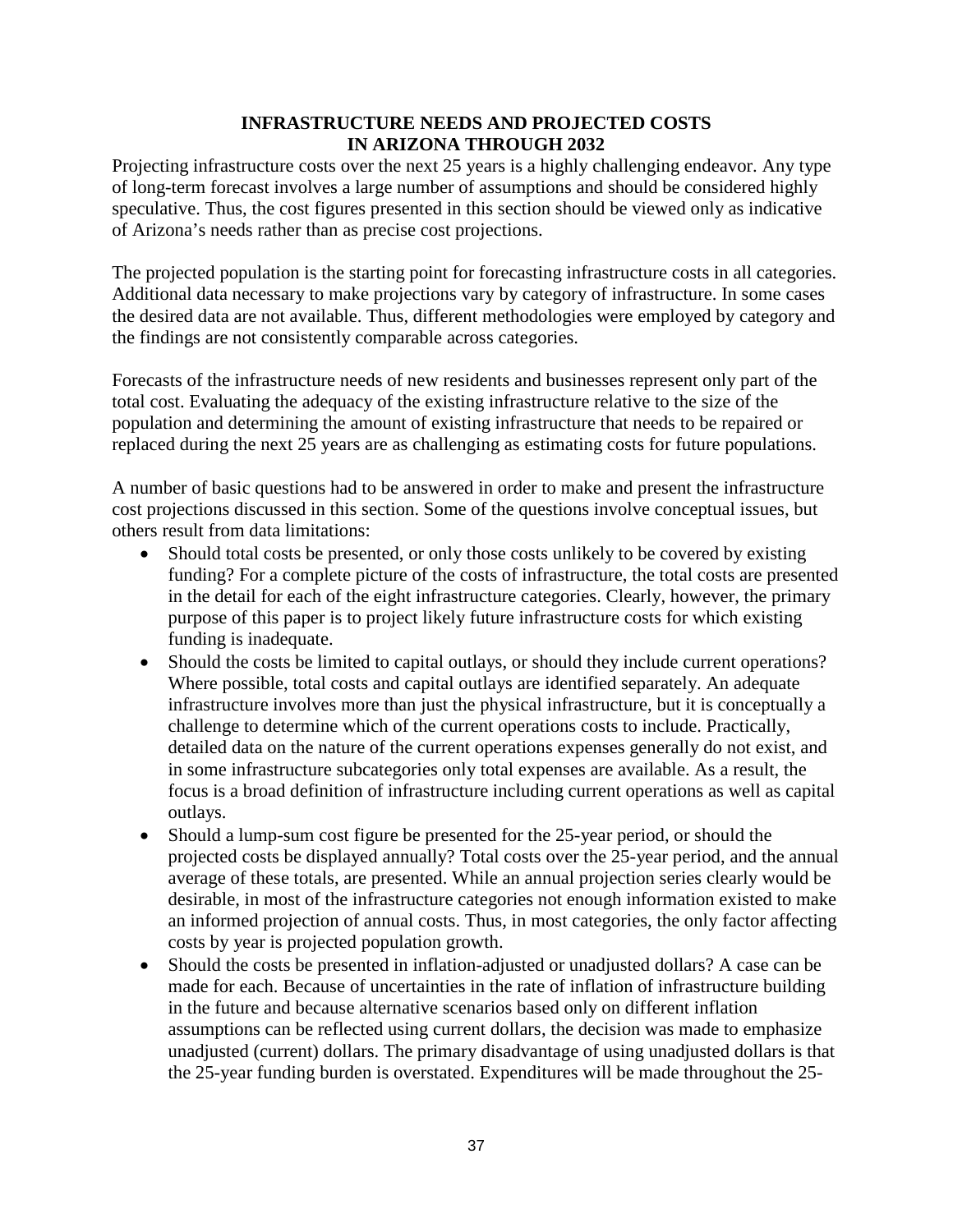## INFRASTRUCTURE NEEDS AND PROJECTED COSTS IN ARIZONA THROUGH 2032

Projecting infrastructure costs over the next 25 years is a highly challenging endeavor. Any type of long-term forecast involves a large number of assumptions and should be considered highly speculative. Thus, the cost figures presented in this section should be viewed only as indicative of Arizona's needs rather than as precise cost projections.

The projected population is the starting point for forecasting infrastructure costs in all categories. Additional data necessary to make projections vary by category of infrastructure. In some cases the desired data are not available. Thus, different methodologies were employed by category and the findings are not consistently comparable across categories.

Forecasts of the infrastructure needs of new residents and businesses represent only part of the total cost. Evaluating the adequacy of the existing infrastructure relative to the size of the population and determining the amount of existing infrastructure that needs to be repaired or replaced during the next 25 years are as challenging as estimating costs for future populations.

A number of basic questions had to be answered in order to make and present the infrastructure cost projections discussed in this section. Some of the questions involve conceptual issues, but others result from data limitations:

- Should total costs be presented, or only those costs unlikely to be covered by existing funding? For a complete picture of the costs of infrastructure, the total costs are presented in the detail for each of the eight infrastructure categories. Clearly, however, the primary purpose of this paper is to project likely future infrastructure costs for which existing funding is inadequate.
- Should the costs be limited to capital outlays, or should they include current operations? Where possible, total costs and capital outlays are identified separately. An adequate infrastructure involves more than just the physical infrastructure, but it is conceptually a challenge to determine which of the current operations costs to include. Practically, detailed data on the nature of the current operations expenses generally do not exist, and in some infrastructure subcategories only total expenses are available. As a result, the focus is a broad definition of infrastructure including current operations as well as capital outlays.
- Should a lump-sum cost figure be presented for the 25-year period, or should the projected costs be displayed annually? Total costs over the 25-year period, and the annual average of these totals, are presented. While an annual projection series clearly would be desirable, in most of the infrastructure categories not enough information existed to make an informed projection of annual costs. Thus, in most categories, the only factor affecting costs by year is projected population growth.
- Should the costs be presented in inflation-adjusted or unadjusted dollars? A case can be made for each. Because of uncertainties in the rate of inflation of infrastructure building in the future and because alternative scenarios based only on different inflation assumptions can be reflected using current dollars, the decision was made to emphasize unadjusted (current) dollars. The primary disadvantage of using unadjusted dollars is that the 25-year funding burden is overstated. Expenditures will be made throughout the 25-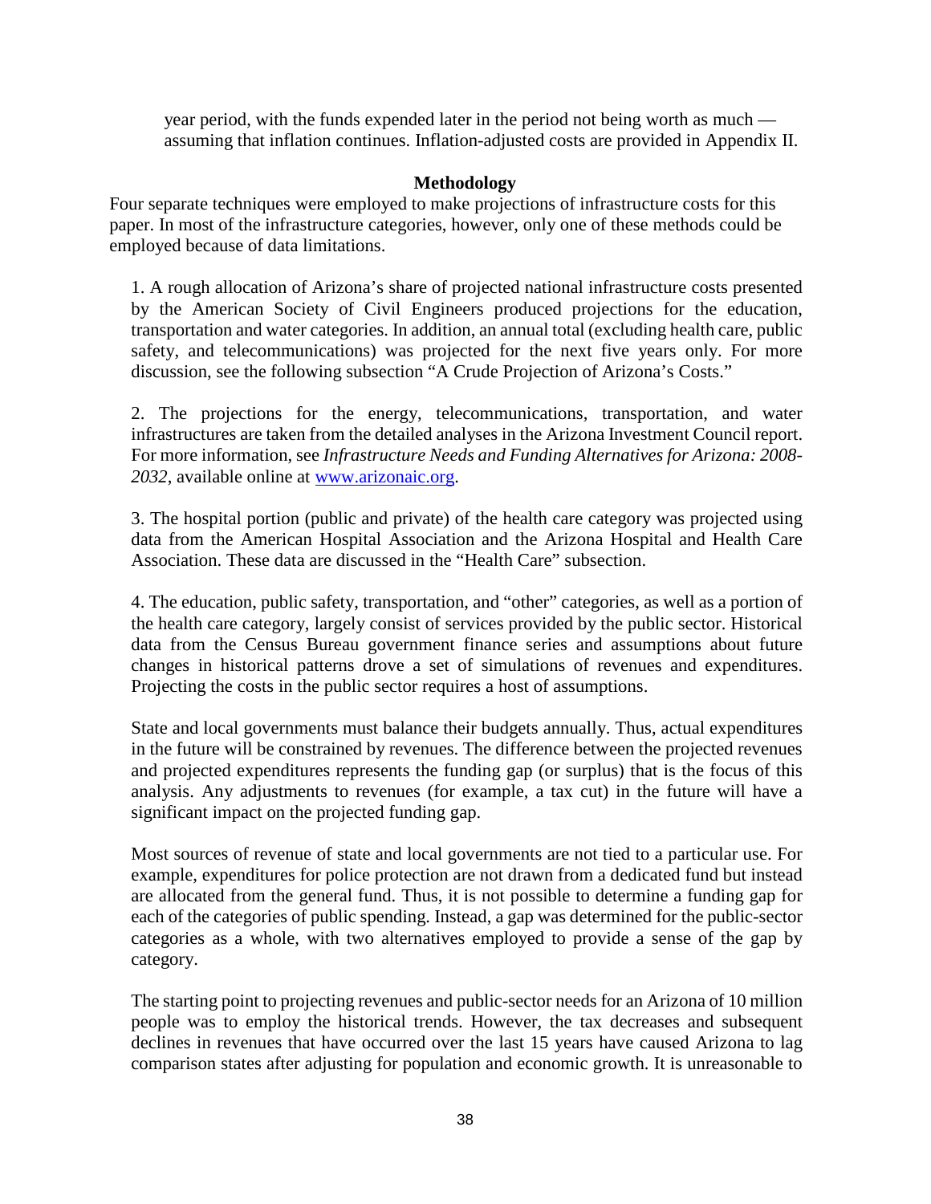year period, with the funds expended later in the period not being worth as much — assuming that inflation continues. Inflation-adjusted costs are provided in Appendix II.

### Methodology

Four separate techniques were employed to make projections of infrastructure costs for this paper. In most of the infrastructure categories, however, only one of these methods could be employed because of data limitations.

1. A rough allocation of Arizona's share of projected national infrastructure costs presented by the American Society of Civil Engineers produced projections for the education, transportation and water categories. In addition, an annual total (excluding health care, public safety, and telecommunications) was projected for the next five years only. For more discussion, see the following subsection "A Crude Projection of Arizona's Costs."

2. The projections for the energy, telecommunications, transportation, and water infrastructures are taken from the detailed analyses in the Arizona Investment Council report. For more information, see *Infrastructure Needs and Funding Alternatives for Arizona: 2008-2032*, available online at www.arizonaic.org.

3. The hospital portion (public and private) of the health care category was projected using data from the American Hospital Association and the Arizona Hospital and Health Care Association. These data are discussed in the "Health Care" subsection.

4. The education, public safety, transportation, and "other" categories, as well as a portion of the health care category, largely consist of services provided by the public sector. Historical data from the Census Bureau government finance series and assumptions about future changes in historical patterns drove a set of simulations of revenues and expenditures. Projecting the costs in the public sector requires a host of assumptions.

State and local governments must balance their budgets annually. Thus, actual expenditures in the future will be constrained by revenues. The difference between the projected revenues and projected expenditures represents the funding gap (or surplus) that is the focus of this analysis. Any adjustments to revenues (for example, a tax cut) in the future will have a significant impact on the projected funding gap.

Most sources of revenue of state and local governments are not tied to a particular use. For example, expenditures for police protection are not drawn from a dedicated fund but instead are allocated from the general fund. Thus, it is not possible to determine a funding gap for each of the categories of public spending. Instead, a gap was determined for the public-sector categories as a whole, with two alternatives employed to provide a sense of the gap by category.

The starting point to projecting revenues and public-sector needs for an Arizona of 10 million people was to employ the historical trends. However, the tax decreases and subsequent declines in revenues that have occurred over the last 15 years have caused Arizona to lag comparison states after adjusting for population and economic growth. It is unreasonable to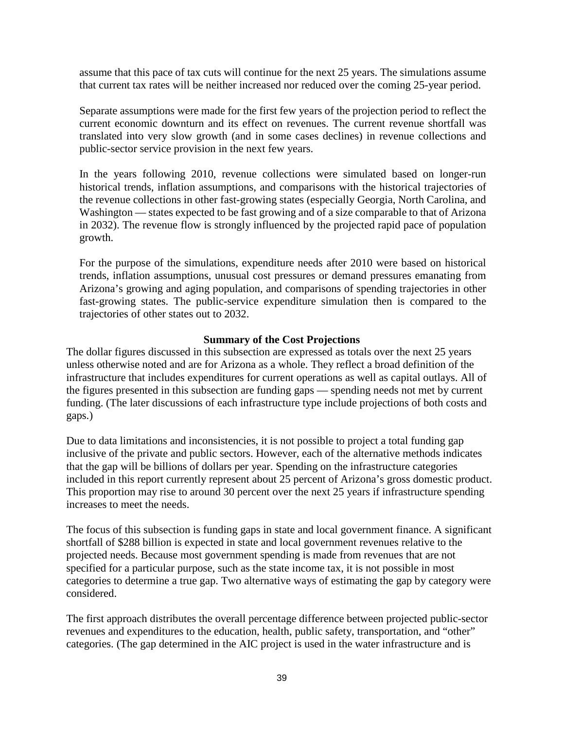assume that this pace of tax cuts will continue for the next 25 years. The simulations assume that current tax rates will be neither increased nor reduced over the coming 25-year period.

Separate assumptions were made for the first few years of the projection period to reflect the current economic downturn and its effect on revenues. The current revenue shortfall was translated into very slow growth (and in some cases declines) in revenue collections and public-sector service provision in the next few years.

In the years following 2010, revenue collections were simulated based on longer-run historical trends, inflation assumptions, and comparisons with the historical trajectories of the revenue collections in other fast-growing states (especially Georgia, North Carolina, and Washington — states expected to be fast growing and of a size comparable to that of Arizona in 2032). The revenue flow is strongly influenced by the projected rapid pace of population growth.

For the purpose of the simulations, expenditure needs after 2010 were based on historical trends, inflation assumptions, unusual cost pressures or demand pressures emanating from Arizona's growing and aging population, and comparisons of spending trajectories in other fast-growing states. The public-service expenditure simulation then is compared to the trajectories of other states out to 2032.

### Summary of the Cost Projections

The dollar figures discussed in this subsection are expressed as totals over the next 25 years unless otherwise noted and are for Arizona as a whole. They reflect a broad definition of the infrastructure that includes expenditures for current operations as well as capital outlays. All of the figures presented in this subsection are funding gaps — spending needs not met by current funding. (The later discussions of each infrastructure type include projections of both costs and gaps.)

Due to data limitations and inconsistencies, it is not possible to project a total funding gap inclusive of the private and public sectors. However, each of the alternative methods indicates that the gap will be billions of dollars per year. Spending on the infrastructure categories included in this report currently represent about 25 percent of Arizona's gross domestic product. This proportion may rise to around 30 percent over the next 25 years if infrastructure spending increases to meet the needs.

The focus of this subsection is funding gaps in state and local government finance. A significant shortfall of $288 billion is expected in state and local government revenues relative to the projected needs. Because most government spending is made from revenues that are not specified for a particular purpose, such as the state income tax, it is not possible in most categories to determine a true gap. Two alternative ways of estimating the gap by category were considered.

The first approach distributes the overall percentage difference between projected public-sector revenues and expenditures to the education, health, public safety, transportation, and "other" categories. (The gap determined in the AIC project is used in the water infrastructure and is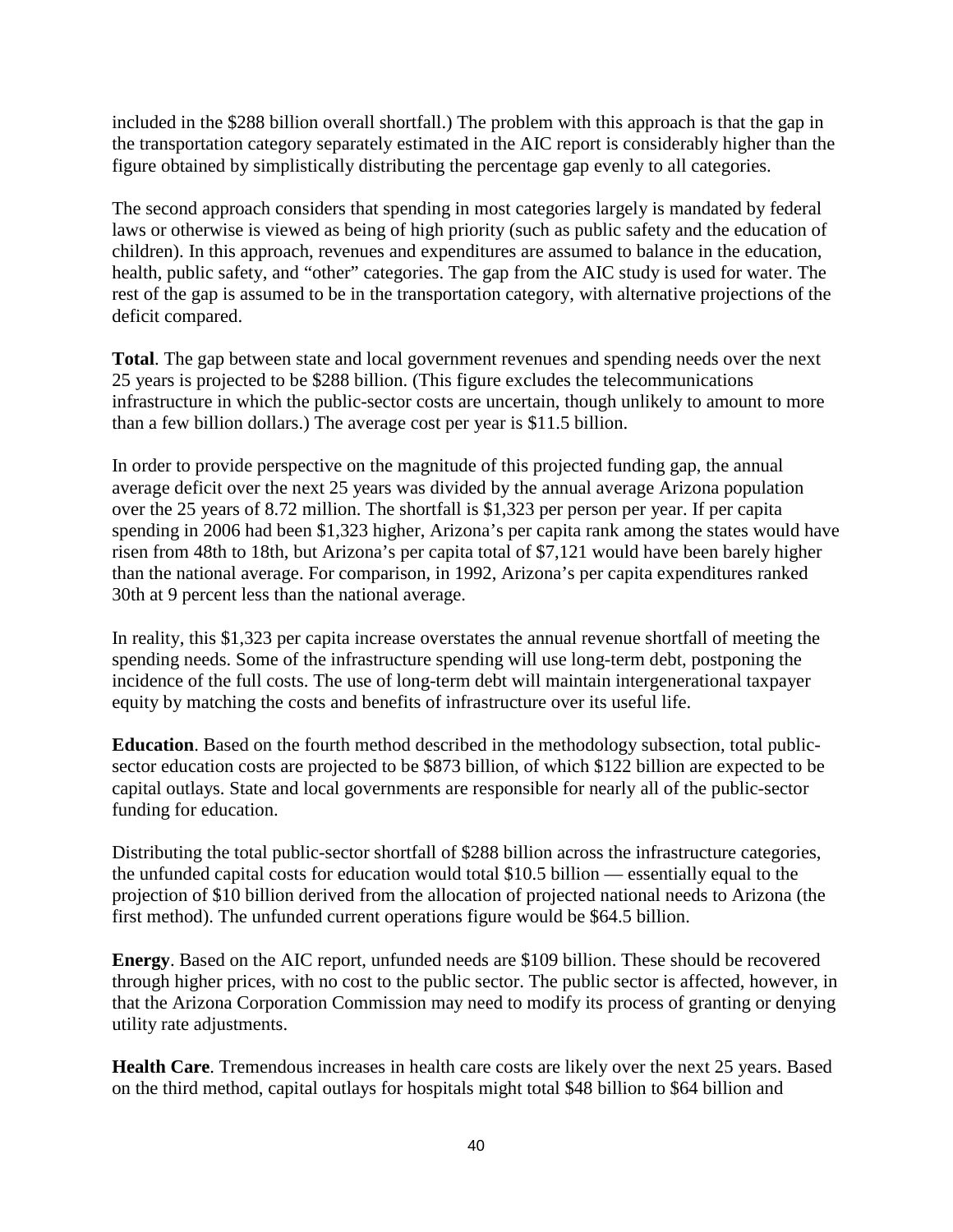included in the $288 billion overall shortfall.) The problem with this approach is that the gap in the transportation category separately estimated in the AIC report is considerably higher than the figure obtained by simplistically distributing the percentage gap evenly to all categories.

The second approach considers that spending in most categories largely is mandated by federal laws or otherwise is viewed as being of high priority (such as public safety and the education of children). In this approach, revenues and expenditures are assumed to balance in the education, health, public safety, and "other" categories. The gap from the AIC study is used for water. The rest of the gap is assumed to be in the transportation category, with alternative projections of the deficit compared.

**Total**. The gap between state and local government revenues and spending needs over the next 25 years is projected to be $288 billion. (This figure excludes the telecommunications infrastructure in which the public-sector costs are uncertain, though unlikely to amount to more than a few billion dollars.) The average cost per year is $11.5 billion.

In order to provide perspective on the magnitude of this projected funding gap, the annual average deficit over the next 25 years was divided by the annual average Arizona population over the 25 years of 8.72 million. The shortfall is $1,323 per person per year. If per capita spending in 2006 had been $1,323 higher, Arizona's per capita rank among the states would have risen from 48th to 18th, but Arizona's per capita total of $7,121 would have been barely higher than the national average. For comparison, in 1992, Arizona's per capita expenditures ranked 30th at 9 percent less than the national average.

In reality, this $1,323 per capita increase overstates the annual revenue shortfall of meeting the spending needs. Some of the infrastructure spending will use long-term debt, postponing the incidence of the full costs. The use of long-term debt will maintain intergenerational taxpayer equity by matching the costs and benefits of infrastructure over its useful life.

**Education**. Based on the fourth method described in the methodology subsection, total public-sector education costs are projected to be $873 billion, of which $122 billion are expected to be capital outlays. State and local governments are responsible for nearly all of the public-sector funding for education.

Distributing the total public-sector shortfall of $288 billion across the infrastructure categories, the unfunded capital costs for education would total $10.5 billion — essentially equal to the projection of $10 billion derived from the allocation of projected national needs to Arizona (the first method). The unfunded current operations figure would be $64.5 billion.

**Energy**. Based on the AIC report, unfunded needs are $109 billion. These should be recovered through higher prices, with no cost to the public sector. The public sector is affected, however, in that the Arizona Corporation Commission may need to modify its process of granting or denying utility rate adjustments.

**Health Care**. Tremendous increases in health care costs are likely over the next 25 years. Based on the third method, capital outlays for hospitals might total $48 billion to $64 billion and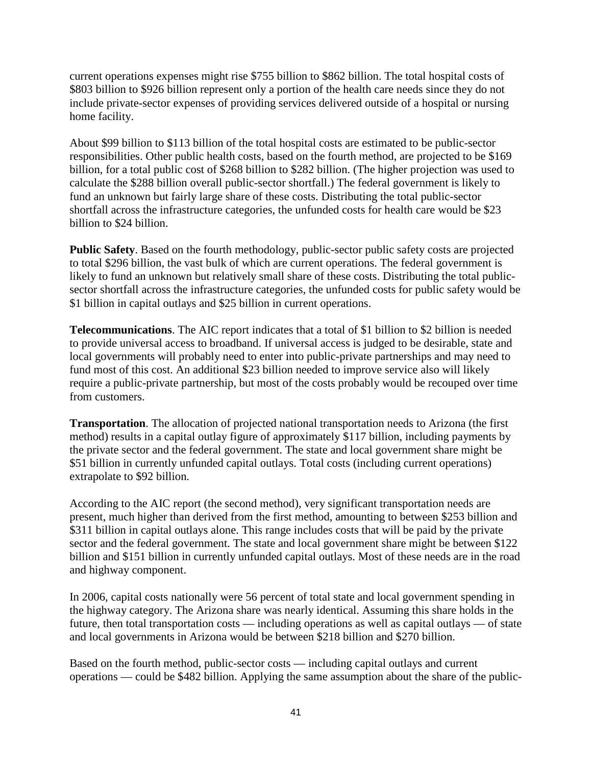current operations expenses might rise $755 billion to $862 billion. The total hospital costs of $803 billion to $926 billion represent only a portion of the health care needs since they do not include private-sector expenses of providing services delivered outside of a hospital or nursing home facility.

About $99 billion to $113 billion of the total hospital costs are estimated to be public-sector responsibilities. Other public health costs, based on the fourth method, are projected to be $169 billion, for a total public cost of $268 billion to $282 billion. (The higher projection was used to calculate the $288 billion overall public-sector shortfall.) The federal government is likely to fund an unknown but fairly large share of these costs. Distributing the total public-sector shortfall across the infrastructure categories, the unfunded costs for health care would be $23 billion to $24 billion.

**Public Safety**. Based on the fourth methodology, public-sector public safety costs are projected to total $296 billion, the vast bulk of which are current operations. The federal government is likely to fund an unknown but relatively small share of these costs. Distributing the total public-sector shortfall across the infrastructure categories, the unfunded costs for public safety would be $1 billion in capital outlays and $25 billion in current operations.

**Telecommunications**. The AIC report indicates that a total of $1 billion to $2 billion is needed to provide universal access to broadband. If universal access is judged to be desirable, state and local governments will probably need to enter into public-private partnerships and may need to fund most of this cost. An additional $23 billion needed to improve service also will likely require a public-private partnership, but most of the costs probably would be recouped over time from customers.

**Transportation**. The allocation of projected national transportation needs to Arizona (the first method) results in a capital outlay figure of approximately $117 billion, including payments by the private sector and the federal government. The state and local government share might be $51 billion in currently unfunded capital outlays. Total costs (including current operations) extrapolate to $92 billion.

According to the AIC report (the second method), very significant transportation needs are present, much higher than derived from the first method, amounting to between $253 billion and $311 billion in capital outlays alone. This range includes costs that will be paid by the private sector and the federal government. The state and local government share might be between $122 billion and $151 billion in currently unfunded capital outlays. Most of these needs are in the road and highway component.

In 2006, capital costs nationally were 56 percent of total state and local government spending in the highway category. The Arizona share was nearly identical. Assuming this share holds in the future, then total transportation costs — including operations as well as capital outlays — of state and local governments in Arizona would be between $218 billion and $270 billion.

Based on the fourth method, public-sector costs — including capital outlays and current operations — could be $482 billion. Applying the same assumption about the share of the public-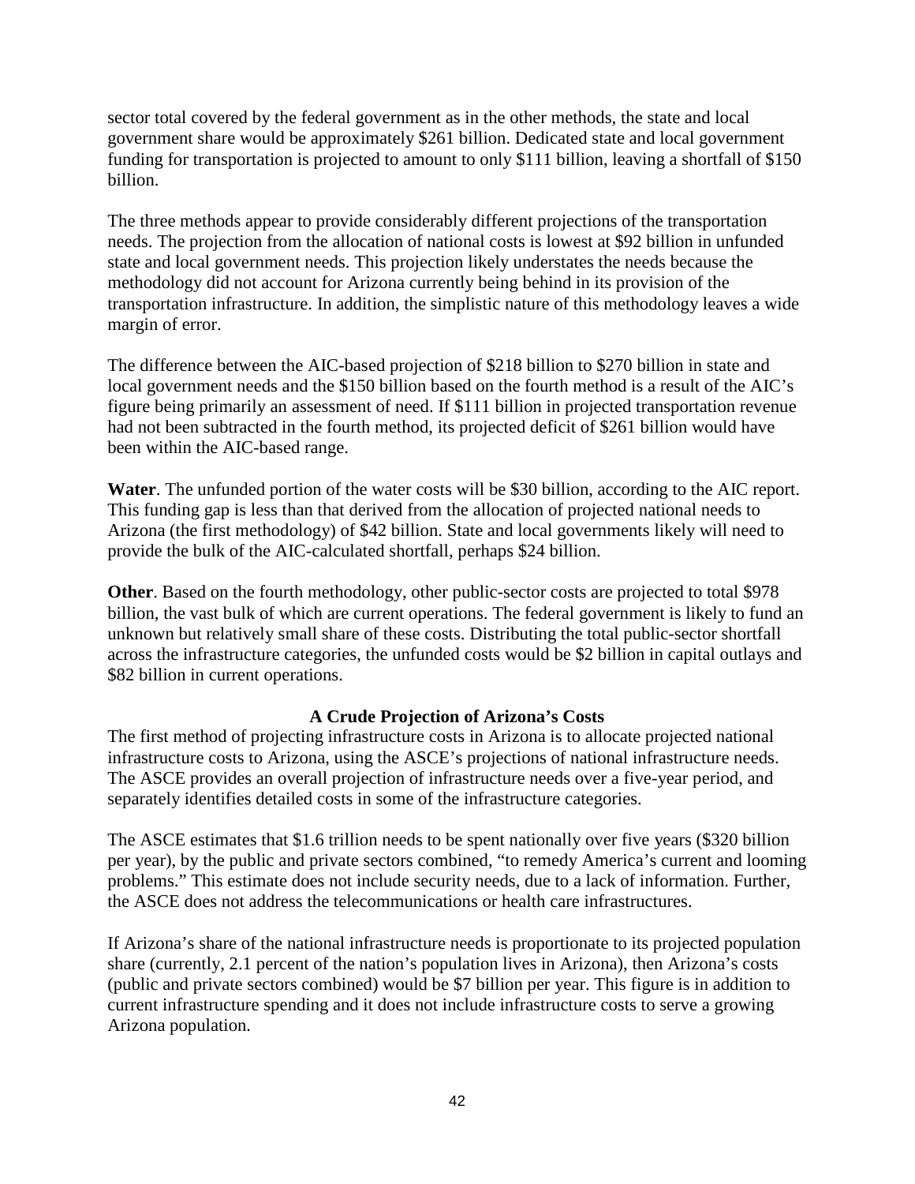sector total covered by the federal government as in the other methods, the state and local government share would be approximately $261 billion. Dedicated state and local government funding for transportation is projected to amount to only $111 billion, leaving a shortfall of $150 billion.

The three methods appear to provide considerably different projections of the transportation needs. The projection from the allocation of national costs is lowest at $92 billion in unfunded state and local government needs. This projection likely understates the needs because the methodology did not account for Arizona currently being behind in its provision of the transportation infrastructure. In addition, the simplistic nature of this methodology leaves a wide margin of error.

The difference between the AIC-based projection of $218 billion to $270 billion in state and local government needs and the $150 billion based on the fourth method is a result of the AIC's figure being primarily an assessment of need. If $111 billion in projected transportation revenue had not been subtracted in the fourth method, its projected deficit of $261 billion would have been within the AIC-based range.

**Water**. The unfunded portion of the water costs will be $30 billion, according to the AIC report. This funding gap is less than that derived from the allocation of projected national needs to Arizona (the first methodology) of $42 billion. State and local governments likely will need to provide the bulk of the AIC-calculated shortfall, perhaps $24 billion.

**Other**. Based on the fourth methodology, other public-sector costs are projected to total $978 billion, the vast bulk of which are current operations. The federal government is likely to fund an unknown but relatively small share of these costs. Distributing the total public-sector shortfall across the infrastructure categories, the unfunded costs would be $2 billion in capital outlays and $82 billion in current operations.

### A Crude Projection of Arizona's Costs

The first method of projecting infrastructure costs in Arizona is to allocate projected national infrastructure costs to Arizona, using the ASCE's projections of national infrastructure needs. The ASCE provides an overall projection of infrastructure needs over a five-year period, and separately identifies detailed costs in some of the infrastructure categories.

The ASCE estimates that $1.6 trillion needs to be spent nationally over five years ($320 billion per year), by the public and private sectors combined, "to remedy America's current and looming problems." This estimate does not include security needs, due to a lack of information. Further, the ASCE does not address the telecommunications or health care infrastructures.

If Arizona's share of the national infrastructure needs is proportionate to its projected population share (currently, 2.1 percent of the nation's population lives in Arizona), then Arizona's costs (public and private sectors combined) would be $7 billion per year. This figure is in addition to current infrastructure spending and it does not include infrastructure costs to serve a growing Arizona population.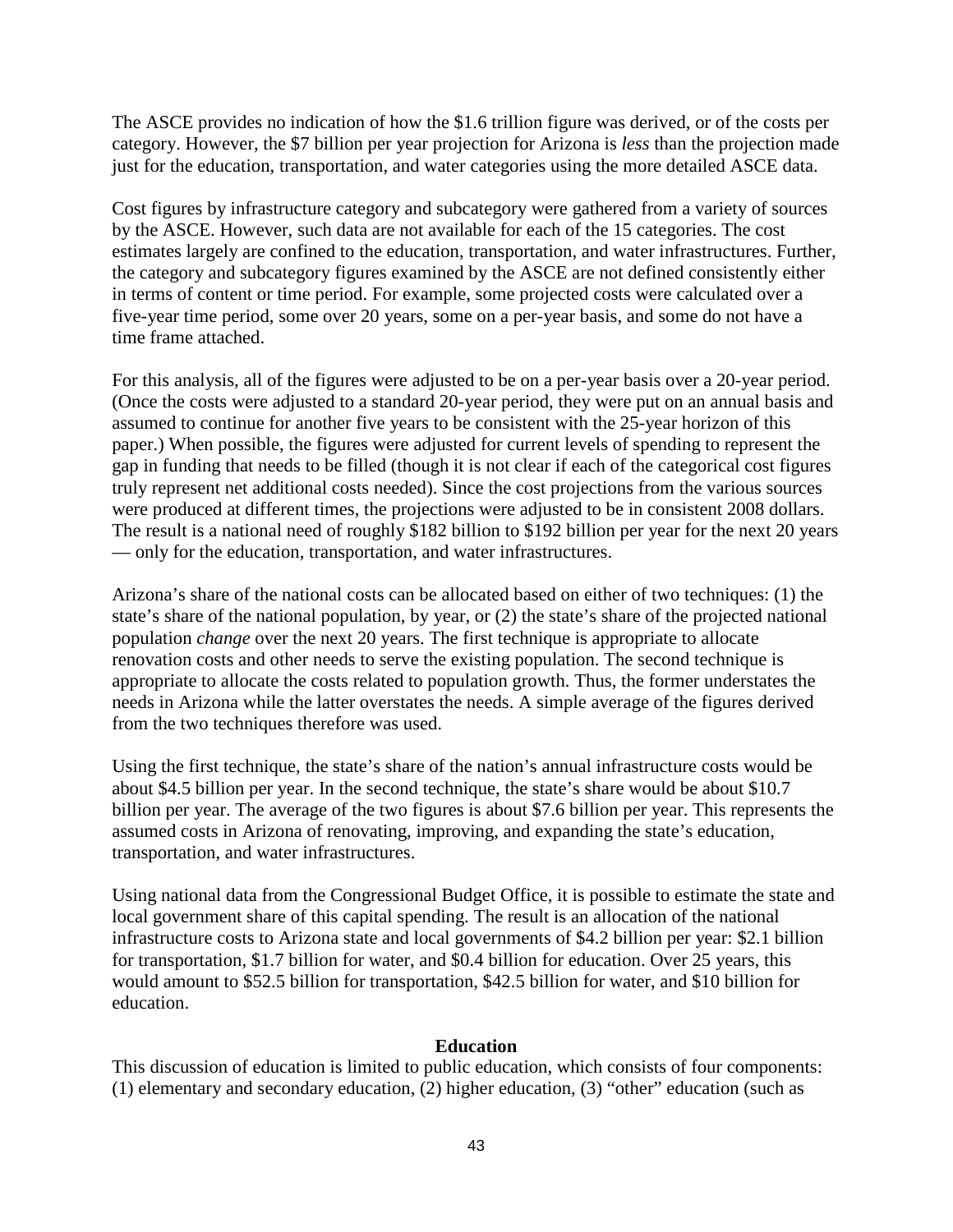The ASCE provides no indication of how the $1.6 trillion figure was derived, or of the costs per category. However, the $7 billion per year projection for Arizona is *less* than the projection made just for the education, transportation, and water categories using the more detailed ASCE data.

Cost figures by infrastructure category and subcategory were gathered from a variety of sources by the ASCE. However, such data are not available for each of the 15 categories. The cost estimates largely are confined to the education, transportation, and water infrastructures. Further, the category and subcategory figures examined by the ASCE are not defined consistently either in terms of content or time period. For example, some projected costs were calculated over a five-year time period, some over 20 years, some on a per-year basis, and some do not have a time frame attached.

For this analysis, all of the figures were adjusted to be on a per-year basis over a 20-year period. (Once the costs were adjusted to a standard 20-year period, they were put on an annual basis and assumed to continue for another five years to be consistent with the 25-year horizon of this paper.) When possible, the figures were adjusted for current levels of spending to represent the gap in funding that needs to be filled (though it is not clear if each of the categorical cost figures truly represent net additional costs needed). Since the cost projections from the various sources were produced at different times, the projections were adjusted to be in consistent 2008 dollars. The result is a national need of roughly $182 billion to $192 billion per year for the next 20 years — only for the education, transportation, and water infrastructures.

Arizona's share of the national costs can be allocated based on either of two techniques: (1) the state's share of the national population, by year, or (2) the state's share of the projected national population *change* over the next 20 years. The first technique is appropriate to allocate renovation costs and other needs to serve the existing population. The second technique is appropriate to allocate the costs related to population growth. Thus, the former understates the needs in Arizona while the latter overstates the needs. A simple average of the figures derived from the two techniques therefore was used.

Using the first technique, the state's share of the nation's annual infrastructure costs would be about $4.5 billion per year. In the second technique, the state's share would be about $10.7 billion per year. The average of the two figures is about $7.6 billion per year. This represents the assumed costs in Arizona of renovating, improving, and expanding the state's education, transportation, and water infrastructures.

Using national data from the Congressional Budget Office, it is possible to estimate the state and local government share of this capital spending. The result is an allocation of the national infrastructure costs to Arizona state and local governments of $4.2 billion per year: $2.1 billion for transportation, $1.7 billion for water, and $0.4 billion for education. Over 25 years, this would amount to $52.5 billion for transportation, $42.5 billion for water, and $10 billion for education.

### Education

This discussion of education is limited to public education, which consists of four components: (1) elementary and secondary education, (2) higher education, (3) "other" education (such as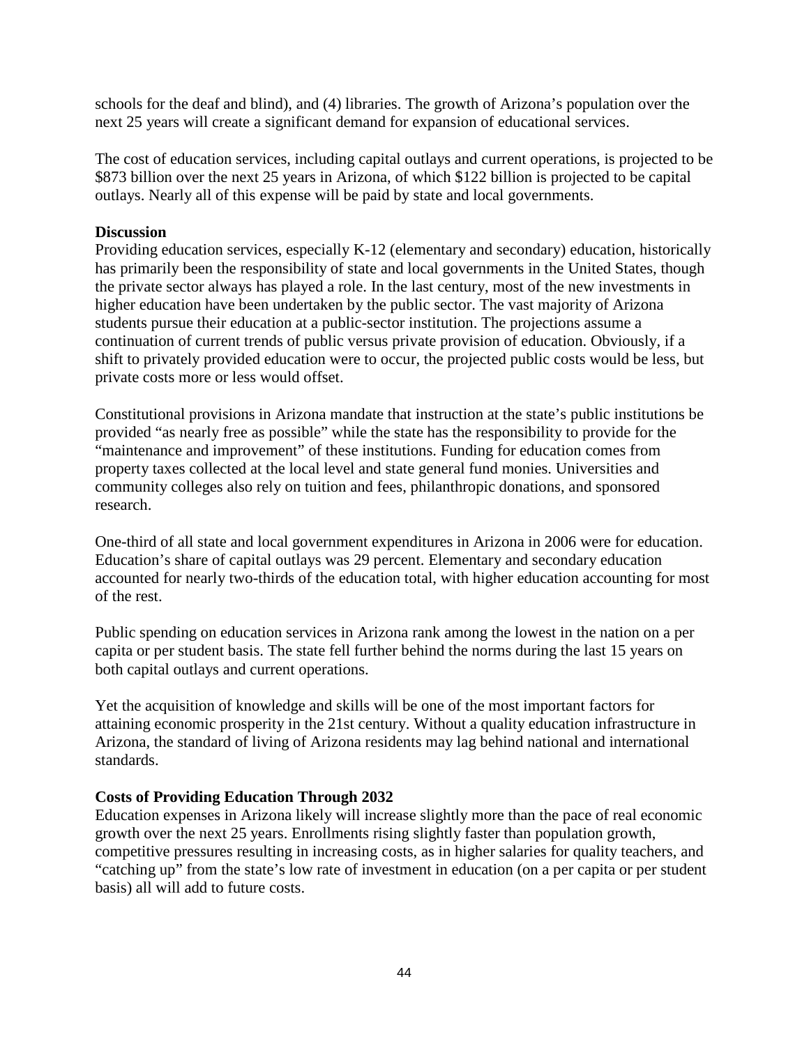schools for the deaf and blind), and (4) libraries. The growth of Arizona's population over the next 25 years will create a significant demand for expansion of educational services.

The cost of education services, including capital outlays and current operations, is projected to be $873 billion over the next 25 years in Arizona, of which $122 billion is projected to be capital outlays. Nearly all of this expense will be paid by state and local governments.

**Discussion**

Providing education services, especially K-12 (elementary and secondary) education, historically has primarily been the responsibility of state and local governments in the United States, though the private sector always has played a role. In the last century, most of the new investments in higher education have been undertaken by the public sector. The vast majority of Arizona students pursue their education at a public-sector institution. The projections assume a continuation of current trends of public versus private provision of education. Obviously, if a shift to privately provided education were to occur, the projected public costs would be less, but private costs more or less would offset.

Constitutional provisions in Arizona mandate that instruction at the state's public institutions be provided "as nearly free as possible" while the state has the responsibility to provide for the "maintenance and improvement" of these institutions. Funding for education comes from property taxes collected at the local level and state general fund monies. Universities and community colleges also rely on tuition and fees, philanthropic donations, and sponsored research.

One-third of all state and local government expenditures in Arizona in 2006 were for education. Education's share of capital outlays was 29 percent. Elementary and secondary education accounted for nearly two-thirds of the education total, with higher education accounting for most of the rest.

Public spending on education services in Arizona rank among the lowest in the nation on a per capita or per student basis. The state fell further behind the norms during the last 15 years on both capital outlays and current operations.

Yet the acquisition of knowledge and skills will be one of the most important factors for attaining economic prosperity in the 21st century. Without a quality education infrastructure in Arizona, the standard of living of Arizona residents may lag behind national and international standards.

**Costs of Providing Education Through 2032**

Education expenses in Arizona likely will increase slightly more than the pace of real economic growth over the next 25 years. Enrollments rising slightly faster than population growth, competitive pressures resulting in increasing costs, as in higher salaries for quality teachers, and "catching up" from the state's low rate of investment in education (on a per capita or per student basis) all will add to future costs.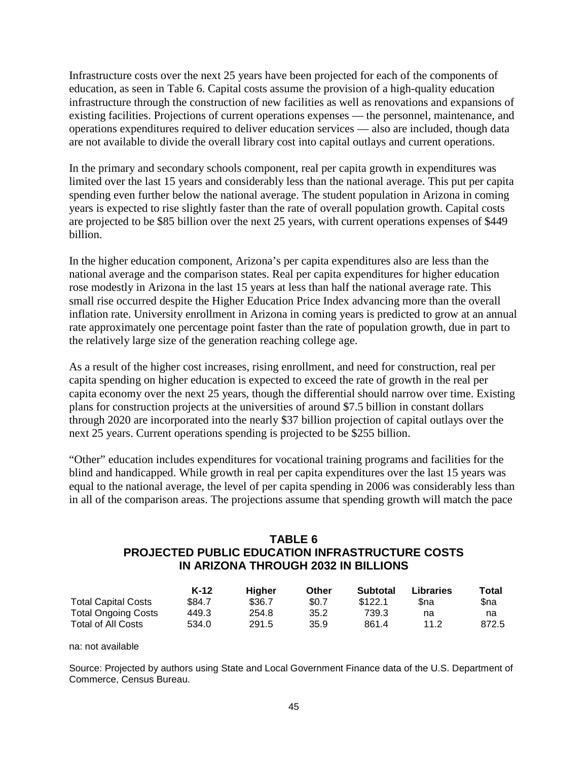Infrastructure costs over the next 25 years have been projected for each of the components of education, as seen in Table 6. Capital costs assume the provision of a high-quality education infrastructure through the construction of new facilities as well as renovations and expansions of existing facilities. Projections of current operations expenses — the personnel, maintenance, and operations expenditures required to deliver education services — also are included, though data are not available to divide the overall library cost into capital outlays and current operations.

In the primary and secondary schools component, real per capita growth in expenditures was limited over the last 15 years and considerably less than the national average. This put per capita spending even further below the national average. The student population in Arizona in coming years is expected to rise slightly faster than the rate of overall population growth. Capital costs are projected to be $85 billion over the next 25 years, with current operations expenses of $449 billion.

In the higher education component, Arizona's per capita expenditures also are less than the national average and the comparison states. Real per capita expenditures for higher education rose modestly in Arizona in the last 15 years at less than half the national average rate. This small rise occurred despite the Higher Education Price Index advancing more than the overall inflation rate. University enrollment in Arizona in coming years is predicted to grow at an annual rate approximately one percentage point faster than the rate of population growth, due in part to the relatively large size of the generation reaching college age.

As a result of the higher cost increases, rising enrollment, and need for construction, real per capita spending on higher education is expected to exceed the rate of growth in the real per capita economy over the next 25 years, though the differential should narrow over time. Existing plans for construction projects at the universities of around $7.5 billion in constant dollars through 2020 are incorporated into the nearly $37 billion projection of capital outlays over the next 25 years. Current operations spending is projected to be $255 billion.

"Other" education includes expenditures for vocational training programs and facilities for the blind and handicapped. While growth in real per capita expenditures over the last 15 years was equal to the national average, the level of per capita spending in 2006 was considerably less than in all of the comparison areas. The projections assume that spending growth will match the pace

**TABLE 6**
**PROJECTED PUBLIC EDUCATION INFRASTRUCTURE COSTS IN ARIZONA THROUGH 2032 IN BILLIONS**

| | K-12 | Higher | Other | Subtotal | Libraries | Total |
|---|---|---|---|---|---|---|
| Total Capital Costs | $84.7 | $36.7 | $0.7 | $122.1 | $na | $na |
| Total Ongoing Costs | 449.3 | 254.8 | 35.2 | 739.3 | na | na |
| Total of All Costs | 534.0 | 291.5 | 35.9 | 861.4 | 11.2 | 872.5 |

na: not available

Source: Projected by authors using State and Local Government Finance data of the U.S. Department of Commerce, Census Bureau.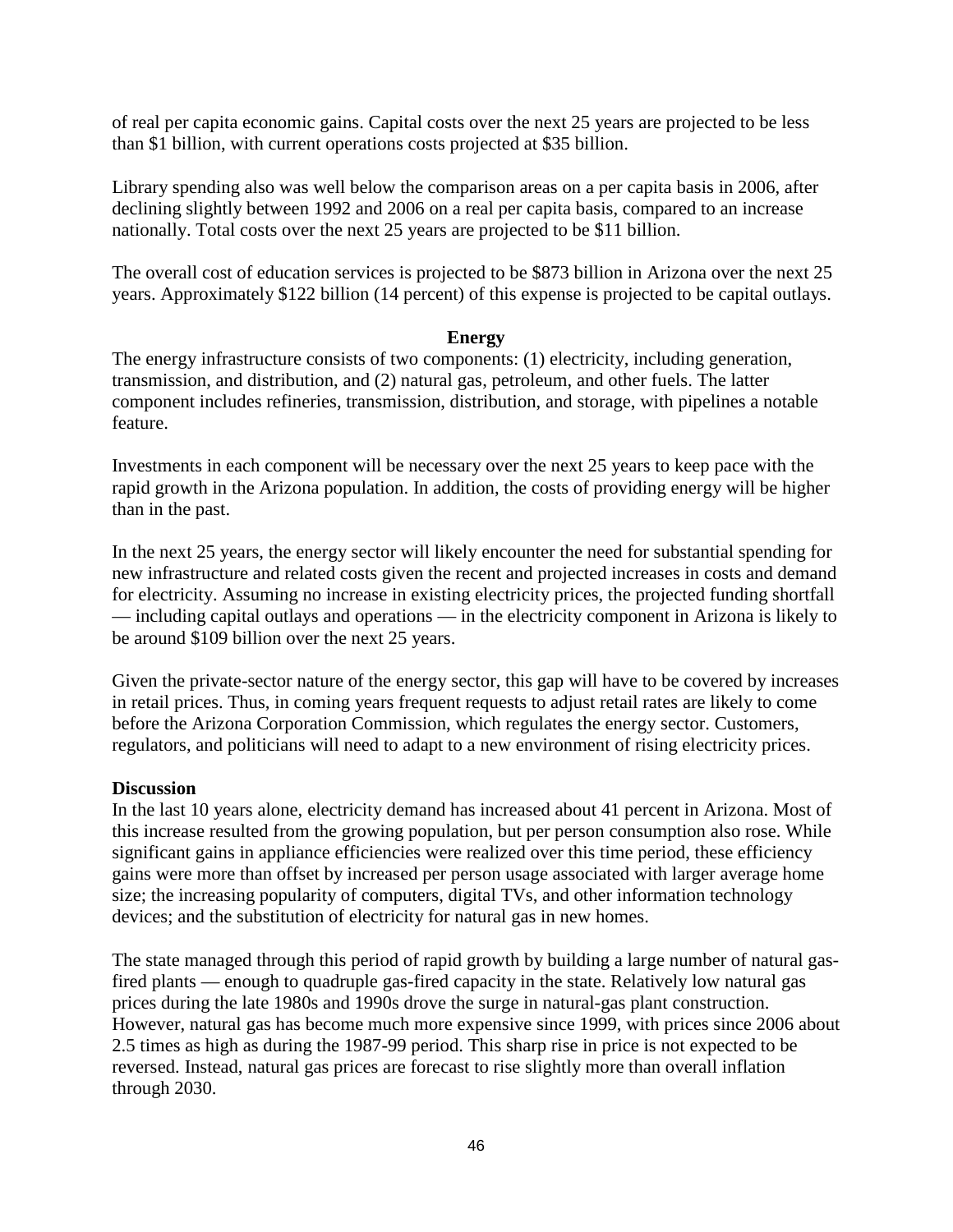of real per capita economic gains. Capital costs over the next 25 years are projected to be less than $1 billion, with current operations costs projected at $35 billion.

Library spending also was well below the comparison areas on a per capita basis in 2006, after declining slightly between 1992 and 2006 on a real per capita basis, compared to an increase nationally. Total costs over the next 25 years are projected to be $11 billion.

The overall cost of education services is projected to be $873 billion in Arizona over the next 25 years. Approximately $122 billion (14 percent) of this expense is projected to be capital outlays.

## Energy

The energy infrastructure consists of two components: (1) electricity, including generation, transmission, and distribution, and (2) natural gas, petroleum, and other fuels. The latter component includes refineries, transmission, distribution, and storage, with pipelines a notable feature.

Investments in each component will be necessary over the next 25 years to keep pace with the rapid growth in the Arizona population. In addition, the costs of providing energy will be higher than in the past.

In the next 25 years, the energy sector will likely encounter the need for substantial spending for new infrastructure and related costs given the recent and projected increases in costs and demand for electricity. Assuming no increase in existing electricity prices, the projected funding shortfall — including capital outlays and operations — in the electricity component in Arizona is likely to be around $109 billion over the next 25 years.

Given the private-sector nature of the energy sector, this gap will have to be covered by increases in retail prices. Thus, in coming years frequent requests to adjust retail rates are likely to come before the Arizona Corporation Commission, which regulates the energy sector. Customers, regulators, and politicians will need to adapt to a new environment of rising electricity prices.

### Discussion

In the last 10 years alone, electricity demand has increased about 41 percent in Arizona. Most of this increase resulted from the growing population, but per person consumption also rose. While significant gains in appliance efficiencies were realized over this time period, these efficiency gains were more than offset by increased per person usage associated with larger average home size; the increasing popularity of computers, digital TVs, and other information technology devices; and the substitution of electricity for natural gas in new homes.

The state managed through this period of rapid growth by building a large number of natural gas-fired plants — enough to quadruple gas-fired capacity in the state. Relatively low natural gas prices during the late 1980s and 1990s drove the surge in natural-gas plant construction. However, natural gas has become much more expensive since 1999, with prices since 2006 about 2.5 times as high as during the 1987-99 period. This sharp rise in price is not expected to be reversed. Instead, natural gas prices are forecast to rise slightly more than overall inflation through 2030.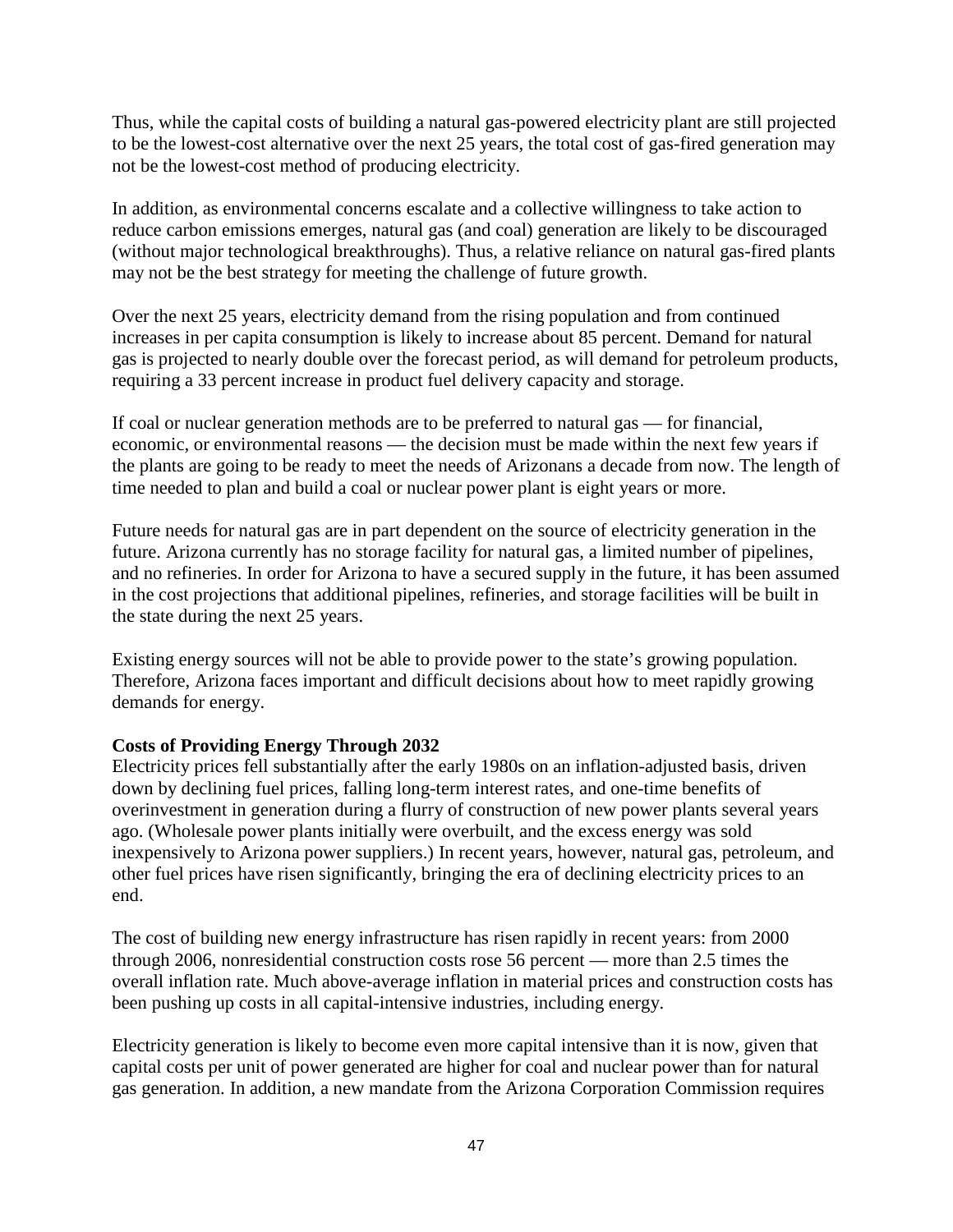Thus, while the capital costs of building a natural gas-powered electricity plant are still projected to be the lowest-cost alternative over the next 25 years, the total cost of gas-fired generation may not be the lowest-cost method of producing electricity.

In addition, as environmental concerns escalate and a collective willingness to take action to reduce carbon emissions emerges, natural gas (and coal) generation are likely to be discouraged (without major technological breakthroughs). Thus, a relative reliance on natural gas-fired plants may not be the best strategy for meeting the challenge of future growth.

Over the next 25 years, electricity demand from the rising population and from continued increases in per capita consumption is likely to increase about 85 percent. Demand for natural gas is projected to nearly double over the forecast period, as will demand for petroleum products, requiring a 33 percent increase in product fuel delivery capacity and storage.

If coal or nuclear generation methods are to be preferred to natural gas — for financial, economic, or environmental reasons — the decision must be made within the next few years if the plants are going to be ready to meet the needs of Arizonans a decade from now. The length of time needed to plan and build a coal or nuclear power plant is eight years or more.

Future needs for natural gas are in part dependent on the source of electricity generation in the future. Arizona currently has no storage facility for natural gas, a limited number of pipelines, and no refineries. In order for Arizona to have a secured supply in the future, it has been assumed in the cost projections that additional pipelines, refineries, and storage facilities will be built in the state during the next 25 years.

Existing energy sources will not be able to provide power to the state's growing population. Therefore, Arizona faces important and difficult decisions about how to meet rapidly growing demands for energy.

**Costs of Providing Energy Through 2032**

Electricity prices fell substantially after the early 1980s on an inflation-adjusted basis, driven down by declining fuel prices, falling long-term interest rates, and one-time benefits of overinvestment in generation during a flurry of construction of new power plants several years ago. (Wholesale power plants initially were overbuilt, and the excess energy was sold inexpensively to Arizona power suppliers.) In recent years, however, natural gas, petroleum, and other fuel prices have risen significantly, bringing the era of declining electricity prices to an end.

The cost of building new energy infrastructure has risen rapidly in recent years: from 2000 through 2006, nonresidential construction costs rose 56 percent — more than 2.5 times the overall inflation rate. Much above-average inflation in material prices and construction costs has been pushing up costs in all capital-intensive industries, including energy.

Electricity generation is likely to become even more capital intensive than it is now, given that capital costs per unit of power generated are higher for coal and nuclear power than for natural gas generation. In addition, a new mandate from the Arizona Corporation Commission requires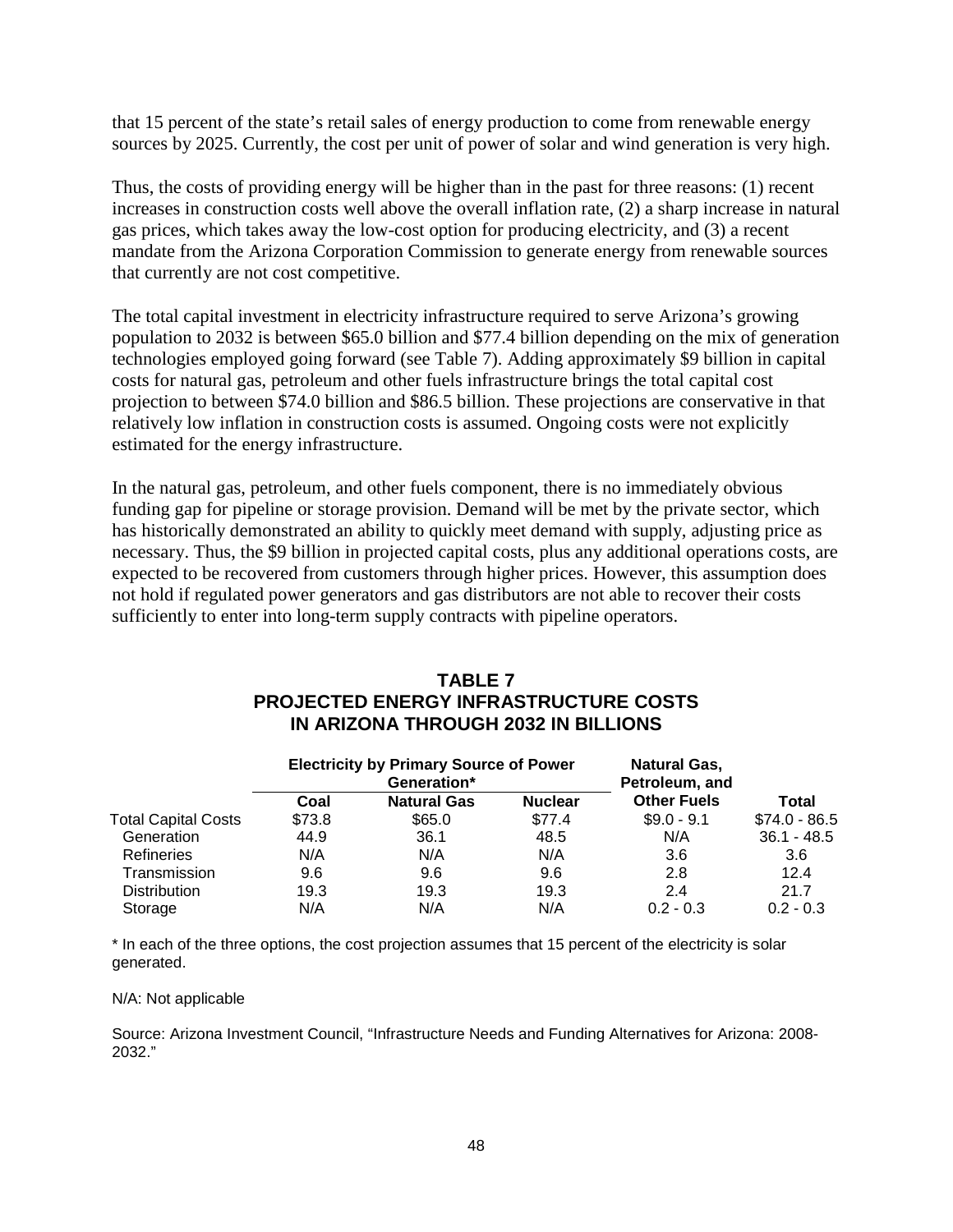that 15 percent of the state's retail sales of energy production to come from renewable energy sources by 2025. Currently, the cost per unit of power of solar and wind generation is very high.

Thus, the costs of providing energy will be higher than in the past for three reasons: (1) recent increases in construction costs well above the overall inflation rate, (2) a sharp increase in natural gas prices, which takes away the low-cost option for producing electricity, and (3) a recent mandate from the Arizona Corporation Commission to generate energy from renewable sources that currently are not cost competitive.

The total capital investment in electricity infrastructure required to serve Arizona's growing population to 2032 is between $65.0 billion and $77.4 billion depending on the mix of generation technologies employed going forward (see Table 7). Adding approximately $9 billion in capital costs for natural gas, petroleum and other fuels infrastructure brings the total capital cost projection to between $74.0 billion and $86.5 billion. These projections are conservative in that relatively low inflation in construction costs is assumed. Ongoing costs were not explicitly estimated for the energy infrastructure.

In the natural gas, petroleum, and other fuels component, there is no immediately obvious funding gap for pipeline or storage provision. Demand will be met by the private sector, which has historically demonstrated an ability to quickly meet demand with supply, adjusting price as necessary. Thus, the $9 billion in projected capital costs, plus any additional operations costs, are expected to be recovered from customers through higher prices. However, this assumption does not hold if regulated power generators and gas distributors are not able to recover their costs sufficiently to enter into long-term supply contracts with pipeline operators.

**TABLE 7**
**PROJECTED ENERGY INFRASTRUCTURE COSTS IN ARIZONA THROUGH 2032 IN BILLIONS**

| | Electricity by Primary Source of Power Generation* | | | Natural Gas, Petroleum, and | |
|---|---|---|---|---|---|
| | Coal | Natural Gas | Nuclear | Other Fuels | Total |
| Total Capital Costs | $73.8 | $65.0 | $77.4 | $9.0 - 9.1 | $74.0 - 86.5 |
| Generation | 44.9 | 36.1 | 48.5 | N/A | 36.1 - 48.5 |
| Refineries | N/A | N/A | N/A | 3.6 | 3.6 |
| Transmission | 9.6 | 9.6 | 9.6 | 2.8 | 12.4 |
| Distribution | 19.3 | 19.3 | 19.3 | 2.4 | 21.7 |
| Storage | N/A | N/A | N/A | 0.2 - 0.3 | 0.2 - 0.3 |

* In each of the three options, the cost projection assumes that 15 percent of the electricity is solar generated.

N/A: Not applicable

Source: Arizona Investment Council, "Infrastructure Needs and Funding Alternatives for Arizona: 2008-2032."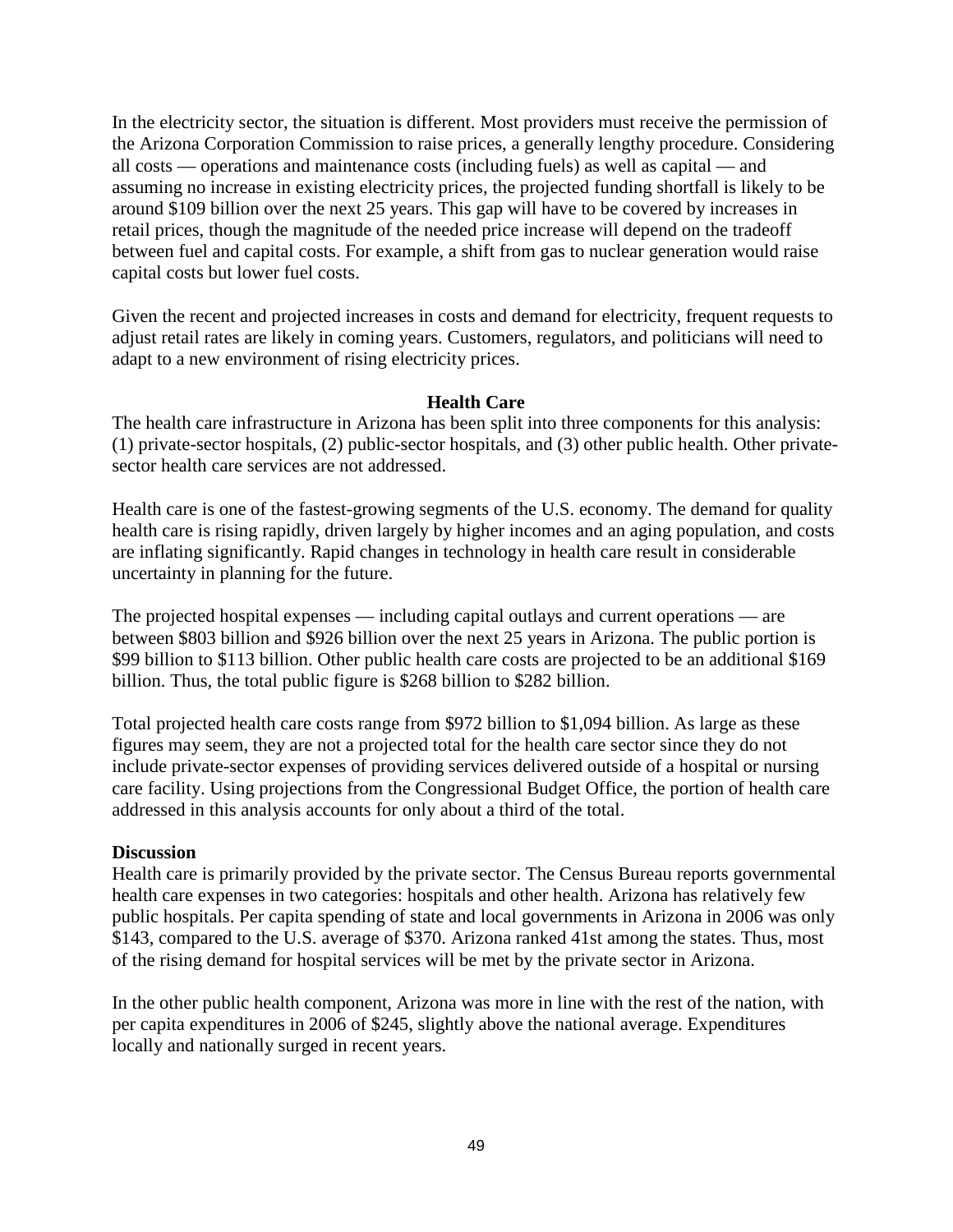In the electricity sector, the situation is different. Most providers must receive the permission of the Arizona Corporation Commission to raise prices, a generally lengthy procedure. Considering all costs — operations and maintenance costs (including fuels) as well as capital — and assuming no increase in existing electricity prices, the projected funding shortfall is likely to be around $109 billion over the next 25 years. This gap will have to be covered by increases in retail prices, though the magnitude of the needed price increase will depend on the tradeoff between fuel and capital costs. For example, a shift from gas to nuclear generation would raise capital costs but lower fuel costs.

Given the recent and projected increases in costs and demand for electricity, frequent requests to adjust retail rates are likely in coming years. Customers, regulators, and politicians will need to adapt to a new environment of rising electricity prices.

## Health Care

The health care infrastructure in Arizona has been split into three components for this analysis: (1) private-sector hospitals, (2) public-sector hospitals, and (3) other public health. Other private-sector health care services are not addressed.

Health care is one of the fastest-growing segments of the U.S. economy. The demand for quality health care is rising rapidly, driven largely by higher incomes and an aging population, and costs are inflating significantly. Rapid changes in technology in health care result in considerable uncertainty in planning for the future.

The projected hospital expenses — including capital outlays and current operations — are between $803 billion and $926 billion over the next 25 years in Arizona. The public portion is $99 billion to $113 billion. Other public health care costs are projected to be an additional $169 billion. Thus, the total public figure is $268 billion to $282 billion.

Total projected health care costs range from $972 billion to $1,094 billion. As large as these figures may seem, they are not a projected total for the health care sector since they do not include private-sector expenses of providing services delivered outside of a hospital or nursing care facility. Using projections from the Congressional Budget Office, the portion of health care addressed in this analysis accounts for only about a third of the total.

### Discussion

Health care is primarily provided by the private sector. The Census Bureau reports governmental health care expenses in two categories: hospitals and other health. Arizona has relatively few public hospitals. Per capita spending of state and local governments in Arizona in 2006 was only $143, compared to the U.S. average of $370. Arizona ranked 41st among the states. Thus, most of the rising demand for hospital services will be met by the private sector in Arizona.

In the other public health component, Arizona was more in line with the rest of the nation, with per capita expenditures in 2006 of $245, slightly above the national average. Expenditures locally and nationally surged in recent years.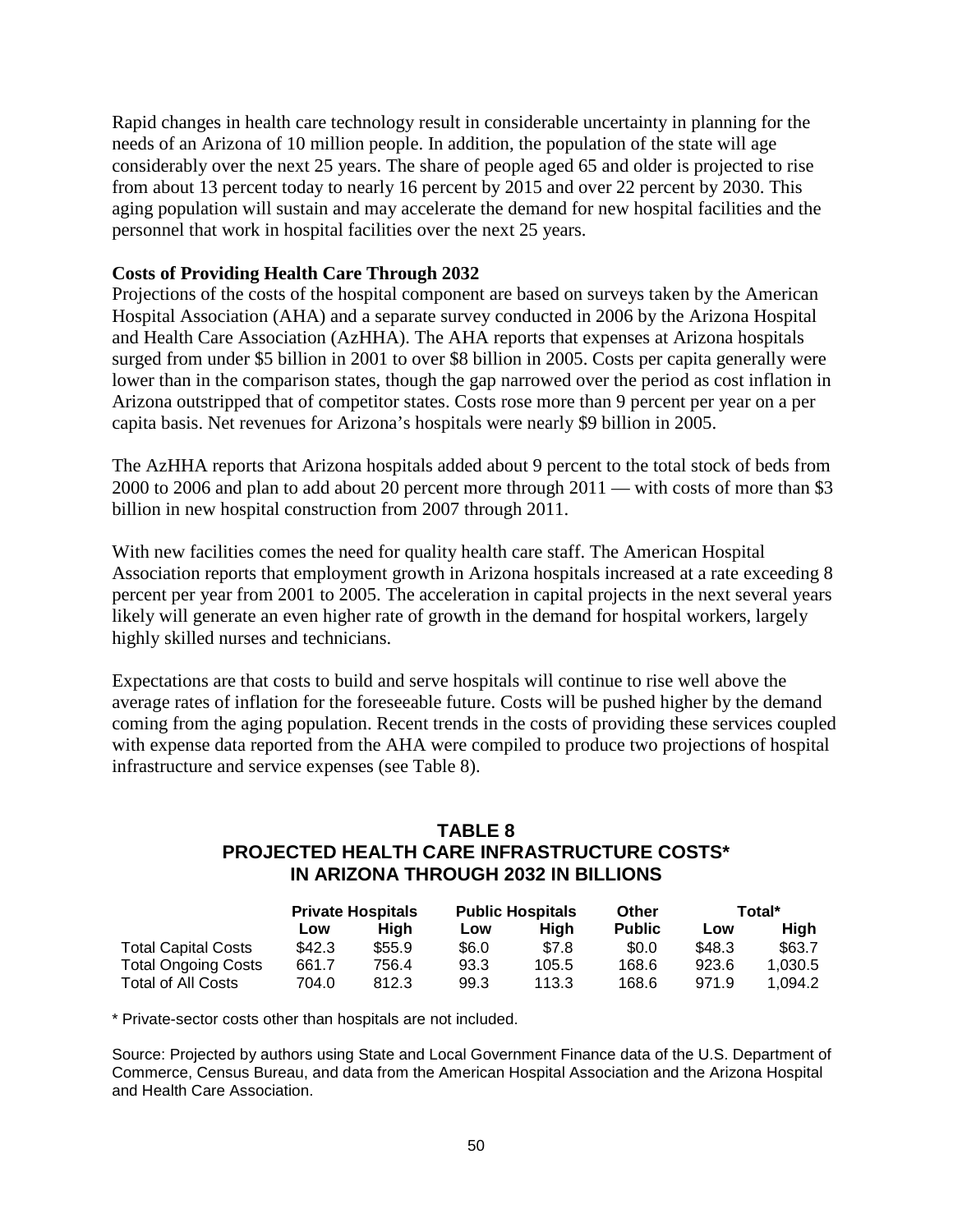Rapid changes in health care technology result in considerable uncertainty in planning for the needs of an Arizona of 10 million people. In addition, the population of the state will age considerably over the next 25 years. The share of people aged 65 and older is projected to rise from about 13 percent today to nearly 16 percent by 2015 and over 22 percent by 2030. This aging population will sustain and may accelerate the demand for new hospital facilities and the personnel that work in hospital facilities over the next 25 years.

**Costs of Providing Health Care Through 2032**

Projections of the costs of the hospital component are based on surveys taken by the American Hospital Association (AHA) and a separate survey conducted in 2006 by the Arizona Hospital and Health Care Association (AzHHA). The AHA reports that expenses at Arizona hospitals surged from under $5 billion in 2001 to over $8 billion in 2005. Costs per capita generally were lower than in the comparison states, though the gap narrowed over the period as cost inflation in Arizona outstripped that of competitor states. Costs rose more than 9 percent per year on a per capita basis. Net revenues for Arizona's hospitals were nearly $9 billion in 2005.

The AzHHA reports that Arizona hospitals added about 9 percent to the total stock of beds from 2000 to 2006 and plan to add about 20 percent more through 2011 — with costs of more than $3 billion in new hospital construction from 2007 through 2011.

With new facilities comes the need for quality health care staff. The American Hospital Association reports that employment growth in Arizona hospitals increased at a rate exceeding 8 percent per year from 2001 to 2005. The acceleration in capital projects in the next several years likely will generate an even higher rate of growth in the demand for hospital workers, largely highly skilled nurses and technicians.

Expectations are that costs to build and serve hospitals will continue to rise well above the average rates of inflation for the foreseeable future. Costs will be pushed higher by the demand coming from the aging population. Recent trends in the costs of providing these services coupled with expense data reported from the AHA were compiled to produce two projections of hospital infrastructure and service expenses (see Table 8).

**TABLE 8**
**PROJECTED HEALTH CARE INFRASTRUCTURE COSTS\* IN ARIZONA THROUGH 2032 IN BILLIONS**

| | Private Hospitals | | Public Hospitals | | Other | Total* | |
|---|---|---|---|---|---|---|---|
| | Low | High | Low | High | Public | Low | High |
| Total Capital Costs | $42.3 | $55.9 | $6.0 | $7.8 | $0.0 | $48.3 | $63.7 |
| Total Ongoing Costs | 661.7 | 756.4 | 93.3 | 105.5 | 168.6 | 923.6 | 1,030.5 |
| Total of All Costs | 704.0 | 812.3 | 99.3 | 113.3 | 168.6 | 971.9 | 1,094.2 |

* Private-sector costs other than hospitals are not included.

Source: Projected by authors using State and Local Government Finance data of the U.S. Department of Commerce, Census Bureau, and data from the American Hospital Association and the Arizona Hospital and Health Care Association.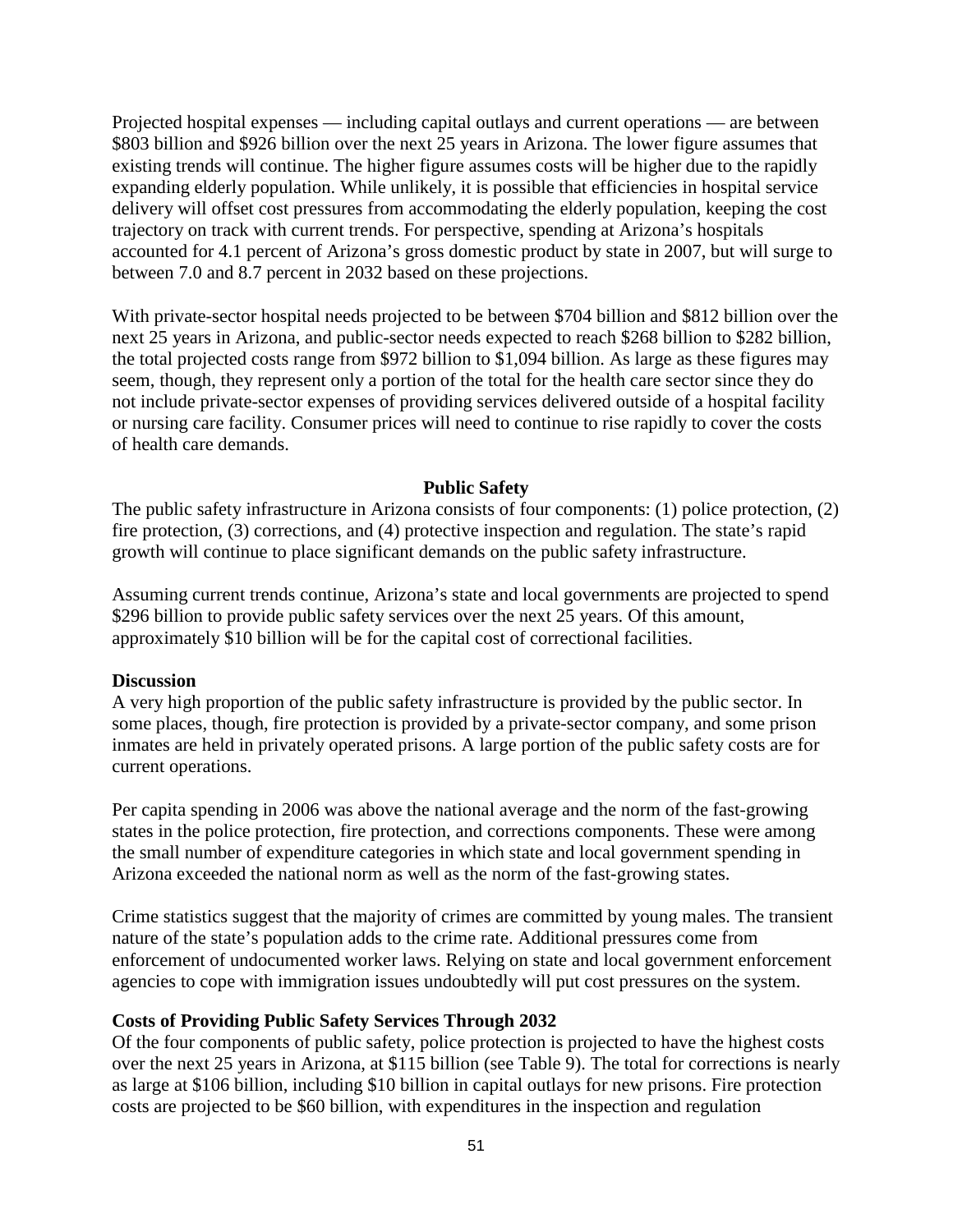Projected hospital expenses — including capital outlays and current operations — are between \$803 billion and \$926 billion over the next 25 years in Arizona. The lower figure assumes that existing trends will continue. The higher figure assumes costs will be higher due to the rapidly expanding elderly population. While unlikely, it is possible that efficiencies in hospital service delivery will offset cost pressures from accommodating the elderly population, keeping the cost trajectory on track with current trends. For perspective, spending at Arizona's hospitals accounted for 4.1 percent of Arizona's gross domestic product by state in 2007, but will surge to between 7.0 and 8.7 percent in 2032 based on these projections.

With private-sector hospital needs projected to be between \$704 billion and \$812 billion over the next 25 years in Arizona, and public-sector needs expected to reach \$268 billion to \$282 billion, the total projected costs range from \$972 billion to \$1,094 billion. As large as these figures may seem, though, they represent only a portion of the total for the health care sector since they do not include private-sector expenses of providing services delivered outside of a hospital facility or nursing care facility. Consumer prices will need to continue to rise rapidly to cover the costs of health care demands.

## Public Safety

The public safety infrastructure in Arizona consists of four components: (1) police protection, (2) fire protection, (3) corrections, and (4) protective inspection and regulation. The state's rapid growth will continue to place significant demands on the public safety infrastructure.

Assuming current trends continue, Arizona's state and local governments are projected to spend \$296 billion to provide public safety services over the next 25 years. Of this amount, approximately \$10 billion will be for the capital cost of correctional facilities.

### Discussion

A very high proportion of the public safety infrastructure is provided by the public sector. In some places, though, fire protection is provided by a private-sector company, and some prison inmates are held in privately operated prisons. A large portion of the public safety costs are for current operations.

Per capita spending in 2006 was above the national average and the norm of the fast-growing states in the police protection, fire protection, and corrections components. These were among the small number of expenditure categories in which state and local government spending in Arizona exceeded the national norm as well as the norm of the fast-growing states.

Crime statistics suggest that the majority of crimes are committed by young males. The transient nature of the state's population adds to the crime rate. Additional pressures come from enforcement of undocumented worker laws. Relying on state and local government enforcement agencies to cope with immigration issues undoubtedly will put cost pressures on the system.

### Costs of Providing Public Safety Services Through 2032

Of the four components of public safety, police protection is projected to have the highest costs over the next 25 years in Arizona, at \$115 billion (see Table 9). The total for corrections is nearly as large at \$106 billion, including \$10 billion in capital outlays for new prisons. Fire protection costs are projected to be \$60 billion, with expenditures in the inspection and regulation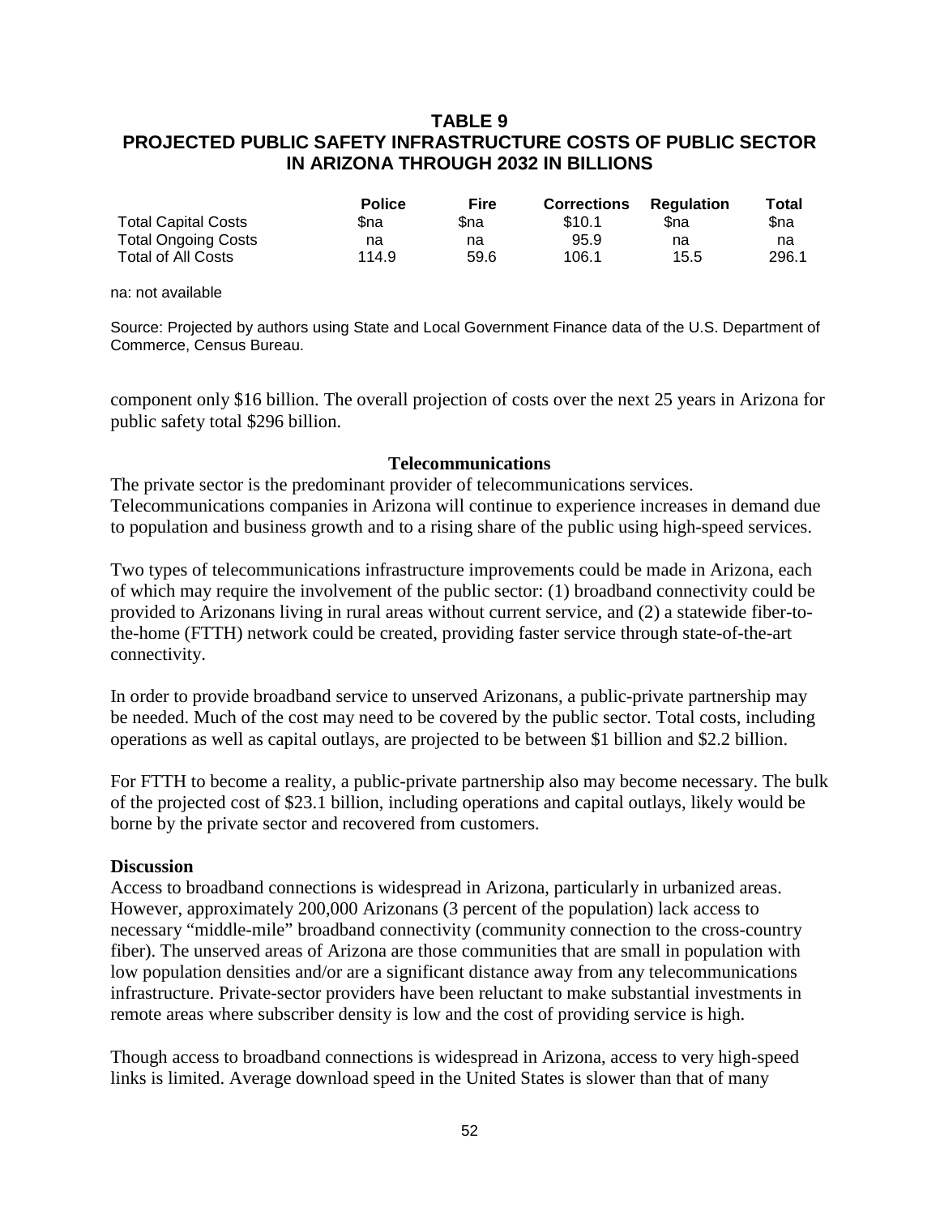## TABLE 9
## PROJECTED PUBLIC SAFETY INFRASTRUCTURE COSTS OF PUBLIC SECTOR IN ARIZONA THROUGH 2032 IN BILLIONS

| | Police | Fire | Corrections | Regulation | Total |
|---|---|---|---|---|---|
| Total Capital Costs | $na | $na | $10.1 | $na | $na |
| Total Ongoing Costs | na | na | 95.9 | na | na |
| Total of All Costs | 114.9 | 59.6 | 106.1 | 15.5 | 296.1 |

na: not available

Source: Projected by authors using State and Local Government Finance data of the U.S. Department of Commerce, Census Bureau.

component only $16 billion. The overall projection of costs over the next 25 years in Arizona for public safety total $296 billion.

### Telecommunications

The private sector is the predominant provider of telecommunications services. Telecommunications companies in Arizona will continue to experience increases in demand due to population and business growth and to a rising share of the public using high-speed services.

Two types of telecommunications infrastructure improvements could be made in Arizona, each of which may require the involvement of the public sector: (1) broadband connectivity could be provided to Arizonans living in rural areas without current service, and (2) a statewide fiber-to-the-home (FTTH) network could be created, providing faster service through state-of-the-art connectivity.

In order to provide broadband service to unserved Arizonans, a public-private partnership may be needed. Much of the cost may need to be covered by the public sector. Total costs, including operations as well as capital outlays, are projected to be between $1 billion and $2.2 billion.

For FTTH to become a reality, a public-private partnership also may become necessary. The bulk of the projected cost of $23.1 billion, including operations and capital outlays, likely would be borne by the private sector and recovered from customers.

#### Discussion

Access to broadband connections is widespread in Arizona, particularly in urbanized areas. However, approximately 200,000 Arizonans (3 percent of the population) lack access to necessary "middle-mile" broadband connectivity (community connection to the cross-country fiber). The unserved areas of Arizona are those communities that are small in population with low population densities and/or are a significant distance away from any telecommunications infrastructure. Private-sector providers have been reluctant to make substantial investments in remote areas where subscriber density is low and the cost of providing service is high.

Though access to broadband connections is widespread in Arizona, access to very high-speed links is limited. Average download speed in the United States is slower than that of many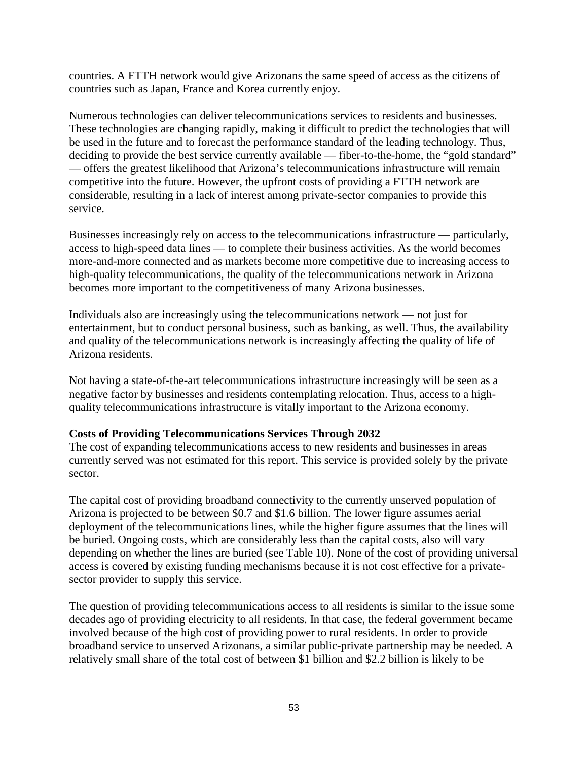countries. A FTTH network would give Arizonans the same speed of access as the citizens of countries such as Japan, France and Korea currently enjoy.

Numerous technologies can deliver telecommunications services to residents and businesses. These technologies are changing rapidly, making it difficult to predict the technologies that will be used in the future and to forecast the performance standard of the leading technology. Thus, deciding to provide the best service currently available — fiber-to-the-home, the "gold standard" — offers the greatest likelihood that Arizona's telecommunications infrastructure will remain competitive into the future. However, the upfront costs of providing a FTTH network are considerable, resulting in a lack of interest among private-sector companies to provide this service.

Businesses increasingly rely on access to the telecommunications infrastructure — particularly, access to high-speed data lines — to complete their business activities. As the world becomes more-and-more connected and as markets become more competitive due to increasing access to high-quality telecommunications, the quality of the telecommunications network in Arizona becomes more important to the competitiveness of many Arizona businesses.

Individuals also are increasingly using the telecommunications network — not just for entertainment, but to conduct personal business, such as banking, as well. Thus, the availability and quality of the telecommunications network is increasingly affecting the quality of life of Arizona residents.

Not having a state-of-the-art telecommunications infrastructure increasingly will be seen as a negative factor by businesses and residents contemplating relocation. Thus, access to a high-quality telecommunications infrastructure is vitally important to the Arizona economy.

**Costs of Providing Telecommunications Services Through 2032**

The cost of expanding telecommunications access to new residents and businesses in areas currently served was not estimated for this report. This service is provided solely by the private sector.

The capital cost of providing broadband connectivity to the currently unserved population of Arizona is projected to be between $0.7 and $1.6 billion. The lower figure assumes aerial deployment of the telecommunications lines, while the higher figure assumes that the lines will be buried. Ongoing costs, which are considerably less than the capital costs, also will vary depending on whether the lines are buried (see Table 10). None of the cost of providing universal access is covered by existing funding mechanisms because it is not cost effective for a private-sector provider to supply this service.

The question of providing telecommunications access to all residents is similar to the issue some decades ago of providing electricity to all residents. In that case, the federal government became involved because of the high cost of providing power to rural residents. In order to provide broadband service to unserved Arizonans, a similar public-private partnership may be needed. A relatively small share of the total cost of between $1 billion and $2.2 billion is likely to be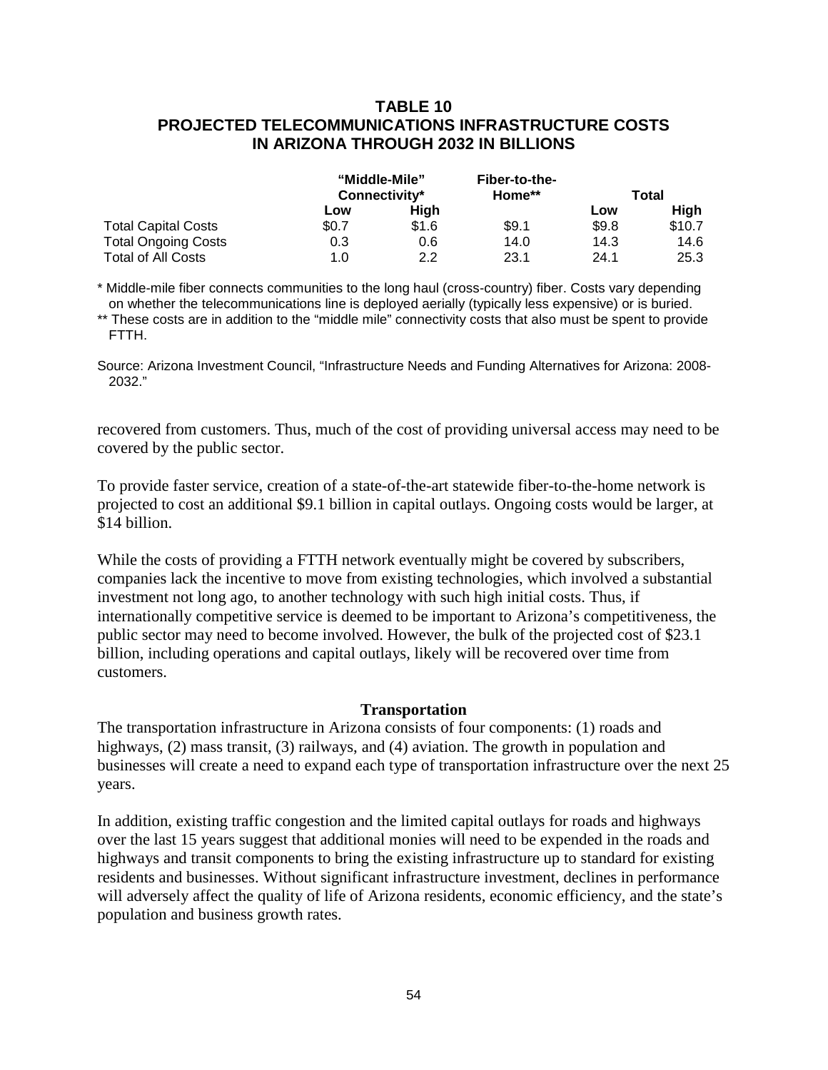## TABLE 10
## PROJECTED TELECOMMUNICATIONS INFRASTRUCTURE COSTS IN ARIZONA THROUGH 2032 IN BILLIONS

| | "Middle-Mile" Connectivity* | | Fiber-to-the-Home** | Total | |
|---|---|---|---|---|---|
| | Low | High | | Low | High |
| Total Capital Costs | $0.7 | $1.6 | $9.1 | $9.8 | $10.7 |
| Total Ongoing Costs | 0.3 | 0.6 | 14.0 | 14.3 | 14.6 |
| Total of All Costs | 1.0 | 2.2 | 23.1 | 24.1 | 25.3 |

* Middle-mile fiber connects communities to the long haul (cross-country) fiber. Costs vary depending on whether the telecommunications line is deployed aerially (typically less expensive) or is buried.

** These costs are in addition to the "middle mile" connectivity costs that also must be spent to provide FTTH.

Source: Arizona Investment Council, "Infrastructure Needs and Funding Alternatives for Arizona: 2008-2032."

recovered from customers. Thus, much of the cost of providing universal access may need to be covered by the public sector.

To provide faster service, creation of a state-of-the-art statewide fiber-to-the-home network is projected to cost an additional $9.1 billion in capital outlays. Ongoing costs would be larger, at $14 billion.

While the costs of providing a FTTH network eventually might be covered by subscribers, companies lack the incentive to move from existing technologies, which involved a substantial investment not long ago, to another technology with such high initial costs. Thus, if internationally competitive service is deemed to be important to Arizona's competitiveness, the public sector may need to become involved. However, the bulk of the projected cost of $23.1 billion, including operations and capital outlays, likely will be recovered over time from customers.

### Transportation

The transportation infrastructure in Arizona consists of four components: (1) roads and highways, (2) mass transit, (3) railways, and (4) aviation. The growth in population and businesses will create a need to expand each type of transportation infrastructure over the next 25 years.

In addition, existing traffic congestion and the limited capital outlays for roads and highways over the last 15 years suggest that additional monies will need to be expended in the roads and highways and transit components to bring the existing infrastructure up to standard for existing residents and businesses. Without significant infrastructure investment, declines in performance will adversely affect the quality of life of Arizona residents, economic efficiency, and the state's population and business growth rates.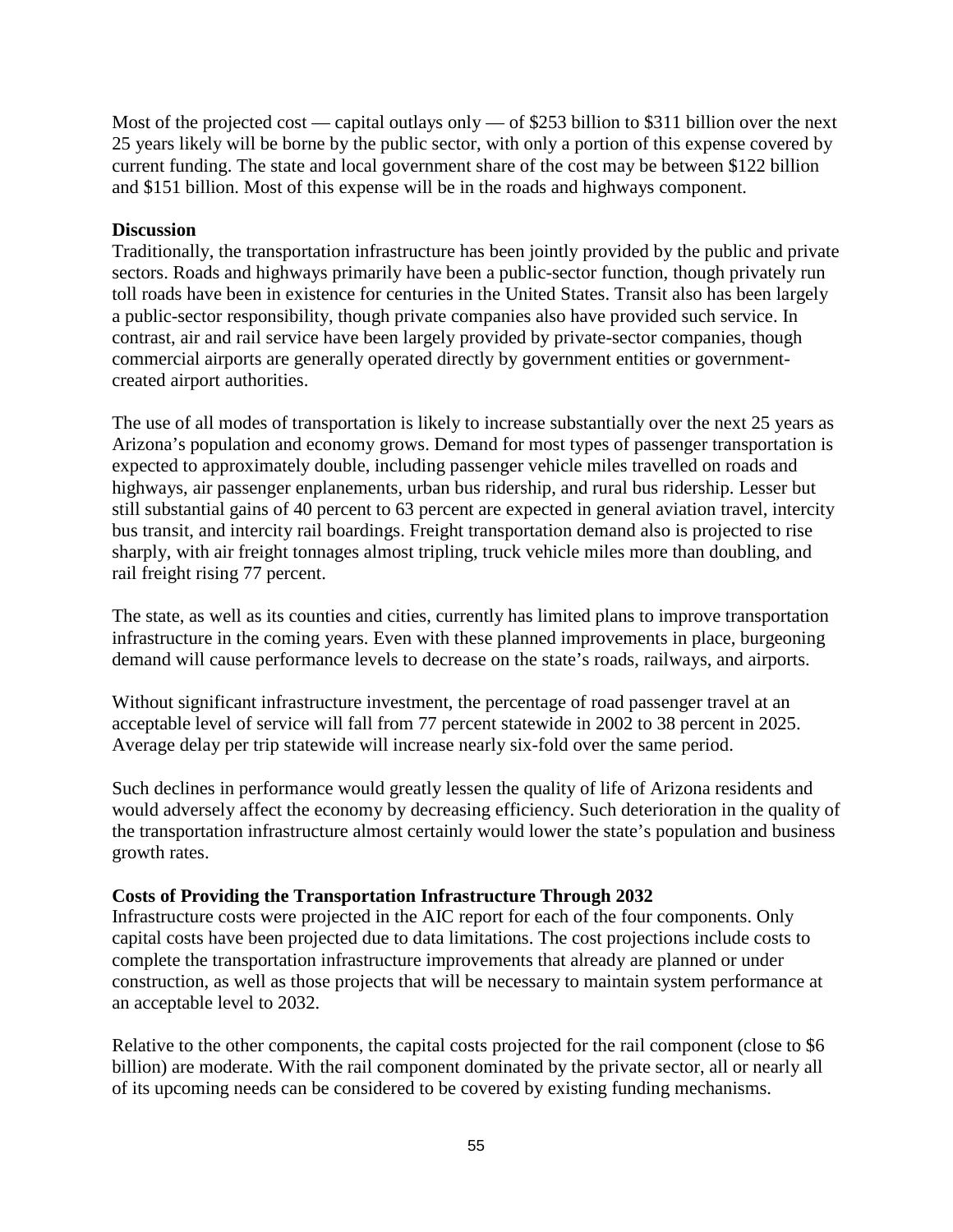Most of the projected cost — capital outlays only — of $253 billion to $311 billion over the next 25 years likely will be borne by the public sector, with only a portion of this expense covered by current funding. The state and local government share of the cost may be between $122 billion and $151 billion. Most of this expense will be in the roads and highways component.

**Discussion**

Traditionally, the transportation infrastructure has been jointly provided by the public and private sectors. Roads and highways primarily have been a public-sector function, though privately run toll roads have been in existence for centuries in the United States. Transit also has been largely a public-sector responsibility, though private companies also have provided such service. In contrast, air and rail service have been largely provided by private-sector companies, though commercial airports are generally operated directly by government entities or government-created airport authorities.

The use of all modes of transportation is likely to increase substantially over the next 25 years as Arizona's population and economy grows. Demand for most types of passenger transportation is expected to approximately double, including passenger vehicle miles travelled on roads and highways, air passenger enplanements, urban bus ridership, and rural bus ridership. Lesser but still substantial gains of 40 percent to 63 percent are expected in general aviation travel, intercity bus transit, and intercity rail boardings. Freight transportation demand also is projected to rise sharply, with air freight tonnages almost tripling, truck vehicle miles more than doubling, and rail freight rising 77 percent.

The state, as well as its counties and cities, currently has limited plans to improve transportation infrastructure in the coming years. Even with these planned improvements in place, burgeoning demand will cause performance levels to decrease on the state's roads, railways, and airports.

Without significant infrastructure investment, the percentage of road passenger travel at an acceptable level of service will fall from 77 percent statewide in 2002 to 38 percent in 2025. Average delay per trip statewide will increase nearly six-fold over the same period.

Such declines in performance would greatly lessen the quality of life of Arizona residents and would adversely affect the economy by decreasing efficiency. Such deterioration in the quality of the transportation infrastructure almost certainly would lower the state's population and business growth rates.

**Costs of Providing the Transportation Infrastructure Through 2032**

Infrastructure costs were projected in the AIC report for each of the four components. Only capital costs have been projected due to data limitations. The cost projections include costs to complete the transportation infrastructure improvements that already are planned or under construction, as well as those projects that will be necessary to maintain system performance at an acceptable level to 2032.

Relative to the other components, the capital costs projected for the rail component (close to $6 billion) are moderate. With the rail component dominated by the private sector, all or nearly all of its upcoming needs can be considered to be covered by existing funding mechanisms.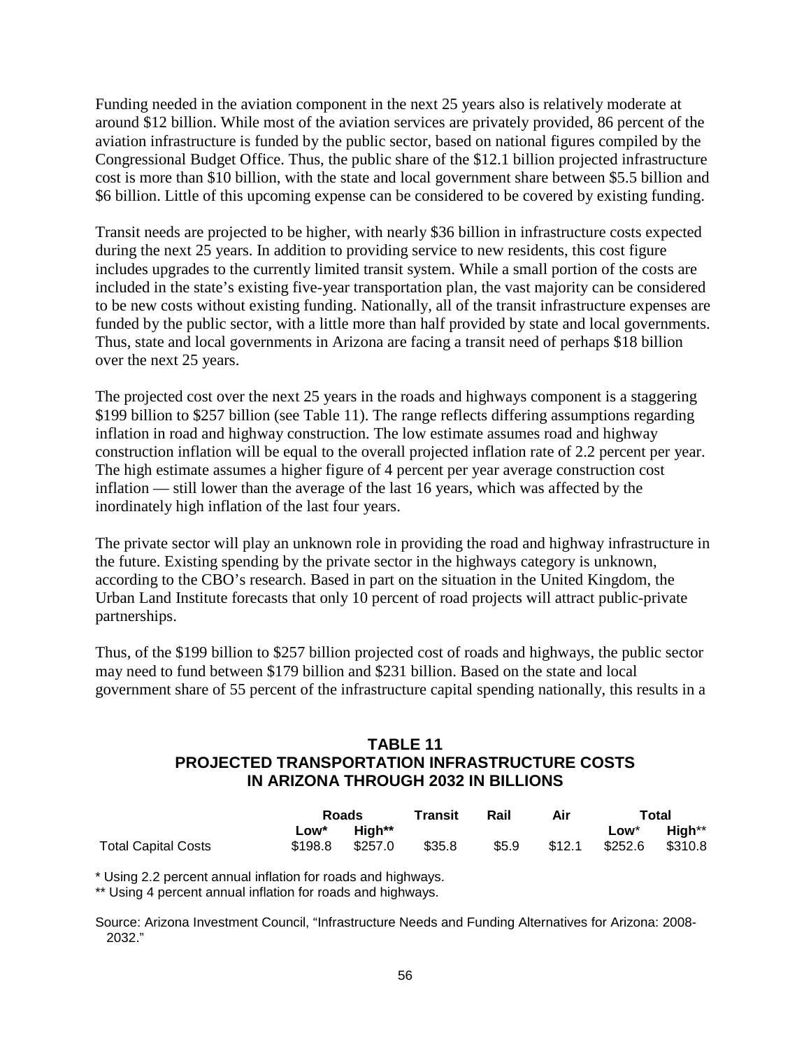Funding needed in the aviation component in the next 25 years also is relatively moderate at around $12 billion. While most of the aviation services are privately provided, 86 percent of the aviation infrastructure is funded by the public sector, based on national figures compiled by the Congressional Budget Office. Thus, the public share of the $12.1 billion projected infrastructure cost is more than $10 billion, with the state and local government share between $5.5 billion and $6 billion. Little of this upcoming expense can be considered to be covered by existing funding.

Transit needs are projected to be higher, with nearly $36 billion in infrastructure costs expected during the next 25 years. In addition to providing service to new residents, this cost figure includes upgrades to the currently limited transit system. While a small portion of the costs are included in the state's existing five-year transportation plan, the vast majority can be considered to be new costs without existing funding. Nationally, all of the transit infrastructure expenses are funded by the public sector, with a little more than half provided by state and local governments. Thus, state and local governments in Arizona are facing a transit need of perhaps $18 billion over the next 25 years.

The projected cost over the next 25 years in the roads and highways component is a staggering $199 billion to $257 billion (see Table 11). The range reflects differing assumptions regarding inflation in road and highway construction. The low estimate assumes road and highway construction inflation will be equal to the overall projected inflation rate of 2.2 percent per year. The high estimate assumes a higher figure of 4 percent per year average construction cost inflation — still lower than the average of the last 16 years, which was affected by the inordinately high inflation of the last four years.

The private sector will play an unknown role in providing the road and highway infrastructure in the future. Existing spending by the private sector in the highways category is unknown, according to the CBO's research. Based in part on the situation in the United Kingdom, the Urban Land Institute forecasts that only 10 percent of road projects will attract public-private partnerships.

Thus, of the $199 billion to $257 billion projected cost of roads and highways, the public sector may need to fund between $179 billion and $231 billion. Based on the state and local government share of 55 percent of the infrastructure capital spending nationally, this results in a

**TABLE 11**
**PROJECTED TRANSPORTATION INFRASTRUCTURE COSTS IN ARIZONA THROUGH 2032 IN BILLIONS**

| | Roads | | Transit | Rail | Air | Total | |
|---|---|---|---|---|---|---|---|
| | Low* | High** | | | | Low* | High** |
| Total Capital Costs | $198.8 | $257.0 | $35.8 | $5.9 | $12.1 | $252.6 | $310.8 |

\* Using 2.2 percent annual inflation for roads and highways.

\*\* Using 4 percent annual inflation for roads and highways.

Source: Arizona Investment Council, "Infrastructure Needs and Funding Alternatives for Arizona: 2008-2032."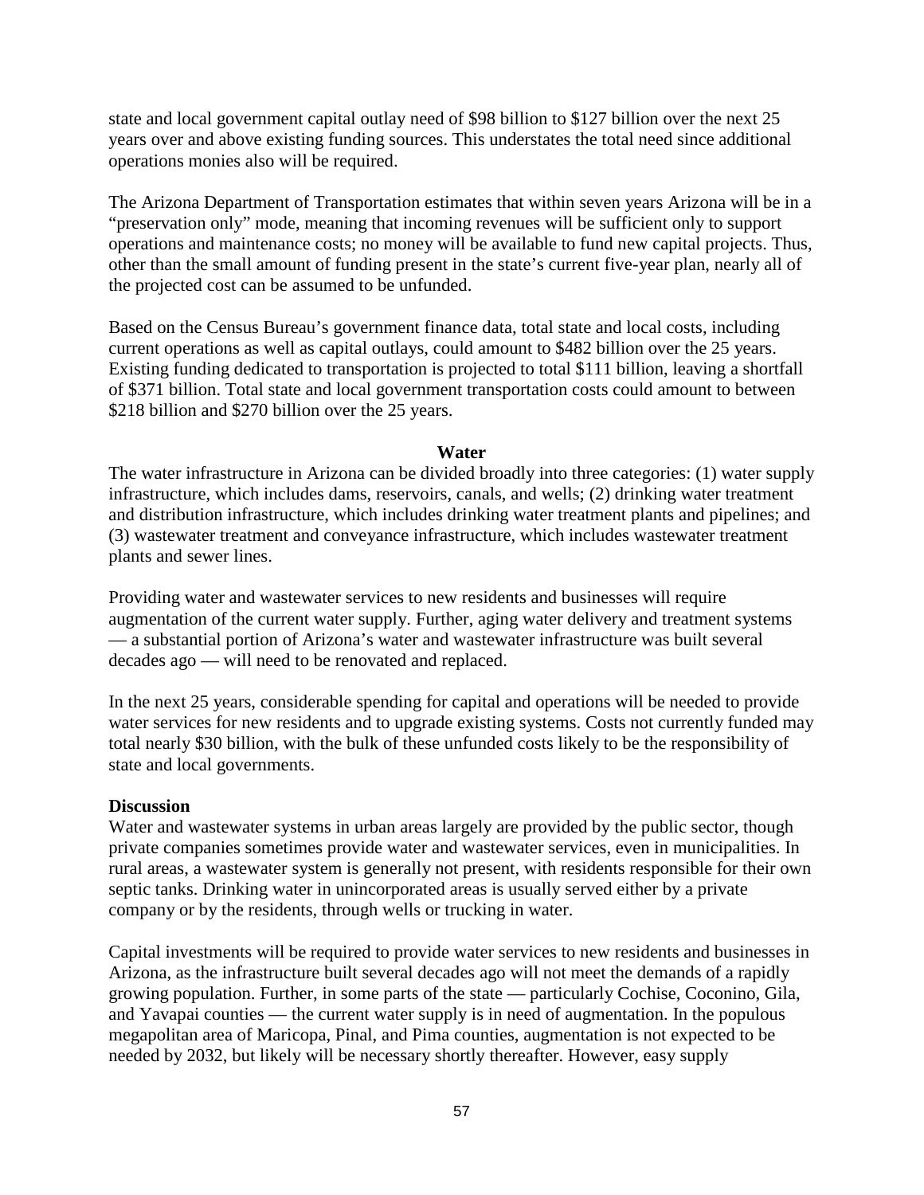state and local government capital outlay need of \$98 billion to \$127 billion over the next 25 years over and above existing funding sources. This understates the total need since additional operations monies also will be required.

The Arizona Department of Transportation estimates that within seven years Arizona will be in a "preservation only" mode, meaning that incoming revenues will be sufficient only to support operations and maintenance costs; no money will be available to fund new capital projects. Thus, other than the small amount of funding present in the state's current five-year plan, nearly all of the projected cost can be assumed to be unfunded.

Based on the Census Bureau's government finance data, total state and local costs, including current operations as well as capital outlays, could amount to \$482 billion over the 25 years. Existing funding dedicated to transportation is projected to total \$111 billion, leaving a shortfall of \$371 billion. Total state and local government transportation costs could amount to between \$218 billion and \$270 billion over the 25 years.

## Water

The water infrastructure in Arizona can be divided broadly into three categories: (1) water supply infrastructure, which includes dams, reservoirs, canals, and wells; (2) drinking water treatment and distribution infrastructure, which includes drinking water treatment plants and pipelines; and (3) wastewater treatment and conveyance infrastructure, which includes wastewater treatment plants and sewer lines.

Providing water and wastewater services to new residents and businesses will require augmentation of the current water supply. Further, aging water delivery and treatment systems — a substantial portion of Arizona's water and wastewater infrastructure was built several decades ago — will need to be renovated and replaced.

In the next 25 years, considerable spending for capital and operations will be needed to provide water services for new residents and to upgrade existing systems. Costs not currently funded may total nearly \$30 billion, with the bulk of these unfunded costs likely to be the responsibility of state and local governments.

### Discussion

Water and wastewater systems in urban areas largely are provided by the public sector, though private companies sometimes provide water and wastewater services, even in municipalities. In rural areas, a wastewater system is generally not present, with residents responsible for their own septic tanks. Drinking water in unincorporated areas is usually served either by a private company or by the residents, through wells or trucking in water.

Capital investments will be required to provide water services to new residents and businesses in Arizona, as the infrastructure built several decades ago will not meet the demands of a rapidly growing population. Further, in some parts of the state — particularly Cochise, Coconino, Gila, and Yavapai counties — the current water supply is in need of augmentation. In the populous megapolitan area of Maricopa, Pinal, and Pima counties, augmentation is not expected to be needed by 2032, but likely will be necessary shortly thereafter. However, easy supply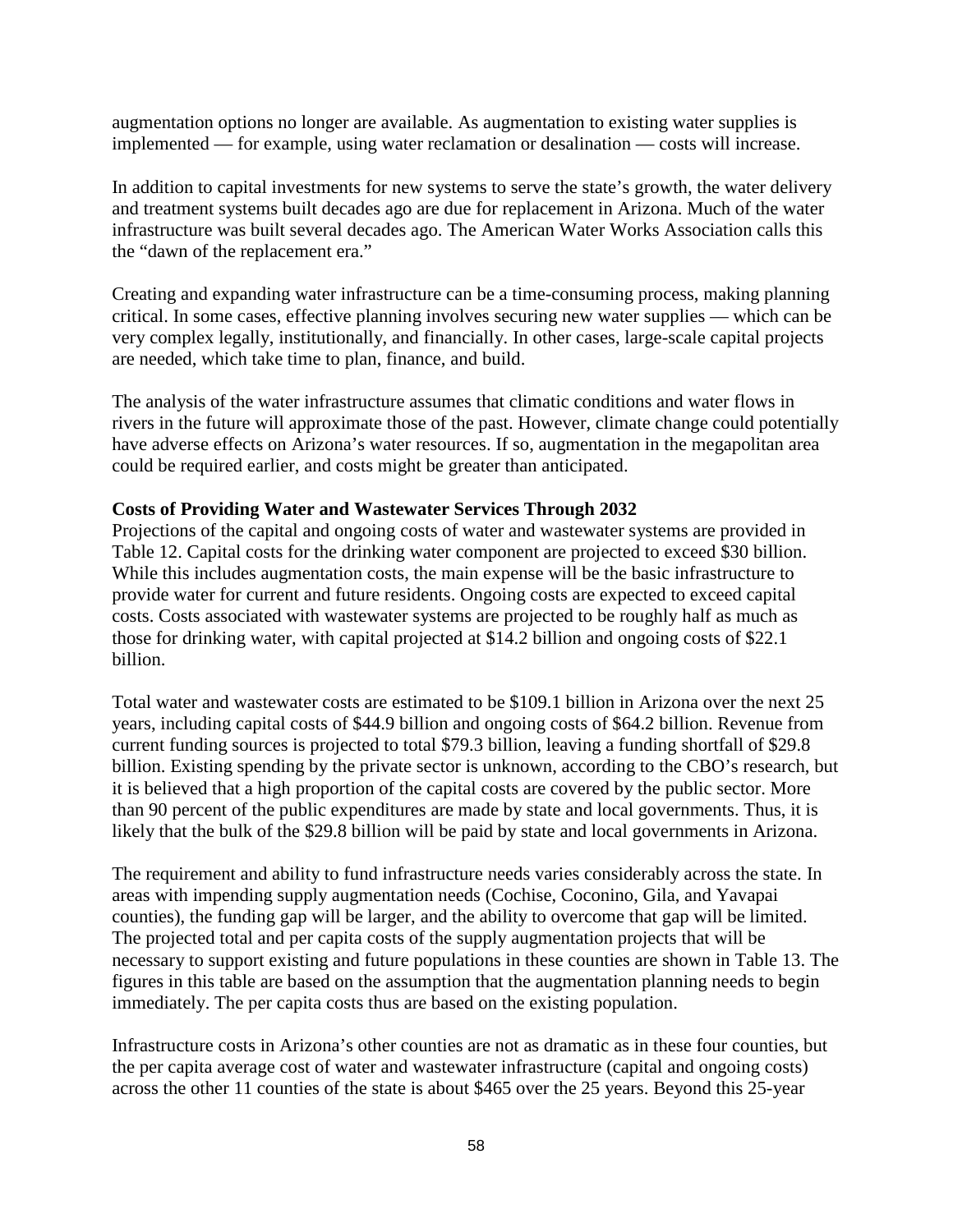augmentation options no longer are available. As augmentation to existing water supplies is implemented — for example, using water reclamation or desalination — costs will increase.

In addition to capital investments for new systems to serve the state's growth, the water delivery and treatment systems built decades ago are due for replacement in Arizona. Much of the water infrastructure was built several decades ago. The American Water Works Association calls this the "dawn of the replacement era."

Creating and expanding water infrastructure can be a time-consuming process, making planning critical. In some cases, effective planning involves securing new water supplies — which can be very complex legally, institutionally, and financially. In other cases, large-scale capital projects are needed, which take time to plan, finance, and build.

The analysis of the water infrastructure assumes that climatic conditions and water flows in rivers in the future will approximate those of the past. However, climate change could potentially have adverse effects on Arizona's water resources. If so, augmentation in the megapolitan area could be required earlier, and costs might be greater than anticipated.

**Costs of Providing Water and Wastewater Services Through 2032**

Projections of the capital and ongoing costs of water and wastewater systems are provided in Table 12. Capital costs for the drinking water component are projected to exceed $30 billion. While this includes augmentation costs, the main expense will be the basic infrastructure to provide water for current and future residents. Ongoing costs are expected to exceed capital costs. Costs associated with wastewater systems are projected to be roughly half as much as those for drinking water, with capital projected at $14.2 billion and ongoing costs of $22.1 billion.

Total water and wastewater costs are estimated to be $109.1 billion in Arizona over the next 25 years, including capital costs of $44.9 billion and ongoing costs of $64.2 billion. Revenue from current funding sources is projected to total $79.3 billion, leaving a funding shortfall of $29.8 billion. Existing spending by the private sector is unknown, according to the CBO's research, but it is believed that a high proportion of the capital costs are covered by the public sector. More than 90 percent of the public expenditures are made by state and local governments. Thus, it is likely that the bulk of the $29.8 billion will be paid by state and local governments in Arizona.

The requirement and ability to fund infrastructure needs varies considerably across the state. In areas with impending supply augmentation needs (Cochise, Coconino, Gila, and Yavapai counties), the funding gap will be larger, and the ability to overcome that gap will be limited. The projected total and per capita costs of the supply augmentation projects that will be necessary to support existing and future populations in these counties are shown in Table 13. The figures in this table are based on the assumption that the augmentation planning needs to begin immediately. The per capita costs thus are based on the existing population.

Infrastructure costs in Arizona's other counties are not as dramatic as in these four counties, but the per capita average cost of water and wastewater infrastructure (capital and ongoing costs) across the other 11 counties of the state is about $465 over the 25 years. Beyond this 25-year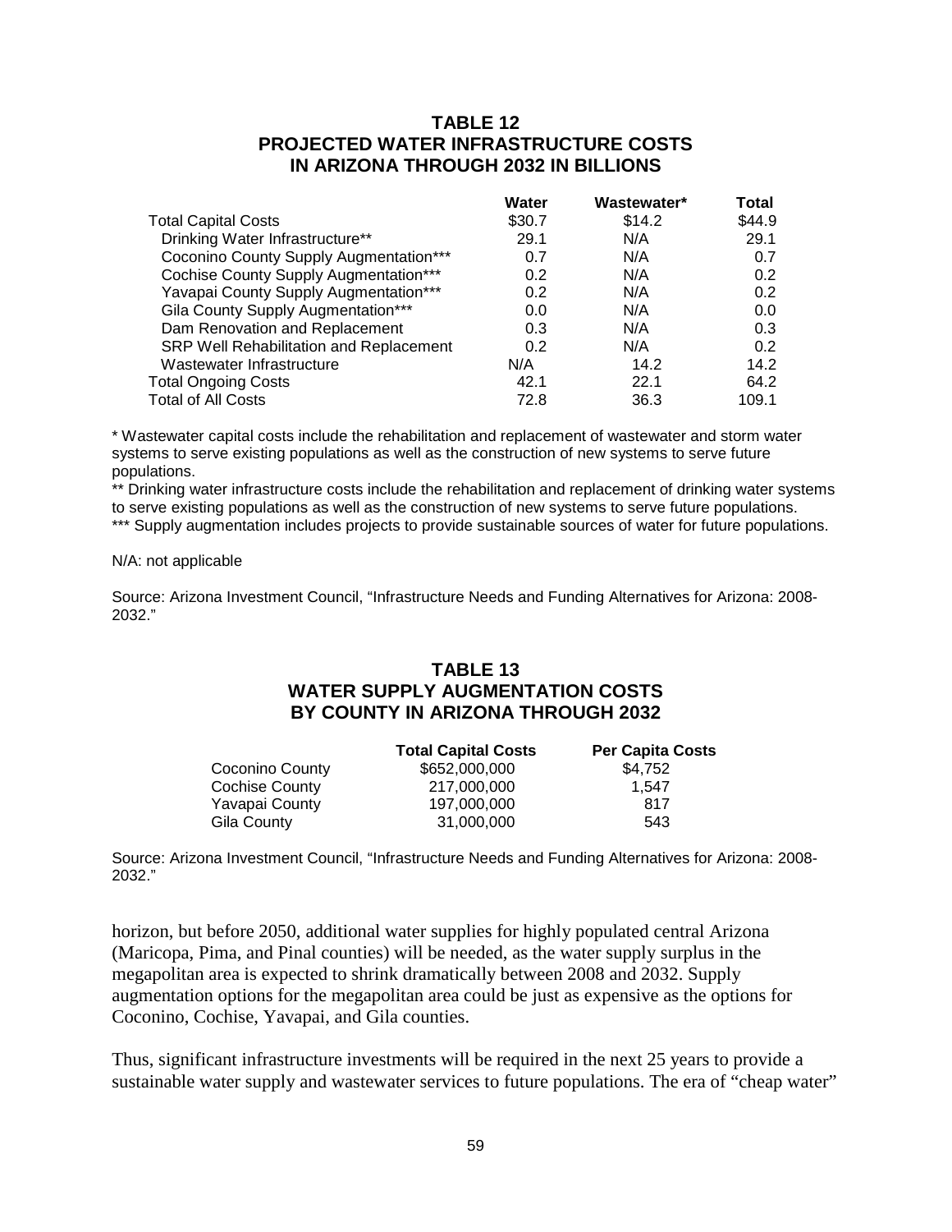## TABLE 12
## PROJECTED WATER INFRASTRUCTURE COSTS IN ARIZONA THROUGH 2032 IN BILLIONS

| | Water | Wastewater* | Total |
|---|---|---|---|
| Total Capital Costs | $30.7 | $14.2 | $44.9 |
| Drinking Water Infrastructure** | 29.1 | N/A | 29.1 |
| Coconino County Supply Augmentation*** | 0.7 | N/A | 0.7 |
| Cochise County Supply Augmentation*** | 0.2 | N/A | 0.2 |
| Yavapai County Supply Augmentation*** | 0.2 | N/A | 0.2 |
| Gila County Supply Augmentation*** | 0.0 | N/A | 0.0 |
| Dam Renovation and Replacement | 0.3 | N/A | 0.3 |
| SRP Well Rehabilitation and Replacement | 0.2 | N/A | 0.2 |
| Wastewater Infrastructure | N/A | 14.2 | 14.2 |
| Total Ongoing Costs | 42.1 | 22.1 | 64.2 |
| Total of All Costs | 72.8 | 36.3 | 109.1 |

* Wastewater capital costs include the rehabilitation and replacement of wastewater and storm water systems to serve existing populations as well as the construction of new systems to serve future populations.

** Drinking water infrastructure costs include the rehabilitation and replacement of drinking water systems to serve existing populations as well as the construction of new systems to serve future populations.

*** Supply augmentation includes projects to provide sustainable sources of water for future populations.

N/A: not applicable

Source: Arizona Investment Council, "Infrastructure Needs and Funding Alternatives for Arizona: 2008-2032."

## TABLE 13
## WATER SUPPLY AUGMENTATION COSTS BY COUNTY IN ARIZONA THROUGH 2032

| | Total Capital Costs | Per Capita Costs |
|---|---|---|
| Coconino County | $652,000,000 | $4,752 |
| Cochise County | 217,000,000 | 1,547 |
| Yavapai County | 197,000,000 | 817 |
| Gila County | 31,000,000 | 543 |

Source: Arizona Investment Council, "Infrastructure Needs and Funding Alternatives for Arizona: 2008-2032."

horizon, but before 2050, additional water supplies for highly populated central Arizona (Maricopa, Pima, and Pinal counties) will be needed, as the water supply surplus in the megapolitan area is expected to shrink dramatically between 2008 and 2032. Supply augmentation options for the megapolitan area could be just as expensive as the options for Coconino, Cochise, Yavapai, and Gila counties.

Thus, significant infrastructure investments will be required in the next 25 years to provide a sustainable water supply and wastewater services to future populations. The era of "cheap water"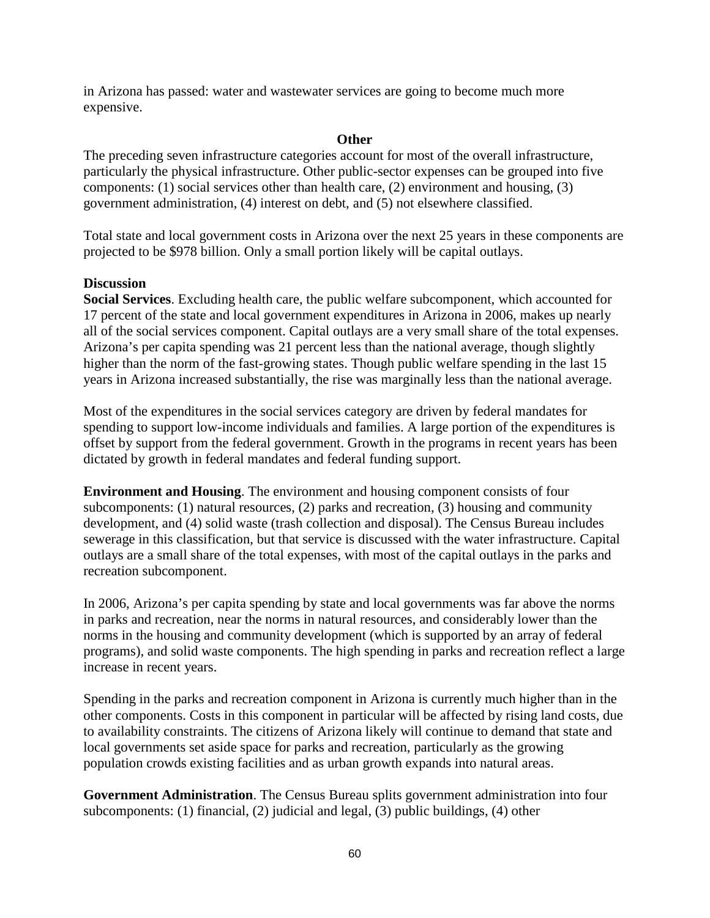in Arizona has passed: water and wastewater services are going to become much more expensive.

## Other

The preceding seven infrastructure categories account for most of the overall infrastructure, particularly the physical infrastructure. Other public-sector expenses can be grouped into five components: (1) social services other than health care, (2) environment and housing, (3) government administration, (4) interest on debt, and (5) not elsewhere classified.

Total state and local government costs in Arizona over the next 25 years in these components are projected to be $978 billion. Only a small portion likely will be capital outlays.

### Discussion

**Social Services**. Excluding health care, the public welfare subcomponent, which accounted for 17 percent of the state and local government expenditures in Arizona in 2006, makes up nearly all of the social services component. Capital outlays are a very small share of the total expenses. Arizona's per capita spending was 21 percent less than the national average, though slightly higher than the norm of the fast-growing states. Though public welfare spending in the last 15 years in Arizona increased substantially, the rise was marginally less than the national average.

Most of the expenditures in the social services category are driven by federal mandates for spending to support low-income individuals and families. A large portion of the expenditures is offset by support from the federal government. Growth in the programs in recent years has been dictated by growth in federal mandates and federal funding support.

**Environment and Housing**. The environment and housing component consists of four subcomponents: (1) natural resources, (2) parks and recreation, (3) housing and community development, and (4) solid waste (trash collection and disposal). The Census Bureau includes sewerage in this classification, but that service is discussed with the water infrastructure. Capital outlays are a small share of the total expenses, with most of the capital outlays in the parks and recreation subcomponent.

In 2006, Arizona's per capita spending by state and local governments was far above the norms in parks and recreation, near the norms in natural resources, and considerably lower than the norms in the housing and community development (which is supported by an array of federal programs), and solid waste components. The high spending in parks and recreation reflect a large increase in recent years.

Spending in the parks and recreation component in Arizona is currently much higher than in the other components. Costs in this component in particular will be affected by rising land costs, due to availability constraints. The citizens of Arizona likely will continue to demand that state and local governments set aside space for parks and recreation, particularly as the growing population crowds existing facilities and as urban growth expands into natural areas.

**Government Administration**. The Census Bureau splits government administration into four subcomponents: (1) financial, (2) judicial and legal, (3) public buildings, (4) other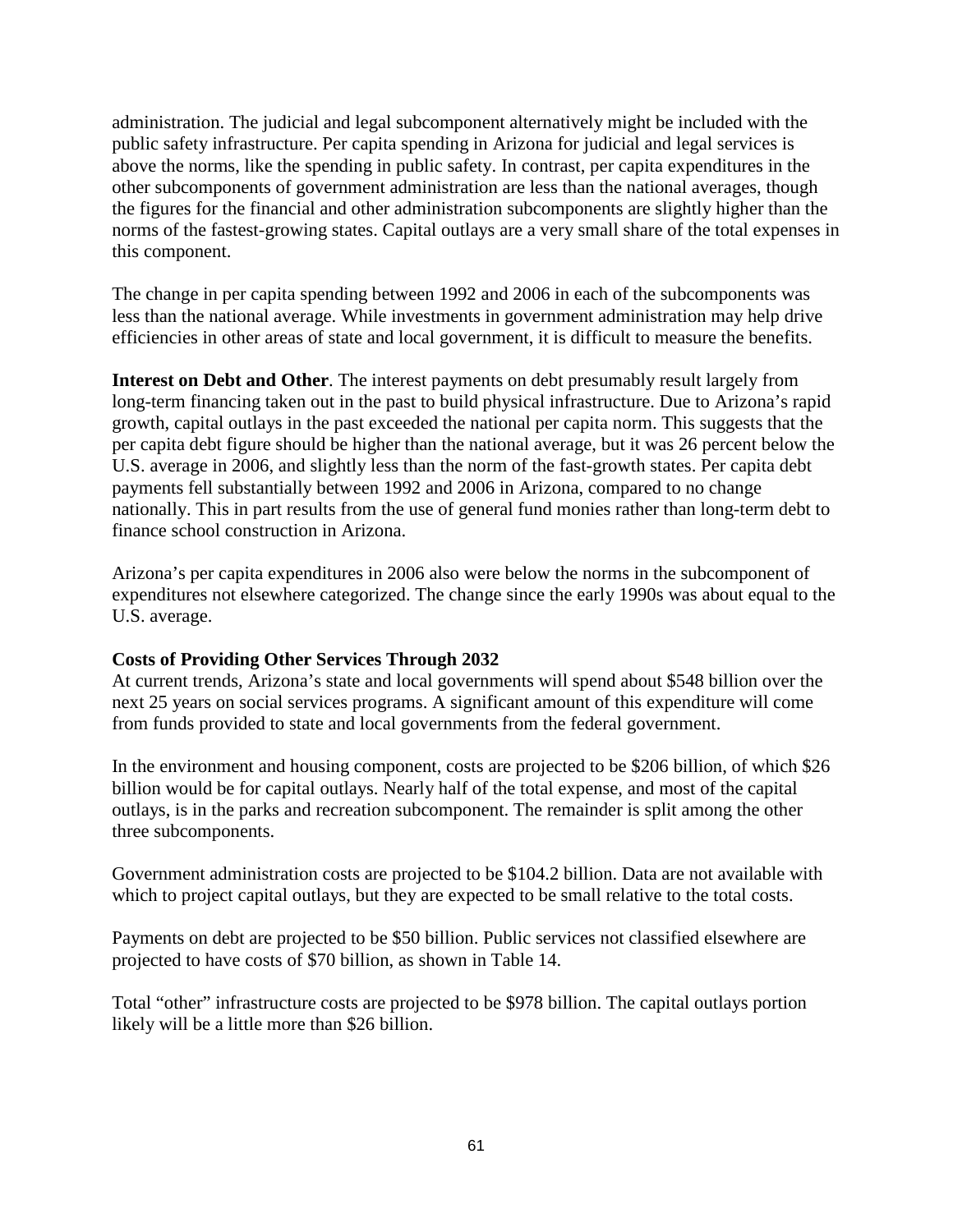administration. The judicial and legal subcomponent alternatively might be included with the public safety infrastructure. Per capita spending in Arizona for judicial and legal services is above the norms, like the spending in public safety. In contrast, per capita expenditures in the other subcomponents of government administration are less than the national averages, though the figures for the financial and other administration subcomponents are slightly higher than the norms of the fastest-growing states. Capital outlays are a very small share of the total expenses in this component.

The change in per capita spending between 1992 and 2006 in each of the subcomponents was less than the national average. While investments in government administration may help drive efficiencies in other areas of state and local government, it is difficult to measure the benefits.

**Interest on Debt and Other**. The interest payments on debt presumably result largely from long-term financing taken out in the past to build physical infrastructure. Due to Arizona's rapid growth, capital outlays in the past exceeded the national per capita norm. This suggests that the per capita debt figure should be higher than the national average, but it was 26 percent below the U.S. average in 2006, and slightly less than the norm of the fast-growth states. Per capita debt payments fell substantially between 1992 and 2006 in Arizona, compared to no change nationally. This in part results from the use of general fund monies rather than long-term debt to finance school construction in Arizona.

Arizona's per capita expenditures in 2006 also were below the norms in the subcomponent of expenditures not elsewhere categorized. The change since the early 1990s was about equal to the U.S. average.

**Costs of Providing Other Services Through 2032**

At current trends, Arizona's state and local governments will spend about $548 billion over the next 25 years on social services programs. A significant amount of this expenditure will come from funds provided to state and local governments from the federal government.

In the environment and housing component, costs are projected to be $206 billion, of which $26 billion would be for capital outlays. Nearly half of the total expense, and most of the capital outlays, is in the parks and recreation subcomponent. The remainder is split among the other three subcomponents.

Government administration costs are projected to be $104.2 billion. Data are not available with which to project capital outlays, but they are expected to be small relative to the total costs.

Payments on debt are projected to be $50 billion. Public services not classified elsewhere are projected to have costs of $70 billion, as shown in Table 14.

Total "other" infrastructure costs are projected to be $978 billion. The capital outlays portion likely will be a little more than $26 billion.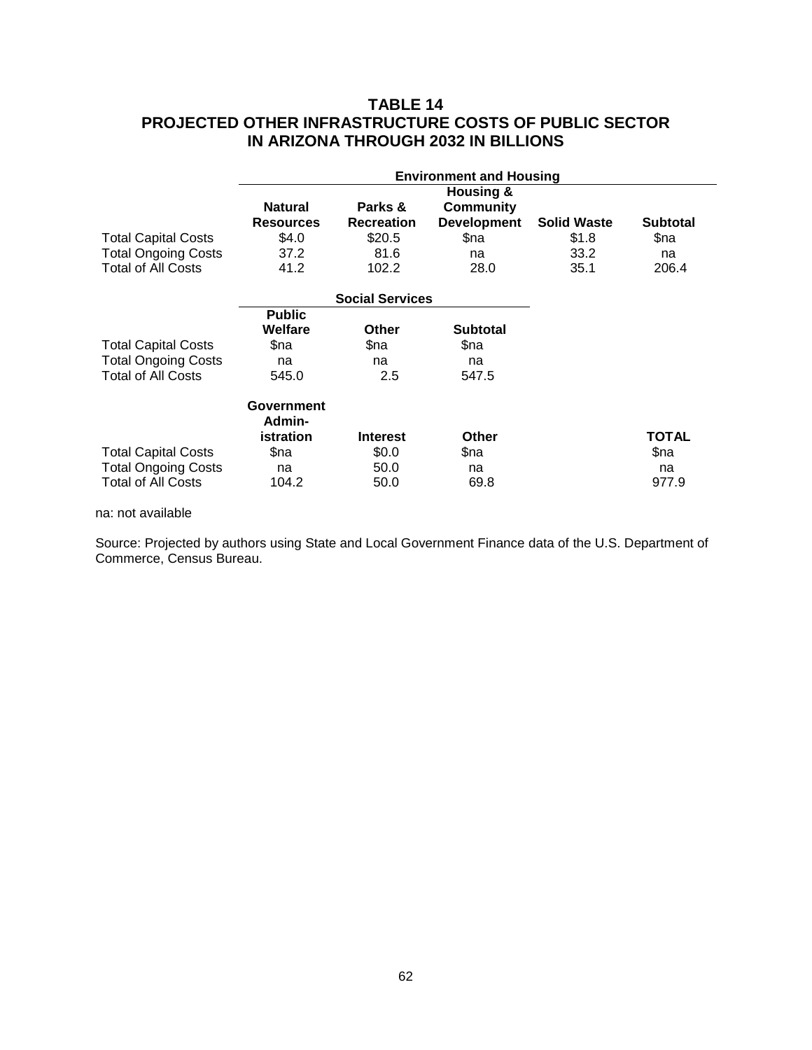# TABLE 14
# PROJECTED OTHER INFRASTRUCTURE COSTS OF PUBLIC SECTOR IN ARIZONA THROUGH 2032 IN BILLIONS

| | Environment and Housing | | | | |
|---|---|---|---|---|---|
| | Natural Resources | Parks & Recreation | Housing & Community Development | Solid Waste | Subtotal |
| Total Capital Costs | $4.0 | $20.5 | $na | $1.8 | $na |
| Total Ongoing Costs | 37.2 | 81.6 | na | 33.2 | na |
| Total of All Costs | 41.2 | 102.2 | 28.0 | 35.1 | 206.4 |

| | Social Services | | |
|---|---|---|---|
| | Public Welfare | Other | Subtotal |
| Total Capital Costs | $na | $na | $na |
| Total Ongoing Costs | na | na | na |
| Total of All Costs | 545.0 | 2.5 | 547.5 |

| | Government Admin-istration | Interest | Other | TOTAL |
|---|---|---|---|---|
| Total Capital Costs | $na | $0.0 | $na | $na |
| Total Ongoing Costs | na | 50.0 | na | na |
| Total of All Costs | 104.2 | 50.0 | 69.8 | 977.9 |

na: not available

Source: Projected by authors using State and Local Government Finance data of the U.S. Department of Commerce, Census Bureau.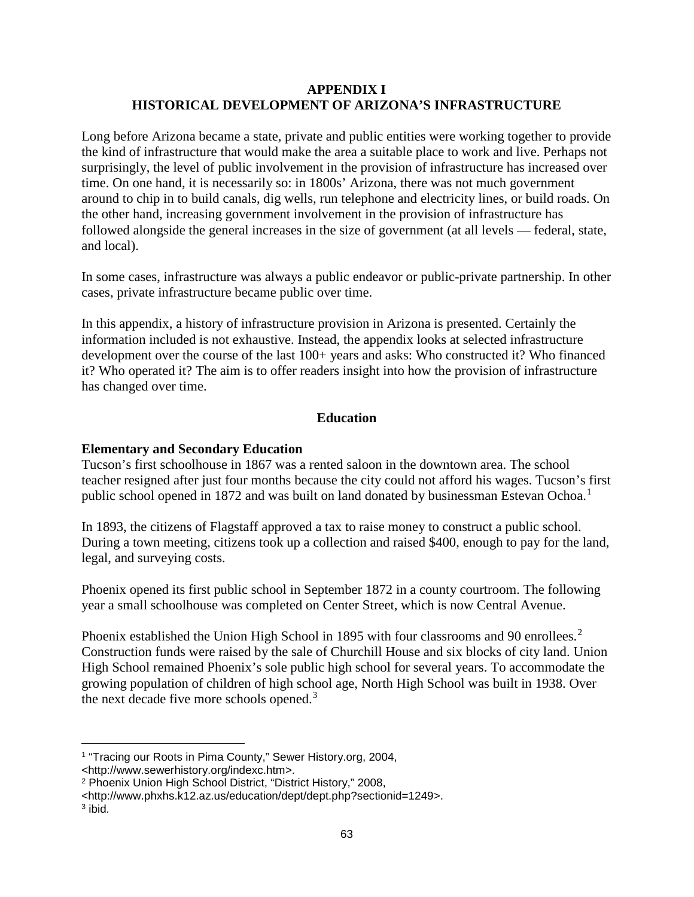# APPENDIX I
# HISTORICAL DEVELOPMENT OF ARIZONA'S INFRASTRUCTURE

Long before Arizona became a state, private and public entities were working together to provide the kind of infrastructure that would make the area a suitable place to work and live. Perhaps not surprisingly, the level of public involvement in the provision of infrastructure has increased over time. On one hand, it is necessarily so: in 1800s' Arizona, there was not much government around to chip in to build canals, dig wells, run telephone and electricity lines, or build roads. On the other hand, increasing government involvement in the provision of infrastructure has followed alongside the general increases in the size of government (at all levels — federal, state, and local).

In some cases, infrastructure was always a public endeavor or public-private partnership. In other cases, private infrastructure became public over time.

In this appendix, a history of infrastructure provision in Arizona is presented. Certainly the information included is not exhaustive. Instead, the appendix looks at selected infrastructure development over the course of the last 100+ years and asks: Who constructed it? Who financed it? Who operated it? The aim is to offer readers insight into how the provision of infrastructure has changed over time.

## Education

### Elementary and Secondary Education

Tucson's first schoolhouse in 1867 was a rented saloon in the downtown area. The school teacher resigned after just four months because the city could not afford his wages. Tucson's first public school opened in 1872 and was built on land donated by businessman Estevan Ochoa.[1]

In 1893, the citizens of Flagstaff approved a tax to raise money to construct a public school. During a town meeting, citizens took up a collection and raised $400, enough to pay for the land, legal, and surveying costs.

Phoenix opened its first public school in September 1872 in a county courtroom. The following year a small schoolhouse was completed on Center Street, which is now Central Avenue.

Phoenix established the Union High School in 1895 with four classrooms and 90 enrollees.[2] Construction funds were raised by the sale of Churchill House and six blocks of city land. Union High School remained Phoenix's sole public high school for several years. To accommodate the growing population of children of high school age, North High School was built in 1938. Over the next decade five more schools opened.[3]

---

[1] "Tracing our Roots in Pima County," Sewer History.org, 2004, <http://www.sewerhistory.org/indexc.htm>.

[2] Phoenix Union High School District, "District History," 2008, <http://www.phxhs.k12.az.us/education/dept/dept.php?sectionid=1249>.

[3] ibid.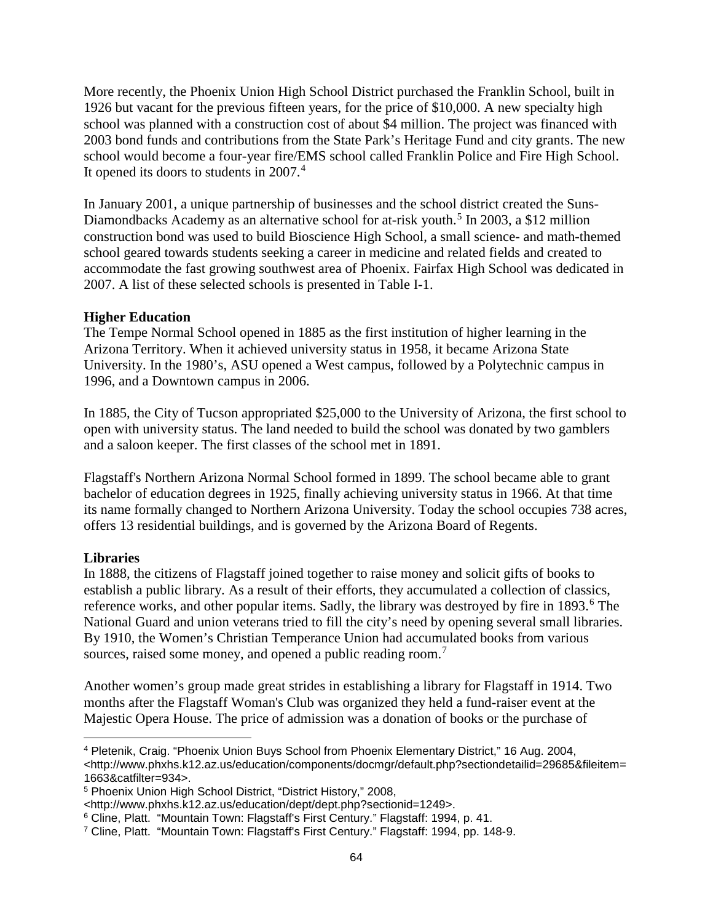More recently, the Phoenix Union High School District purchased the Franklin School, built in 1926 but vacant for the previous fifteen years, for the price of $10,000. A new specialty high school was planned with a construction cost of about $4 million. The project was financed with 2003 bond funds and contributions from the State Park's Heritage Fund and city grants. The new school would become a four-year fire/EMS school called Franklin Police and Fire High School. It opened its doors to students in 2007.[4]

In January 2001, a unique partnership of businesses and the school district created the Suns-Diamondbacks Academy as an alternative school for at-risk youth.[5] In 2003, a $12 million construction bond was used to build Bioscience High School, a small science- and math-themed school geared towards students seeking a career in medicine and related fields and created to accommodate the fast growing southwest area of Phoenix. Fairfax High School was dedicated in 2007. A list of these selected schools is presented in Table I-1.

**Higher Education**

The Tempe Normal School opened in 1885 as the first institution of higher learning in the Arizona Territory. When it achieved university status in 1958, it became Arizona State University. In the 1980's, ASU opened a West campus, followed by a Polytechnic campus in 1996, and a Downtown campus in 2006.

In 1885, the City of Tucson appropriated $25,000 to the University of Arizona, the first school to open with university status. The land needed to build the school was donated by two gamblers and a saloon keeper. The first classes of the school met in 1891.

Flagstaff's Northern Arizona Normal School formed in 1899. The school became able to grant bachelor of education degrees in 1925, finally achieving university status in 1966. At that time its name formally changed to Northern Arizona University. Today the school occupies 738 acres, offers 13 residential buildings, and is governed by the Arizona Board of Regents.

**Libraries**

In 1888, the citizens of Flagstaff joined together to raise money and solicit gifts of books to establish a public library. As a result of their efforts, they accumulated a collection of classics, reference works, and other popular items. Sadly, the library was destroyed by fire in 1893.[6] The National Guard and union veterans tried to fill the city's need by opening several small libraries. By 1910, the Women's Christian Temperance Union had accumulated books from various sources, raised some money, and opened a public reading room.[7]

Another women's group made great strides in establishing a library for Flagstaff in 1914. Two months after the Flagstaff Woman's Club was organized they held a fund-raiser event at the Majestic Opera House. The price of admission was a donation of books or the purchase of

---

[4] Pletenik, Craig. "Phoenix Union Buys School from Phoenix Elementary District," 16 Aug. 2004, <http://www.phxhs.k12.az.us/education/components/docmgr/default.php?sectiondetailid=29685&fileitem=1663&catfilter=934>.

[5] Phoenix Union High School District, "District History," 2008, <http://www.phxhs.k12.az.us/education/dept/dept.php?sectionid=1249>.

[6] Cline, Platt. "Mountain Town: Flagstaff's First Century." Flagstaff: 1994, p. 41.

[7] Cline, Platt. "Mountain Town: Flagstaff's First Century." Flagstaff: 1994, pp. 148-9.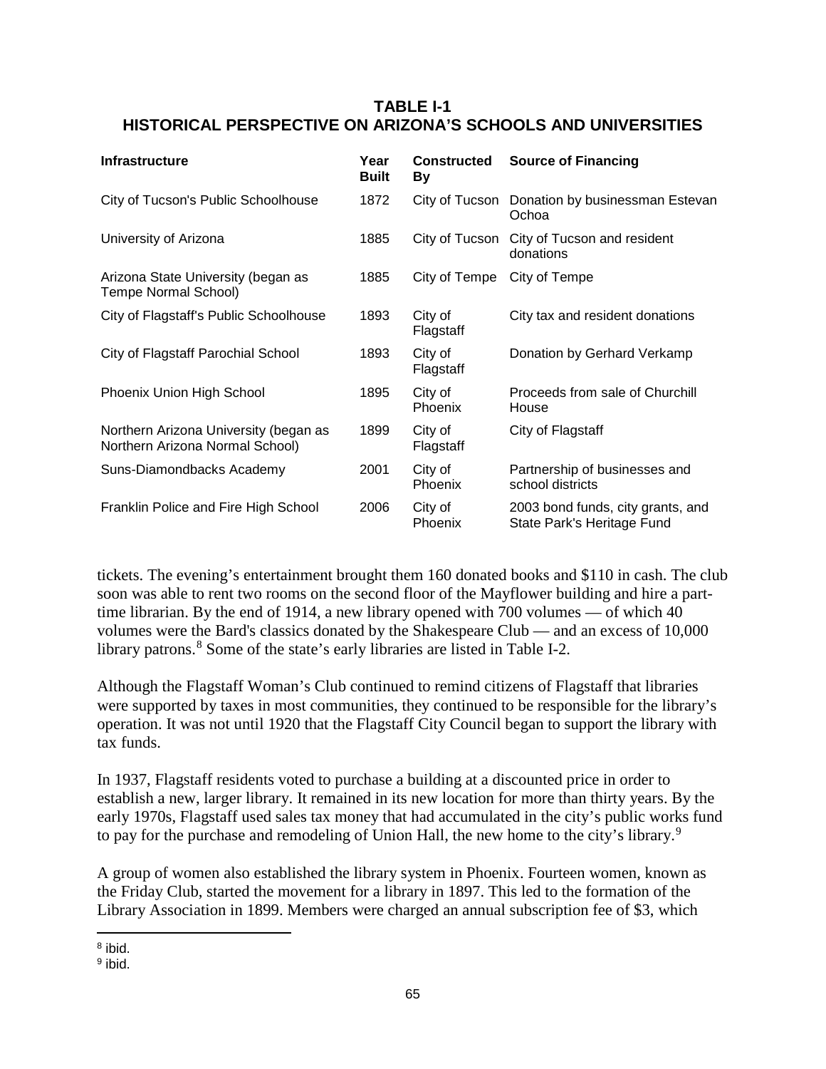**TABLE I-1**
**HISTORICAL PERSPECTIVE ON ARIZONA'S SCHOOLS AND UNIVERSITIES**

| Infrastructure | Year Built | Constructed By | Source of Financing |
|---|---|---|---|
| City of Tucson's Public Schoolhouse | 1872 | City of Tucson | Donation by businessman Estevan Ochoa |
| University of Arizona | 1885 | City of Tucson | City of Tucson and resident donations |
| Arizona State University (began as Tempe Normal School) | 1885 | City of Tempe | City of Tempe |
| City of Flagstaff's Public Schoolhouse | 1893 | City of Flagstaff | City tax and resident donations |
| City of Flagstaff Parochial School | 1893 | City of Flagstaff | Donation by Gerhard Verkamp |
| Phoenix Union High School | 1895 | City of Phoenix | Proceeds from sale of Churchill House |
| Northern Arizona University (began as Northern Arizona Normal School) | 1899 | City of Flagstaff | City of Flagstaff |
| Suns-Diamondbacks Academy | 2001 | City of Phoenix | Partnership of businesses and school districts |
| Franklin Police and Fire High School | 2006 | City of Phoenix | 2003 bond funds, city grants, and State Park's Heritage Fund |

tickets. The evening's entertainment brought them 160 donated books and $110 in cash. The club soon was able to rent two rooms on the second floor of the Mayflower building and hire a part-time librarian. By the end of 1914, a new library opened with 700 volumes — of which 40 volumes were the Bard's classics donated by the Shakespeare Club — and an excess of 10,000 library patrons.[8] Some of the state's early libraries are listed in Table I-2.

Although the Flagstaff Woman's Club continued to remind citizens of Flagstaff that libraries were supported by taxes in most communities, they continued to be responsible for the library's operation. It was not until 1920 that the Flagstaff City Council began to support the library with tax funds.

In 1937, Flagstaff residents voted to purchase a building at a discounted price in order to establish a new, larger library. It remained in its new location for more than thirty years. By the early 1970s, Flagstaff used sales tax money that had accumulated in the city's public works fund to pay for the purchase and remodeling of Union Hall, the new home to the city's library.[9]

A group of women also established the library system in Phoenix. Fourteen women, known as the Friday Club, started the movement for a library in 1897. This led to the formation of the Library Association in 1899. Members were charged an annual subscription fee of $3, which

[8] ibid.

[9] ibid.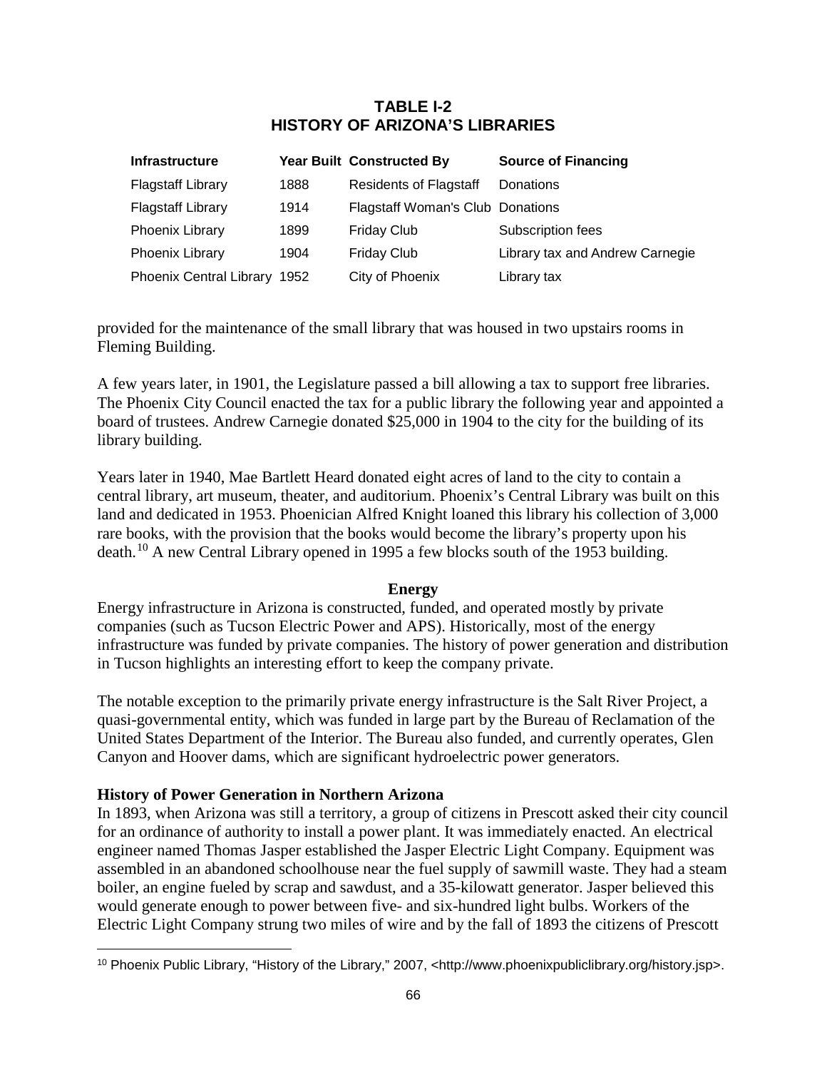**TABLE I-2**
**HISTORY OF ARIZONA'S LIBRARIES**

| Infrastructure | Year Built | Constructed By | Source of Financing |
|---|---|---|---|
| Flagstaff Library | 1888 | Residents of Flagstaff | Donations |
| Flagstaff Library | 1914 | Flagstaff Woman's Club | Donations |
| Phoenix Library | 1899 | Friday Club | Subscription fees |
| Phoenix Library | 1904 | Friday Club | Library tax and Andrew Carnegie |
| Phoenix Central Library | 1952 | City of Phoenix | Library tax |

provided for the maintenance of the small library that was housed in two upstairs rooms in Fleming Building.

A few years later, in 1901, the Legislature passed a bill allowing a tax to support free libraries. The Phoenix City Council enacted the tax for a public library the following year and appointed a board of trustees. Andrew Carnegie donated $25,000 in 1904 to the city for the building of its library building.

Years later in 1940, Mae Bartlett Heard donated eight acres of land to the city to contain a central library, art museum, theater, and auditorium. Phoenix's Central Library was built on this land and dedicated in 1953. Phoenician Alfred Knight loaned this library his collection of 3,000 rare books, with the provision that the books would become the library's property upon his death.[10] A new Central Library opened in 1995 a few blocks south of the 1953 building.

## Energy

Energy infrastructure in Arizona is constructed, funded, and operated mostly by private companies (such as Tucson Electric Power and APS). Historically, most of the energy infrastructure was funded by private companies. The history of power generation and distribution in Tucson highlights an interesting effort to keep the company private.

The notable exception to the primarily private energy infrastructure is the Salt River Project, a quasi-governmental entity, which was funded in large part by the Bureau of Reclamation of the United States Department of the Interior. The Bureau also funded, and currently operates, Glen Canyon and Hoover dams, which are significant hydroelectric power generators.

### History of Power Generation in Northern Arizona

In 1893, when Arizona was still a territory, a group of citizens in Prescott asked their city council for an ordinance of authority to install a power plant. It was immediately enacted. An electrical engineer named Thomas Jasper established the Jasper Electric Light Company. Equipment was assembled in an abandoned schoolhouse near the fuel supply of sawmill waste. They had a steam boiler, an engine fueled by scrap and sawdust, and a 35-kilowatt generator. Jasper believed this would generate enough to power between five- and six-hundred light bulbs. Workers of the Electric Light Company strung two miles of wire and by the fall of 1893 the citizens of Prescott

[10] Phoenix Public Library, "History of the Library," 2007, <http://www.phoenixpubliclibrary.org/history.jsp>.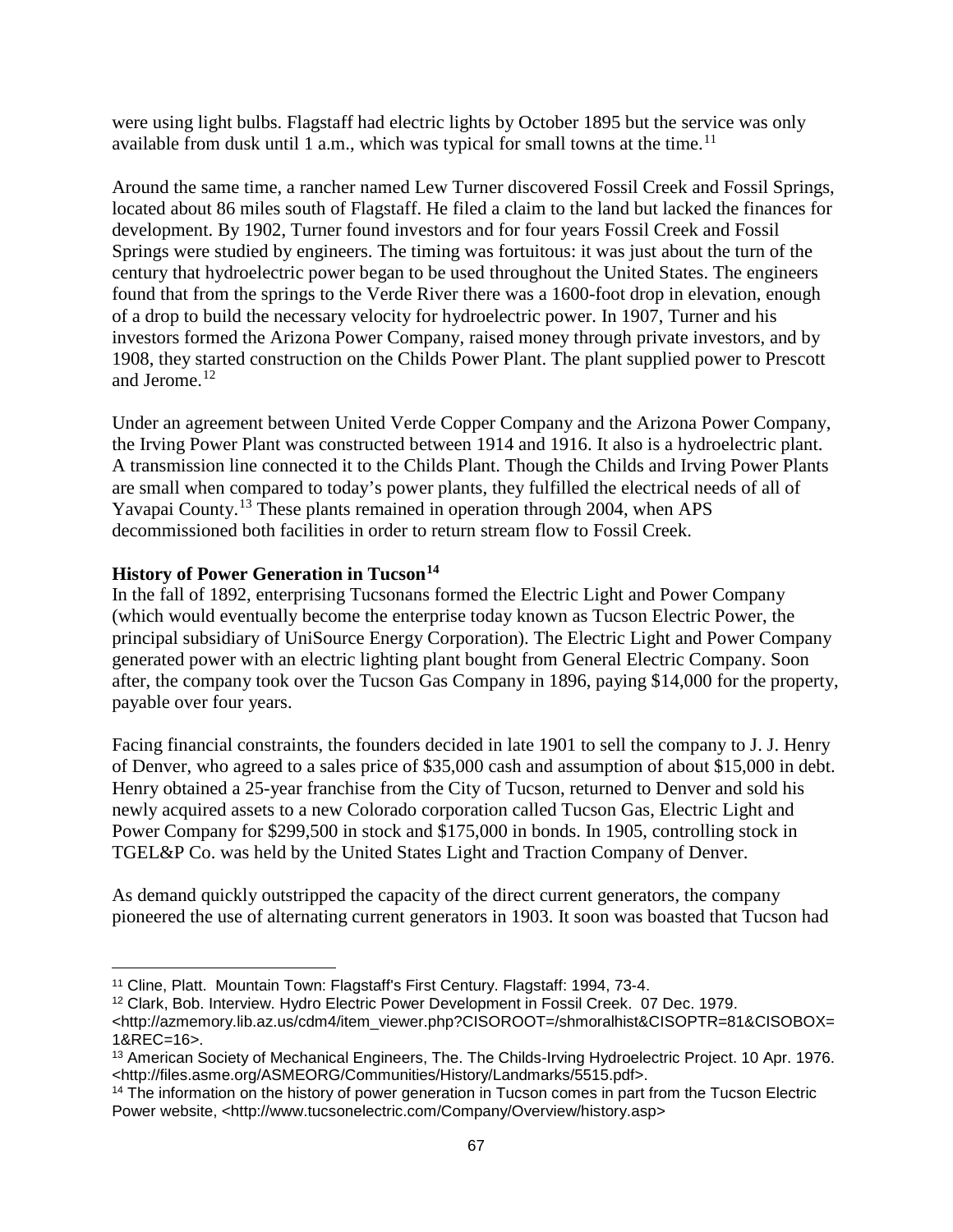were using light bulbs. Flagstaff had electric lights by October 1895 but the service was only available from dusk until 1 a.m., which was typical for small towns at the time.[11]

Around the same time, a rancher named Lew Turner discovered Fossil Creek and Fossil Springs, located about 86 miles south of Flagstaff. He filed a claim to the land but lacked the finances for development. By 1902, Turner found investors and for four years Fossil Creek and Fossil Springs were studied by engineers. The timing was fortuitous: it was just about the turn of the century that hydroelectric power began to be used throughout the United States. The engineers found that from the springs to the Verde River there was a 1600-foot drop in elevation, enough of a drop to build the necessary velocity for hydroelectric power. In 1907, Turner and his investors formed the Arizona Power Company, raised money through private investors, and by 1908, they started construction on the Childs Power Plant. The plant supplied power to Prescott and Jerome.[12]

Under an agreement between United Verde Copper Company and the Arizona Power Company, the Irving Power Plant was constructed between 1914 and 1916. It also is a hydroelectric plant. A transmission line connected it to the Childs Plant. Though the Childs and Irving Power Plants are small when compared to today's power plants, they fulfilled the electrical needs of all of Yavapai County.[13] These plants remained in operation through 2004, when APS decommissioned both facilities in order to return stream flow to Fossil Creek.

**History of Power Generation in Tucson[14]**

In the fall of 1892, enterprising Tucsonans formed the Electric Light and Power Company (which would eventually become the enterprise today known as Tucson Electric Power, the principal subsidiary of UniSource Energy Corporation). The Electric Light and Power Company generated power with an electric lighting plant bought from General Electric Company. Soon after, the company took over the Tucson Gas Company in 1896, paying $14,000 for the property, payable over four years.

Facing financial constraints, the founders decided in late 1901 to sell the company to J. J. Henry of Denver, who agreed to a sales price of $35,000 cash and assumption of about $15,000 in debt. Henry obtained a 25-year franchise from the City of Tucson, returned to Denver and sold his newly acquired assets to a new Colorado corporation called Tucson Gas, Electric Light and Power Company for $299,500 in stock and $175,000 in bonds. In 1905, controlling stock in TGEL&P Co. was held by the United States Light and Traction Company of Denver.

As demand quickly outstripped the capacity of the direct current generators, the company pioneered the use of alternating current generators in 1903. It soon was boasted that Tucson had

---

[11] Cline, Platt. Mountain Town: Flagstaff's First Century. Flagstaff: 1994, 73-4.

[12] Clark, Bob. Interview. Hydro Electric Power Development in Fossil Creek. 07 Dec. 1979. <http://azmemory.lib.az.us/cdm4/item_viewer.php?CISOROOT=/shmoralhist&CISOPTR=81&CISOBOX=1&REC=16>.

[13] American Society of Mechanical Engineers, The. The Childs-Irving Hydroelectric Project. 10 Apr. 1976. <http://files.asme.org/ASMEORG/Communities/History/Landmarks/5515.pdf>.

[14] The information on the history of power generation in Tucson comes in part from the Tucson Electric Power website, <http://www.tucsonelectric.com/Company/Overview/history.asp>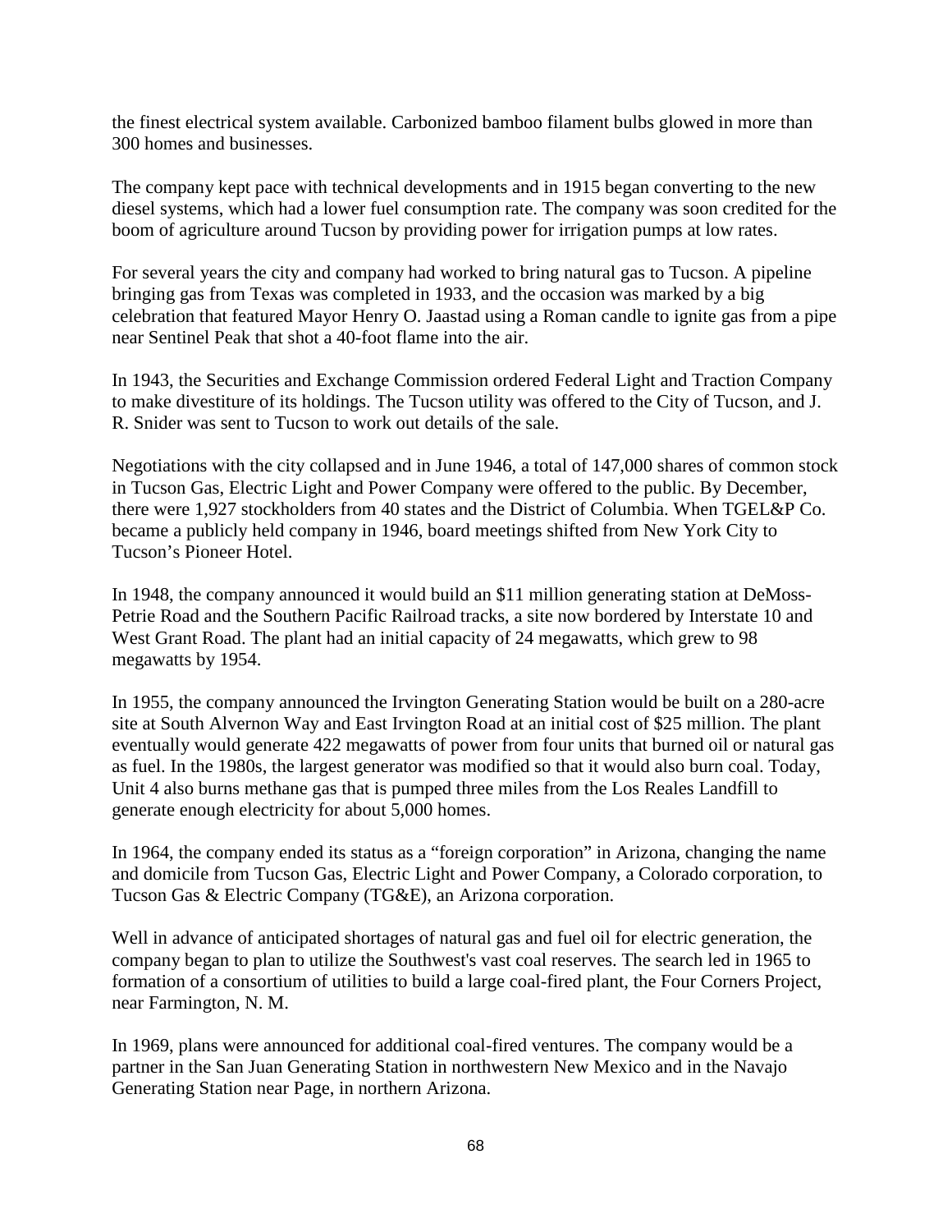the finest electrical system available. Carbonized bamboo filament bulbs glowed in more than 300 homes and businesses.

The company kept pace with technical developments and in 1915 began converting to the new diesel systems, which had a lower fuel consumption rate. The company was soon credited for the boom of agriculture around Tucson by providing power for irrigation pumps at low rates.

For several years the city and company had worked to bring natural gas to Tucson. A pipeline bringing gas from Texas was completed in 1933, and the occasion was marked by a big celebration that featured Mayor Henry O. Jaastad using a Roman candle to ignite gas from a pipe near Sentinel Peak that shot a 40-foot flame into the air.

In 1943, the Securities and Exchange Commission ordered Federal Light and Traction Company to make divestiture of its holdings. The Tucson utility was offered to the City of Tucson, and J. R. Snider was sent to Tucson to work out details of the sale.

Negotiations with the city collapsed and in June 1946, a total of 147,000 shares of common stock in Tucson Gas, Electric Light and Power Company were offered to the public. By December, there were 1,927 stockholders from 40 states and the District of Columbia. When TGEL&P Co. became a publicly held company in 1946, board meetings shifted from New York City to Tucson's Pioneer Hotel.

In 1948, the company announced it would build an $11 million generating station at DeMoss-Petrie Road and the Southern Pacific Railroad tracks, a site now bordered by Interstate 10 and West Grant Road. The plant had an initial capacity of 24 megawatts, which grew to 98 megawatts by 1954.

In 1955, the company announced the Irvington Generating Station would be built on a 280-acre site at South Alvernon Way and East Irvington Road at an initial cost of $25 million. The plant eventually would generate 422 megawatts of power from four units that burned oil or natural gas as fuel. In the 1980s, the largest generator was modified so that it would also burn coal. Today, Unit 4 also burns methane gas that is pumped three miles from the Los Reales Landfill to generate enough electricity for about 5,000 homes.

In 1964, the company ended its status as a "foreign corporation" in Arizona, changing the name and domicile from Tucson Gas, Electric Light and Power Company, a Colorado corporation, to Tucson Gas & Electric Company (TG&E), an Arizona corporation.

Well in advance of anticipated shortages of natural gas and fuel oil for electric generation, the company began to plan to utilize the Southwest's vast coal reserves. The search led in 1965 to formation of a consortium of utilities to build a large coal-fired plant, the Four Corners Project, near Farmington, N. M.

In 1969, plans were announced for additional coal-fired ventures. The company would be a partner in the San Juan Generating Station in northwestern New Mexico and in the Navajo Generating Station near Page, in northern Arizona.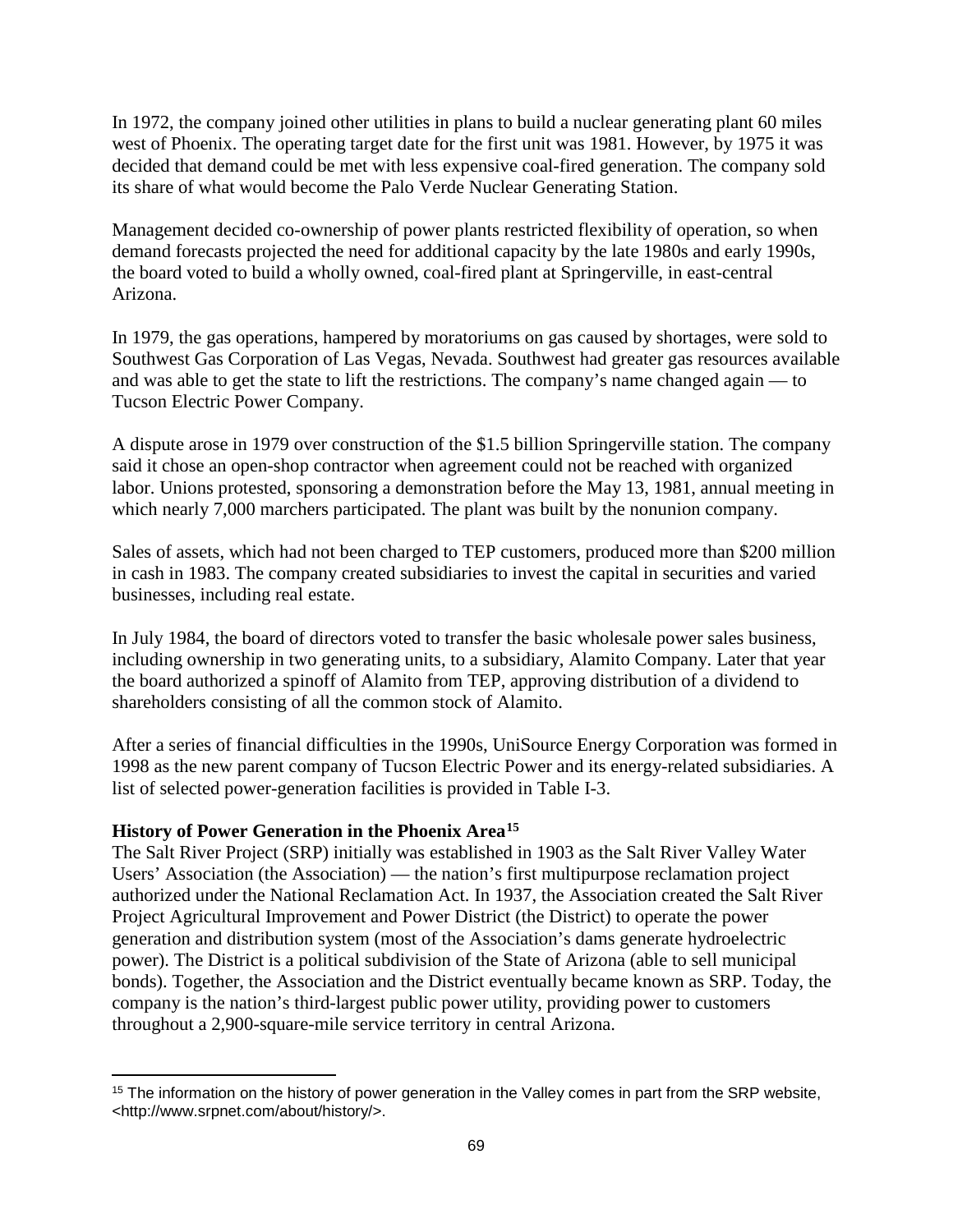In 1972, the company joined other utilities in plans to build a nuclear generating plant 60 miles west of Phoenix. The operating target date for the first unit was 1981. However, by 1975 it was decided that demand could be met with less expensive coal-fired generation. The company sold its share of what would become the Palo Verde Nuclear Generating Station.

Management decided co-ownership of power plants restricted flexibility of operation, so when demand forecasts projected the need for additional capacity by the late 1980s and early 1990s, the board voted to build a wholly owned, coal-fired plant at Springerville, in east-central Arizona.

In 1979, the gas operations, hampered by moratoriums on gas caused by shortages, were sold to Southwest Gas Corporation of Las Vegas, Nevada. Southwest had greater gas resources available and was able to get the state to lift the restrictions. The company's name changed again — to Tucson Electric Power Company.

A dispute arose in 1979 over construction of the $1.5 billion Springerville station. The company said it chose an open-shop contractor when agreement could not be reached with organized labor. Unions protested, sponsoring a demonstration before the May 13, 1981, annual meeting in which nearly 7,000 marchers participated. The plant was built by the nonunion company.

Sales of assets, which had not been charged to TEP customers, produced more than $200 million in cash in 1983. The company created subsidiaries to invest the capital in securities and varied businesses, including real estate.

In July 1984, the board of directors voted to transfer the basic wholesale power sales business, including ownership in two generating units, to a subsidiary, Alamito Company. Later that year the board authorized a spinoff of Alamito from TEP, approving distribution of a dividend to shareholders consisting of all the common stock of Alamito.

After a series of financial difficulties in the 1990s, UniSource Energy Corporation was formed in 1998 as the new parent company of Tucson Electric Power and its energy-related subsidiaries. A list of selected power-generation facilities is provided in Table I-3.

**History of Power Generation in the Phoenix Area[15]**

The Salt River Project (SRP) initially was established in 1903 as the Salt River Valley Water Users' Association (the Association) — the nation's first multipurpose reclamation project authorized under the National Reclamation Act. In 1937, the Association created the Salt River Project Agricultural Improvement and Power District (the District) to operate the power generation and distribution system (most of the Association's dams generate hydroelectric power). The District is a political subdivision of the State of Arizona (able to sell municipal bonds). Together, the Association and the District eventually became known as SRP. Today, the company is the nation's third-largest public power utility, providing power to customers throughout a 2,900-square-mile service territory in central Arizona.

[15] The information on the history of power generation in the Valley comes in part from the SRP website, <http://www.srpnet.com/about/history/>.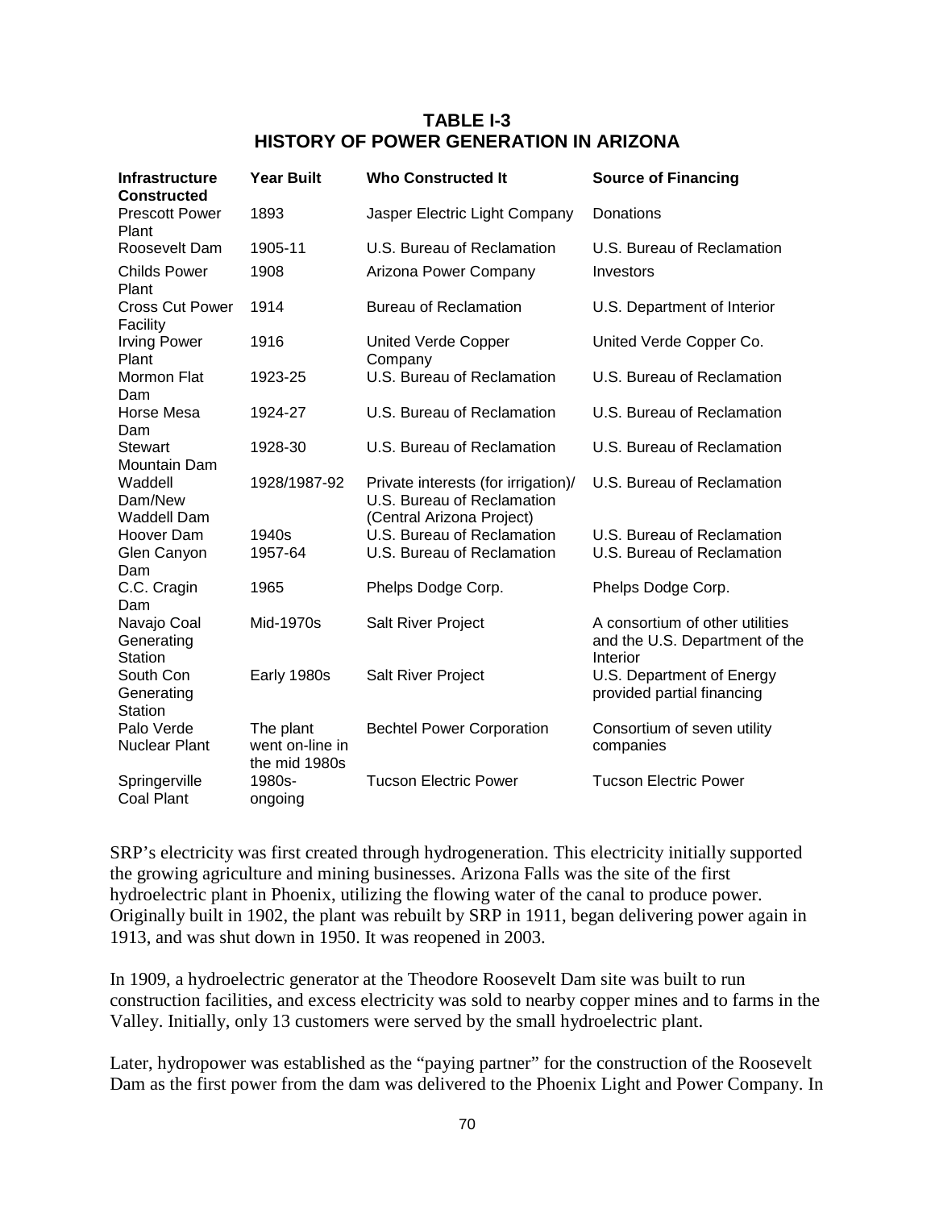### TABLE I-3
### HISTORY OF POWER GENERATION IN ARIZONA

| Infrastructure Constructed | Year Built | Who Constructed It | Source of Financing |
|---|---|---|---|
| Prescott Power Plant | 1893 | Jasper Electric Light Company | Donations |
| Roosevelt Dam | 1905-11 | U.S. Bureau of Reclamation | U.S. Bureau of Reclamation |
| Childs Power Plant | 1908 | Arizona Power Company | Investors |
| Cross Cut Power Facility | 1914 | Bureau of Reclamation | U.S. Department of Interior |
| Irving Power Plant | 1916 | United Verde Copper Company | United Verde Copper Co. |
| Mormon Flat Dam | 1923-25 | U.S. Bureau of Reclamation | U.S. Bureau of Reclamation |
| Horse Mesa Dam | 1924-27 | U.S. Bureau of Reclamation | U.S. Bureau of Reclamation |
| Stewart Mountain Dam | 1928-30 | U.S. Bureau of Reclamation | U.S. Bureau of Reclamation |
| Waddell Dam/New Waddell Dam | 1928/1987-92 | Private interests (for irrigation)/ U.S. Bureau of Reclamation (Central Arizona Project) | U.S. Bureau of Reclamation |
| Hoover Dam | 1940s | U.S. Bureau of Reclamation | U.S. Bureau of Reclamation |
| Glen Canyon Dam | 1957-64 | U.S. Bureau of Reclamation | U.S. Bureau of Reclamation |
| C.C. Cragin Dam | 1965 | Phelps Dodge Corp. | Phelps Dodge Corp. |
| Navajo Coal Generating Station | Mid-1970s | Salt River Project | A consortium of other utilities and the U.S. Department of the Interior |
| South Con Generating Station | Early 1980s | Salt River Project | U.S. Department of Energy provided partial financing |
| Palo Verde Nuclear Plant | The plant went on-line in the mid 1980s | Bechtel Power Corporation | Consortium of seven utility companies |
| Springerville Coal Plant | 1980s-ongoing | Tucson Electric Power | Tucson Electric Power |

SRP's electricity was first created through hydrogeneration. This electricity initially supported the growing agriculture and mining businesses. Arizona Falls was the site of the first hydroelectric plant in Phoenix, utilizing the flowing water of the canal to produce power. Originally built in 1902, the plant was rebuilt by SRP in 1911, began delivering power again in 1913, and was shut down in 1950. It was reopened in 2003.

In 1909, a hydroelectric generator at the Theodore Roosevelt Dam site was built to run construction facilities, and excess electricity was sold to nearby copper mines and to farms in the Valley. Initially, only 13 customers were served by the small hydroelectric plant.

Later, hydropower was established as the "paying partner" for the construction of the Roosevelt Dam as the first power from the dam was delivered to the Phoenix Light and Power Company. In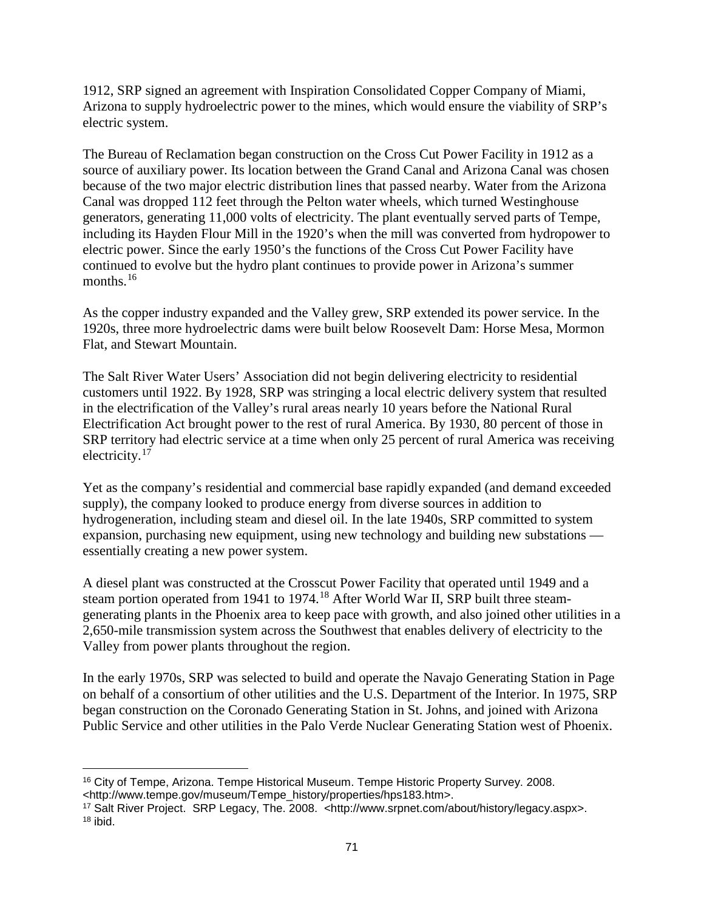1912, SRP signed an agreement with Inspiration Consolidated Copper Company of Miami, Arizona to supply hydroelectric power to the mines, which would ensure the viability of SRP's electric system.

The Bureau of Reclamation began construction on the Cross Cut Power Facility in 1912 as a source of auxiliary power. Its location between the Grand Canal and Arizona Canal was chosen because of the two major electric distribution lines that passed nearby. Water from the Arizona Canal was dropped 112 feet through the Pelton water wheels, which turned Westinghouse generators, generating 11,000 volts of electricity. The plant eventually served parts of Tempe, including its Hayden Flour Mill in the 1920's when the mill was converted from hydropower to electric power. Since the early 1950's the functions of the Cross Cut Power Facility have continued to evolve but the hydro plant continues to provide power in Arizona's summer months.[16]

As the copper industry expanded and the Valley grew, SRP extended its power service. In the 1920s, three more hydroelectric dams were built below Roosevelt Dam: Horse Mesa, Mormon Flat, and Stewart Mountain.

The Salt River Water Users' Association did not begin delivering electricity to residential customers until 1922. By 1928, SRP was stringing a local electric delivery system that resulted in the electrification of the Valley's rural areas nearly 10 years before the National Rural Electrification Act brought power to the rest of rural America. By 1930, 80 percent of those in SRP territory had electric service at a time when only 25 percent of rural America was receiving electricity.[17]

Yet as the company's residential and commercial base rapidly expanded (and demand exceeded supply), the company looked to produce energy from diverse sources in addition to hydrogeneration, including steam and diesel oil. In the late 1940s, SRP committed to system expansion, purchasing new equipment, using new technology and building new substations — essentially creating a new power system.

A diesel plant was constructed at the Crosscut Power Facility that operated until 1949 and a steam portion operated from 1941 to 1974.[18] After World War II, SRP built three steam-generating plants in the Phoenix area to keep pace with growth, and also joined other utilities in a 2,650-mile transmission system across the Southwest that enables delivery of electricity to the Valley from power plants throughout the region.

In the early 1970s, SRP was selected to build and operate the Navajo Generating Station in Page on behalf of a consortium of other utilities and the U.S. Department of the Interior. In 1975, SRP began construction on the Coronado Generating Station in St. Johns, and joined with Arizona Public Service and other utilities in the Palo Verde Nuclear Generating Station west of Phoenix.

---

[16] City of Tempe, Arizona. Tempe Historical Museum. Tempe Historic Property Survey. 2008. <http://www.tempe.gov/museum/Tempe_history/properties/hps183.htm>.

[17] Salt River Project. SRP Legacy, The. 2008. <http://www.srpnet.com/about/history/legacy.aspx>.

[18] ibid.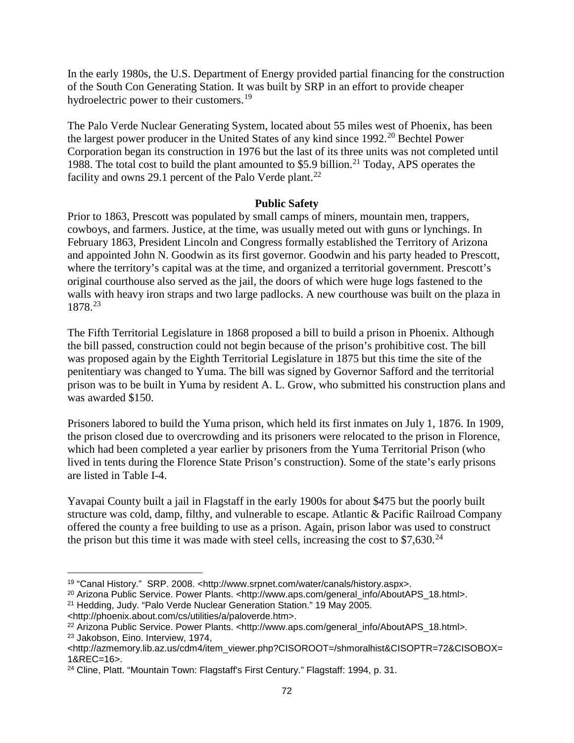In the early 1980s, the U.S. Department of Energy provided partial financing for the construction of the South Con Generating Station. It was built by SRP in an effort to provide cheaper hydroelectric power to their customers.[19]

The Palo Verde Nuclear Generating System, located about 55 miles west of Phoenix, has been the largest power producer in the United States of any kind since 1992.[20] Bechtel Power Corporation began its construction in 1976 but the last of its three units was not completed until 1988. The total cost to build the plant amounted to $5.9 billion.[21] Today, APS operates the facility and owns 29.1 percent of the Palo Verde plant.[22]

## Public Safety

Prior to 1863, Prescott was populated by small camps of miners, mountain men, trappers, cowboys, and farmers. Justice, at the time, was usually meted out with guns or lynchings. In February 1863, President Lincoln and Congress formally established the Territory of Arizona and appointed John N. Goodwin as its first governor. Goodwin and his party headed to Prescott, where the territory's capital was at the time, and organized a territorial government. Prescott's original courthouse also served as the jail, the doors of which were huge logs fastened to the walls with heavy iron straps and two large padlocks. A new courthouse was built on the plaza in 1878.[23]

The Fifth Territorial Legislature in 1868 proposed a bill to build a prison in Phoenix. Although the bill passed, construction could not begin because of the prison's prohibitive cost. The bill was proposed again by the Eighth Territorial Legislature in 1875 but this time the site of the penitentiary was changed to Yuma. The bill was signed by Governor Safford and the territorial prison was to be built in Yuma by resident A. L. Grow, who submitted his construction plans and was awarded $150.

Prisoners labored to build the Yuma prison, which held its first inmates on July 1, 1876. In 1909, the prison closed due to overcrowding and its prisoners were relocated to the prison in Florence, which had been completed a year earlier by prisoners from the Yuma Territorial Prison (who lived in tents during the Florence State Prison's construction). Some of the state's early prisons are listed in Table I-4.

Yavapai County built a jail in Flagstaff in the early 1900s for about $475 but the poorly built structure was cold, damp, filthy, and vulnerable to escape. Atlantic & Pacific Railroad Company offered the county a free building to use as a prison. Again, prison labor was used to construct the prison but this time it was made with steel cells, increasing the cost to $7,630.[24]

---

[19] "Canal History." SRP. 2008. <http://www.srpnet.com/water/canals/history.aspx>.

[20] Arizona Public Service. Power Plants. <http://www.aps.com/general_info/AboutAPS_18.html>.

[21] Hedding, Judy. "Palo Verde Nuclear Generation Station." 19 May 2005. <http://phoenix.about.com/cs/utilities/a/paloverde.htm>.

[22] Arizona Public Service. Power Plants. <http://www.aps.com/general_info/AboutAPS_18.html>.

[23] Jakobson, Eino. Interview, 1974, <http://azmemory.lib.az.us/cdm4/item_viewer.php?CISOROOT=/shmoralhist&CISOPTR=72&CISOBOX=1&REC=16>.

[24] Cline, Platt. "Mountain Town: Flagstaff's First Century." Flagstaff: 1994, p. 31.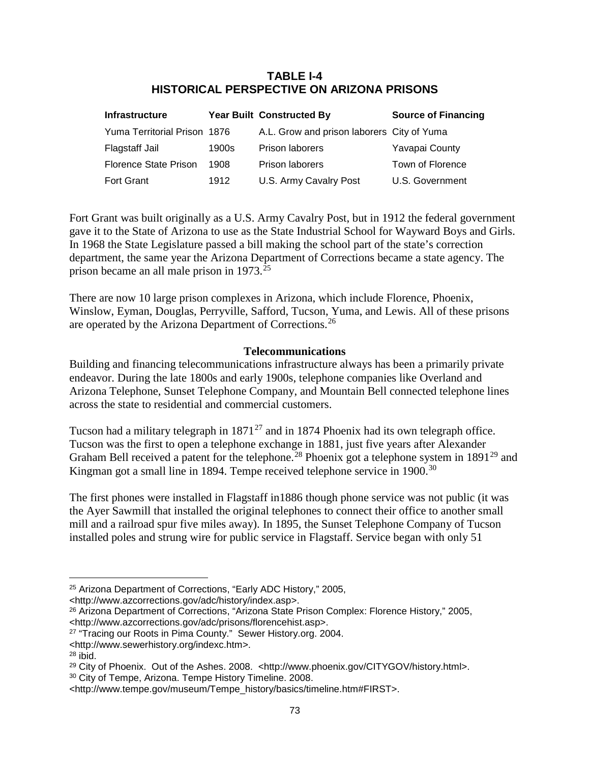**TABLE I-4**
**HISTORICAL PERSPECTIVE ON ARIZONA PRISONS**

| Infrastructure | Year Built | Constructed By | Source of Financing |
|---|---|---|---|
| Yuma Territorial Prison | 1876 | A.L. Grow and prison laborers | City of Yuma |
| Flagstaff Jail | 1900s | Prison laborers | Yavapai County |
| Florence State Prison | 1908 | Prison laborers | Town of Florence |
| Fort Grant | 1912 | U.S. Army Cavalry Post | U.S. Government |

Fort Grant was built originally as a U.S. Army Cavalry Post, but in 1912 the federal government gave it to the State of Arizona to use as the State Industrial School for Wayward Boys and Girls. In 1968 the State Legislature passed a bill making the school part of the state's correction department, the same year the Arizona Department of Corrections became a state agency. The prison became an all male prison in 1973.[25]

There are now 10 large prison complexes in Arizona, which include Florence, Phoenix, Winslow, Eyman, Douglas, Perryville, Safford, Tucson, Yuma, and Lewis. All of these prisons are operated by the Arizona Department of Corrections.[26]

**Telecommunications**

Building and financing telecommunications infrastructure always has been a primarily private endeavor. During the late 1800s and early 1900s, telephone companies like Overland and Arizona Telephone, Sunset Telephone Company, and Mountain Bell connected telephone lines across the state to residential and commercial customers.

Tucson had a military telegraph in 1871[27] and in 1874 Phoenix had its own telegraph office. Tucson was the first to open a telephone exchange in 1881, just five years after Alexander Graham Bell received a patent for the telephone.[28] Phoenix got a telephone system in 1891[29] and Kingman got a small line in 1894. Tempe received telephone service in 1900.[30]

The first phones were installed in Flagstaff in1886 though phone service was not public (it was the Ayer Sawmill that installed the original telephones to connect their office to another small mill and a railroad spur five miles away). In 1895, the Sunset Telephone Company of Tucson installed poles and strung wire for public service in Flagstaff. Service began with only 51

---

[25] Arizona Department of Corrections, "Early ADC History," 2005, <http://www.azcorrections.gov/adc/history/index.asp>.

[26] Arizona Department of Corrections, "Arizona State Prison Complex: Florence History," 2005, <http://www.azcorrections.gov/adc/prisons/florencehist.asp>.

[27] "Tracing our Roots in Pima County." Sewer History.org. 2004. <http://www.sewerhistory.org/indexc.htm>.

[28] ibid.

[29] City of Phoenix. Out of the Ashes. 2008. <http://www.phoenix.gov/CITYGOV/history.html>.

[30] City of Tempe, Arizona. Tempe History Timeline. 2008. <http://www.tempe.gov/museum/Tempe_history/basics/timeline.htm#FIRST>.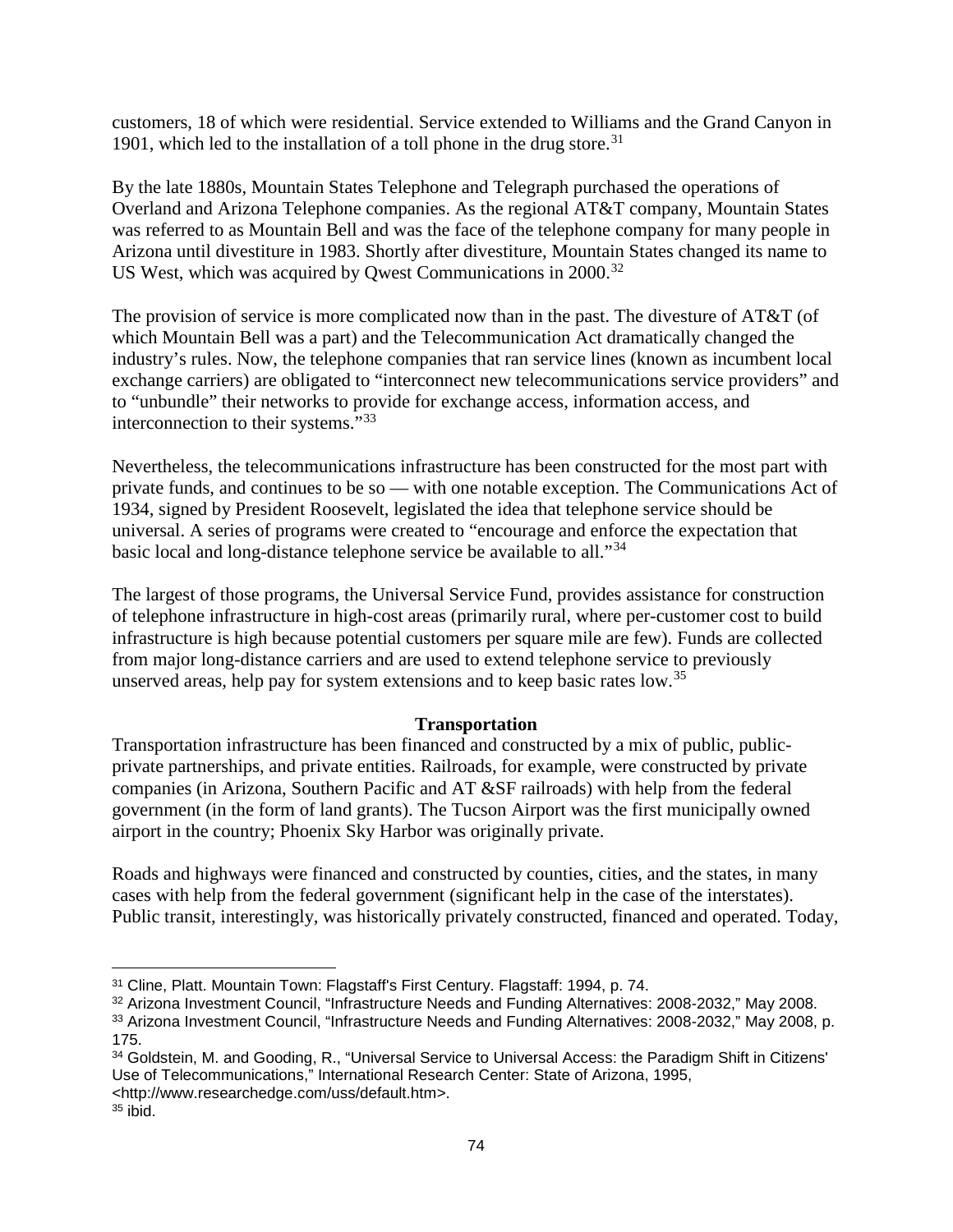customers, 18 of which were residential. Service extended to Williams and the Grand Canyon in 1901, which led to the installation of a toll phone in the drug store.[31]

By the late 1880s, Mountain States Telephone and Telegraph purchased the operations of Overland and Arizona Telephone companies. As the regional AT&T company, Mountain States was referred to as Mountain Bell and was the face of the telephone company for many people in Arizona until divestiture in 1983. Shortly after divestiture, Mountain States changed its name to US West, which was acquired by Qwest Communications in 2000.[32]

The provision of service is more complicated now than in the past. The divesture of AT&T (of which Mountain Bell was a part) and the Telecommunication Act dramatically changed the industry's rules. Now, the telephone companies that ran service lines (known as incumbent local exchange carriers) are obligated to "interconnect new telecommunications service providers" and to "unbundle" their networks to provide for exchange access, information access, and interconnection to their systems."[33]

Nevertheless, the telecommunications infrastructure has been constructed for the most part with private funds, and continues to be so — with one notable exception. The Communications Act of 1934, signed by President Roosevelt, legislated the idea that telephone service should be universal. A series of programs were created to "encourage and enforce the expectation that basic local and long-distance telephone service be available to all."[34]

The largest of those programs, the Universal Service Fund, provides assistance for construction of telephone infrastructure in high-cost areas (primarily rural, where per-customer cost to build infrastructure is high because potential customers per square mile are few). Funds are collected from major long-distance carriers and are used to extend telephone service to previously unserved areas, help pay for system extensions and to keep basic rates low.[35]

### Transportation

Transportation infrastructure has been financed and constructed by a mix of public, public-private partnerships, and private entities. Railroads, for example, were constructed by private companies (in Arizona, Southern Pacific and AT &SF railroads) with help from the federal government (in the form of land grants). The Tucson Airport was the first municipally owned airport in the country; Phoenix Sky Harbor was originally private.

Roads and highways were financed and constructed by counties, cities, and the states, in many cases with help from the federal government (significant help in the case of the interstates). Public transit, interestingly, was historically privately constructed, financed and operated. Today,

---

[31] Cline, Platt. Mountain Town: Flagstaff's First Century. Flagstaff: 1994, p. 74.

[32] Arizona Investment Council, "Infrastructure Needs and Funding Alternatives: 2008-2032," May 2008.

[33] Arizona Investment Council, "Infrastructure Needs and Funding Alternatives: 2008-2032," May 2008, p. 175.

[34] Goldstein, M. and Gooding, R., "Universal Service to Universal Access: the Paradigm Shift in Citizens' Use of Telecommunications," International Research Center: State of Arizona, 1995, <http://www.researchedge.com/uss/default.htm>.

[35] ibid.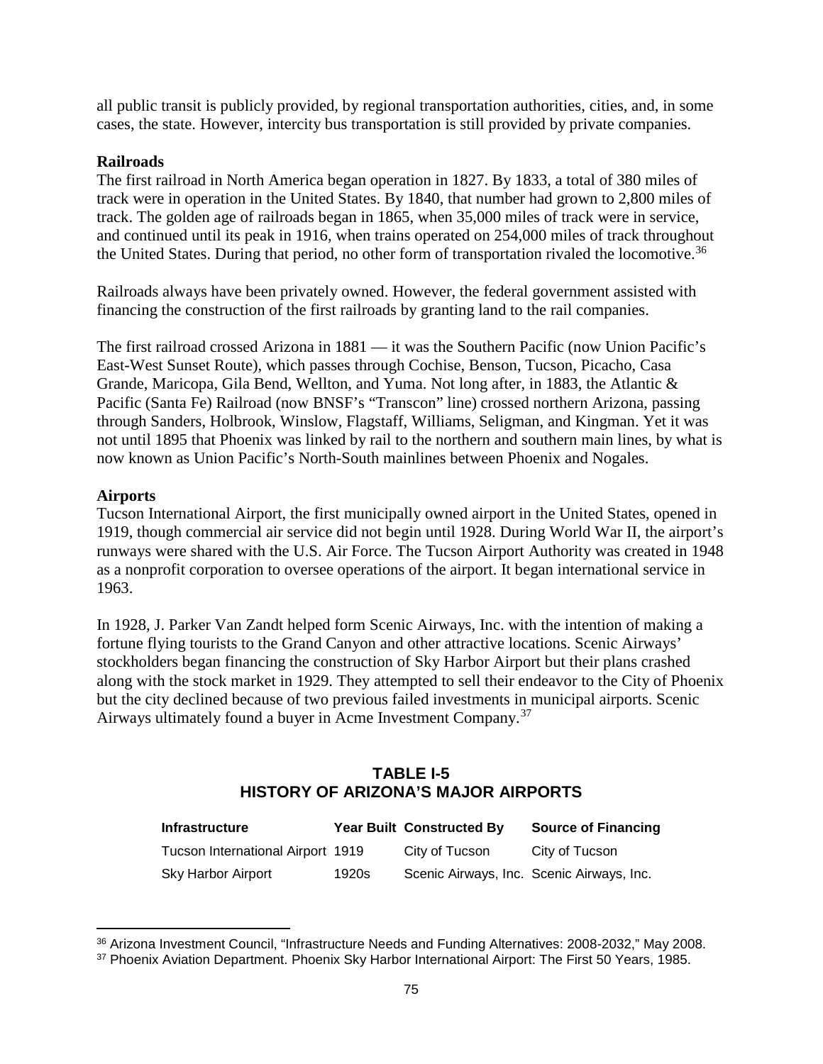all public transit is publicly provided, by regional transportation authorities, cities, and, in some cases, the state. However, intercity bus transportation is still provided by private companies.

**Railroads**

The first railroad in North America began operation in 1827. By 1833, a total of 380 miles of track were in operation in the United States. By 1840, that number had grown to 2,800 miles of track. The golden age of railroads began in 1865, when 35,000 miles of track were in service, and continued until its peak in 1916, when trains operated on 254,000 miles of track throughout the United States. During that period, no other form of transportation rivaled the locomotive.[36]

Railroads always have been privately owned. However, the federal government assisted with financing the construction of the first railroads by granting land to the rail companies.

The first railroad crossed Arizona in 1881 — it was the Southern Pacific (now Union Pacific's East-West Sunset Route), which passes through Cochise, Benson, Tucson, Picacho, Casa Grande, Maricopa, Gila Bend, Wellton, and Yuma. Not long after, in 1883, the Atlantic & Pacific (Santa Fe) Railroad (now BNSF's "Transcon" line) crossed northern Arizona, passing through Sanders, Holbrook, Winslow, Flagstaff, Williams, Seligman, and Kingman. Yet it was not until 1895 that Phoenix was linked by rail to the northern and southern main lines, by what is now known as Union Pacific's North-South mainlines between Phoenix and Nogales.

**Airports**

Tucson International Airport, the first municipally owned airport in the United States, opened in 1919, though commercial air service did not begin until 1928. During World War II, the airport's runways were shared with the U.S. Air Force. The Tucson Airport Authority was created in 1948 as a nonprofit corporation to oversee operations of the airport. It began international service in 1963.

In 1928, J. Parker Van Zandt helped form Scenic Airways, Inc. with the intention of making a fortune flying tourists to the Grand Canyon and other attractive locations. Scenic Airways' stockholders began financing the construction of Sky Harbor Airport but their plans crashed along with the stock market in 1929. They attempted to sell their endeavor to the City of Phoenix but the city declined because of two previous failed investments in municipal airports. Scenic Airways ultimately found a buyer in Acme Investment Company.[37]

**TABLE I-5**
**HISTORY OF ARIZONA'S MAJOR AIRPORTS**

| Infrastructure | Year Built | Constructed By | Source of Financing |
|---|---|---|---|
| Tucson International Airport | 1919 | City of Tucson | City of Tucson |
| Sky Harbor Airport | 1920s | Scenic Airways, Inc. | Scenic Airways, Inc. |

[36] Arizona Investment Council, "Infrastructure Needs and Funding Alternatives: 2008-2032," May 2008.

[37] Phoenix Aviation Department. Phoenix Sky Harbor International Airport: The First 50 Years, 1985.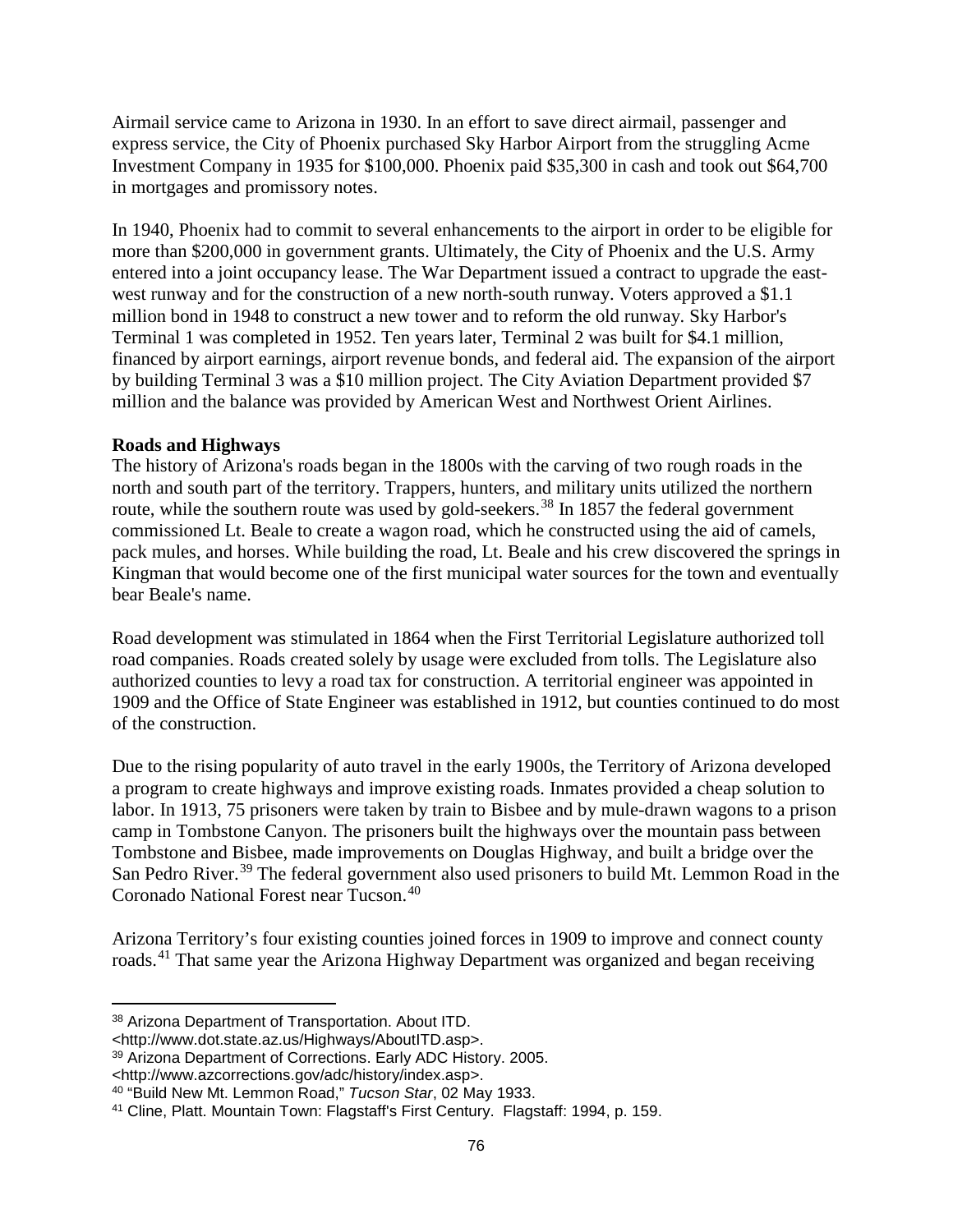Airmail service came to Arizona in 1930. In an effort to save direct airmail, passenger and express service, the City of Phoenix purchased Sky Harbor Airport from the struggling Acme Investment Company in 1935 for $100,000. Phoenix paid $35,300 in cash and took out $64,700 in mortgages and promissory notes.

In 1940, Phoenix had to commit to several enhancements to the airport in order to be eligible for more than $200,000 in government grants. Ultimately, the City of Phoenix and the U.S. Army entered into a joint occupancy lease. The War Department issued a contract to upgrade the east-west runway and for the construction of a new north-south runway. Voters approved a $1.1 million bond in 1948 to construct a new tower and to reform the old runway. Sky Harbor's Terminal 1 was completed in 1952. Ten years later, Terminal 2 was built for $4.1 million, financed by airport earnings, airport revenue bonds, and federal aid. The expansion of the airport by building Terminal 3 was a $10 million project. The City Aviation Department provided $7 million and the balance was provided by American West and Northwest Orient Airlines.

**Roads and Highways**

The history of Arizona's roads began in the 1800s with the carving of two rough roads in the north and south part of the territory. Trappers, hunters, and military units utilized the northern route, while the southern route was used by gold-seekers.[38] In 1857 the federal government commissioned Lt. Beale to create a wagon road, which he constructed using the aid of camels, pack mules, and horses. While building the road, Lt. Beale and his crew discovered the springs in Kingman that would become one of the first municipal water sources for the town and eventually bear Beale's name.

Road development was stimulated in 1864 when the First Territorial Legislature authorized toll road companies. Roads created solely by usage were excluded from tolls. The Legislature also authorized counties to levy a road tax for construction. A territorial engineer was appointed in 1909 and the Office of State Engineer was established in 1912, but counties continued to do most of the construction.

Due to the rising popularity of auto travel in the early 1900s, the Territory of Arizona developed a program to create highways and improve existing roads. Inmates provided a cheap solution to labor. In 1913, 75 prisoners were taken by train to Bisbee and by mule-drawn wagons to a prison camp in Tombstone Canyon. The prisoners built the highways over the mountain pass between Tombstone and Bisbee, made improvements on Douglas Highway, and built a bridge over the San Pedro River.[39] The federal government also used prisoners to build Mt. Lemmon Road in the Coronado National Forest near Tucson.[40]

Arizona Territory's four existing counties joined forces in 1909 to improve and connect county roads.[41] That same year the Arizona Highway Department was organized and began receiving

---

[38] Arizona Department of Transportation. About ITD. <http://www.dot.state.az.us/Highways/AboutITD.asp>.

[39] Arizona Department of Corrections. Early ADC History. 2005. <http://www.azcorrections.gov/adc/history/index.asp>.

[40] "Build New Mt. Lemmon Road," *Tucson Star*, 02 May 1933.

[41] Cline, Platt. Mountain Town: Flagstaff's First Century. Flagstaff: 1994, p. 159.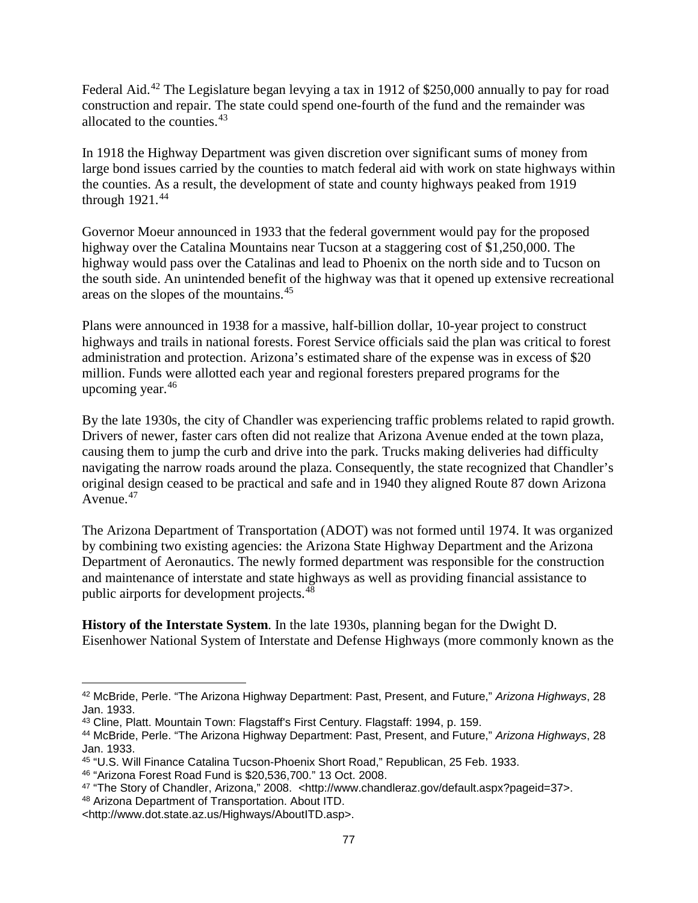Federal Aid.[42] The Legislature began levying a tax in 1912 of $250,000 annually to pay for road construction and repair. The state could spend one-fourth of the fund and the remainder was allocated to the counties.[43]

In 1918 the Highway Department was given discretion over significant sums of money from large bond issues carried by the counties to match federal aid with work on state highways within the counties. As a result, the development of state and county highways peaked from 1919 through 1921.[44]

Governor Moeur announced in 1933 that the federal government would pay for the proposed highway over the Catalina Mountains near Tucson at a staggering cost of $1,250,000. The highway would pass over the Catalinas and lead to Phoenix on the north side and to Tucson on the south side. An unintended benefit of the highway was that it opened up extensive recreational areas on the slopes of the mountains.[45]

Plans were announced in 1938 for a massive, half-billion dollar, 10-year project to construct highways and trails in national forests. Forest Service officials said the plan was critical to forest administration and protection. Arizona's estimated share of the expense was in excess of $20 million. Funds were allotted each year and regional foresters prepared programs for the upcoming year.[46]

By the late 1930s, the city of Chandler was experiencing traffic problems related to rapid growth. Drivers of newer, faster cars often did not realize that Arizona Avenue ended at the town plaza, causing them to jump the curb and drive into the park. Trucks making deliveries had difficulty navigating the narrow roads around the plaza. Consequently, the state recognized that Chandler's original design ceased to be practical and safe and in 1940 they aligned Route 87 down Arizona Avenue.[47]

The Arizona Department of Transportation (ADOT) was not formed until 1974. It was organized by combining two existing agencies: the Arizona State Highway Department and the Arizona Department of Aeronautics. The newly formed department was responsible for the construction and maintenance of interstate and state highways as well as providing financial assistance to public airports for development projects.[48]

**History of the Interstate System**. In the late 1930s, planning began for the Dwight D. Eisenhower National System of Interstate and Defense Highways (more commonly known as the

---

[42] McBride, Perle. "The Arizona Highway Department: Past, Present, and Future," *Arizona Highways*, 28 Jan. 1933.

[43] Cline, Platt. Mountain Town: Flagstaff's First Century. Flagstaff: 1994, p. 159.

[44] McBride, Perle. "The Arizona Highway Department: Past, Present, and Future," *Arizona Highways*, 28 Jan. 1933.

[45] "U.S. Will Finance Catalina Tucson-Phoenix Short Road," Republican, 25 Feb. 1933.

[46] "Arizona Forest Road Fund is $20,536,700." 13 Oct. 2008.

[47] "The Story of Chandler, Arizona," 2008. <http://www.chandleraz.gov/default.aspx?pageid=37>.

[48] Arizona Department of Transportation. About ITD. <http://www.dot.state.az.us/Highways/AboutITD.asp>.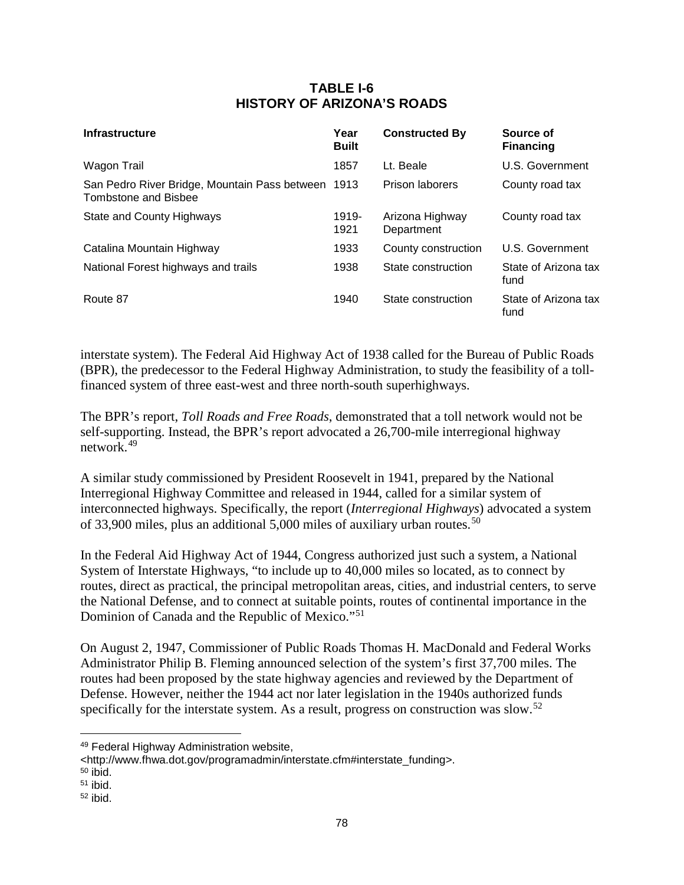**TABLE I-6**
**HISTORY OF ARIZONA'S ROADS**

| Infrastructure | Year Built | Constructed By | Source of Financing |
|---|---|---|---|
| Wagon Trail | 1857 | Lt. Beale | U.S. Government |
| San Pedro River Bridge, Mountain Pass between Tombstone and Bisbee | 1913 | Prison laborers | County road tax |
| State and County Highways | 1919-1921 | Arizona Highway Department | County road tax |
| Catalina Mountain Highway | 1933 | County construction | U.S. Government |
| National Forest highways and trails | 1938 | State construction | State of Arizona tax fund |
| Route 87 | 1940 | State construction | State of Arizona tax fund |

interstate system). The Federal Aid Highway Act of 1938 called for the Bureau of Public Roads (BPR), the predecessor to the Federal Highway Administration, to study the feasibility of a toll-financed system of three east-west and three north-south superhighways.

The BPR's report, *Toll Roads and Free Roads*, demonstrated that a toll network would not be self-supporting. Instead, the BPR's report advocated a 26,700-mile interregional highway network.[49]

A similar study commissioned by President Roosevelt in 1941, prepared by the National Interregional Highway Committee and released in 1944, called for a similar system of interconnected highways. Specifically, the report (*Interregional Highways*) advocated a system of 33,900 miles, plus an additional 5,000 miles of auxiliary urban routes.[50]

In the Federal Aid Highway Act of 1944, Congress authorized just such a system, a National System of Interstate Highways, "to include up to 40,000 miles so located, as to connect by routes, direct as practical, the principal metropolitan areas, cities, and industrial centers, to serve the National Defense, and to connect at suitable points, routes of continental importance in the Dominion of Canada and the Republic of Mexico."[51]

On August 2, 1947, Commissioner of Public Roads Thomas H. MacDonald and Federal Works Administrator Philip B. Fleming announced selection of the system's first 37,700 miles. The routes had been proposed by the state highway agencies and reviewed by the Department of Defense. However, neither the 1944 act nor later legislation in the 1940s authorized funds specifically for the interstate system. As a result, progress on construction was slow.[52]

---

[49] Federal Highway Administration website, <http://www.fhwa.dot.gov/programadmin/interstate.cfm#interstate_funding>.

[50] ibid.

[51] ibid.

[52] ibid.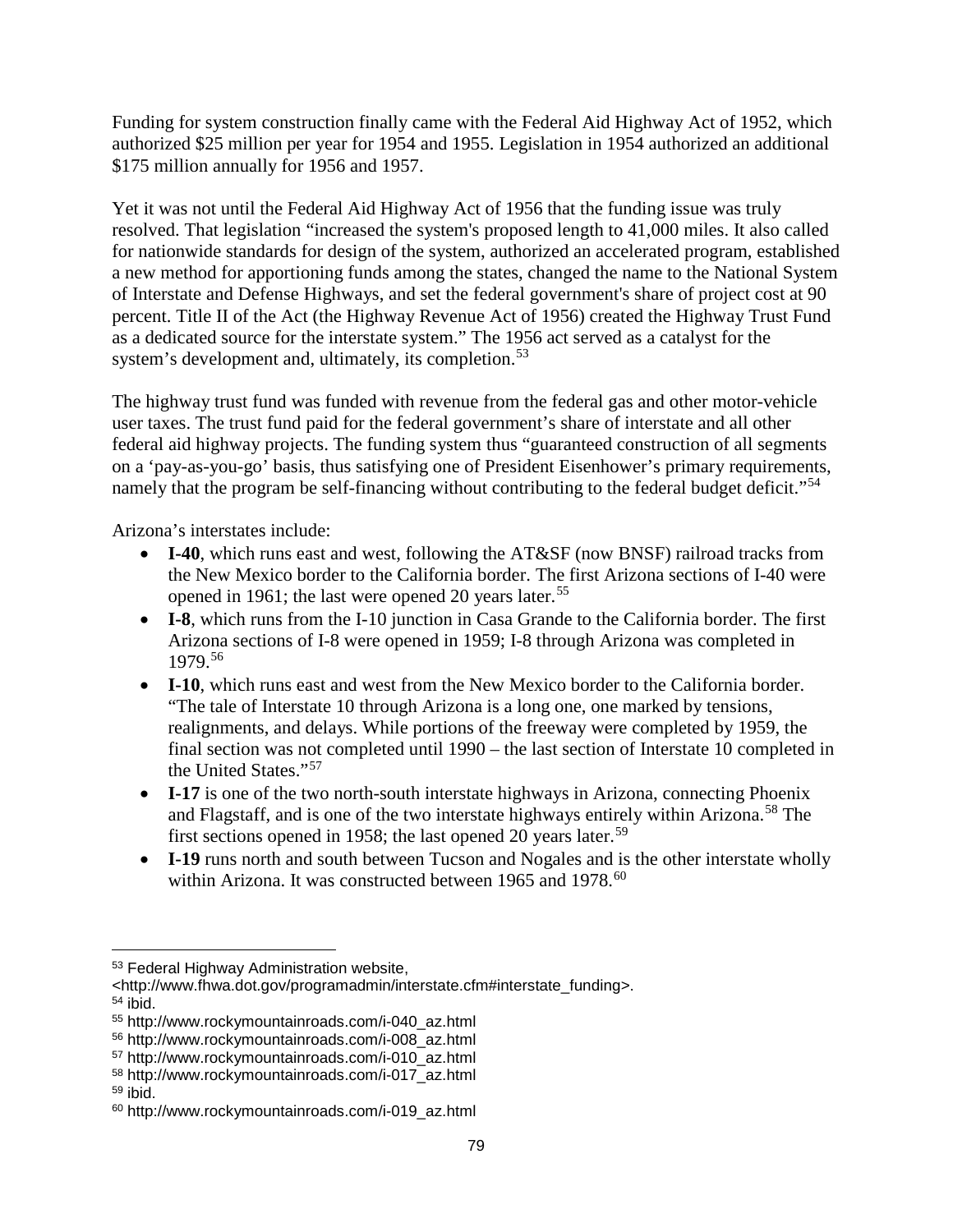Funding for system construction finally came with the Federal Aid Highway Act of 1952, which authorized $25 million per year for 1954 and 1955. Legislation in 1954 authorized an additional $175 million annually for 1956 and 1957.

Yet it was not until the Federal Aid Highway Act of 1956 that the funding issue was truly resolved. That legislation "increased the system's proposed length to 41,000 miles. It also called for nationwide standards for design of the system, authorized an accelerated program, established a new method for apportioning funds among the states, changed the name to the National System of Interstate and Defense Highways, and set the federal government's share of project cost at 90 percent. Title II of the Act (the Highway Revenue Act of 1956) created the Highway Trust Fund as a dedicated source for the interstate system." The 1956 act served as a catalyst for the system's development and, ultimately, its completion.[53]

The highway trust fund was funded with revenue from the federal gas and other motor-vehicle user taxes. The trust fund paid for the federal government's share of interstate and all other federal aid highway projects. The funding system thus "guaranteed construction of all segments on a 'pay-as-you-go' basis, thus satisfying one of President Eisenhower's primary requirements, namely that the program be self-financing without contributing to the federal budget deficit."[54]

Arizona's interstates include:

- **I-40**, which runs east and west, following the AT&SF (now BNSF) railroad tracks from the New Mexico border to the California border. The first Arizona sections of I-40 were opened in 1961; the last were opened 20 years later.[55]
- **I-8**, which runs from the I-10 junction in Casa Grande to the California border. The first Arizona sections of I-8 were opened in 1959; I-8 through Arizona was completed in 1979.[56]
- **I-10**, which runs east and west from the New Mexico border to the California border. "The tale of Interstate 10 through Arizona is a long one, one marked by tensions, realignments, and delays. While portions of the freeway were completed by 1959, the final section was not completed until 1990 – the last section of Interstate 10 completed in the United States."[57]
- **I-17** is one of the two north-south interstate highways in Arizona, connecting Phoenix and Flagstaff, and is one of the two interstate highways entirely within Arizona.[58] The first sections opened in 1958; the last opened 20 years later.[59]
- **I-19** runs north and south between Tucson and Nogales and is the other interstate wholly within Arizona. It was constructed between 1965 and 1978.[60]

---

[53] Federal Highway Administration website, <http://www.fhwa.dot.gov/programadmin/interstate.cfm#interstate_funding>.

[54] ibid.

[55] http://www.rockymountainroads.com/i-040_az.html

[56] http://www.rockymountainroads.com/i-008_az.html

[57] http://www.rockymountainroads.com/i-010_az.html

[58] http://www.rockymountainroads.com/i-017_az.html

[59] ibid.

[60] http://www.rockymountainroads.com/i-019_az.html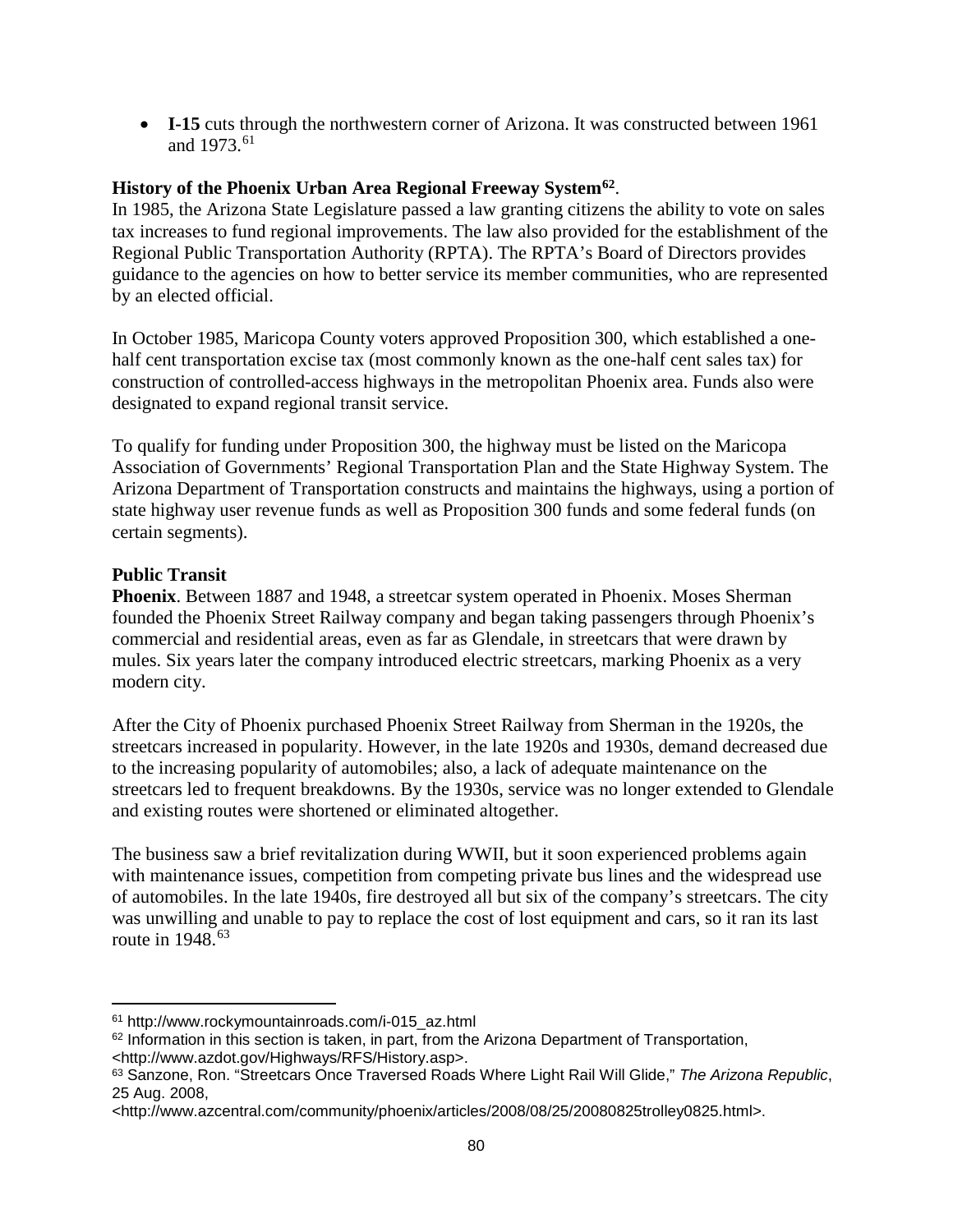- **I-15** cuts through the northwestern corner of Arizona. It was constructed between 1961 and 1973.[61]

**History of the Phoenix Urban Area Regional Freeway System[62]**.

In 1985, the Arizona State Legislature passed a law granting citizens the ability to vote on sales tax increases to fund regional improvements. The law also provided for the establishment of the Regional Public Transportation Authority (RPTA). The RPTA's Board of Directors provides guidance to the agencies on how to better service its member communities, who are represented by an elected official.

In October 1985, Maricopa County voters approved Proposition 300, which established a one-half cent transportation excise tax (most commonly known as the one-half cent sales tax) for construction of controlled-access highways in the metropolitan Phoenix area. Funds also were designated to expand regional transit service.

To qualify for funding under Proposition 300, the highway must be listed on the Maricopa Association of Governments' Regional Transportation Plan and the State Highway System. The Arizona Department of Transportation constructs and maintains the highways, using a portion of state highway user revenue funds as well as Proposition 300 funds and some federal funds (on certain segments).

**Public Transit**

**Phoenix**. Between 1887 and 1948, a streetcar system operated in Phoenix. Moses Sherman founded the Phoenix Street Railway company and began taking passengers through Phoenix's commercial and residential areas, even as far as Glendale, in streetcars that were drawn by mules. Six years later the company introduced electric streetcars, marking Phoenix as a very modern city.

After the City of Phoenix purchased Phoenix Street Railway from Sherman in the 1920s, the streetcars increased in popularity. However, in the late 1920s and 1930s, demand decreased due to the increasing popularity of automobiles; also, a lack of adequate maintenance on the streetcars led to frequent breakdowns. By the 1930s, service was no longer extended to Glendale and existing routes were shortened or eliminated altogether.

The business saw a brief revitalization during WWII, but it soon experienced problems again with maintenance issues, competition from competing private bus lines and the widespread use of automobiles. In the late 1940s, fire destroyed all but six of the company's streetcars. The city was unwilling and unable to pay to replace the cost of lost equipment and cars, so it ran its last route in 1948.[63]

---

[61] http://www.rockymountainroads.com/i-015_az.html

[62] Information in this section is taken, in part, from the Arizona Department of Transportation, <http://www.azdot.gov/Highways/RFS/History.asp>.

[63] Sanzone, Ron. "Streetcars Once Traversed Roads Where Light Rail Will Glide," *The Arizona Republic*, 25 Aug. 2008, <http://www.azcentral.com/community/phoenix/articles/2008/08/25/20080825trolley0825.html>.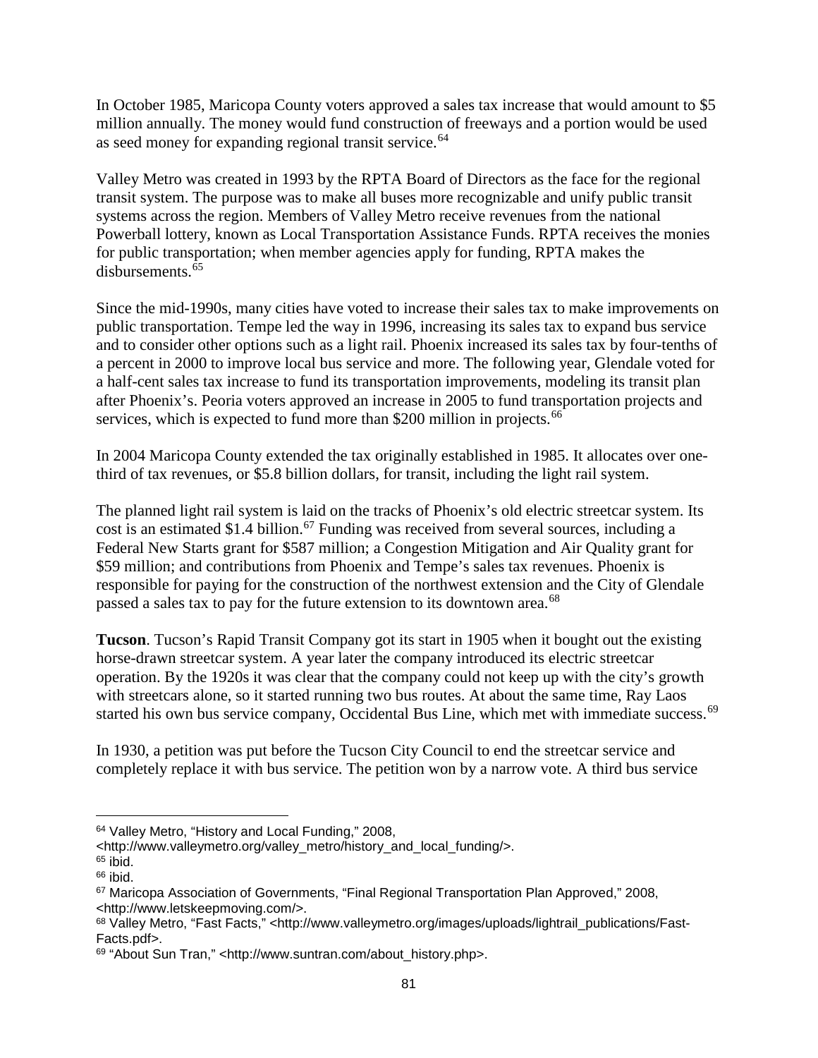In October 1985, Maricopa County voters approved a sales tax increase that would amount to $5 million annually. The money would fund construction of freeways and a portion would be used as seed money for expanding regional transit service.[64]

Valley Metro was created in 1993 by the RPTA Board of Directors as the face for the regional transit system. The purpose was to make all buses more recognizable and unify public transit systems across the region. Members of Valley Metro receive revenues from the national Powerball lottery, known as Local Transportation Assistance Funds. RPTA receives the monies for public transportation; when member agencies apply for funding, RPTA makes the disbursements.[65]

Since the mid-1990s, many cities have voted to increase their sales tax to make improvements on public transportation. Tempe led the way in 1996, increasing its sales tax to expand bus service and to consider other options such as a light rail. Phoenix increased its sales tax by four-tenths of a percent in 2000 to improve local bus service and more. The following year, Glendale voted for a half-cent sales tax increase to fund its transportation improvements, modeling its transit plan after Phoenix's. Peoria voters approved an increase in 2005 to fund transportation projects and services, which is expected to fund more than $200 million in projects.[66]

In 2004 Maricopa County extended the tax originally established in 1985. It allocates over one-third of tax revenues, or $5.8 billion dollars, for transit, including the light rail system.

The planned light rail system is laid on the tracks of Phoenix's old electric streetcar system. Its cost is an estimated $1.4 billion.[67] Funding was received from several sources, including a Federal New Starts grant for $587 million; a Congestion Mitigation and Air Quality grant for $59 million; and contributions from Phoenix and Tempe's sales tax revenues. Phoenix is responsible for paying for the construction of the northwest extension and the City of Glendale passed a sales tax to pay for the future extension to its downtown area.[68]

**Tucson**. Tucson's Rapid Transit Company got its start in 1905 when it bought out the existing horse-drawn streetcar system. A year later the company introduced its electric streetcar operation. By the 1920s it was clear that the company could not keep up with the city's growth with streetcars alone, so it started running two bus routes. At about the same time, Ray Laos started his own bus service company, Occidental Bus Line, which met with immediate success.[69]

In 1930, a petition was put before the Tucson City Council to end the streetcar service and completely replace it with bus service. The petition won by a narrow vote. A third bus service

---

[64] Valley Metro, "History and Local Funding," 2008, <http://www.valleymetro.org/valley_metro/history_and_local_funding/>.

[65] ibid.

[66] ibid.

[67] Maricopa Association of Governments, "Final Regional Transportation Plan Approved," 2008, <http://www.letskeepmoving.com/>.

[68] Valley Metro, "Fast Facts," <http://www.valleymetro.org/images/uploads/lightrail_publications/Fast-Facts.pdf>.

[69] "About Sun Tran," <http://www.suntran.com/about_history.php>.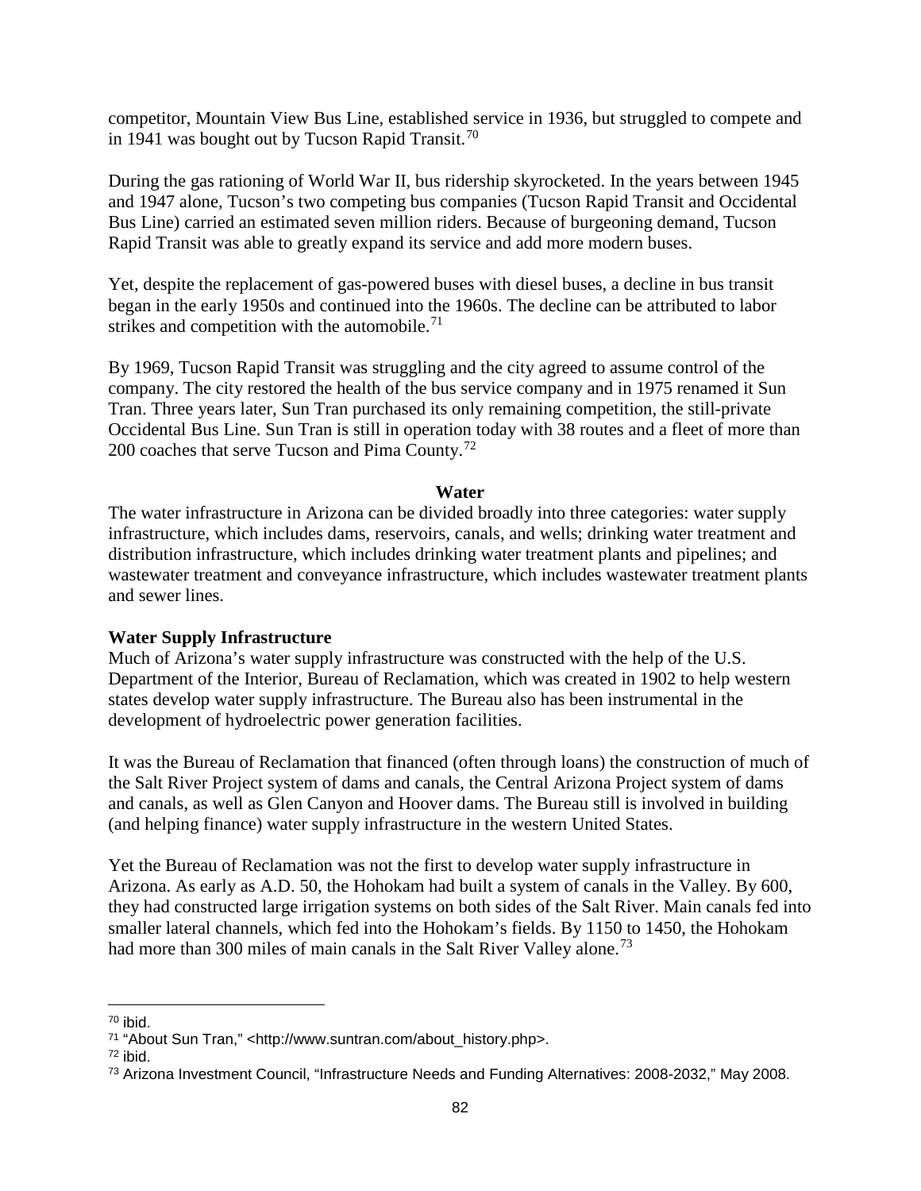competitor, Mountain View Bus Line, established service in 1936, but struggled to compete and in 1941 was bought out by Tucson Rapid Transit.[70]

During the gas rationing of World War II, bus ridership skyrocketed. In the years between 1945 and 1947 alone, Tucson's two competing bus companies (Tucson Rapid Transit and Occidental Bus Line) carried an estimated seven million riders. Because of burgeoning demand, Tucson Rapid Transit was able to greatly expand its service and add more modern buses.

Yet, despite the replacement of gas-powered buses with diesel buses, a decline in bus transit began in the early 1950s and continued into the 1960s. The decline can be attributed to labor strikes and competition with the automobile.[71]

By 1969, Tucson Rapid Transit was struggling and the city agreed to assume control of the company. The city restored the health of the bus service company and in 1975 renamed it Sun Tran. Three years later, Sun Tran purchased its only remaining competition, the still-private Occidental Bus Line. Sun Tran is still in operation today with 38 routes and a fleet of more than 200 coaches that serve Tucson and Pima County.[72]

## Water

The water infrastructure in Arizona can be divided broadly into three categories: water supply infrastructure, which includes dams, reservoirs, canals, and wells; drinking water treatment and distribution infrastructure, which includes drinking water treatment plants and pipelines; and wastewater treatment and conveyance infrastructure, which includes wastewater treatment plants and sewer lines.

### Water Supply Infrastructure

Much of Arizona's water supply infrastructure was constructed with the help of the U.S. Department of the Interior, Bureau of Reclamation, which was created in 1902 to help western states develop water supply infrastructure. The Bureau also has been instrumental in the development of hydroelectric power generation facilities.

It was the Bureau of Reclamation that financed (often through loans) the construction of much of the Salt River Project system of dams and canals, the Central Arizona Project system of dams and canals, as well as Glen Canyon and Hoover dams. The Bureau still is involved in building (and helping finance) water supply infrastructure in the western United States.

Yet the Bureau of Reclamation was not the first to develop water supply infrastructure in Arizona. As early as A.D. 50, the Hohokam had built a system of canals in the Valley. By 600, they had constructed large irrigation systems on both sides of the Salt River. Main canals fed into smaller lateral channels, which fed into the Hohokam's fields. By 1150 to 1450, the Hohokam had more than 300 miles of main canals in the Salt River Valley alone.[73]

---

[70] ibid.

[71] "About Sun Tran," <http://www.suntran.com/about_history.php>.

[72] ibid.

[73] Arizona Investment Council, "Infrastructure Needs and Funding Alternatives: 2008-2032," May 2008.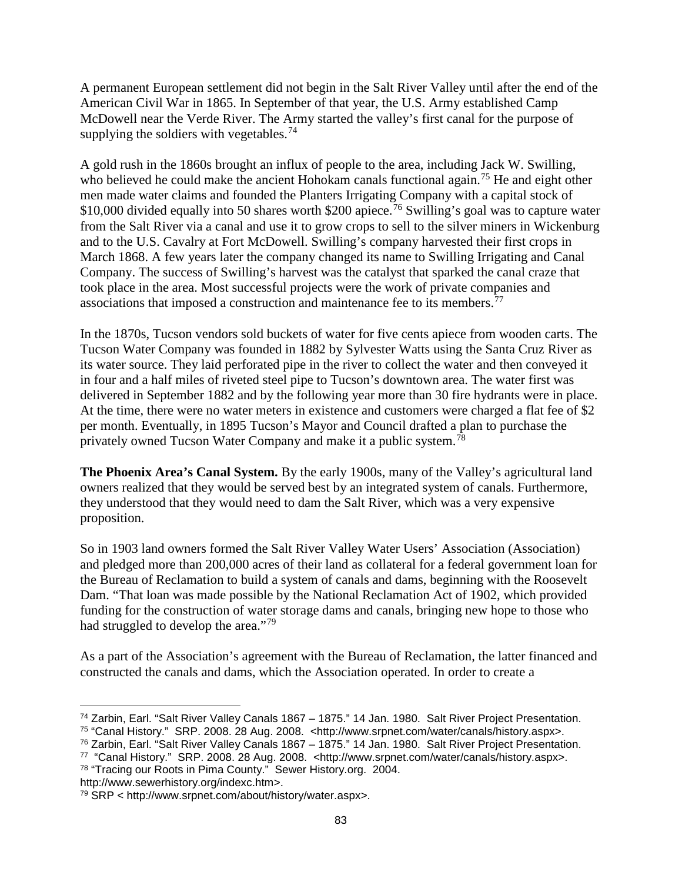A permanent European settlement did not begin in the Salt River Valley until after the end of the American Civil War in 1865. In September of that year, the U.S. Army established Camp McDowell near the Verde River. The Army started the valley's first canal for the purpose of supplying the soldiers with vegetables.[74]

A gold rush in the 1860s brought an influx of people to the area, including Jack W. Swilling, who believed he could make the ancient Hohokam canals functional again.[75] He and eight other men made water claims and founded the Planters Irrigating Company with a capital stock of $10,000 divided equally into 50 shares worth $200 apiece.[76] Swilling's goal was to capture water from the Salt River via a canal and use it to grow crops to sell to the silver miners in Wickenburg and to the U.S. Cavalry at Fort McDowell. Swilling's company harvested their first crops in March 1868. A few years later the company changed its name to Swilling Irrigating and Canal Company. The success of Swilling's harvest was the catalyst that sparked the canal craze that took place in the area. Most successful projects were the work of private companies and associations that imposed a construction and maintenance fee to its members.[77]

In the 1870s, Tucson vendors sold buckets of water for five cents apiece from wooden carts. The Tucson Water Company was founded in 1882 by Sylvester Watts using the Santa Cruz River as its water source. They laid perforated pipe in the river to collect the water and then conveyed it in four and a half miles of riveted steel pipe to Tucson's downtown area. The water first was delivered in September 1882 and by the following year more than 30 fire hydrants were in place. At the time, there were no water meters in existence and customers were charged a flat fee of $2 per month. Eventually, in 1895 Tucson's Mayor and Council drafted a plan to purchase the privately owned Tucson Water Company and make it a public system.[78]

**The Phoenix Area's Canal System.** By the early 1900s, many of the Valley's agricultural land owners realized that they would be served best by an integrated system of canals. Furthermore, they understood that they would need to dam the Salt River, which was a very expensive proposition.

So in 1903 land owners formed the Salt River Valley Water Users' Association (Association) and pledged more than 200,000 acres of their land as collateral for a federal government loan for the Bureau of Reclamation to build a system of canals and dams, beginning with the Roosevelt Dam. "That loan was made possible by the National Reclamation Act of 1902, which provided funding for the construction of water storage dams and canals, bringing new hope to those who had struggled to develop the area."[79]

As a part of the Association's agreement with the Bureau of Reclamation, the latter financed and constructed the canals and dams, which the Association operated. In order to create a

---

[74] Zarbin, Earl. "Salt River Valley Canals 1867 – 1875." 14 Jan. 1980. Salt River Project Presentation.
[75] "Canal History." SRP. 2008. 28 Aug. 2008. <http://www.srpnet.com/water/canals/history.aspx>.
[76] Zarbin, Earl. "Salt River Valley Canals 1867 – 1875." 14 Jan. 1980. Salt River Project Presentation.
[77] "Canal History." SRP. 2008. 28 Aug. 2008. <http://www.srpnet.com/water/canals/history.aspx>.
[78] "Tracing our Roots in Pima County." Sewer History.org. 2004. http://www.sewerhistory.org/indexc.htm>.
[79] SRP < http://www.srpnet.com/about/history/water.aspx>.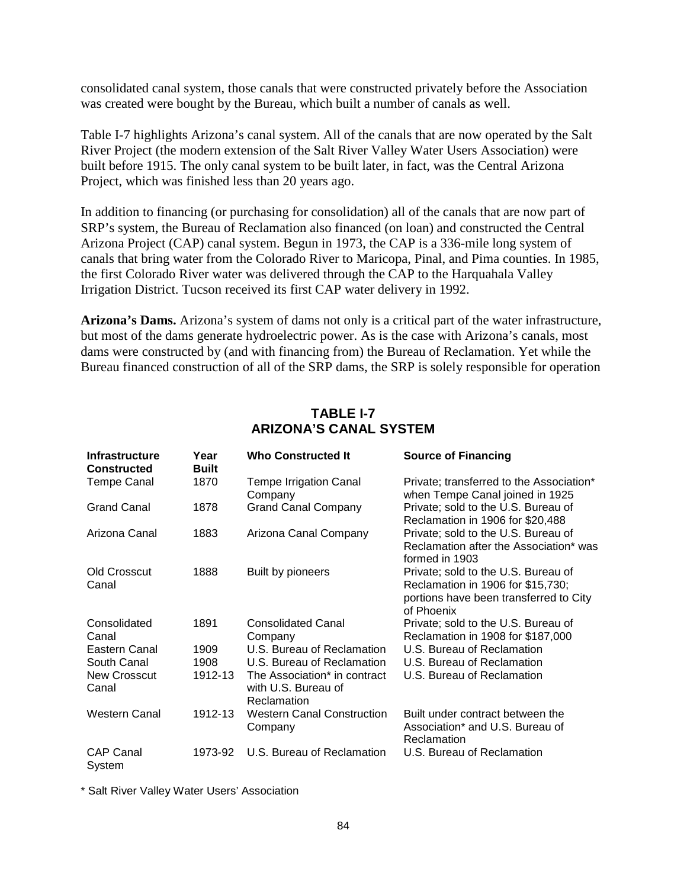consolidated canal system, those canals that were constructed privately before the Association was created were bought by the Bureau, which built a number of canals as well.

Table I-7 highlights Arizona's canal system. All of the canals that are now operated by the Salt River Project (the modern extension of the Salt River Valley Water Users Association) were built before 1915. The only canal system to be built later, in fact, was the Central Arizona Project, which was finished less than 20 years ago.

In addition to financing (or purchasing for consolidation) all of the canals that are now part of SRP's system, the Bureau of Reclamation also financed (on loan) and constructed the Central Arizona Project (CAP) canal system. Begun in 1973, the CAP is a 336-mile long system of canals that bring water from the Colorado River to Maricopa, Pinal, and Pima counties. In 1985, the first Colorado River water was delivered through the CAP to the Harquahala Valley Irrigation District. Tucson received its first CAP water delivery in 1992.

**Arizona's Dams.** Arizona's system of dams not only is a critical part of the water infrastructure, but most of the dams generate hydroelectric power. As is the case with Arizona's canals, most dams were constructed by (and with financing from) the Bureau of Reclamation. Yet while the Bureau financed construction of all of the SRP dams, the SRP is solely responsible for operation

**TABLE I-7**
**ARIZONA'S CANAL SYSTEM**

| Infrastructure Constructed | Year Built | Who Constructed It | Source of Financing |
|---|---|---|---|
| Tempe Canal | 1870 | Tempe Irrigation Canal Company | Private; transferred to the Association* when Tempe Canal joined in 1925 |
| Grand Canal | 1878 | Grand Canal Company | Private; sold to the U.S. Bureau of Reclamation in 1906 for $20,488 |
| Arizona Canal | 1883 | Arizona Canal Company | Private; sold to the U.S. Bureau of Reclamation after the Association* was formed in 1903 |
| Old Crosscut Canal | 1888 | Built by pioneers | Private; sold to the U.S. Bureau of Reclamation in 1906 for $15,730; portions have been transferred to City of Phoenix |
| Consolidated Canal | 1891 | Consolidated Canal Company | Private; sold to the U.S. Bureau of Reclamation in 1908 for $187,000 |
| Eastern Canal | 1909 | U.S. Bureau of Reclamation | U.S. Bureau of Reclamation |
| South Canal | 1908 | U.S. Bureau of Reclamation | U.S. Bureau of Reclamation |
| New Crosscut Canal | 1912-13 | The Association* in contract with U.S. Bureau of Reclamation | U.S. Bureau of Reclamation |
| Western Canal | 1912-13 | Western Canal Construction Company | Built under contract between the Association* and U.S. Bureau of Reclamation |
| CAP Canal System | 1973-92 | U.S. Bureau of Reclamation | U.S. Bureau of Reclamation |

* Salt River Valley Water Users' Association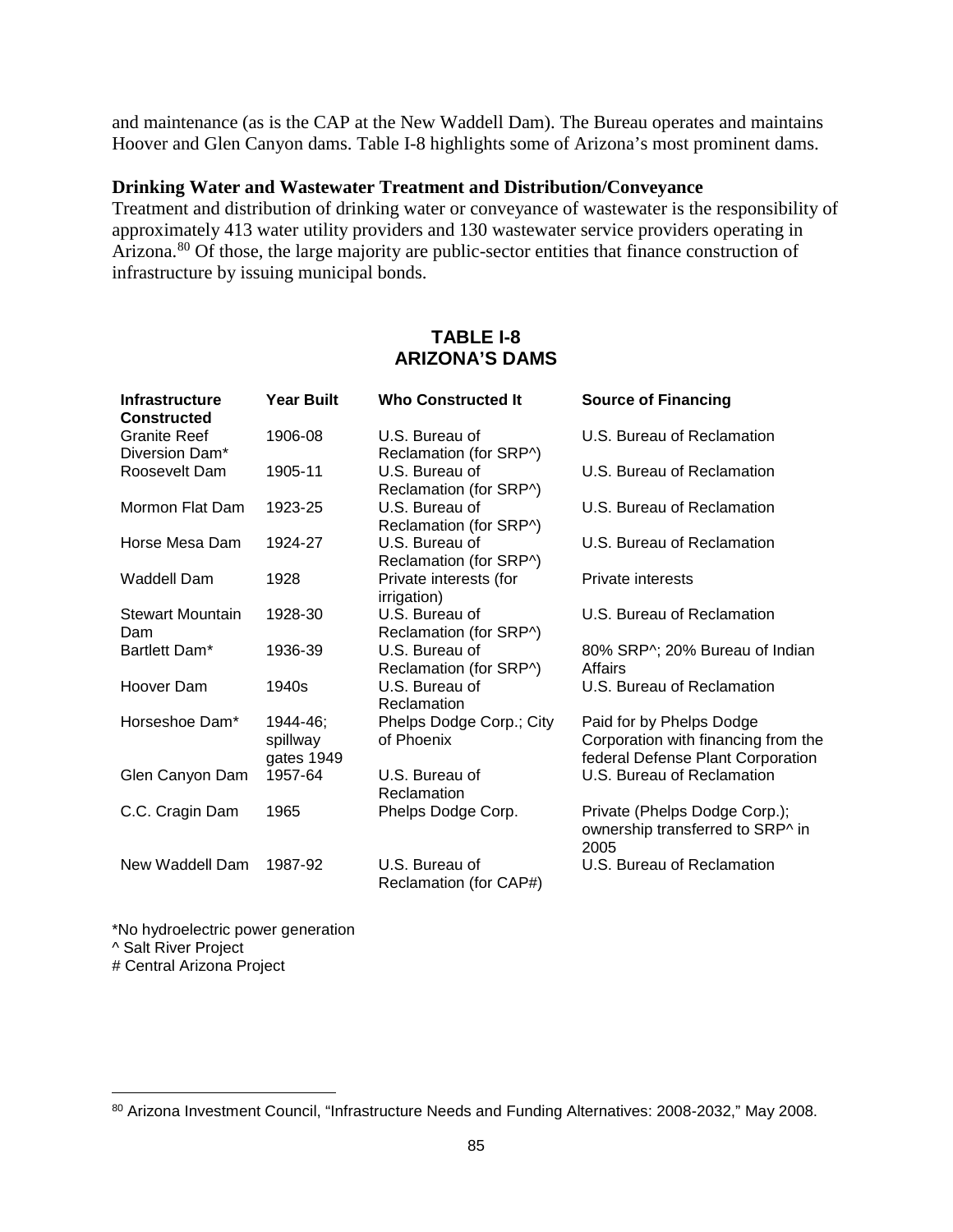and maintenance (as is the CAP at the New Waddell Dam). The Bureau operates and maintains Hoover and Glen Canyon dams. Table I-8 highlights some of Arizona's most prominent dams.

**Drinking Water and Wastewater Treatment and Distribution/Conveyance**

Treatment and distribution of drinking water or conveyance of wastewater is the responsibility of approximately 413 water utility providers and 130 wastewater service providers operating in Arizona.[80] Of those, the large majority are public-sector entities that finance construction of infrastructure by issuing municipal bonds.

## TABLE I-8
## ARIZONA'S DAMS

| Infrastructure Constructed | Year Built | Who Constructed It | Source of Financing |
|---|---|---|---|
| Granite Reef Diversion Dam* | 1906-08 | U.S. Bureau of Reclamation (for SRP^) | U.S. Bureau of Reclamation |
| Roosevelt Dam | 1905-11 | U.S. Bureau of Reclamation (for SRP^) | U.S. Bureau of Reclamation |
| Mormon Flat Dam | 1923-25 | U.S. Bureau of Reclamation (for SRP^) | U.S. Bureau of Reclamation |
| Horse Mesa Dam | 1924-27 | U.S. Bureau of Reclamation (for SRP^) | U.S. Bureau of Reclamation |
| Waddell Dam | 1928 | Private interests (for irrigation) | Private interests |
| Stewart Mountain Dam | 1928-30 | U.S. Bureau of Reclamation (for SRP^) | U.S. Bureau of Reclamation |
| Bartlett Dam* | 1936-39 | U.S. Bureau of Reclamation (for SRP^) | 80% SRP^; 20% Bureau of Indian Affairs |
| Hoover Dam | 1940s | U.S. Bureau of Reclamation | U.S. Bureau of Reclamation |
| Horseshoe Dam* | 1944-46; spillway gates 1949 | Phelps Dodge Corp.; City of Phoenix | Paid for by Phelps Dodge Corporation with financing from the federal Defense Plant Corporation |
| Glen Canyon Dam | 1957-64 | U.S. Bureau of Reclamation | U.S. Bureau of Reclamation |
| C.C. Cragin Dam | 1965 | Phelps Dodge Corp. | Private (Phelps Dodge Corp.); ownership transferred to SRP^ in 2005 |
| New Waddell Dam | 1987-92 | U.S. Bureau of Reclamation (for CAP#) | U.S. Bureau of Reclamation |

*No hydroelectric power generation
^ Salt River Project
# Central Arizona Project

[80] Arizona Investment Council, "Infrastructure Needs and Funding Alternatives: 2008-2032," May 2008.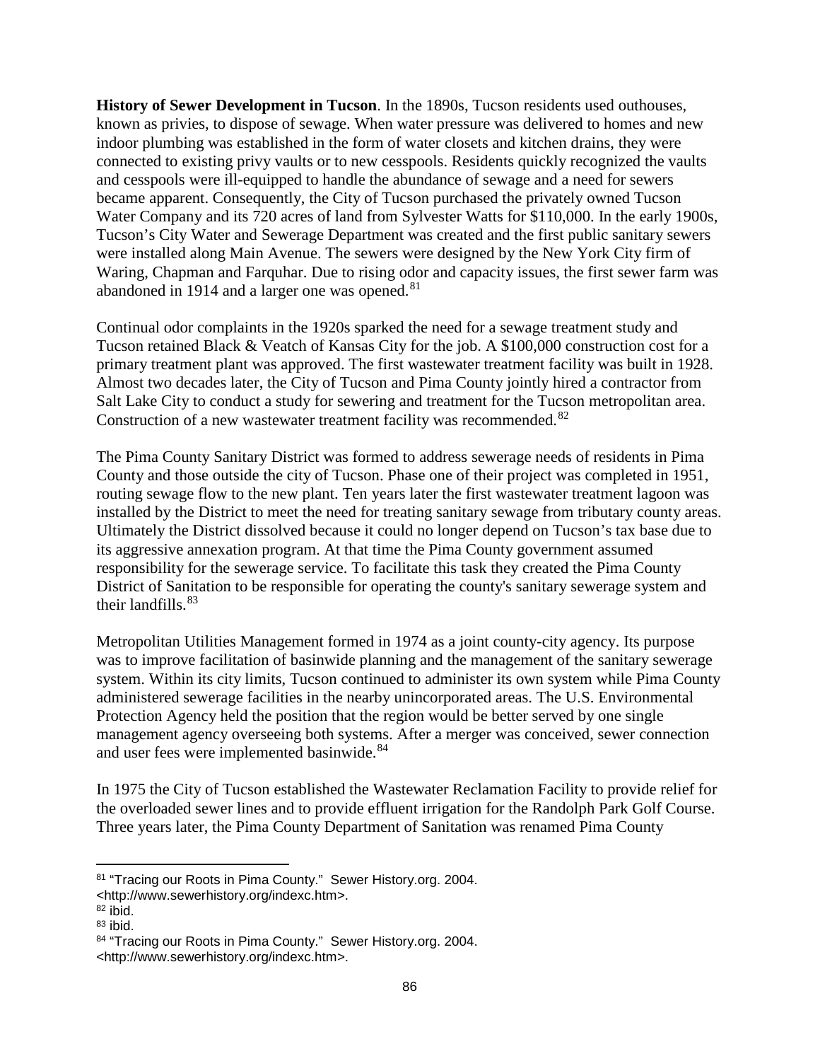**History of Sewer Development in Tucson**. In the 1890s, Tucson residents used outhouses, known as privies, to dispose of sewage. When water pressure was delivered to homes and new indoor plumbing was established in the form of water closets and kitchen drains, they were connected to existing privy vaults or to new cesspools. Residents quickly recognized the vaults and cesspools were ill-equipped to handle the abundance of sewage and a need for sewers became apparent. Consequently, the City of Tucson purchased the privately owned Tucson Water Company and its 720 acres of land from Sylvester Watts for $110,000. In the early 1900s, Tucson's City Water and Sewerage Department was created and the first public sanitary sewers were installed along Main Avenue. The sewers were designed by the New York City firm of Waring, Chapman and Farquhar. Due to rising odor and capacity issues, the first sewer farm was abandoned in 1914 and a larger one was opened.[81]

Continual odor complaints in the 1920s sparked the need for a sewage treatment study and Tucson retained Black & Veatch of Kansas City for the job. A $100,000 construction cost for a primary treatment plant was approved. The first wastewater treatment facility was built in 1928. Almost two decades later, the City of Tucson and Pima County jointly hired a contractor from Salt Lake City to conduct a study for sewering and treatment for the Tucson metropolitan area. Construction of a new wastewater treatment facility was recommended.[82]

The Pima County Sanitary District was formed to address sewerage needs of residents in Pima County and those outside the city of Tucson. Phase one of their project was completed in 1951, routing sewage flow to the new plant. Ten years later the first wastewater treatment lagoon was installed by the District to meet the need for treating sanitary sewage from tributary county areas. Ultimately the District dissolved because it could no longer depend on Tucson's tax base due to its aggressive annexation program. At that time the Pima County government assumed responsibility for the sewerage service. To facilitate this task they created the Pima County District of Sanitation to be responsible for operating the county's sanitary sewerage system and their landfills.[83]

Metropolitan Utilities Management formed in 1974 as a joint county-city agency. Its purpose was to improve facilitation of basinwide planning and the management of the sanitary sewerage system. Within its city limits, Tucson continued to administer its own system while Pima County administered sewerage facilities in the nearby unincorporated areas. The U.S. Environmental Protection Agency held the position that the region would be better served by one single management agency overseeing both systems. After a merger was conceived, sewer connection and user fees were implemented basinwide.[84]

In 1975 the City of Tucson established the Wastewater Reclamation Facility to provide relief for the overloaded sewer lines and to provide effluent irrigation for the Randolph Park Golf Course. Three years later, the Pima County Department of Sanitation was renamed Pima County

---

[81] "Tracing our Roots in Pima County." Sewer History.org. 2004. <http://www.sewerhistory.org/indexc.htm>.

[82] ibid.

[83] ibid.

[84] "Tracing our Roots in Pima County." Sewer History.org. 2004. <http://www.sewerhistory.org/indexc.htm>.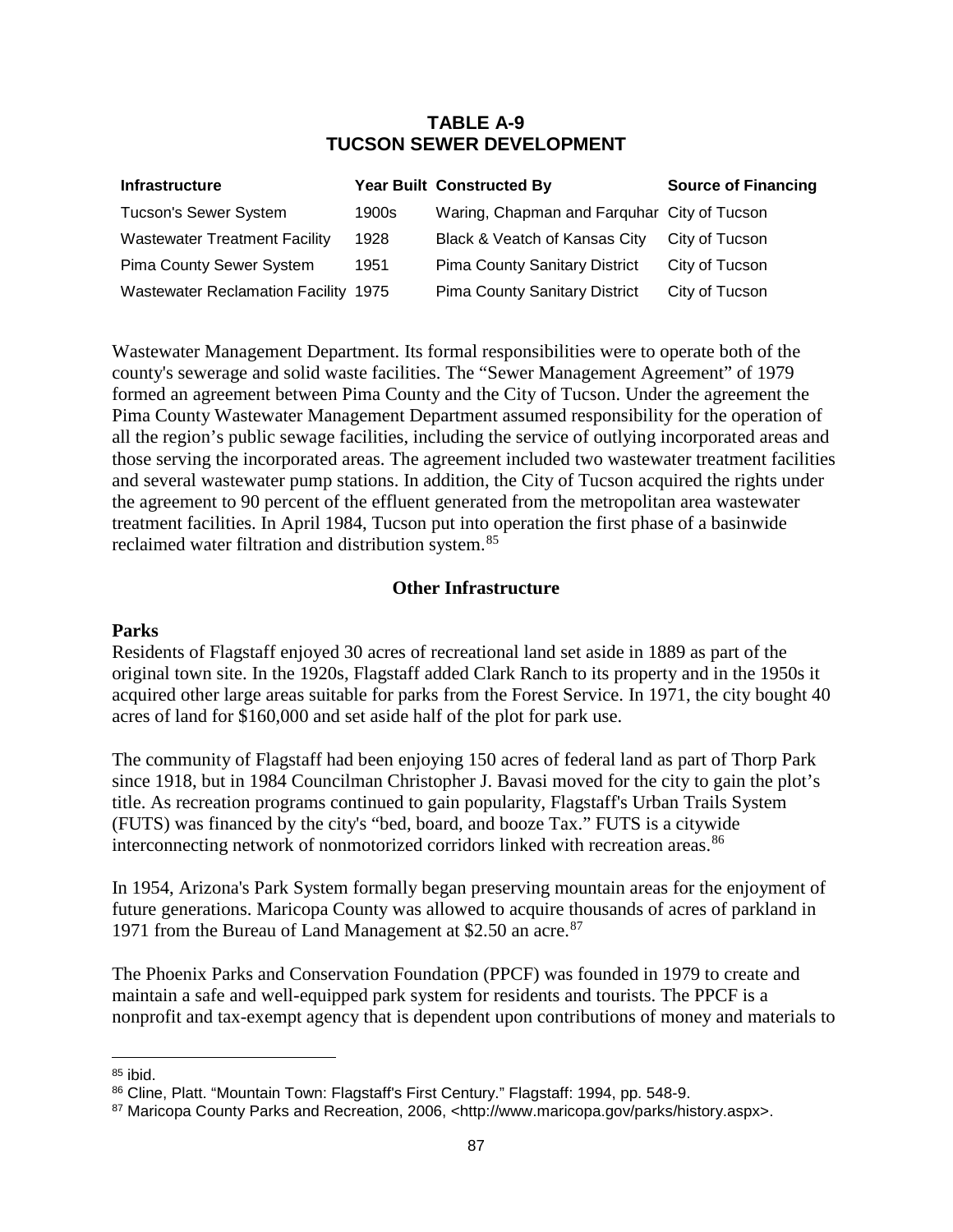## TABLE A-9
## TUCSON SEWER DEVELOPMENT

| Infrastructure | Year Built | Constructed By | Source of Financing |
|---|---|---|---|
| Tucson's Sewer System | 1900s | Waring, Chapman and Farquhar | City of Tucson |
| Wastewater Treatment Facility | 1928 | Black & Veatch of Kansas City | City of Tucson |
| Pima County Sewer System | 1951 | Pima County Sanitary District | City of Tucson |
| Wastewater Reclamation Facility | 1975 | Pima County Sanitary District | City of Tucson |

Wastewater Management Department. Its formal responsibilities were to operate both of the county's sewerage and solid waste facilities. The "Sewer Management Agreement" of 1979 formed an agreement between Pima County and the City of Tucson. Under the agreement the Pima County Wastewater Management Department assumed responsibility for the operation of all the region's public sewage facilities, including the service of outlying incorporated areas and those serving the incorporated areas. The agreement included two wastewater treatment facilities and several wastewater pump stations. In addition, the City of Tucson acquired the rights under the agreement to 90 percent of the effluent generated from the metropolitan area wastewater treatment facilities. In April 1984, Tucson put into operation the first phase of a basinwide reclaimed water filtration and distribution system.[85]

### Other Infrastructure

**Parks**

Residents of Flagstaff enjoyed 30 acres of recreational land set aside in 1889 as part of the original town site. In the 1920s, Flagstaff added Clark Ranch to its property and in the 1950s it acquired other large areas suitable for parks from the Forest Service. In 1971, the city bought 40 acres of land for $160,000 and set aside half of the plot for park use.

The community of Flagstaff had been enjoying 150 acres of federal land as part of Thorp Park since 1918, but in 1984 Councilman Christopher J. Bavasi moved for the city to gain the plot's title. As recreation programs continued to gain popularity, Flagstaff's Urban Trails System (FUTS) was financed by the city's "bed, board, and booze Tax." FUTS is a citywide interconnecting network of nonmotorized corridors linked with recreation areas.[86]

In 1954, Arizona's Park System formally began preserving mountain areas for the enjoyment of future generations. Maricopa County was allowed to acquire thousands of acres of parkland in 1971 from the Bureau of Land Management at $2.50 an acre.[87]

The Phoenix Parks and Conservation Foundation (PPCF) was founded in 1979 to create and maintain a safe and well-equipped park system for residents and tourists. The PPCF is a nonprofit and tax-exempt agency that is dependent upon contributions of money and materials to

---

[85] ibid.

[86] Cline, Platt. "Mountain Town: Flagstaff's First Century." Flagstaff: 1994, pp. 548-9.

[87] Maricopa County Parks and Recreation, 2006, <http://www.maricopa.gov/parks/history.aspx>.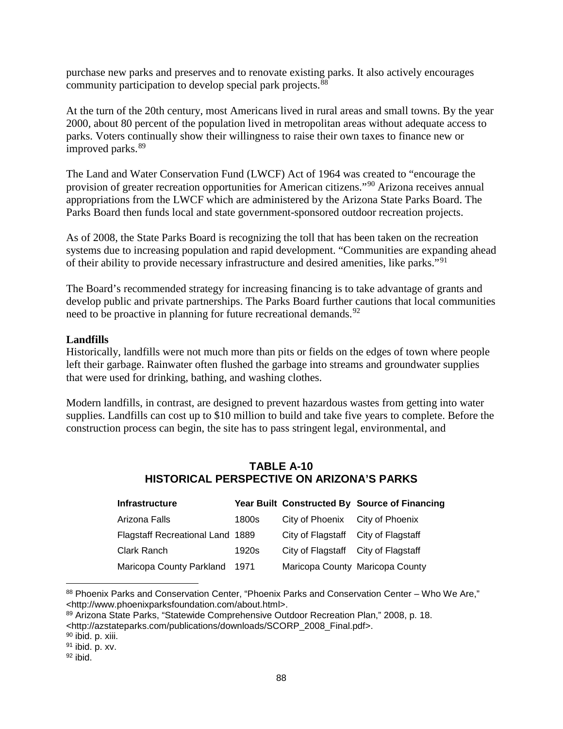purchase new parks and preserves and to renovate existing parks. It also actively encourages community participation to develop special park projects.[88]

At the turn of the 20th century, most Americans lived in rural areas and small towns. By the year 2000, about 80 percent of the population lived in metropolitan areas without adequate access to parks. Voters continually show their willingness to raise their own taxes to finance new or improved parks.[89]

The Land and Water Conservation Fund (LWCF) Act of 1964 was created to "encourage the provision of greater recreation opportunities for American citizens."[90] Arizona receives annual appropriations from the LWCF which are administered by the Arizona State Parks Board. The Parks Board then funds local and state government-sponsored outdoor recreation projects.

As of 2008, the State Parks Board is recognizing the toll that has been taken on the recreation systems due to increasing population and rapid development. "Communities are expanding ahead of their ability to provide necessary infrastructure and desired amenities, like parks."[91]

The Board's recommended strategy for increasing financing is to take advantage of grants and develop public and private partnerships. The Parks Board further cautions that local communities need to be proactive in planning for future recreational demands.[92]

**Landfills**

Historically, landfills were not much more than pits or fields on the edges of town where people left their garbage. Rainwater often flushed the garbage into streams and groundwater supplies that were used for drinking, bathing, and washing clothes.

Modern landfills, in contrast, are designed to prevent hazardous wastes from getting into water supplies. Landfills can cost up to $10 million to build and take five years to complete. Before the construction process can begin, the site has to pass stringent legal, environmental, and

**TABLE A-10**
**HISTORICAL PERSPECTIVE ON ARIZONA'S PARKS**

| Infrastructure | Year Built | Constructed By | Source of Financing |
|---|---|---|---|
| Arizona Falls | 1800s | City of Phoenix | City of Phoenix |
| Flagstaff Recreational Land | 1889 | City of Flagstaff | City of Flagstaff |
| Clark Ranch | 1920s | City of Flagstaff | City of Flagstaff |
| Maricopa County Parkland | 1971 | Maricopa County | Maricopa County |

---

[88] Phoenix Parks and Conservation Center, "Phoenix Parks and Conservation Center – Who We Are," <http://www.phoenixparksfoundation.com/about.html>.

[89] Arizona State Parks, "Statewide Comprehensive Outdoor Recreation Plan," 2008, p. 18. <http://azstateparks.com/publications/downloads/SCORP_2008_Final.pdf>.

[90] ibid. p. xiii.

[91] ibid. p. xv.

[92] ibid.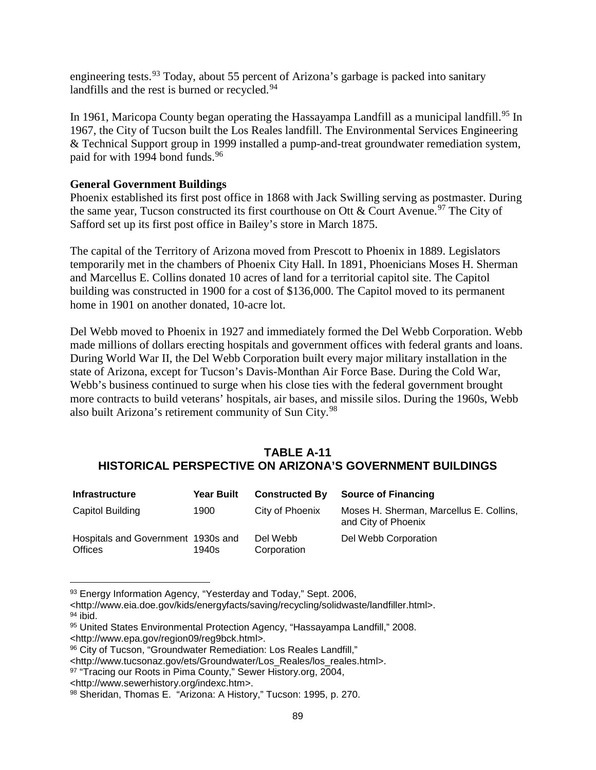engineering tests.[93] Today, about 55 percent of Arizona's garbage is packed into sanitary landfills and the rest is burned or recycled.[94]

In 1961, Maricopa County began operating the Hassayampa Landfill as a municipal landfill.[95] In 1967, the City of Tucson built the Los Reales landfill. The Environmental Services Engineering & Technical Support group in 1999 installed a pump-and-treat groundwater remediation system, paid for with 1994 bond funds.[96]

**General Government Buildings**

Phoenix established its first post office in 1868 with Jack Swilling serving as postmaster. During the same year, Tucson constructed its first courthouse on Ott & Court Avenue.[97] The City of Safford set up its first post office in Bailey's store in March 1875.

The capital of the Territory of Arizona moved from Prescott to Phoenix in 1889. Legislators temporarily met in the chambers of Phoenix City Hall. In 1891, Phoenicians Moses H. Sherman and Marcellus E. Collins donated 10 acres of land for a territorial capitol site. The Capitol building was constructed in 1900 for a cost of $136,000. The Capitol moved to its permanent home in 1901 on another donated, 10-acre lot.

Del Webb moved to Phoenix in 1927 and immediately formed the Del Webb Corporation. Webb made millions of dollars erecting hospitals and government offices with federal grants and loans. During World War II, the Del Webb Corporation built every major military installation in the state of Arizona, except for Tucson's Davis-Monthan Air Force Base. During the Cold War, Webb's business continued to surge when his close ties with the federal government brought more contracts to build veterans' hospitals, air bases, and missile silos. During the 1960s, Webb also built Arizona's retirement community of Sun City.[98]

## TABLE A-11
## HISTORICAL PERSPECTIVE ON ARIZONA'S GOVERNMENT BUILDINGS

| Infrastructure | Year Built | Constructed By | Source of Financing |
|---|---|---|---|
| Capitol Building | 1900 | City of Phoenix | Moses H. Sherman, Marcellus E. Collins, and City of Phoenix |
| Hospitals and Government Offices | 1930s and 1940s | Del Webb Corporation | Del Webb Corporation |

---

[93] Energy Information Agency, "Yesterday and Today," Sept. 2006, <http://www.eia.doe.gov/kids/energyfacts/saving/recycling/solidwaste/landfiller.html>.
[94] ibid.
[95] United States Environmental Protection Agency, "Hassayampa Landfill," 2008. <http://www.epa.gov/region09/reg9bck.html>.
[96] City of Tucson, "Groundwater Remediation: Los Reales Landfill," <http://www.tucsonaz.gov/ets/Groundwater/Los_Reales/los_reales.html>.
[97] "Tracing our Roots in Pima County," Sewer History.org, 2004, <http://www.sewerhistory.org/indexc.htm>.
[98] Sheridan, Thomas E. "Arizona: A History," Tucson: 1995, p. 270.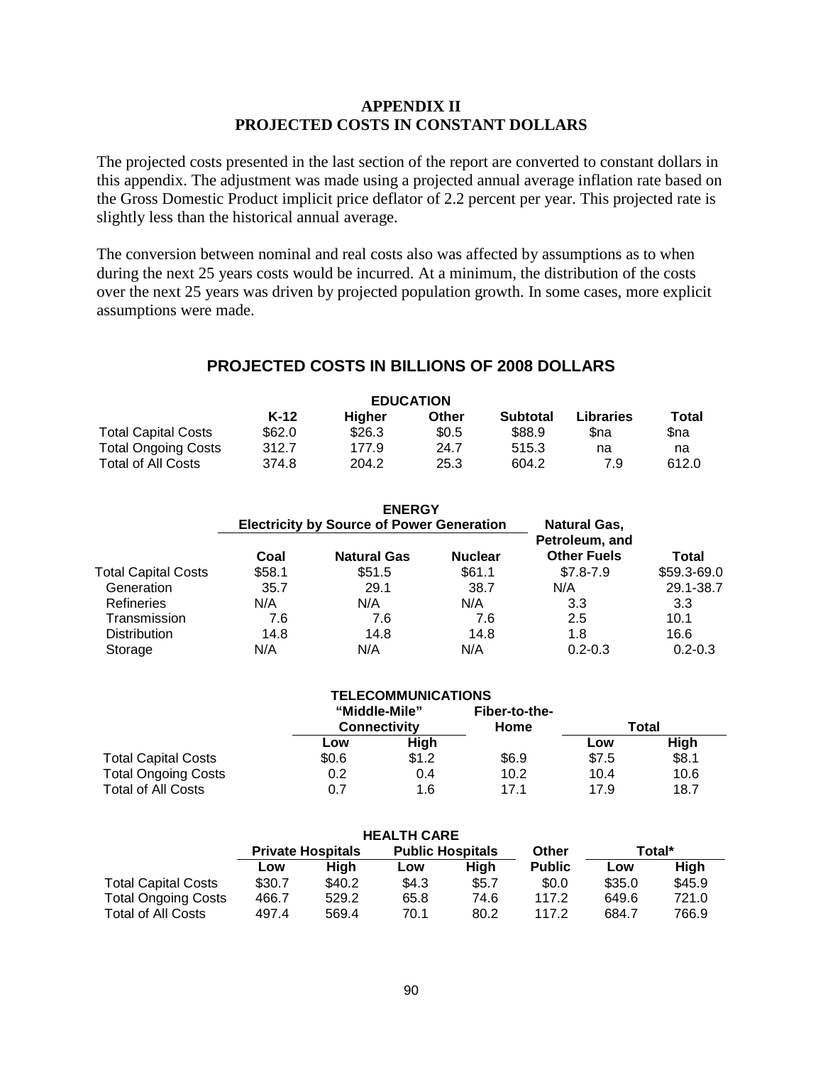## APPENDIX II
## PROJECTED COSTS IN CONSTANT DOLLARS

The projected costs presented in the last section of the report are converted to constant dollars in this appendix. The adjustment was made using a projected annual average inflation rate based on the Gross Domestic Product implicit price deflator of 2.2 percent per year. This projected rate is slightly less than the historical annual average.

The conversion between nominal and real costs also was affected by assumptions as to when during the next 25 years costs would be incurred. At a minimum, the distribution of the costs over the next 25 years was driven by projected population growth. In some cases, more explicit assumptions were made.

### PROJECTED COSTS IN BILLIONS OF 2008 DOLLARS

**EDUCATION**

| | K-12 | Higher | Other | Subtotal | Libraries | Total |
|---|---|---|---|---|---|---|
| Total Capital Costs | $62.0 | $26.3 | $0.5 | $88.9 | $na | $na |
| Total Ongoing Costs | 312.7 | 177.9 | 24.7 | 515.3 | na | na |
| Total of All Costs | 374.8 | 204.2 | 25.3 | 604.2 | 7.9 | 612.0 |

**ENERGY**

| | Electricity by Source of Power Generation | | | Natural Gas, Petroleum, and Other Fuels | Total |
|---|---|---|---|---|---|
| | Coal | Natural Gas | Nuclear | | |
| Total Capital Costs | $58.1 | $51.5 | $61.1 | $7.8-7.9 | $59.3-69.0 |
| Generation | 35.7 | 29.1 | 38.7 | N/A | 29.1-38.7 |
| Refineries | N/A | N/A | N/A | 3.3 | 3.3 |
| Transmission | 7.6 | 7.6 | 7.6 | 2.5 | 10.1 |
| Distribution | 14.8 | 14.8 | 14.8 | 1.8 | 16.6 |
| Storage | N/A | N/A | N/A | 0.2-0.3 | 0.2-0.3 |

**TELECOMMUNICATIONS**

| | "Middle-Mile" Connectivity | | Fiber-to-the-Home | Total | |
|---|---|---|---|---|---|
| | Low | High | | Low | High |
| Total Capital Costs | $0.6 | $1.2 | $6.9 | $7.5 | $8.1 |
| Total Ongoing Costs | 0.2 | 0.4 | 10.2 | 10.4 | 10.6 |
| Total of All Costs | 0.7 | 1.6 | 17.1 | 17.9 | 18.7 |

**HEALTH CARE**

| | Private Hospitals | | Public Hospitals | | Other | Total* | |
|---|---|---|---|---|---|---|---|
| | Low | High | Low | High | Public | Low | High |
| Total Capital Costs | $30.7 | $40.2 | $4.3 | $5.7 | $0.0 | $35.0 | $45.9 |
| Total Ongoing Costs | 466.7 | 529.2 | 65.8 | 74.6 | 117.2 | 649.6 | 721.0 |
| Total of All Costs | 497.4 | 569.4 | 70.1 | 80.2 | 117.2 | 684.7 | 766.9 |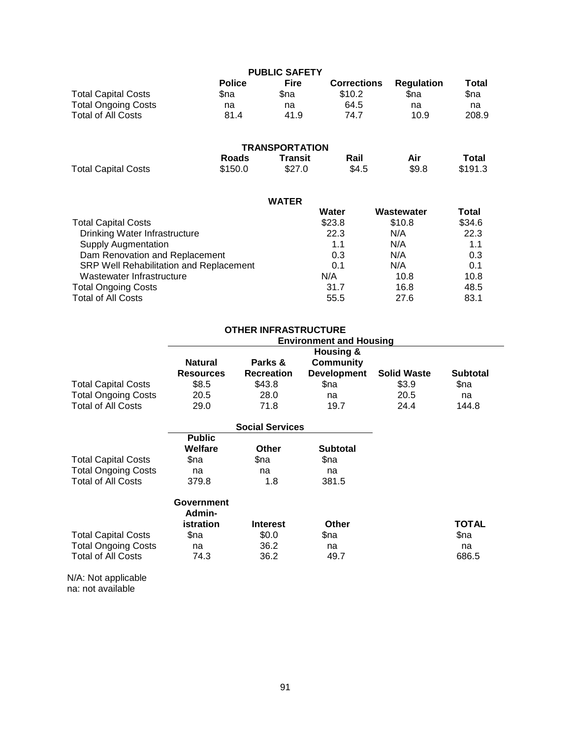**PUBLIC SAFETY**

| | Police | Fire | Corrections | Regulation | Total |
|---|---|---|---|---|---|
| Total Capital Costs | $na | $na | $10.2 | $na | $na |
| Total Ongoing Costs | na | na | 64.5 | na | na |
| Total of All Costs | 81.4 | 41.9 | 74.7 | 10.9 | 208.9 |

**TRANSPORTATION**

| | Roads | Transit | Rail | Air | Total |
|---|---|---|---|---|---|
| Total Capital Costs | $150.0 | $27.0 | $4.5 | $9.8 | $191.3 |

**WATER**

| | Water | Wastewater | Total |
|---|---|---|---|
| Total Capital Costs | $23.8 | $10.8 | $34.6 |
| Drinking Water Infrastructure | 22.3 | N/A | 22.3 |
| Supply Augmentation | 1.1 | N/A | 1.1 |
| Dam Renovation and Replacement | 0.3 | N/A | 0.3 |
| SRP Well Rehabilitation and Replacement | 0.1 | N/A | 0.1 |
| Wastewater Infrastructure | N/A | 10.8 | 10.8 |
| Total Ongoing Costs | 31.7 | 16.8 | 48.5 |
| Total of All Costs | 55.5 | 27.6 | 83.1 |

**OTHER INFRASTRUCTURE**

| | Environment and Housing | | | | |
|---|---|---|---|---|---|
| | Natural Resources | Parks & Recreation | Housing & Community Development | Solid Waste | Subtotal |
| Total Capital Costs | $8.5 | $43.8 | $na | $3.9 | $na |
| Total Ongoing Costs | 20.5 | 28.0 | na | 20.5 | na |
| Total of All Costs | 29.0 | 71.8 | 19.7 | 24.4 | 144.8 |

| | Social Services | | |
|---|---|---|---|
| | Public Welfare | Other | Subtotal |
| Total Capital Costs | $na | $na | $na |
| Total Ongoing Costs | na | na | na |
| Total of All Costs | 379.8 | 1.8 | 381.5 |

| | Government Admin-istration | Interest | Other | TOTAL |
|---|---|---|---|---|
| Total Capital Costs | $na | $0.0 | $na | $na |
| Total Ongoing Costs | na | 36.2 | na | na |
| Total of All Costs | 74.3 | 36.2 | 49.7 | 686.5 |

N/A: Not applicable
na: not available